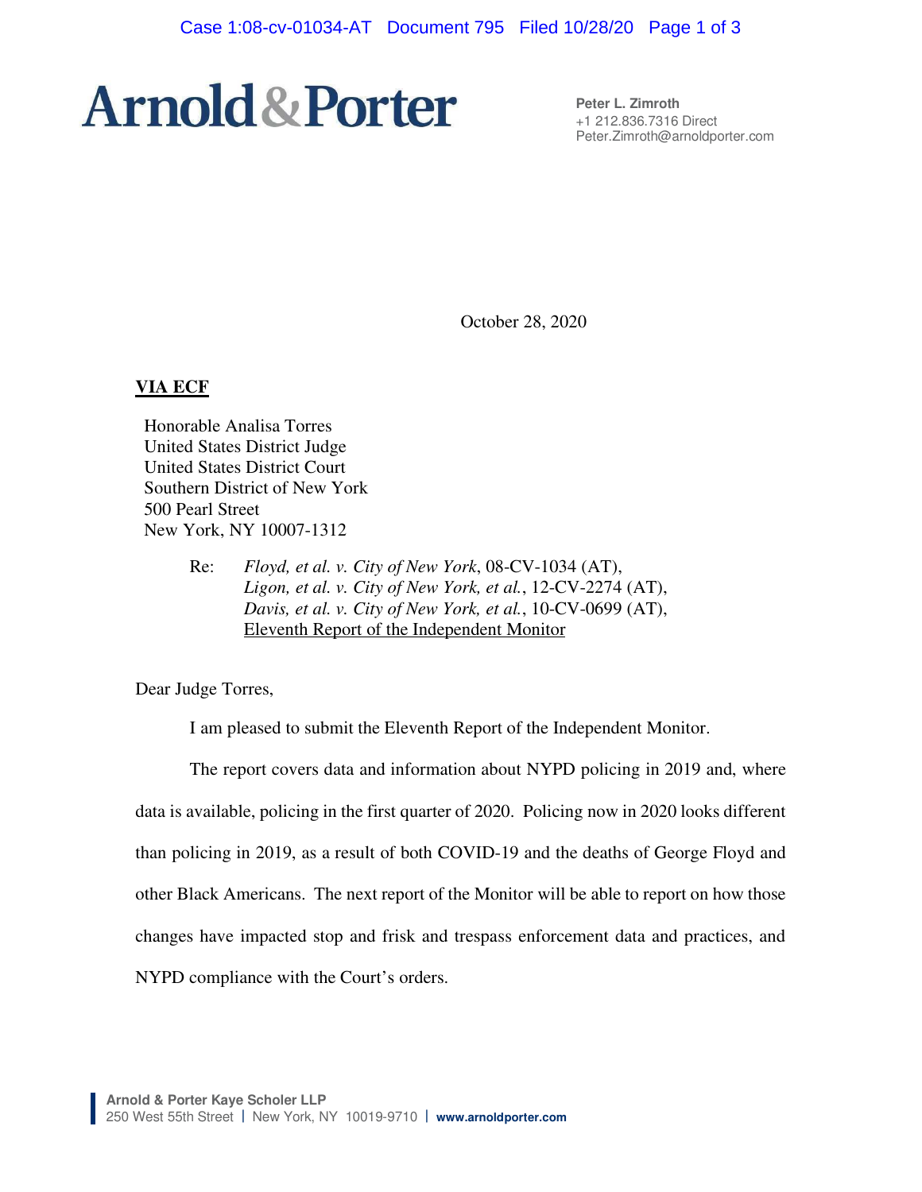**Arnold & Porter**

Peter L. Zimroth
+1 212.836.7316 Direct
Peter.Zimroth@arnoldporter.com

October 28, 2020

**VIA ECF**

Honorable Analisa Torres
United States District Judge
United States District Court
Southern District of New York
500 Pearl Street
New York, NY 10007-1312

Re: *Floyd, et al. v. City of New York*, 08-CV-1034 (AT),
*Ligon, et al. v. City of New York, et al.*, 12-CV-2274 (AT),
*Davis, et al. v. City of New York, et al.*, 10-CV-0699 (AT),
Eleventh Report of the Independent Monitor

Dear Judge Torres,

I am pleased to submit the Eleventh Report of the Independent Monitor.

The report covers data and information about NYPD policing in 2019 and, where data is available, policing in the first quarter of 2020. Policing now in 2020 looks different than policing in 2019, as a result of both COVID-19 and the deaths of George Floyd and other Black Americans. The next report of the Monitor will be able to report on how those changes have impacted stop and frisk and trespass enforcement data and practices, and NYPD compliance with the Court's orders.

Arnold & Porter Kaye Scholer LLP
250 West 55th Street | New York, NY 10019-9710 | www.arnoldporter.com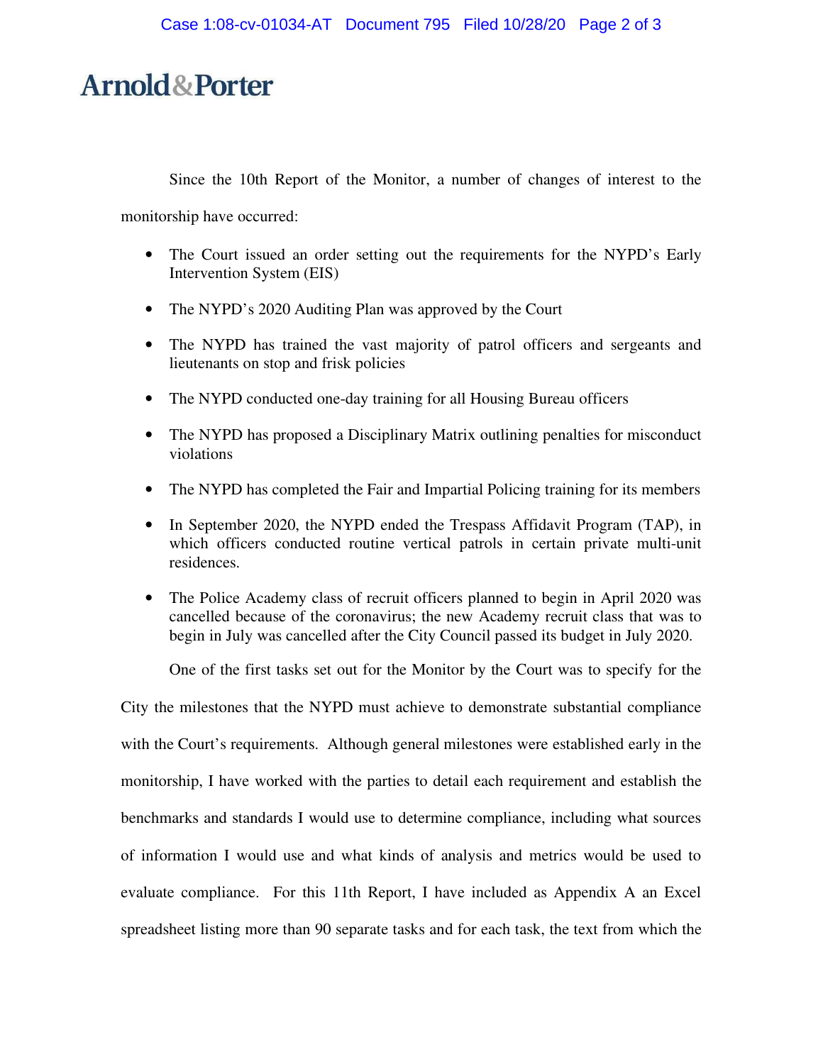Since the 10th Report of the Monitor, a number of changes of interest to the monitorship have occurred:

- The Court issued an order setting out the requirements for the NYPD's Early Intervention System (EIS)
- The NYPD's 2020 Auditing Plan was approved by the Court
- The NYPD has trained the vast majority of patrol officers and sergeants and lieutenants on stop and frisk policies
- The NYPD conducted one-day training for all Housing Bureau officers
- The NYPD has proposed a Disciplinary Matrix outlining penalties for misconduct violations
- The NYPD has completed the Fair and Impartial Policing training for its members
- In September 2020, the NYPD ended the Trespass Affidavit Program (TAP), in which officers conducted routine vertical patrols in certain private multi-unit residences.
- The Police Academy class of recruit officers planned to begin in April 2020 was cancelled because of the coronavirus; the new Academy recruit class that was to begin in July was cancelled after the City Council passed its budget in July 2020.

One of the first tasks set out for the Monitor by the Court was to specify for the City the milestones that the NYPD must achieve to demonstrate substantial compliance with the Court's requirements. Although general milestones were established early in the monitorship, I have worked with the parties to detail each requirement and establish the benchmarks and standards I would use to determine compliance, including what sources of information I would use and what kinds of analysis and metrics would be used to evaluate compliance. For this 11th Report, I have included as Appendix A an Excel spreadsheet listing more than 90 separate tasks and for each task, the text from which the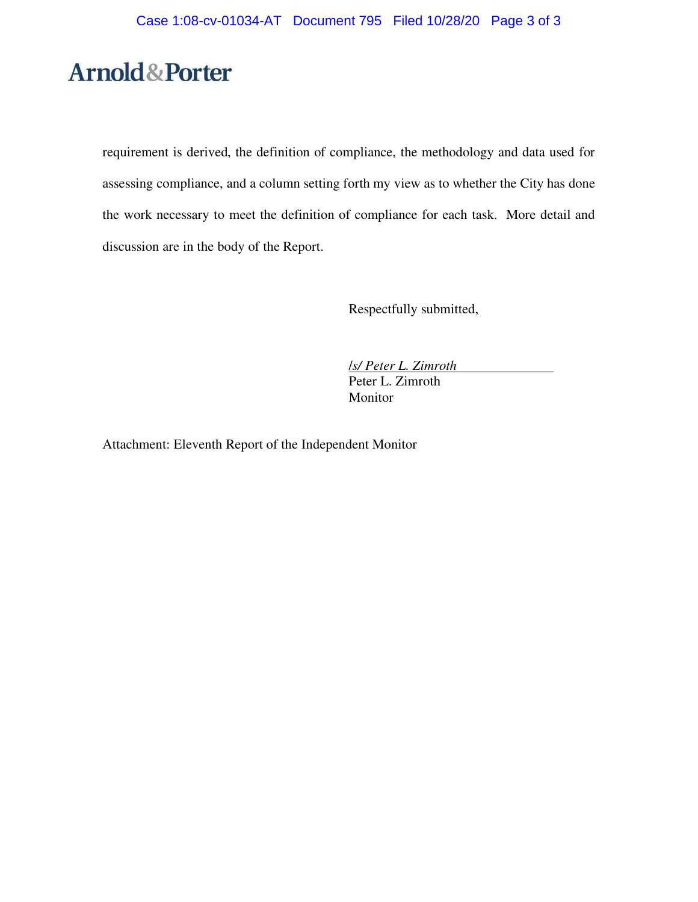Arnold&Porter

requirement is derived, the definition of compliance, the methodology and data used for assessing compliance, and a column setting forth my view as to whether the City has done the work necessary to meet the definition of compliance for each task. More detail and discussion are in the body of the Report.

Respectfully submitted,

*/s/ Peter L. Zimroth*
Peter L. Zimroth
Monitor

Attachment: Eleventh Report of the Independent Monitor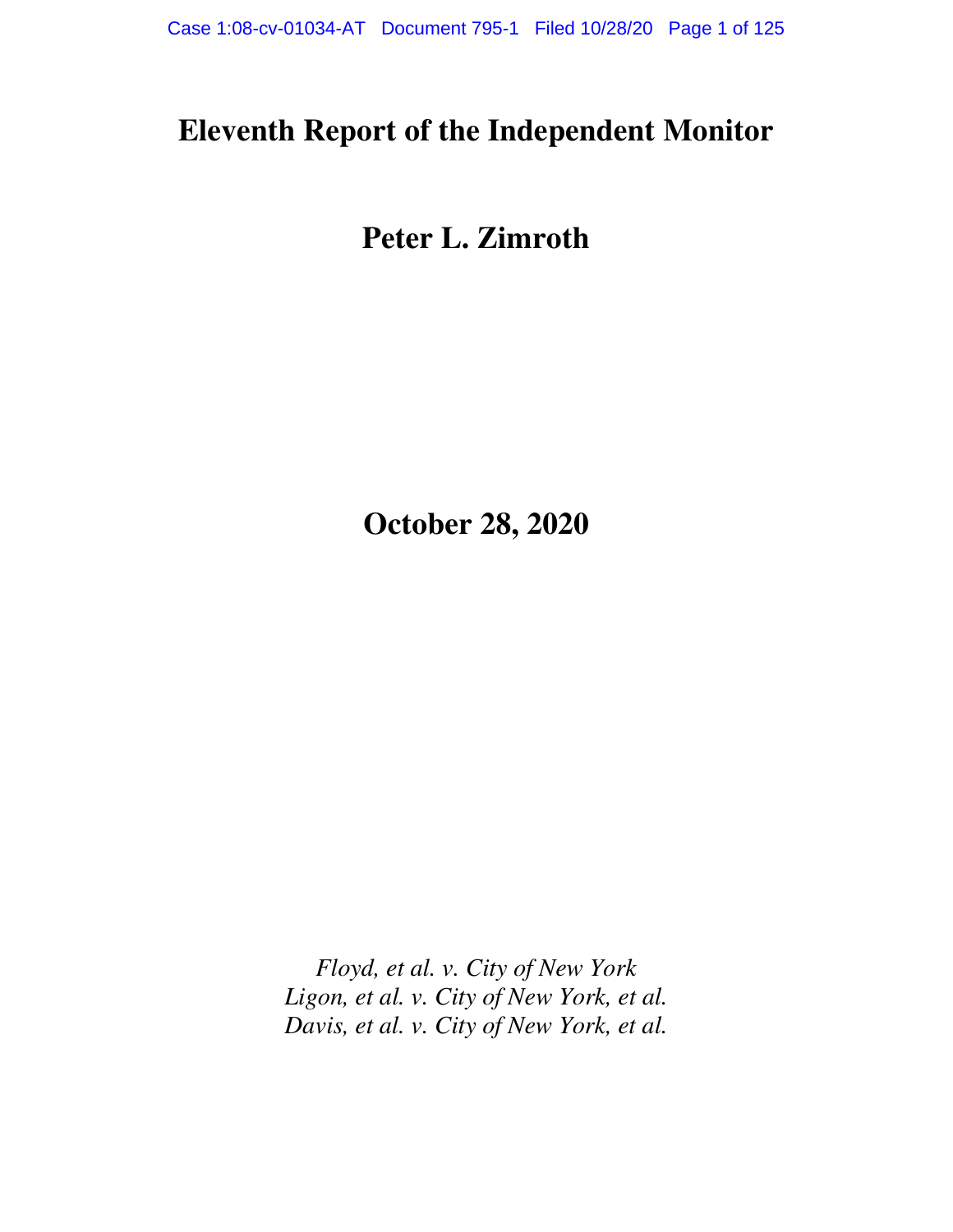# Eleventh Report of the Independent Monitor

# Peter L. Zimroth

# October 28, 2020

*Floyd, et al. v. City of New York*
*Ligon, et al. v. City of New York, et al.*
*Davis, et al. v. City of New York, et al.*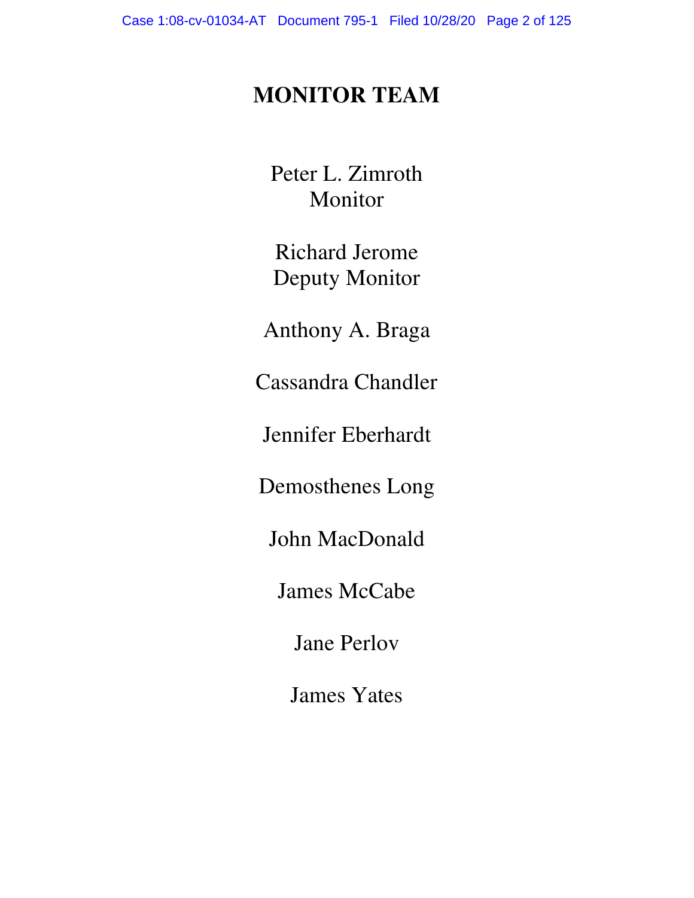# MONITOR TEAM

Peter L. Zimroth
Monitor

Richard Jerome
Deputy Monitor

Anthony A. Braga

Cassandra Chandler

Jennifer Eberhardt

Demosthenes Long

John MacDonald

James McCabe

Jane Perlov

James Yates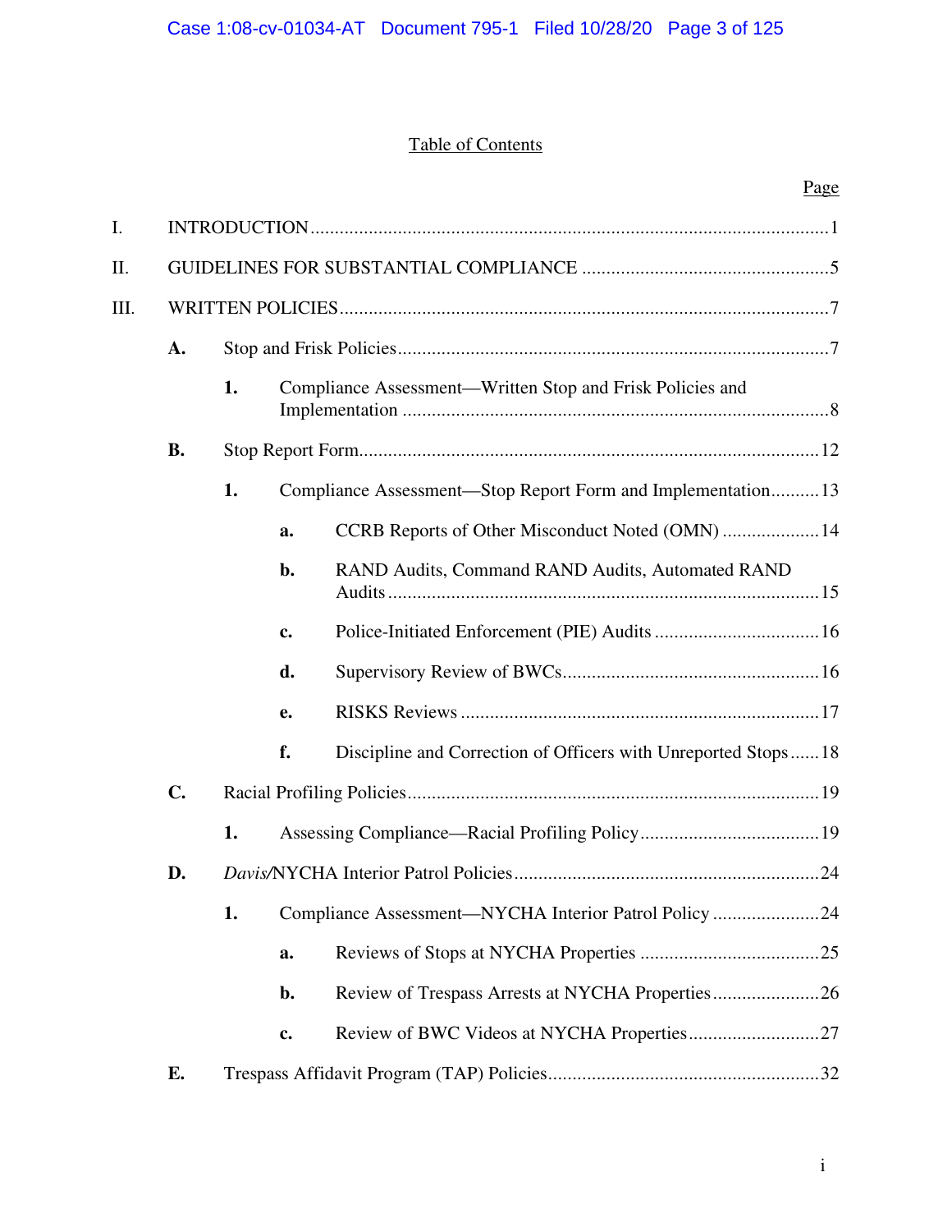# Table of Contents

| | | | | Page |
|---|---|---|---|---|
| I. | INTRODUCTION | | | 1 |
| II. | GUIDELINES FOR SUBSTANTIAL COMPLIANCE | | | 5 |
| III. | WRITTEN POLICIES | | | 7 |
| | **A.** | Stop and Frisk Policies | | 7 |
| | | **1.** | Compliance Assessment—Written Stop and Frisk Policies and Implementation | 8 |
| | **B.** | Stop Report Form | | 12 |
| | | **1.** | Compliance Assessment—Stop Report Form and Implementation | 13 |
| | | | **a.** CCRB Reports of Other Misconduct Noted (OMN) | 14 |
| | | | **b.** RAND Audits, Command RAND Audits, Automated RAND Audits | 15 |
| | | | **c.** Police-Initiated Enforcement (PIE) Audits | 16 |
| | | | **d.** Supervisory Review of BWCs | 16 |
| | | | **e.** RISKS Reviews | 17 |
| | | | **f.** Discipline and Correction of Officers with Unreported Stops | 18 |
| | **C.** | Racial Profiling Policies | | 19 |
| | | **1.** | Assessing Compliance—Racial Profiling Policy | 19 |
| | **D.** | *Davis*/NYCHA Interior Patrol Policies | | 24 |
| | | **1.** | Compliance Assessment—NYCHA Interior Patrol Policy | 24 |
| | | | **a.** Reviews of Stops at NYCHA Properties | 25 |
| | | | **b.** Review of Trespass Arrests at NYCHA Properties | 26 |
| | | | **c.** Review of BWC Videos at NYCHA Properties | 27 |
| | **E.** | Trespass Affidavit Program (TAP) Policies | | 32 |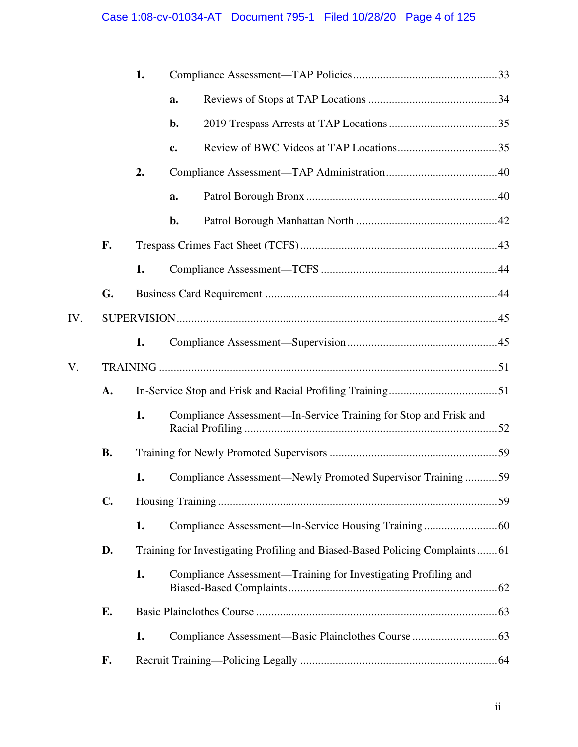1. Compliance Assessment—TAP Policies ........................................................33
   - a. Reviews of Stops at TAP Locations ..................................................34
   - b. 2019 Trespass Arrests at TAP Locations ............................................35
   - c. Review of BWC Videos at TAP Locations ..........................................35
2. Compliance Assessment—TAP Administration .............................................40
   - a. Patrol Borough Bronx ........................................................................40
   - b. Patrol Borough Manhattan North .......................................................42

**F.** Trespass Crimes Fact Sheet (TCFS) ..........................................................43

1. Compliance Assessment—TCFS .................................................................44

**G.** Business Card Requirement .......................................................................44

IV. SUPERVISION ..............................................................................................45

1. Compliance Assessment—Supervision ........................................................45

V. TRAINING .....................................................................................................51

**A.** In-Service Stop and Frisk and Racial Profiling Training ...........................51

1. Compliance Assessment—In-Service Training for Stop and Frisk and Racial Profiling ..........52

**B.** Training for Newly Promoted Supervisors .................................................59

1. Compliance Assessment—Newly Promoted Supervisor Training ...........59

**C.** Housing Training .........................................................................................59

1. Compliance Assessment—In-Service Housing Training ...........................60

**D.** Training for Investigating Profiling and Biased-Based Policing Complaints .......61

1. Compliance Assessment—Training for Investigating Profiling and Biased-Based Complaints ..........62

**E.** Basic Plainclothes Course ...........................................................................63

1. Compliance Assessment—Basic Plainclothes Course ...............................63

**F.** Recruit Training—Policing Legally ..............................................................64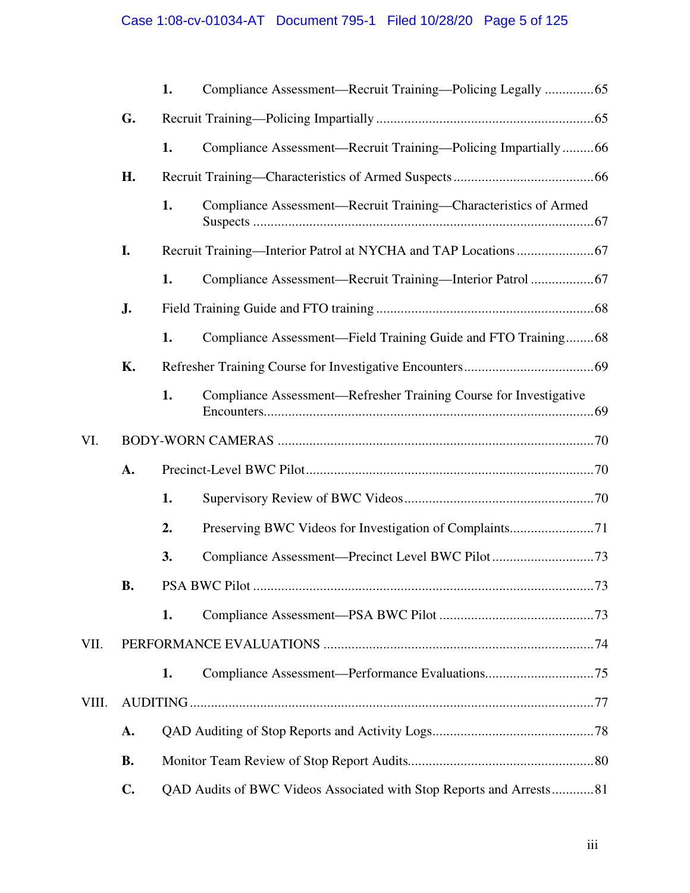1. Compliance Assessment—Recruit Training—Policing Legally .............65

G. Recruit Training—Policing Impartially .............65

1. Compliance Assessment—Recruit Training—Policing Impartially .........66

H. Recruit Training—Characteristics of Armed Suspects .............66

1. Compliance Assessment—Recruit Training—Characteristics of Armed Suspects .............67

I. Recruit Training—Interior Patrol at NYCHA and TAP Locations .............67

1. Compliance Assessment—Recruit Training—Interior Patrol .............67

J. Field Training Guide and FTO training .............68

1. Compliance Assessment—Field Training Guide and FTO Training........68

K. Refresher Training Course for Investigative Encounters .............69

1. Compliance Assessment—Refresher Training Course for Investigative Encounters.............69

VI. BODY-WORN CAMERAS .............70

A. Precinct-Level BWC Pilot .............70

1. Supervisory Review of BWC Videos .............70

2. Preserving BWC Videos for Investigation of Complaints.............71

3. Compliance Assessment—Precinct Level BWC Pilot .............73

B. PSA BWC Pilot .............73

1. Compliance Assessment—PSA BWC Pilot .............73

VII. PERFORMANCE EVALUATIONS .............74

1. Compliance Assessment—Performance Evaluations.............75

VIII. AUDITING .............77

A. QAD Auditing of Stop Reports and Activity Logs.............78

B. Monitor Team Review of Stop Report Audits.............80

C. QAD Audits of BWC Videos Associated with Stop Reports and Arrests............81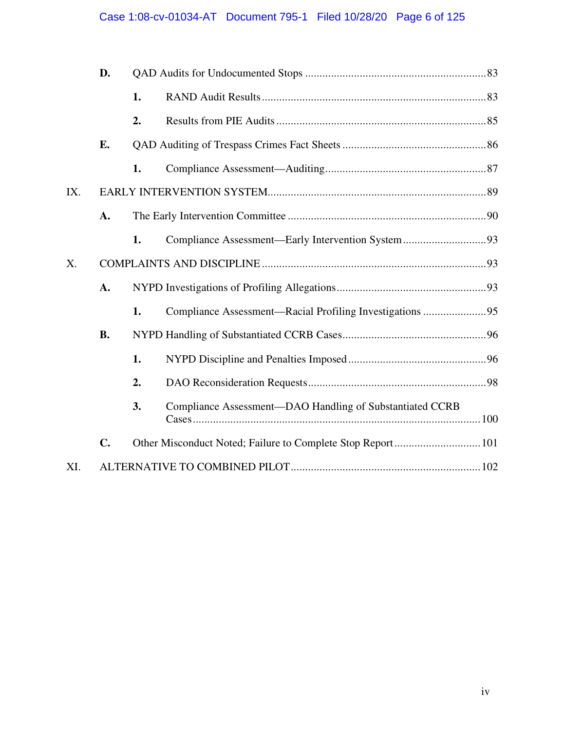- **D.** QAD Audits for Undocumented Stops ....... 83
  - **1.** RAND Audit Results ....... 83
  - **2.** Results from PIE Audits ....... 85
- **E.** QAD Auditing of Trespass Crimes Fact Sheets ....... 86
  - **1.** Compliance Assessment—Auditing ....... 87

IX. EARLY INTERVENTION SYSTEM ....... 89

- **A.** The Early Intervention Committee ....... 90
  - **1.** Compliance Assessment—Early Intervention System ....... 93

X. COMPLAINTS AND DISCIPLINE ....... 93

- **A.** NYPD Investigations of Profiling Allegations ....... 93
  - **1.** Compliance Assessment—Racial Profiling Investigations ....... 95
- **B.** NYPD Handling of Substantiated CCRB Cases ....... 96
  - **1.** NYPD Discipline and Penalties Imposed ....... 96
  - **2.** DAO Reconsideration Requests ....... 98
  - **3.** Compliance Assessment—DAO Handling of Substantiated CCRB Cases ....... 100
- **C.** Other Misconduct Noted; Failure to Complete Stop Report ....... 101

XI. ALTERNATIVE TO COMBINED PILOT ....... 102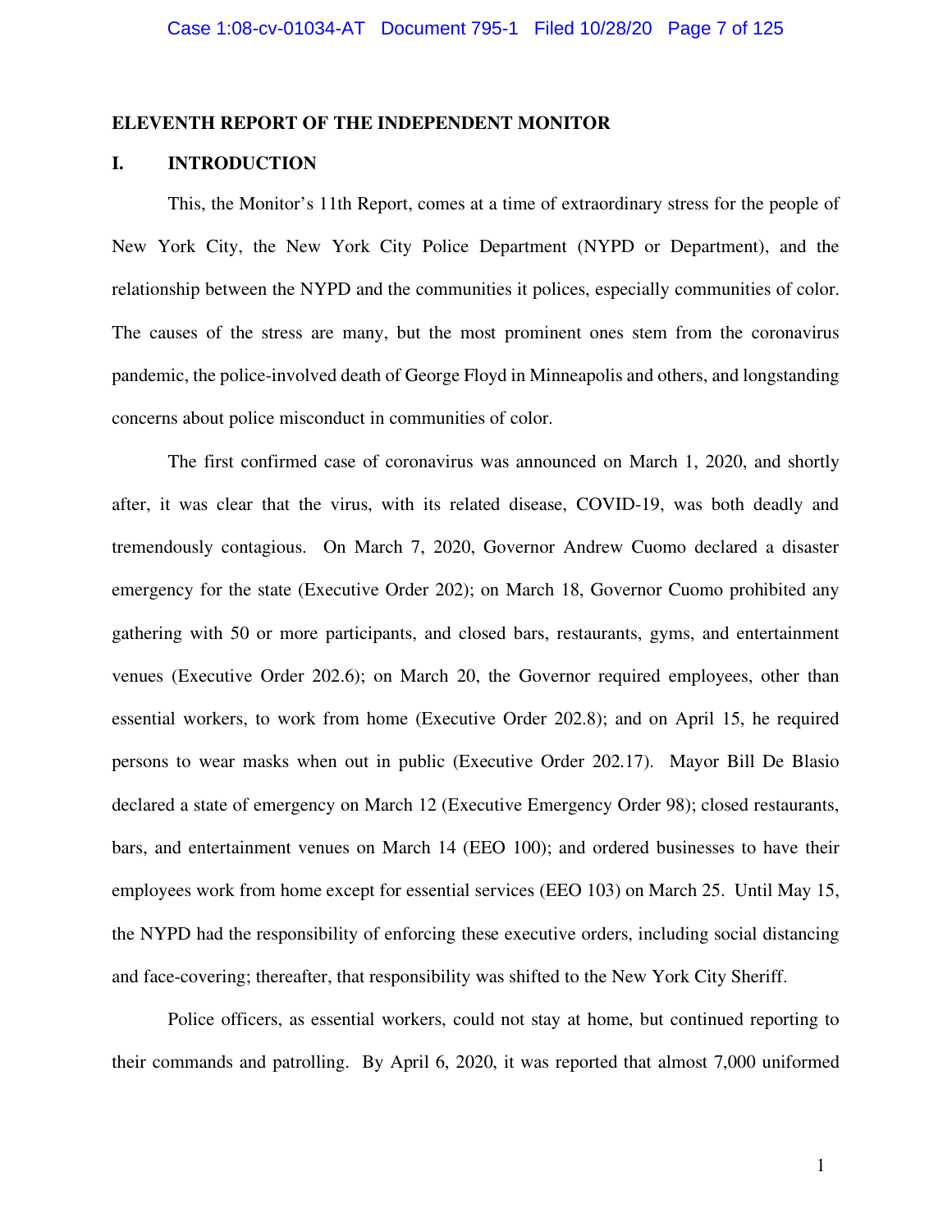## ELEVENTH REPORT OF THE INDEPENDENT MONITOR

### I. INTRODUCTION

This, the Monitor's 11th Report, comes at a time of extraordinary stress for the people of New York City, the New York City Police Department (NYPD or Department), and the relationship between the NYPD and the communities it polices, especially communities of color. The causes of the stress are many, but the most prominent ones stem from the coronavirus pandemic, the police-involved death of George Floyd in Minneapolis and others, and longstanding concerns about police misconduct in communities of color.

The first confirmed case of coronavirus was announced on March 1, 2020, and shortly after, it was clear that the virus, with its related disease, COVID-19, was both deadly and tremendously contagious. On March 7, 2020, Governor Andrew Cuomo declared a disaster emergency for the state (Executive Order 202); on March 18, Governor Cuomo prohibited any gathering with 50 or more participants, and closed bars, restaurants, gyms, and entertainment venues (Executive Order 202.6); on March 20, the Governor required employees, other than essential workers, to work from home (Executive Order 202.8); and on April 15, he required persons to wear masks when out in public (Executive Order 202.17). Mayor Bill De Blasio declared a state of emergency on March 12 (Executive Emergency Order 98); closed restaurants, bars, and entertainment venues on March 14 (EEO 100); and ordered businesses to have their employees work from home except for essential services (EEO 103) on March 25. Until May 15, the NYPD had the responsibility of enforcing these executive orders, including social distancing and face-covering; thereafter, that responsibility was shifted to the New York City Sheriff.

Police officers, as essential workers, could not stay at home, but continued reporting to their commands and patrolling. By April 6, 2020, it was reported that almost 7,000 uniformed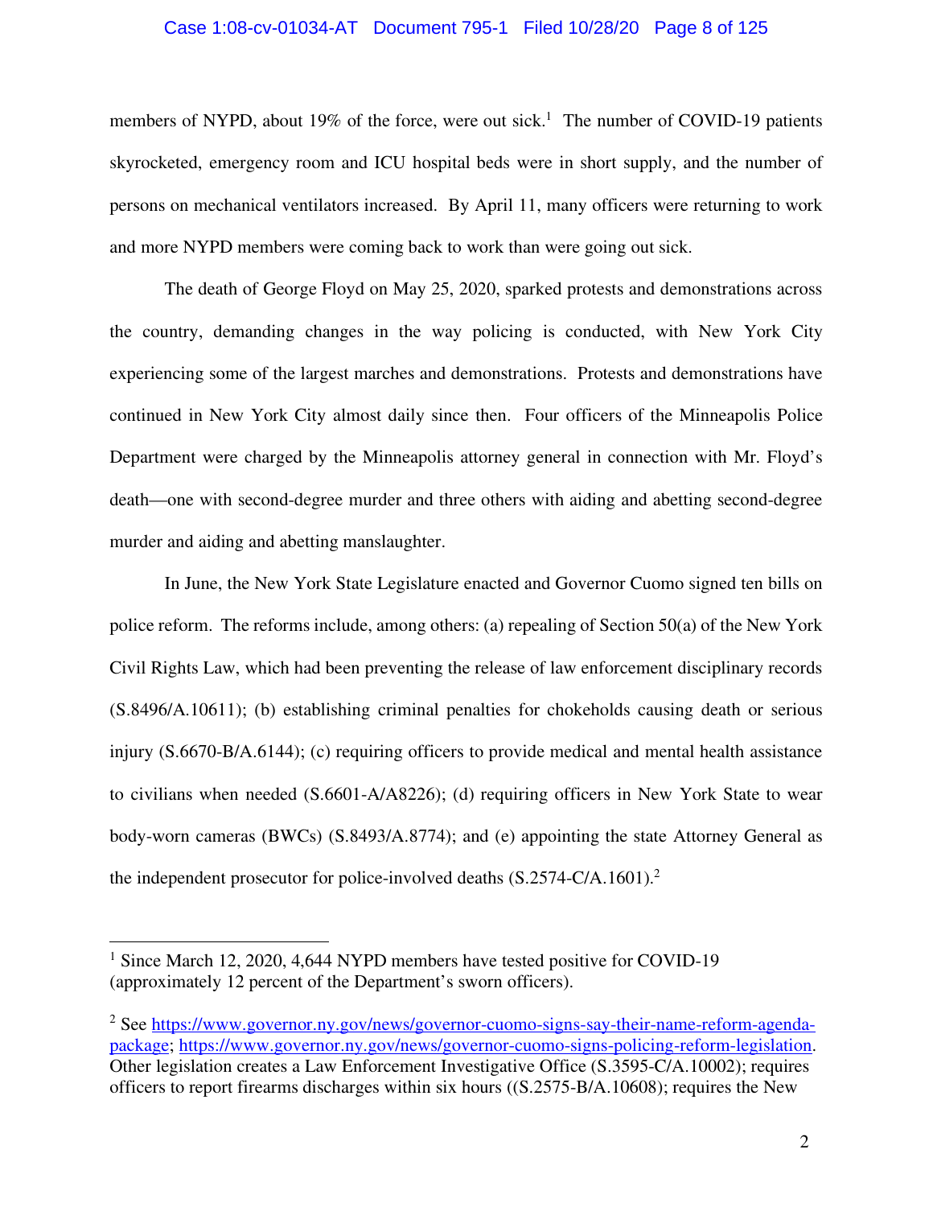members of NYPD, about 19% of the force, were out sick.[1] The number of COVID-19 patients skyrocketed, emergency room and ICU hospital beds were in short supply, and the number of persons on mechanical ventilators increased. By April 11, many officers were returning to work and more NYPD members were coming back to work than were going out sick.

The death of George Floyd on May 25, 2020, sparked protests and demonstrations across the country, demanding changes in the way policing is conducted, with New York City experiencing some of the largest marches and demonstrations. Protests and demonstrations have continued in New York City almost daily since then. Four officers of the Minneapolis Police Department were charged by the Minneapolis attorney general in connection with Mr. Floyd's death—one with second-degree murder and three others with aiding and abetting second-degree murder and aiding and abetting manslaughter.

In June, the New York State Legislature enacted and Governor Cuomo signed ten bills on police reform. The reforms include, among others: (a) repealing of Section 50(a) of the New York Civil Rights Law, which had been preventing the release of law enforcement disciplinary records (S.8496/A.10611); (b) establishing criminal penalties for chokeholds causing death or serious injury (S.6670-B/A.6144); (c) requiring officers to provide medical and mental health assistance to civilians when needed (S.6601-A/A8226); (d) requiring officers in New York State to wear body-worn cameras (BWCs) (S.8493/A.8774); and (e) appointing the state Attorney General as the independent prosecutor for police-involved deaths (S.2574-C/A.1601).[2]

---

[1] Since March 12, 2020, 4,644 NYPD members have tested positive for COVID-19 (approximately 12 percent of the Department's sworn officers).

[2] See https://www.governor.ny.gov/news/governor-cuomo-signs-say-their-name-reform-agenda-package; https://www.governor.ny.gov/news/governor-cuomo-signs-policing-reform-legislation. Other legislation creates a Law Enforcement Investigative Office (S.3595-C/A.10002); requires officers to report firearms discharges within six hours ((S.2575-B/A.10608); requires the New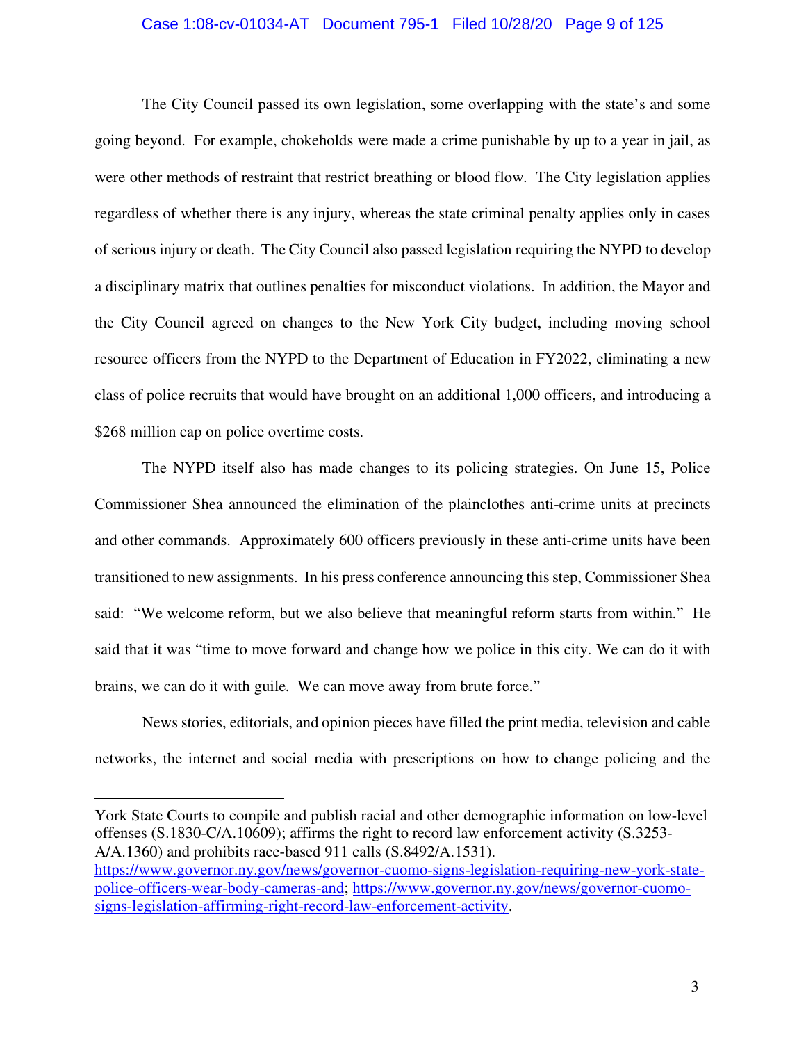The City Council passed its own legislation, some overlapping with the state's and some going beyond. For example, chokeholds were made a crime punishable by up to a year in jail, as were other methods of restraint that restrict breathing or blood flow. The City legislation applies regardless of whether there is any injury, whereas the state criminal penalty applies only in cases of serious injury or death. The City Council also passed legislation requiring the NYPD to develop a disciplinary matrix that outlines penalties for misconduct violations. In addition, the Mayor and the City Council agreed on changes to the New York City budget, including moving school resource officers from the NYPD to the Department of Education in FY2022, eliminating a new class of police recruits that would have brought on an additional 1,000 officers, and introducing a $268 million cap on police overtime costs.

The NYPD itself also has made changes to its policing strategies. On June 15, Police Commissioner Shea announced the elimination of the plainclothes anti-crime units at precincts and other commands. Approximately 600 officers previously in these anti-crime units have been transitioned to new assignments. In his press conference announcing this step, Commissioner Shea said: "We welcome reform, but we also believe that meaningful reform starts from within." He said that it was "time to move forward and change how we police in this city. We can do it with brains, we can do it with guile. We can move away from brute force."

News stories, editorials, and opinion pieces have filled the print media, television and cable networks, the internet and social media with prescriptions on how to change policing and the

---

York State Courts to compile and publish racial and other demographic information on low-level offenses (S.1830-C/A.10609); affirms the right to record law enforcement activity (S.3253-A/A.1360) and prohibits race-based 911 calls (S.8492/A.1531). https://www.governor.ny.gov/news/governor-cuomo-signs-legislation-requiring-new-york-state-police-officers-wear-body-cameras-and; https://www.governor.ny.gov/news/governor-cuomo-signs-legislation-affirming-right-record-law-enforcement-activity.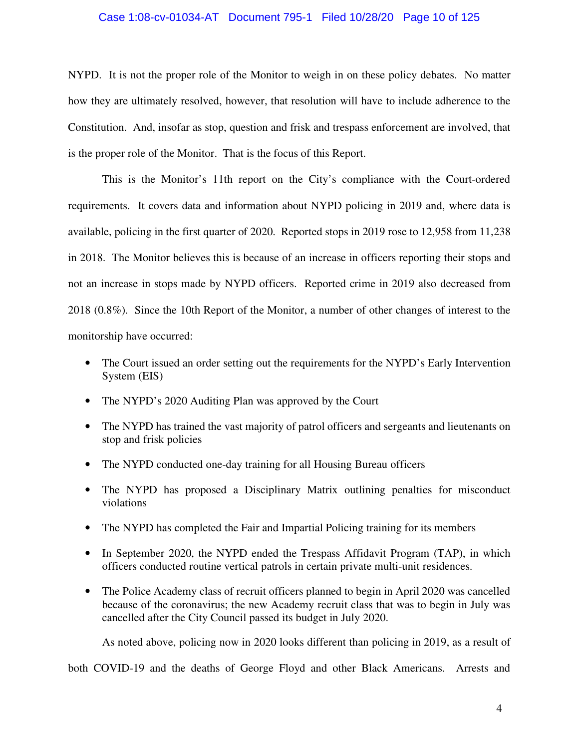NYPD. It is not the proper role of the Monitor to weigh in on these policy debates. No matter how they are ultimately resolved, however, that resolution will have to include adherence to the Constitution. And, insofar as stop, question and frisk and trespass enforcement are involved, that is the proper role of the Monitor. That is the focus of this Report.

This is the Monitor's 11th report on the City's compliance with the Court-ordered requirements. It covers data and information about NYPD policing in 2019 and, where data is available, policing in the first quarter of 2020. Reported stops in 2019 rose to 12,958 from 11,238 in 2018. The Monitor believes this is because of an increase in officers reporting their stops and not an increase in stops made by NYPD officers. Reported crime in 2019 also decreased from 2018 (0.8%). Since the 10th Report of the Monitor, a number of other changes of interest to the monitorship have occurred:

- The Court issued an order setting out the requirements for the NYPD's Early Intervention System (EIS)
- The NYPD's 2020 Auditing Plan was approved by the Court
- The NYPD has trained the vast majority of patrol officers and sergeants and lieutenants on stop and frisk policies
- The NYPD conducted one-day training for all Housing Bureau officers
- The NYPD has proposed a Disciplinary Matrix outlining penalties for misconduct violations
- The NYPD has completed the Fair and Impartial Policing training for its members
- In September 2020, the NYPD ended the Trespass Affidavit Program (TAP), in which officers conducted routine vertical patrols in certain private multi-unit residences.
- The Police Academy class of recruit officers planned to begin in April 2020 was cancelled because of the coronavirus; the new Academy recruit class that was to begin in July was cancelled after the City Council passed its budget in July 2020.

As noted above, policing now in 2020 looks different than policing in 2019, as a result of both COVID-19 and the deaths of George Floyd and other Black Americans. Arrests and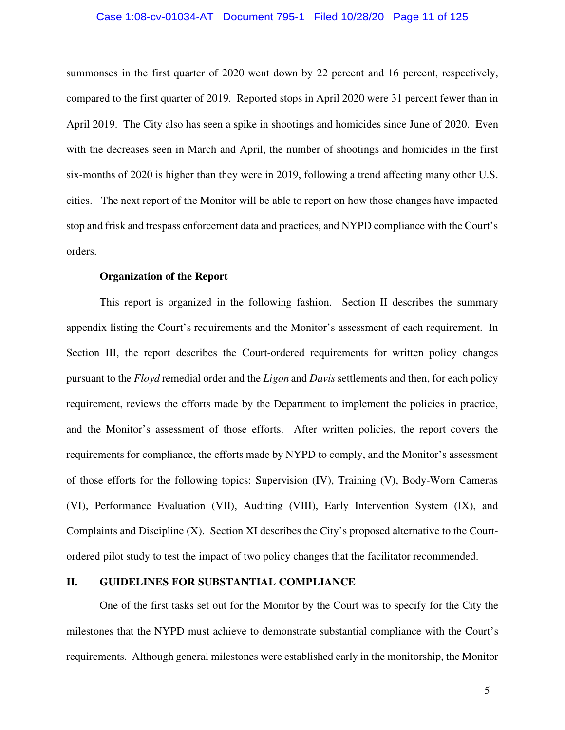summonses in the first quarter of 2020 went down by 22 percent and 16 percent, respectively, compared to the first quarter of 2019. Reported stops in April 2020 were 31 percent fewer than in April 2019. The City also has seen a spike in shootings and homicides since June of 2020. Even with the decreases seen in March and April, the number of shootings and homicides in the first six-months of 2020 is higher than they were in 2019, following a trend affecting many other U.S. cities. The next report of the Monitor will be able to report on how those changes have impacted stop and frisk and trespass enforcement data and practices, and NYPD compliance with the Court's orders.

**Organization of the Report**

This report is organized in the following fashion. Section II describes the summary appendix listing the Court's requirements and the Monitor's assessment of each requirement. In Section III, the report describes the Court-ordered requirements for written policy changes pursuant to the *Floyd* remedial order and the *Ligon* and *Davis* settlements and then, for each policy requirement, reviews the efforts made by the Department to implement the policies in practice, and the Monitor's assessment of those efforts. After written policies, the report covers the requirements for compliance, the efforts made by NYPD to comply, and the Monitor's assessment of those efforts for the following topics: Supervision (IV), Training (V), Body-Worn Cameras (VI), Performance Evaluation (VII), Auditing (VIII), Early Intervention System (IX), and Complaints and Discipline (X). Section XI describes the City's proposed alternative to the Court-ordered pilot study to test the impact of two policy changes that the facilitator recommended.

## II. GUIDELINES FOR SUBSTANTIAL COMPLIANCE

One of the first tasks set out for the Monitor by the Court was to specify for the City the milestones that the NYPD must achieve to demonstrate substantial compliance with the Court's requirements. Although general milestones were established early in the monitorship, the Monitor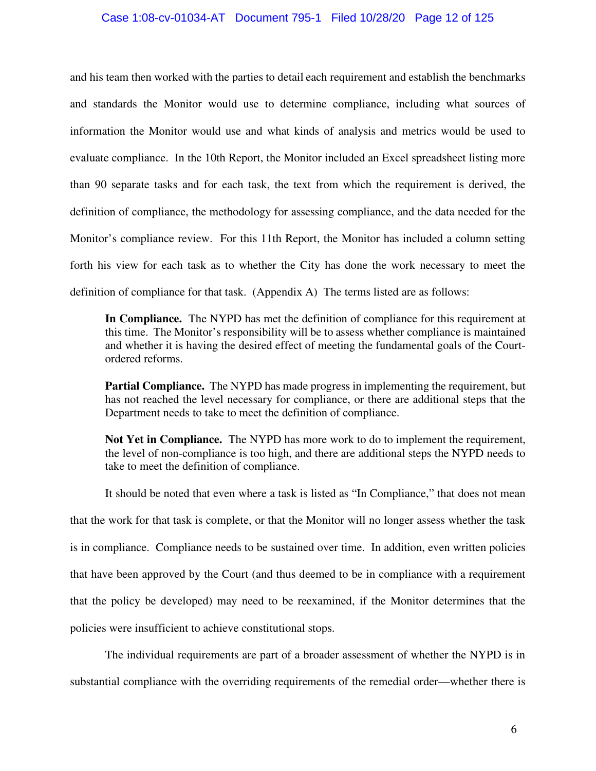and his team then worked with the parties to detail each requirement and establish the benchmarks and standards the Monitor would use to determine compliance, including what sources of information the Monitor would use and what kinds of analysis and metrics would be used to evaluate compliance. In the 10th Report, the Monitor included an Excel spreadsheet listing more than 90 separate tasks and for each task, the text from which the requirement is derived, the definition of compliance, the methodology for assessing compliance, and the data needed for the Monitor's compliance review. For this 11th Report, the Monitor has included a column setting forth his view for each task as to whether the City has done the work necessary to meet the definition of compliance for that task. (Appendix A) The terms listed are as follows:

> **In Compliance.** The NYPD has met the definition of compliance for this requirement at this time. The Monitor's responsibility will be to assess whether compliance is maintained and whether it is having the desired effect of meeting the fundamental goals of the Court-ordered reforms.
>
> **Partial Compliance.** The NYPD has made progress in implementing the requirement, but has not reached the level necessary for compliance, or there are additional steps that the Department needs to take to meet the definition of compliance.
>
> **Not Yet in Compliance.** The NYPD has more work to do to implement the requirement, the level of non-compliance is too high, and there are additional steps the NYPD needs to take to meet the definition of compliance.

It should be noted that even where a task is listed as "In Compliance," that does not mean that the work for that task is complete, or that the Monitor will no longer assess whether the task is in compliance. Compliance needs to be sustained over time. In addition, even written policies that have been approved by the Court (and thus deemed to be in compliance with a requirement that the policy be developed) may need to be reexamined, if the Monitor determines that the policies were insufficient to achieve constitutional stops.

The individual requirements are part of a broader assessment of whether the NYPD is in substantial compliance with the overriding requirements of the remedial order—whether there is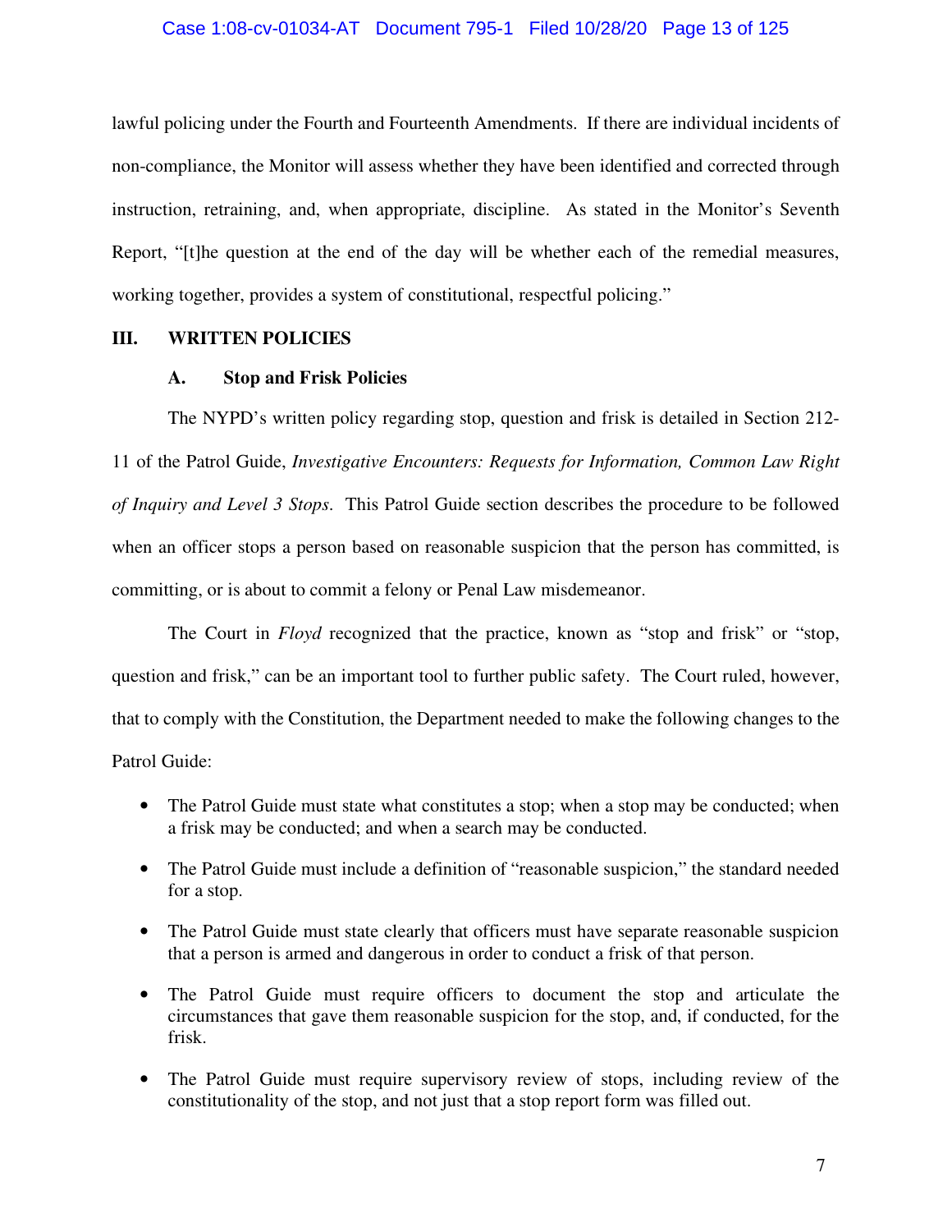lawful policing under the Fourth and Fourteenth Amendments. If there are individual incidents of non-compliance, the Monitor will assess whether they have been identified and corrected through instruction, retraining, and, when appropriate, discipline. As stated in the Monitor's Seventh Report, "[t]he question at the end of the day will be whether each of the remedial measures, working together, provides a system of constitutional, respectful policing."

## III. WRITTEN POLICIES

### A. Stop and Frisk Policies

The NYPD's written policy regarding stop, question and frisk is detailed in Section 212-11 of the Patrol Guide, *Investigative Encounters: Requests for Information, Common Law Right of Inquiry and Level 3 Stops*. This Patrol Guide section describes the procedure to be followed when an officer stops a person based on reasonable suspicion that the person has committed, is committing, or is about to commit a felony or Penal Law misdemeanor.

The Court in *Floyd* recognized that the practice, known as "stop and frisk" or "stop, question and frisk," can be an important tool to further public safety. The Court ruled, however, that to comply with the Constitution, the Department needed to make the following changes to the Patrol Guide:

- The Patrol Guide must state what constitutes a stop; when a stop may be conducted; when a frisk may be conducted; and when a search may be conducted.
- The Patrol Guide must include a definition of "reasonable suspicion," the standard needed for a stop.
- The Patrol Guide must state clearly that officers must have separate reasonable suspicion that a person is armed and dangerous in order to conduct a frisk of that person.
- The Patrol Guide must require officers to document the stop and articulate the circumstances that gave them reasonable suspicion for the stop, and, if conducted, for the frisk.
- The Patrol Guide must require supervisory review of stops, including review of the constitutionality of the stop, and not just that a stop report form was filled out.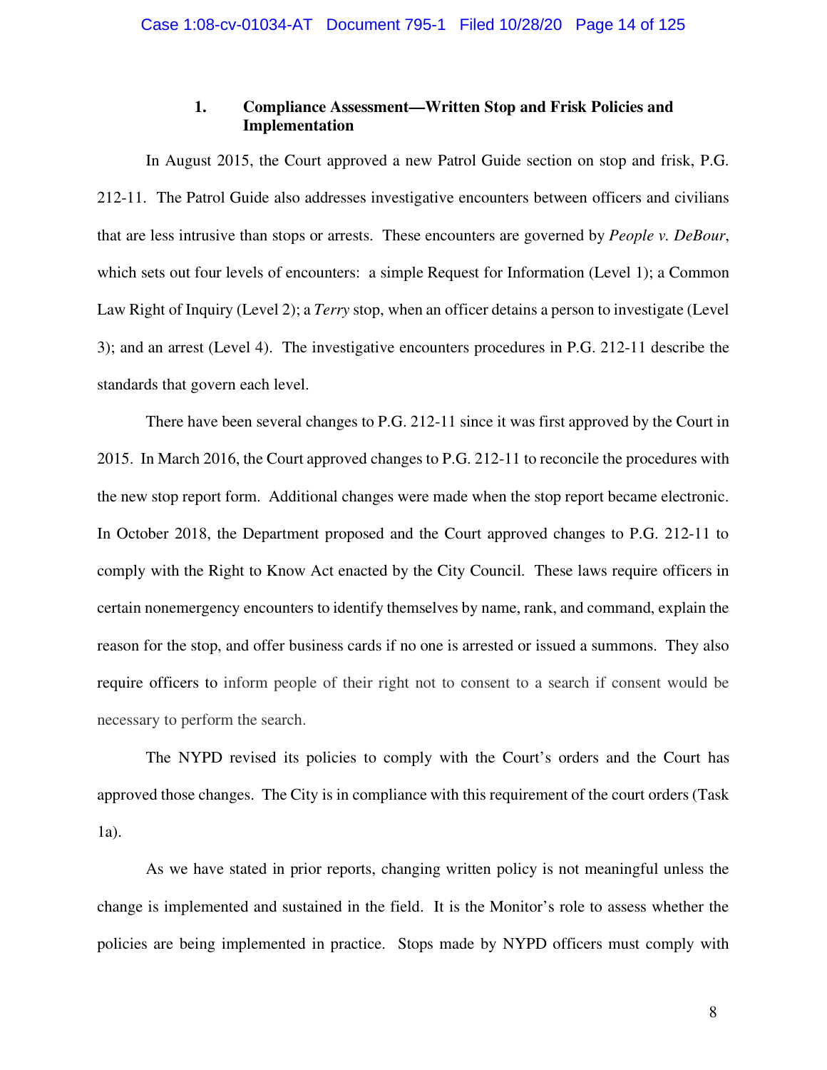### 1. Compliance Assessment—Written Stop and Frisk Policies and Implementation

In August 2015, the Court approved a new Patrol Guide section on stop and frisk, P.G. 212-11. The Patrol Guide also addresses investigative encounters between officers and civilians that are less intrusive than stops or arrests. These encounters are governed by *People v. DeBour*, which sets out four levels of encounters: a simple Request for Information (Level 1); a Common Law Right of Inquiry (Level 2); a *Terry* stop, when an officer detains a person to investigate (Level 3); and an arrest (Level 4). The investigative encounters procedures in P.G. 212-11 describe the standards that govern each level.

There have been several changes to P.G. 212-11 since it was first approved by the Court in 2015. In March 2016, the Court approved changes to P.G. 212-11 to reconcile the procedures with the new stop report form. Additional changes were made when the stop report became electronic. In October 2018, the Department proposed and the Court approved changes to P.G. 212-11 to comply with the Right to Know Act enacted by the City Council. These laws require officers in certain nonemergency encounters to identify themselves by name, rank, and command, explain the reason for the stop, and offer business cards if no one is arrested or issued a summons. They also require officers to inform people of their right not to consent to a search if consent would be necessary to perform the search.

The NYPD revised its policies to comply with the Court's orders and the Court has approved those changes. The City is in compliance with this requirement of the court orders (Task 1a).

As we have stated in prior reports, changing written policy is not meaningful unless the change is implemented and sustained in the field. It is the Monitor's role to assess whether the policies are being implemented in practice. Stops made by NYPD officers must comply with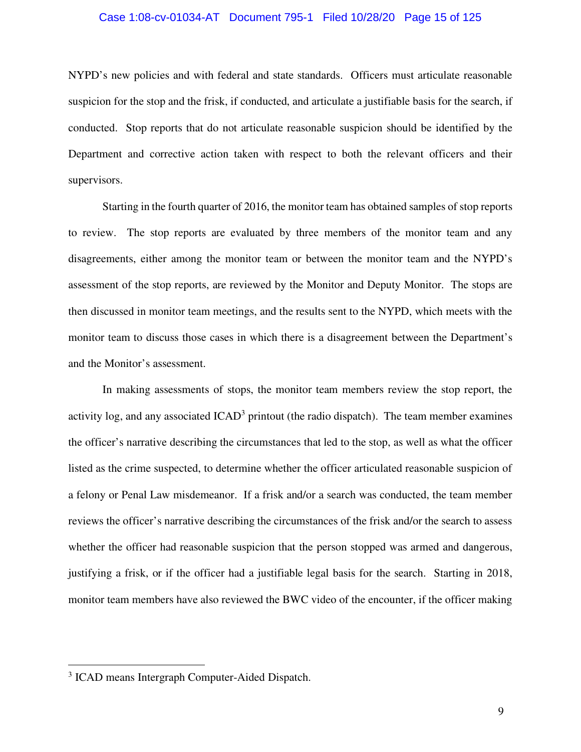NYPD's new policies and with federal and state standards. Officers must articulate reasonable suspicion for the stop and the frisk, if conducted, and articulate a justifiable basis for the search, if conducted. Stop reports that do not articulate reasonable suspicion should be identified by the Department and corrective action taken with respect to both the relevant officers and their supervisors.

Starting in the fourth quarter of 2016, the monitor team has obtained samples of stop reports to review. The stop reports are evaluated by three members of the monitor team and any disagreements, either among the monitor team or between the monitor team and the NYPD's assessment of the stop reports, are reviewed by the Monitor and Deputy Monitor. The stops are then discussed in monitor team meetings, and the results sent to the NYPD, which meets with the monitor team to discuss those cases in which there is a disagreement between the Department's and the Monitor's assessment.

In making assessments of stops, the monitor team members review the stop report, the activity log, and any associated ICAD[3] printout (the radio dispatch). The team member examines the officer's narrative describing the circumstances that led to the stop, as well as what the officer listed as the crime suspected, to determine whether the officer articulated reasonable suspicion of a felony or Penal Law misdemeanor. If a frisk and/or a search was conducted, the team member reviews the officer's narrative describing the circumstances of the frisk and/or the search to assess whether the officer had reasonable suspicion that the person stopped was armed and dangerous, justifying a frisk, or if the officer had a justifiable legal basis for the search. Starting in 2018, monitor team members have also reviewed the BWC video of the encounter, if the officer making

---

[3] ICAD means Intergraph Computer-Aided Dispatch.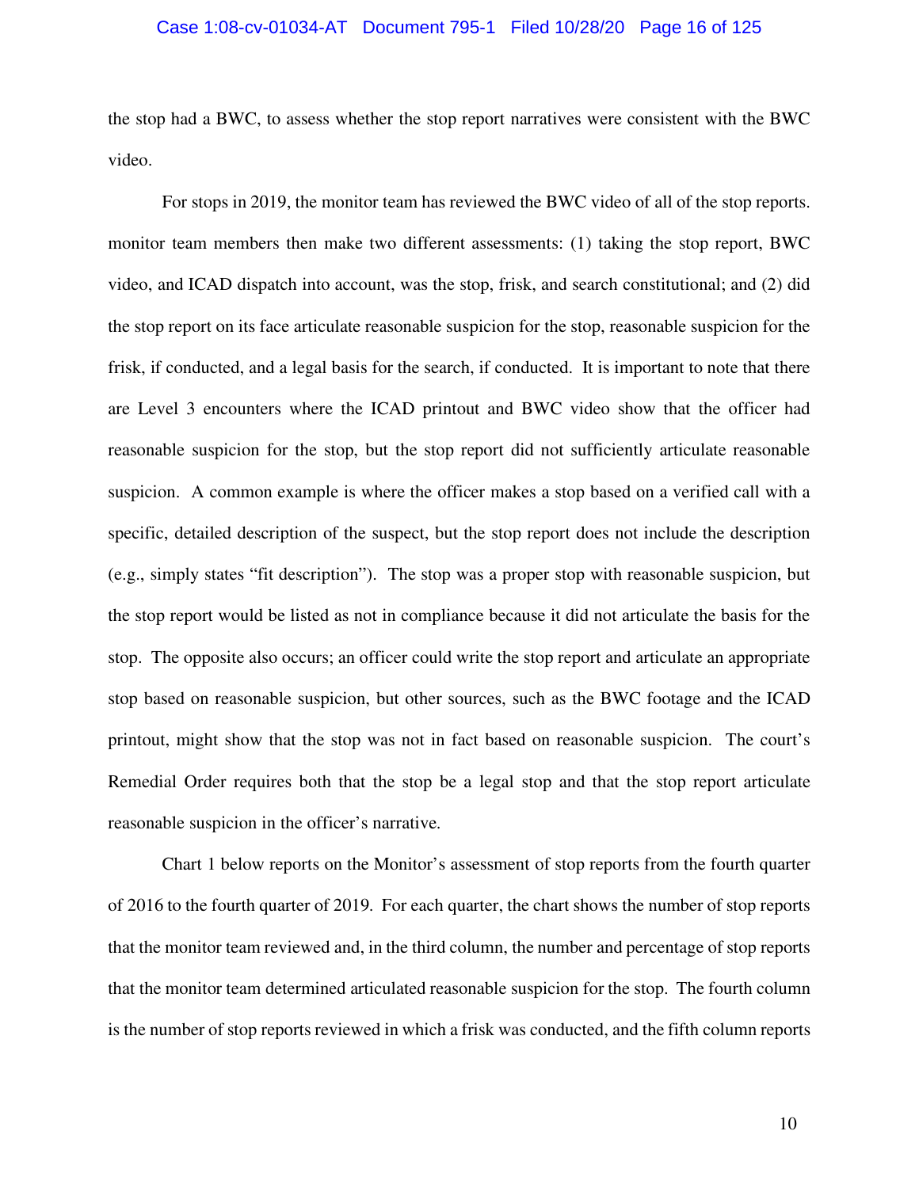the stop had a BWC, to assess whether the stop report narratives were consistent with the BWC video.

For stops in 2019, the monitor team has reviewed the BWC video of all of the stop reports. monitor team members then make two different assessments: (1) taking the stop report, BWC video, and ICAD dispatch into account, was the stop, frisk, and search constitutional; and (2) did the stop report on its face articulate reasonable suspicion for the stop, reasonable suspicion for the frisk, if conducted, and a legal basis for the search, if conducted. It is important to note that there are Level 3 encounters where the ICAD printout and BWC video show that the officer had reasonable suspicion for the stop, but the stop report did not sufficiently articulate reasonable suspicion. A common example is where the officer makes a stop based on a verified call with a specific, detailed description of the suspect, but the stop report does not include the description (e.g., simply states "fit description"). The stop was a proper stop with reasonable suspicion, but the stop report would be listed as not in compliance because it did not articulate the basis for the stop. The opposite also occurs; an officer could write the stop report and articulate an appropriate stop based on reasonable suspicion, but other sources, such as the BWC footage and the ICAD printout, might show that the stop was not in fact based on reasonable suspicion. The court's Remedial Order requires both that the stop be a legal stop and that the stop report articulate reasonable suspicion in the officer's narrative.

Chart 1 below reports on the Monitor's assessment of stop reports from the fourth quarter of 2016 to the fourth quarter of 2019. For each quarter, the chart shows the number of stop reports that the monitor team reviewed and, in the third column, the number and percentage of stop reports that the monitor team determined articulated reasonable suspicion for the stop. The fourth column is the number of stop reports reviewed in which a frisk was conducted, and the fifth column reports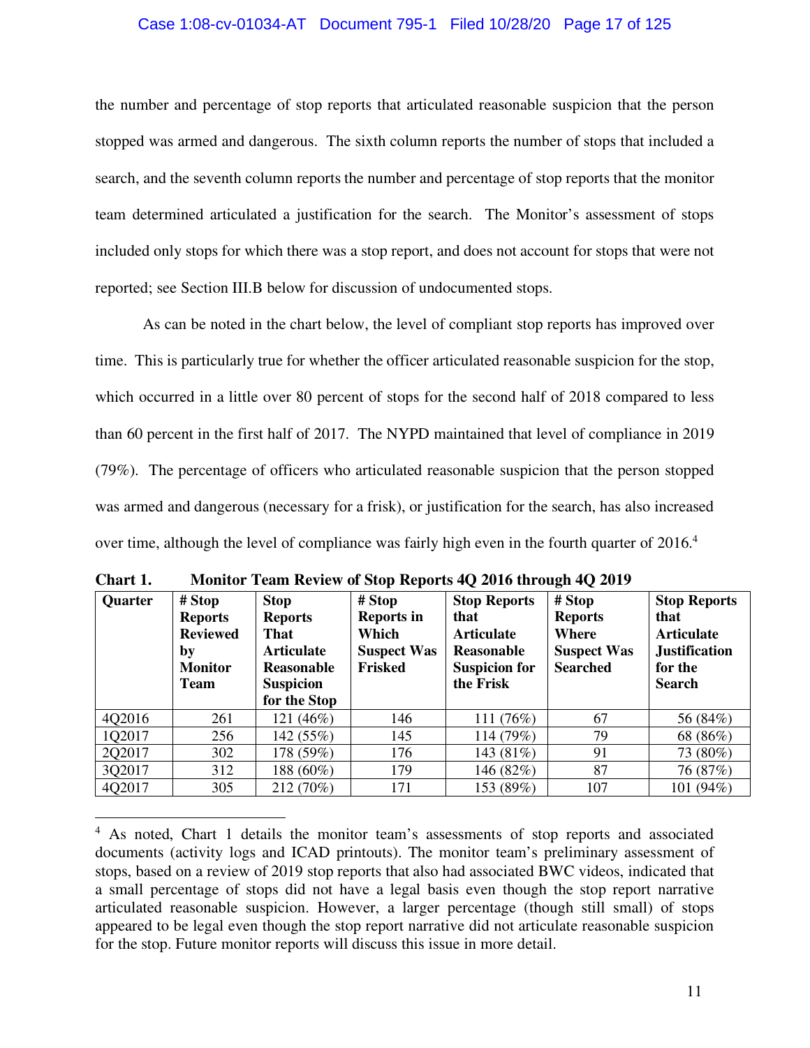the number and percentage of stop reports that articulated reasonable suspicion that the person stopped was armed and dangerous. The sixth column reports the number of stops that included a search, and the seventh column reports the number and percentage of stop reports that the monitor team determined articulated a justification for the search. The Monitor's assessment of stops included only stops for which there was a stop report, and does not account for stops that were not reported; see Section III.B below for discussion of undocumented stops.

As can be noted in the chart below, the level of compliant stop reports has improved over time. This is particularly true for whether the officer articulated reasonable suspicion for the stop, which occurred in a little over 80 percent of stops for the second half of 2018 compared to less than 60 percent in the first half of 2017. The NYPD maintained that level of compliance in 2019 (79%). The percentage of officers who articulated reasonable suspicion that the person stopped was armed and dangerous (necessary for a frisk), or justification for the search, has also increased over time, although the level of compliance was fairly high even in the fourth quarter of 2016.[4]

**Chart 1. Monitor Team Review of Stop Reports 4Q 2016 through 4Q 2019**

| Quarter | # Stop Reports Reviewed by Monitor Team | Stop Reports That Articulate Reasonable Suspicion for the Stop | # Stop Reports in Which Suspect Was Frisked | Stop Reports that Articulate Reasonable Suspicion for the Frisk | # Stop Reports Where Suspect Was Searched | Stop Reports that Articulate Justification for the Search |
|---|---|---|---|---|---|---|
| 4Q2016 | 261 | 121 (46%) | 146 | 111 (76%) | 67 | 56 (84%) |
| 1Q2017 | 256 | 142 (55%) | 145 | 114 (79%) | 79 | 68 (86%) |
| 2Q2017 | 302 | 178 (59%) | 176 | 143 (81%) | 91 | 73 (80%) |
| 3Q2017 | 312 | 188 (60%) | 179 | 146 (82%) | 87 | 76 (87%) |
| 4Q2017 | 305 | 212 (70%) | 171 | 153 (89%) | 107 | 101 (94%) |

[4] As noted, Chart 1 details the monitor team's assessments of stop reports and associated documents (activity logs and ICAD printouts). The monitor team's preliminary assessment of stops, based on a review of 2019 stop reports that also had associated BWC videos, indicated that a small percentage of stops did not have a legal basis even though the stop report narrative articulated reasonable suspicion. However, a larger percentage (though still small) of stops appeared to be legal even though the stop report narrative did not articulate reasonable suspicion for the stop. Future monitor reports will discuss this issue in more detail.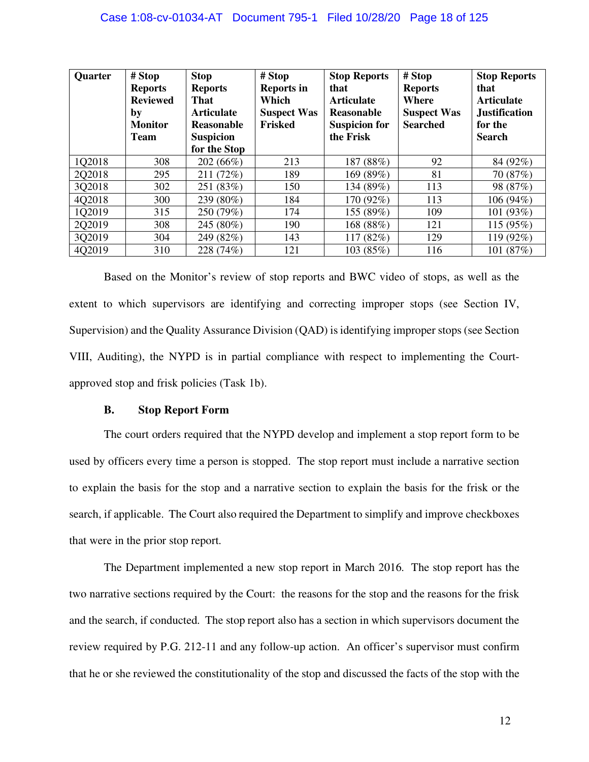| Quarter | # Stop Reports Reviewed by Monitor Team | Stop Reports That Articulate Reasonable Suspicion for the Stop | # Stop Reports in Which Suspect Was Frisked | Stop Reports that Articulate Reasonable Suspicion for the Frisk | # Stop Reports Where Suspect Was Searched | Stop Reports that Articulate Justification for the Search |
|---|---|---|---|---|---|---|
| 1Q2018 | 308 | 202 (66%) | 213 | 187 (88%) | 92 | 84 (92%) |
| 2Q2018 | 295 | 211 (72%) | 189 | 169 (89%) | 81 | 70 (87%) |
| 3Q2018 | 302 | 251 (83%) | 150 | 134 (89%) | 113 | 98 (87%) |
| 4Q2018 | 300 | 239 (80%) | 184 | 170 (92%) | 113 | 106 (94%) |
| 1Q2019 | 315 | 250 (79%) | 174 | 155 (89%) | 109 | 101 (93%) |
| 2Q2019 | 308 | 245 (80%) | 190 | 168 (88%) | 121 | 115 (95%) |
| 3Q2019 | 304 | 249 (82%) | 143 | 117 (82%) | 129 | 119 (92%) |
| 4Q2019 | 310 | 228 (74%) | 121 | 103 (85%) | 116 | 101 (87%) |

Based on the Monitor's review of stop reports and BWC video of stops, as well as the extent to which supervisors are identifying and correcting improper stops (see Section IV, Supervision) and the Quality Assurance Division (QAD) is identifying improper stops (see Section VIII, Auditing), the NYPD is in partial compliance with respect to implementing the Court-approved stop and frisk policies (Task 1b).

### B. Stop Report Form

The court orders required that the NYPD develop and implement a stop report form to be used by officers every time a person is stopped. The stop report must include a narrative section to explain the basis for the stop and a narrative section to explain the basis for the frisk or the search, if applicable. The Court also required the Department to simplify and improve checkboxes that were in the prior stop report.

The Department implemented a new stop report in March 2016. The stop report has the two narrative sections required by the Court: the reasons for the stop and the reasons for the frisk and the search, if conducted. The stop report also has a section in which supervisors document the review required by P.G. 212-11 and any follow-up action. An officer's supervisor must confirm that he or she reviewed the constitutionality of the stop and discussed the facts of the stop with the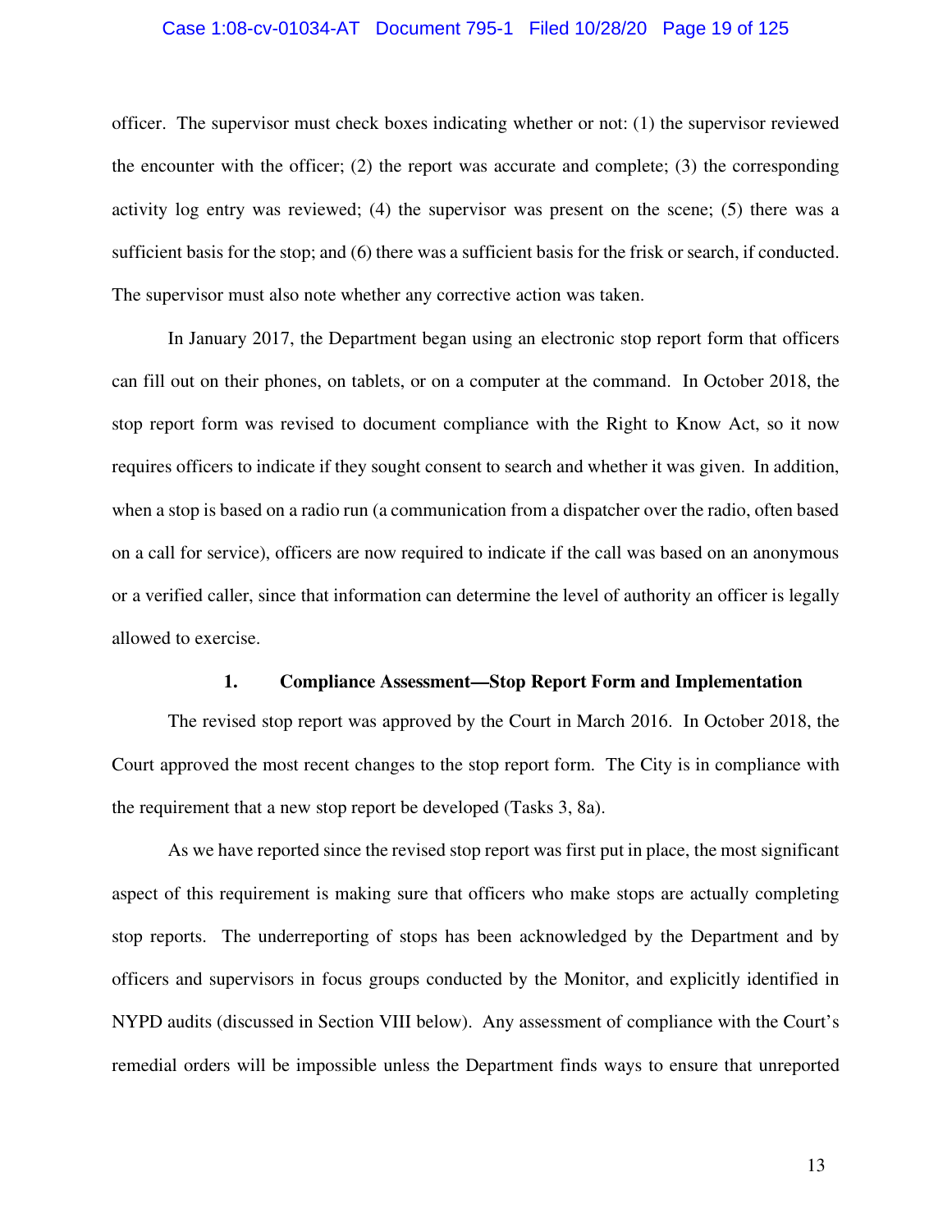officer. The supervisor must check boxes indicating whether or not: (1) the supervisor reviewed the encounter with the officer; (2) the report was accurate and complete; (3) the corresponding activity log entry was reviewed; (4) the supervisor was present on the scene; (5) there was a sufficient basis for the stop; and (6) there was a sufficient basis for the frisk or search, if conducted. The supervisor must also note whether any corrective action was taken.

In January 2017, the Department began using an electronic stop report form that officers can fill out on their phones, on tablets, or on a computer at the command. In October 2018, the stop report form was revised to document compliance with the Right to Know Act, so it now requires officers to indicate if they sought consent to search and whether it was given. In addition, when a stop is based on a radio run (a communication from a dispatcher over the radio, often based on a call for service), officers are now required to indicate if the call was based on an anonymous or a verified caller, since that information can determine the level of authority an officer is legally allowed to exercise.

### 1. Compliance Assessment—Stop Report Form and Implementation

The revised stop report was approved by the Court in March 2016. In October 2018, the Court approved the most recent changes to the stop report form. The City is in compliance with the requirement that a new stop report be developed (Tasks 3, 8a).

As we have reported since the revised stop report was first put in place, the most significant aspect of this requirement is making sure that officers who make stops are actually completing stop reports. The underreporting of stops has been acknowledged by the Department and by officers and supervisors in focus groups conducted by the Monitor, and explicitly identified in NYPD audits (discussed in Section VIII below). Any assessment of compliance with the Court's remedial orders will be impossible unless the Department finds ways to ensure that unreported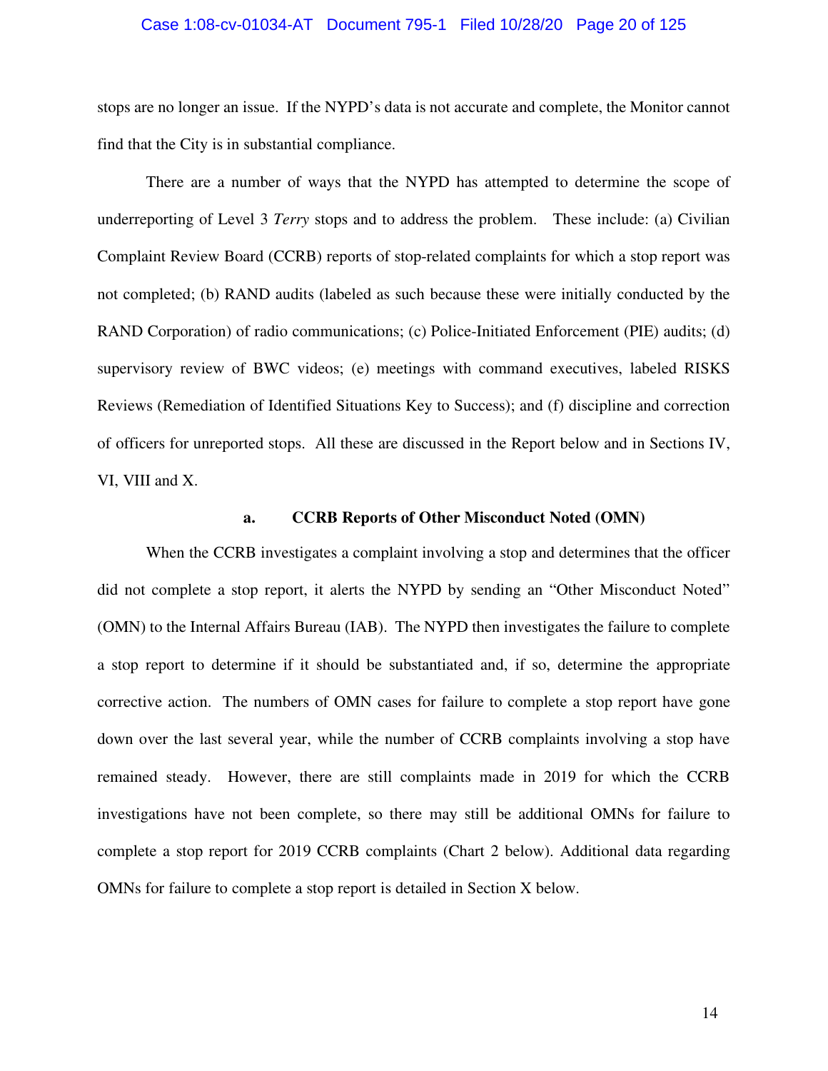stops are no longer an issue. If the NYPD's data is not accurate and complete, the Monitor cannot find that the City is in substantial compliance.

There are a number of ways that the NYPD has attempted to determine the scope of underreporting of Level 3 *Terry* stops and to address the problem. These include: (a) Civilian Complaint Review Board (CCRB) reports of stop-related complaints for which a stop report was not completed; (b) RAND audits (labeled as such because these were initially conducted by the RAND Corporation) of radio communications; (c) Police-Initiated Enforcement (PIE) audits; (d) supervisory review of BWC videos; (e) meetings with command executives, labeled RISKS Reviews (Remediation of Identified Situations Key to Success); and (f) discipline and correction of officers for unreported stops. All these are discussed in the Report below and in Sections IV, VI, VIII and X.

### a. CCRB Reports of Other Misconduct Noted (OMN)

When the CCRB investigates a complaint involving a stop and determines that the officer did not complete a stop report, it alerts the NYPD by sending an "Other Misconduct Noted" (OMN) to the Internal Affairs Bureau (IAB). The NYPD then investigates the failure to complete a stop report to determine if it should be substantiated and, if so, determine the appropriate corrective action. The numbers of OMN cases for failure to complete a stop report have gone down over the last several year, while the number of CCRB complaints involving a stop have remained steady. However, there are still complaints made in 2019 for which the CCRB investigations have not been complete, so there may still be additional OMNs for failure to complete a stop report for 2019 CCRB complaints (Chart 2 below). Additional data regarding OMNs for failure to complete a stop report is detailed in Section X below.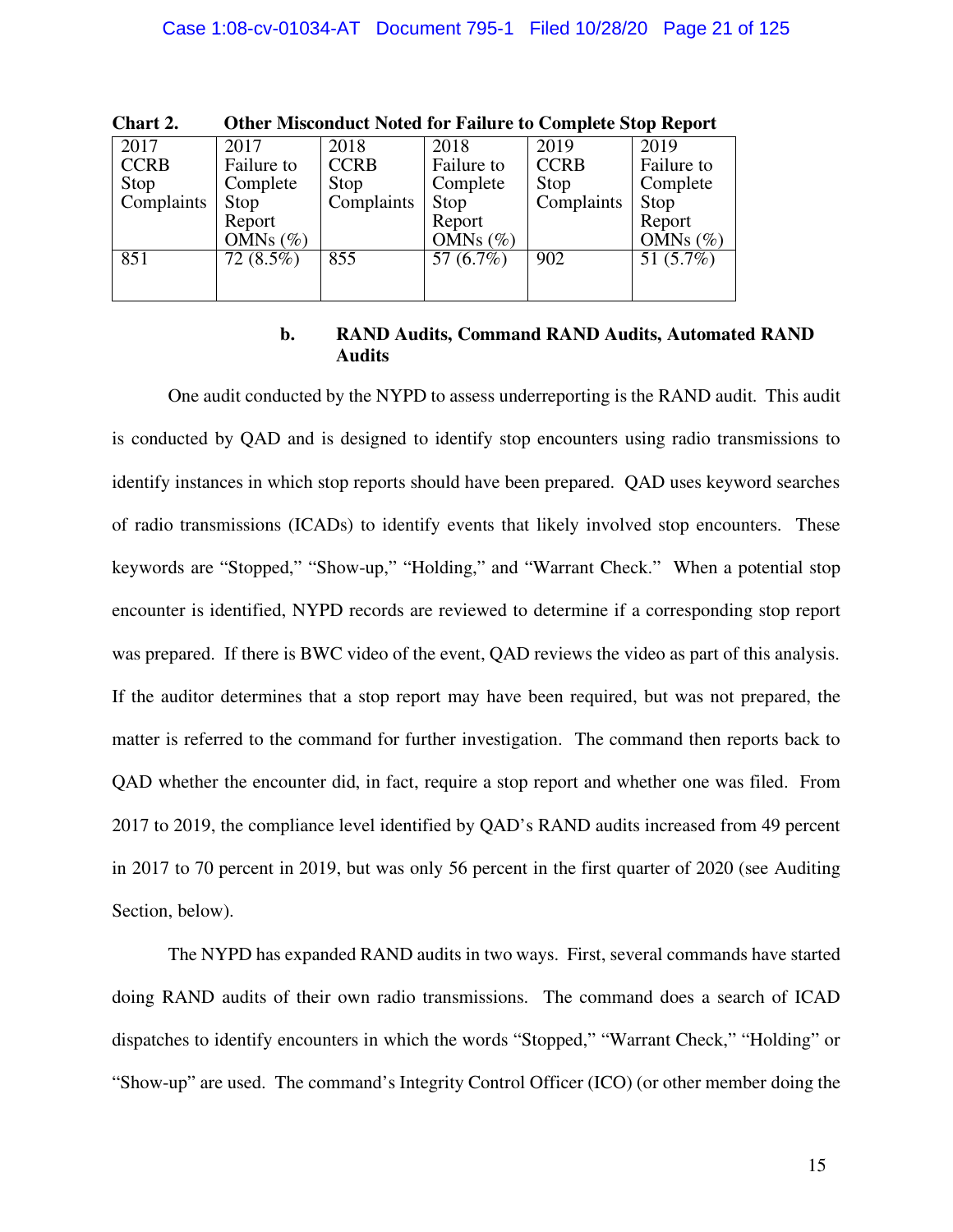**Chart 2. Other Misconduct Noted for Failure to Complete Stop Report**

| 2017 CCRB Stop Complaints | 2017 Failure to Complete Stop Report OMNs (%) | 2018 CCRB Stop Complaints | 2018 Failure to Complete Stop Report OMNs (%) | 2019 CCRB Stop Complaints | 2019 Failure to Complete Stop Report OMNs (%) |
|---|---|---|---|---|---|
| 851 | 72 (8.5%) | 855 | 57 (6.7%) | 902 | 51 (5.7%) |

#### b. RAND Audits, Command RAND Audits, Automated RAND Audits

One audit conducted by the NYPD to assess underreporting is the RAND audit. This audit is conducted by QAD and is designed to identify stop encounters using radio transmissions to identify instances in which stop reports should have been prepared. QAD uses keyword searches of radio transmissions (ICADs) to identify events that likely involved stop encounters. These keywords are "Stopped," "Show-up," "Holding," and "Warrant Check." When a potential stop encounter is identified, NYPD records are reviewed to determine if a corresponding stop report was prepared. If there is BWC video of the event, QAD reviews the video as part of this analysis. If the auditor determines that a stop report may have been required, but was not prepared, the matter is referred to the command for further investigation. The command then reports back to QAD whether the encounter did, in fact, require a stop report and whether one was filed. From 2017 to 2019, the compliance level identified by QAD's RAND audits increased from 49 percent in 2017 to 70 percent in 2019, but was only 56 percent in the first quarter of 2020 (see Auditing Section, below).

The NYPD has expanded RAND audits in two ways. First, several commands have started doing RAND audits of their own radio transmissions. The command does a search of ICAD dispatches to identify encounters in which the words "Stopped," "Warrant Check," "Holding" or "Show-up" are used. The command's Integrity Control Officer (ICO) (or other member doing the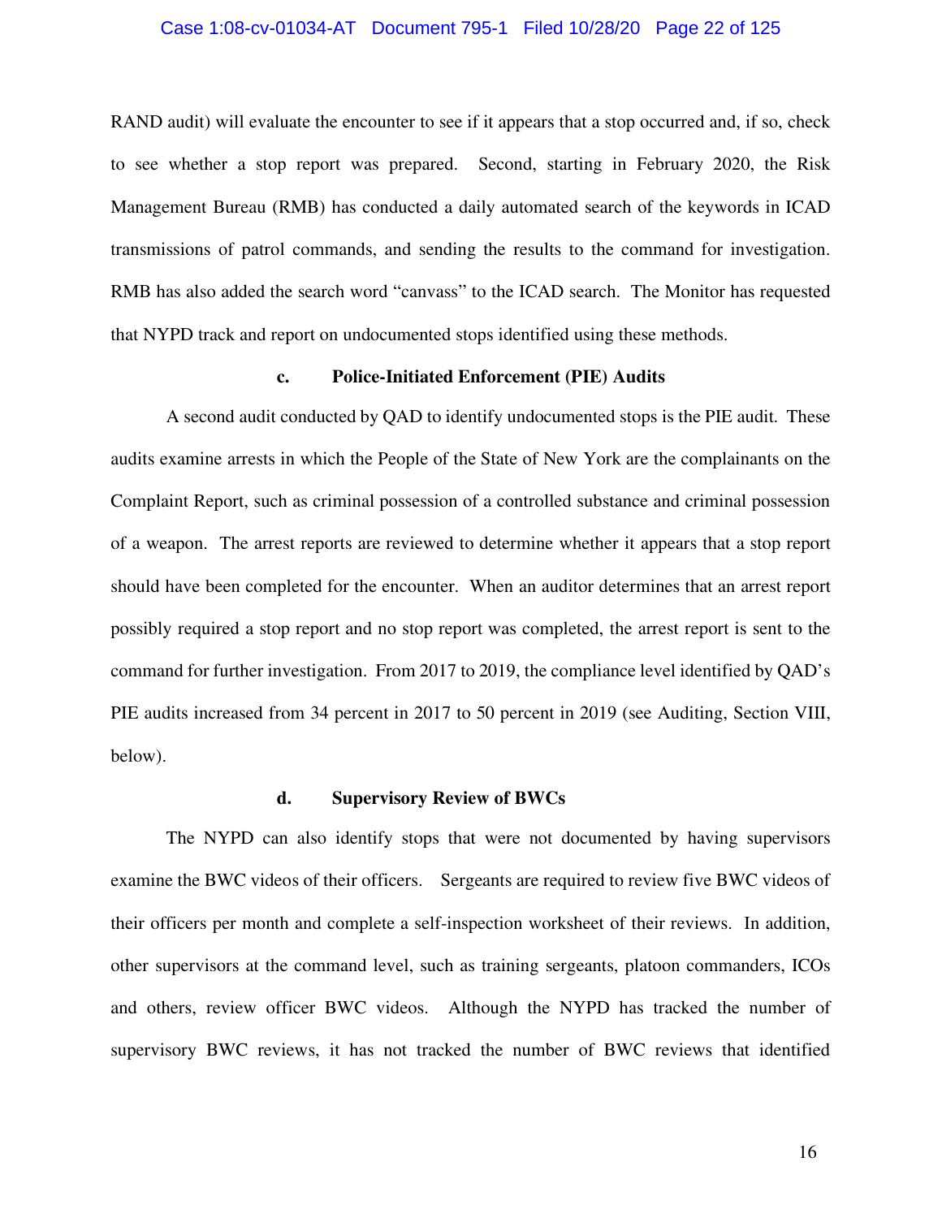RAND audit) will evaluate the encounter to see if it appears that a stop occurred and, if so, check to see whether a stop report was prepared. Second, starting in February 2020, the Risk Management Bureau (RMB) has conducted a daily automated search of the keywords in ICAD transmissions of patrol commands, and sending the results to the command for investigation. RMB has also added the search word "canvass" to the ICAD search. The Monitor has requested that NYPD track and report on undocumented stops identified using these methods.

#### c. Police-Initiated Enforcement (PIE) Audits

A second audit conducted by QAD to identify undocumented stops is the PIE audit. These audits examine arrests in which the People of the State of New York are the complainants on the Complaint Report, such as criminal possession of a controlled substance and criminal possession of a weapon. The arrest reports are reviewed to determine whether it appears that a stop report should have been completed for the encounter. When an auditor determines that an arrest report possibly required a stop report and no stop report was completed, the arrest report is sent to the command for further investigation. From 2017 to 2019, the compliance level identified by QAD's PIE audits increased from 34 percent in 2017 to 50 percent in 2019 (see Auditing, Section VIII, below).

#### d. Supervisory Review of BWCs

The NYPD can also identify stops that were not documented by having supervisors examine the BWC videos of their officers. Sergeants are required to review five BWC videos of their officers per month and complete a self-inspection worksheet of their reviews. In addition, other supervisors at the command level, such as training sergeants, platoon commanders, ICOs and others, review officer BWC videos. Although the NYPD has tracked the number of supervisory BWC reviews, it has not tracked the number of BWC reviews that identified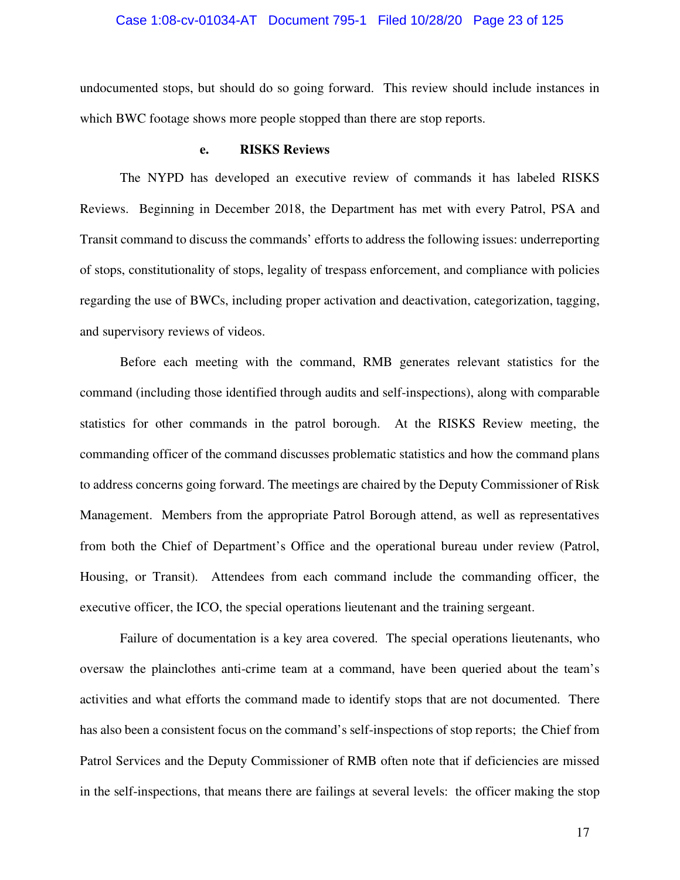undocumented stops, but should do so going forward. This review should include instances in which BWC footage shows more people stopped than there are stop reports.

#### e. RISKS Reviews

The NYPD has developed an executive review of commands it has labeled RISKS Reviews. Beginning in December 2018, the Department has met with every Patrol, PSA and Transit command to discuss the commands' efforts to address the following issues: underreporting of stops, constitutionality of stops, legality of trespass enforcement, and compliance with policies regarding the use of BWCs, including proper activation and deactivation, categorization, tagging, and supervisory reviews of videos.

Before each meeting with the command, RMB generates relevant statistics for the command (including those identified through audits and self-inspections), along with comparable statistics for other commands in the patrol borough. At the RISKS Review meeting, the commanding officer of the command discusses problematic statistics and how the command plans to address concerns going forward. The meetings are chaired by the Deputy Commissioner of Risk Management. Members from the appropriate Patrol Borough attend, as well as representatives from both the Chief of Department's Office and the operational bureau under review (Patrol, Housing, or Transit). Attendees from each command include the commanding officer, the executive officer, the ICO, the special operations lieutenant and the training sergeant.

Failure of documentation is a key area covered. The special operations lieutenants, who oversaw the plainclothes anti-crime team at a command, have been queried about the team's activities and what efforts the command made to identify stops that are not documented. There has also been a consistent focus on the command's self-inspections of stop reports; the Chief from Patrol Services and the Deputy Commissioner of RMB often note that if deficiencies are missed in the self-inspections, that means there are failings at several levels: the officer making the stop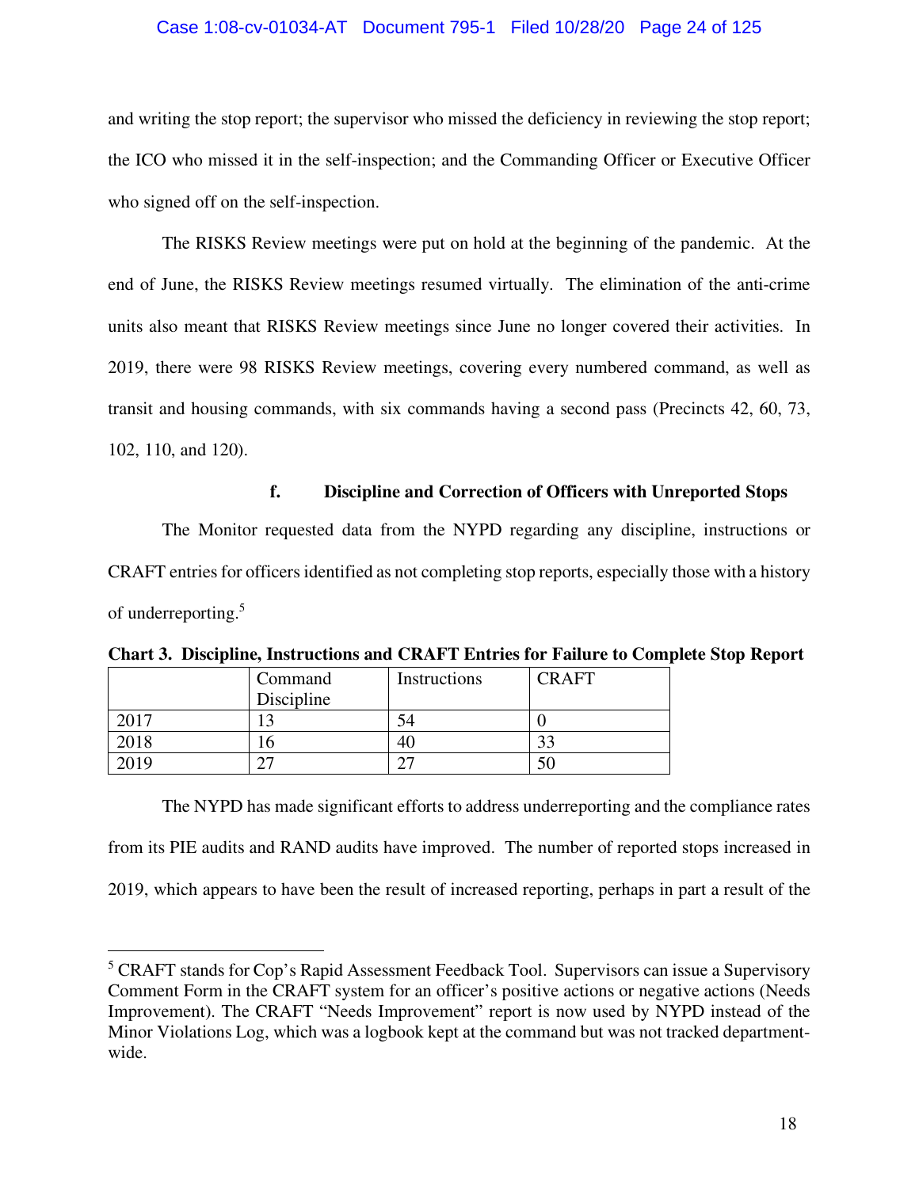and writing the stop report; the supervisor who missed the deficiency in reviewing the stop report; the ICO who missed it in the self-inspection; and the Commanding Officer or Executive Officer who signed off on the self-inspection.

The RISKS Review meetings were put on hold at the beginning of the pandemic. At the end of June, the RISKS Review meetings resumed virtually. The elimination of the anti-crime units also meant that RISKS Review meetings since June no longer covered their activities. In 2019, there were 98 RISKS Review meetings, covering every numbered command, as well as transit and housing commands, with six commands having a second pass (Precincts 42, 60, 73, 102, 110, and 120).

#### f. Discipline and Correction of Officers with Unreported Stops

The Monitor requested data from the NYPD regarding any discipline, instructions or CRAFT entries for officers identified as not completing stop reports, especially those with a history of underreporting.[5]

**Chart 3. Discipline, Instructions and CRAFT Entries for Failure to Complete Stop Report**

| | Command Discipline | Instructions | CRAFT |
|---|---|---|---|
| 2017 | 13 | 54 | 0 |
| 2018 | 16 | 40 | 33 |
| 2019 | 27 | 27 | 50 |

The NYPD has made significant efforts to address underreporting and the compliance rates from its PIE audits and RAND audits have improved. The number of reported stops increased in 2019, which appears to have been the result of increased reporting, perhaps in part a result of the

[5] CRAFT stands for Cop's Rapid Assessment Feedback Tool. Supervisors can issue a Supervisory Comment Form in the CRAFT system for an officer's positive actions or negative actions (Needs Improvement). The CRAFT "Needs Improvement" report is now used by NYPD instead of the Minor Violations Log, which was a logbook kept at the command but was not tracked department-wide.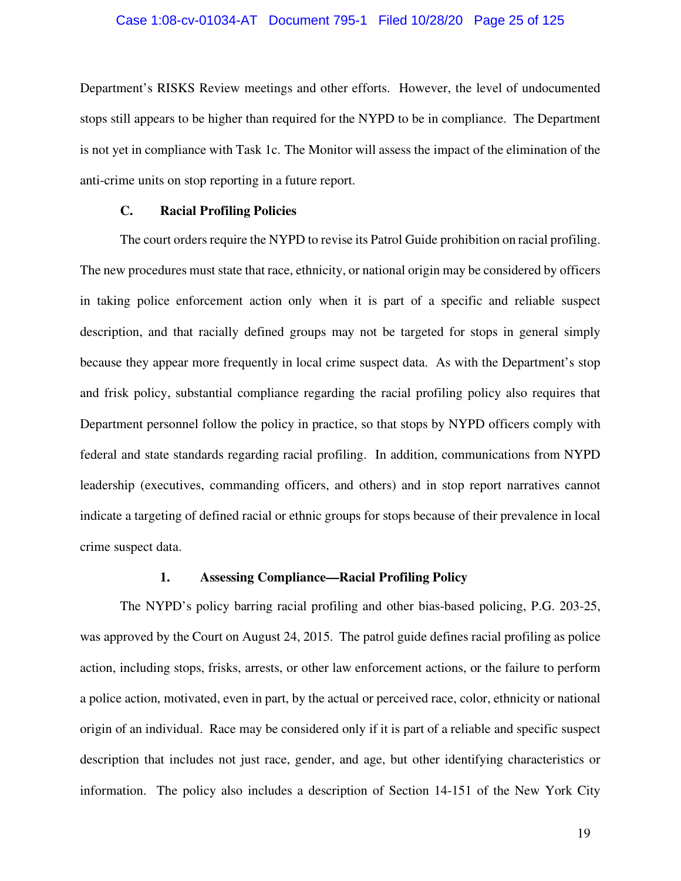Department's RISKS Review meetings and other efforts. However, the level of undocumented stops still appears to be higher than required for the NYPD to be in compliance. The Department is not yet in compliance with Task 1c. The Monitor will assess the impact of the elimination of the anti-crime units on stop reporting in a future report.

### C. Racial Profiling Policies

The court orders require the NYPD to revise its Patrol Guide prohibition on racial profiling. The new procedures must state that race, ethnicity, or national origin may be considered by officers in taking police enforcement action only when it is part of a specific and reliable suspect description, and that racially defined groups may not be targeted for stops in general simply because they appear more frequently in local crime suspect data. As with the Department's stop and frisk policy, substantial compliance regarding the racial profiling policy also requires that Department personnel follow the policy in practice, so that stops by NYPD officers comply with federal and state standards regarding racial profiling. In addition, communications from NYPD leadership (executives, commanding officers, and others) and in stop report narratives cannot indicate a targeting of defined racial or ethnic groups for stops because of their prevalence in local crime suspect data.

#### 1. Assessing Compliance—Racial Profiling Policy

The NYPD's policy barring racial profiling and other bias-based policing, P.G. 203-25, was approved by the Court on August 24, 2015. The patrol guide defines racial profiling as police action, including stops, frisks, arrests, or other law enforcement actions, or the failure to perform a police action, motivated, even in part, by the actual or perceived race, color, ethnicity or national origin of an individual. Race may be considered only if it is part of a reliable and specific suspect description that includes not just race, gender, and age, but other identifying characteristics or information. The policy also includes a description of Section 14-151 of the New York City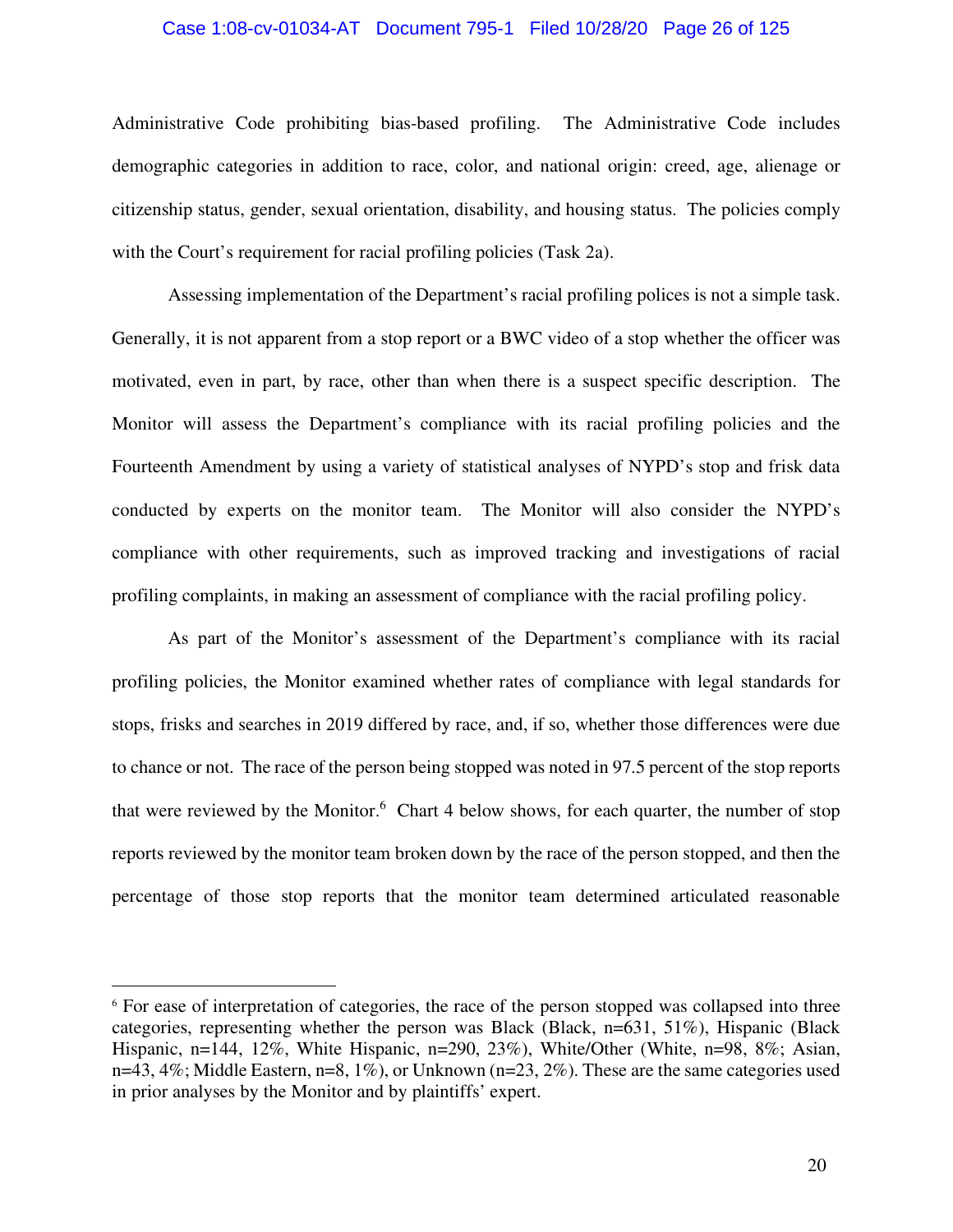Administrative Code prohibiting bias-based profiling. The Administrative Code includes demographic categories in addition to race, color, and national origin: creed, age, alienage or citizenship status, gender, sexual orientation, disability, and housing status. The policies comply with the Court's requirement for racial profiling policies (Task 2a).

Assessing implementation of the Department's racial profiling polices is not a simple task. Generally, it is not apparent from a stop report or a BWC video of a stop whether the officer was motivated, even in part, by race, other than when there is a suspect specific description. The Monitor will assess the Department's compliance with its racial profiling policies and the Fourteenth Amendment by using a variety of statistical analyses of NYPD's stop and frisk data conducted by experts on the monitor team. The Monitor will also consider the NYPD's compliance with other requirements, such as improved tracking and investigations of racial profiling complaints, in making an assessment of compliance with the racial profiling policy.

As part of the Monitor's assessment of the Department's compliance with its racial profiling policies, the Monitor examined whether rates of compliance with legal standards for stops, frisks and searches in 2019 differed by race, and, if so, whether those differences were due to chance or not. The race of the person being stopped was noted in 97.5 percent of the stop reports that were reviewed by the Monitor.[6] Chart 4 below shows, for each quarter, the number of stop reports reviewed by the monitor team broken down by the race of the person stopped, and then the percentage of those stop reports that the monitor team determined articulated reasonable

---

[6] For ease of interpretation of categories, the race of the person stopped was collapsed into three categories, representing whether the person was Black (Black, n=631, 51%), Hispanic (Black Hispanic, n=144, 12%, White Hispanic, n=290, 23%), White/Other (White, n=98, 8%; Asian, n=43, 4%; Middle Eastern, n=8, 1%), or Unknown (n=23, 2%). These are the same categories used in prior analyses by the Monitor and by plaintiffs' expert.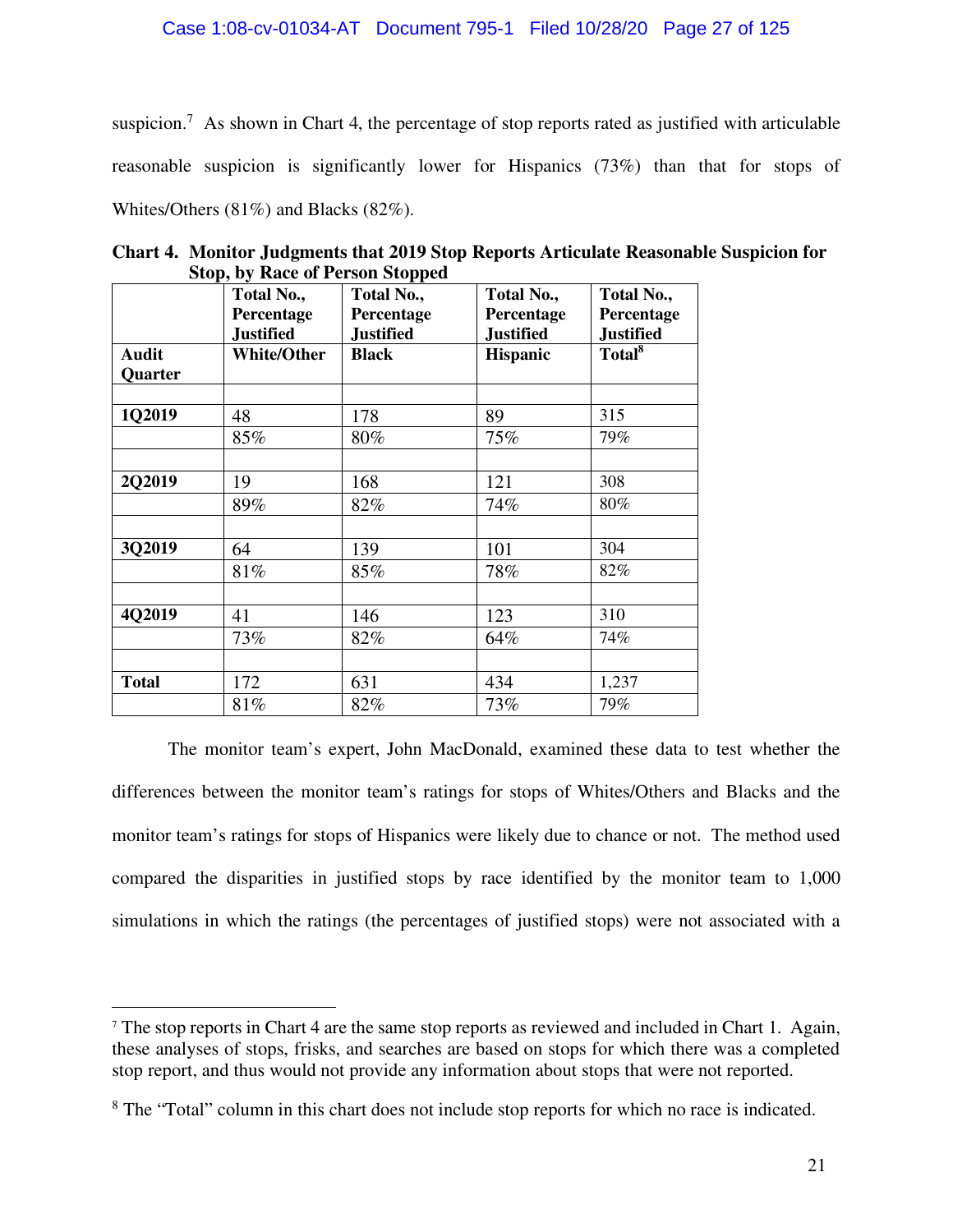suspicion.[7] As shown in Chart 4, the percentage of stop reports rated as justified with articulable reasonable suspicion is significantly lower for Hispanics (73%) than that for stops of Whites/Others (81%) and Blacks (82%).

**Chart 4. Monitor Judgments that 2019 Stop Reports Articulate Reasonable Suspicion for Stop, by Race of Person Stopped**

| | **Total No., Percentage Justified** | **Total No., Percentage Justified** | **Total No., Percentage Justified** | **Total No., Percentage Justified** |
|---|---|---|---|---|
| **Audit Quarter** | **White/Other** | **Black** | **Hispanic** | **Total[8]** |
| | | | | |
| **1Q2019** | 48 | 178 | 89 | 315 |
| | 85% | 80% | 75% | 79% |
| | | | | |
| **2Q2019** | 19 | 168 | 121 | 308 |
| | 89% | 82% | 74% | 80% |
| | | | | |
| **3Q2019** | 64 | 139 | 101 | 304 |
| | 81% | 85% | 78% | 82% |
| | | | | |
| **4Q2019** | 41 | 146 | 123 | 310 |
| | 73% | 82% | 64% | 74% |
| | | | | |
| **Total** | 172 | 631 | 434 | 1,237 |
| | 81% | 82% | 73% | 79% |

The monitor team's expert, John MacDonald, examined these data to test whether the differences between the monitor team's ratings for stops of Whites/Others and Blacks and the monitor team's ratings for stops of Hispanics were likely due to chance or not. The method used compared the disparities in justified stops by race identified by the monitor team to 1,000 simulations in which the ratings (the percentages of justified stops) were not associated with a

---

[7] The stop reports in Chart 4 are the same stop reports as reviewed and included in Chart 1. Again, these analyses of stops, frisks, and searches are based on stops for which there was a completed stop report, and thus would not provide any information about stops that were not reported.

[8] The "Total" column in this chart does not include stop reports for which no race is indicated.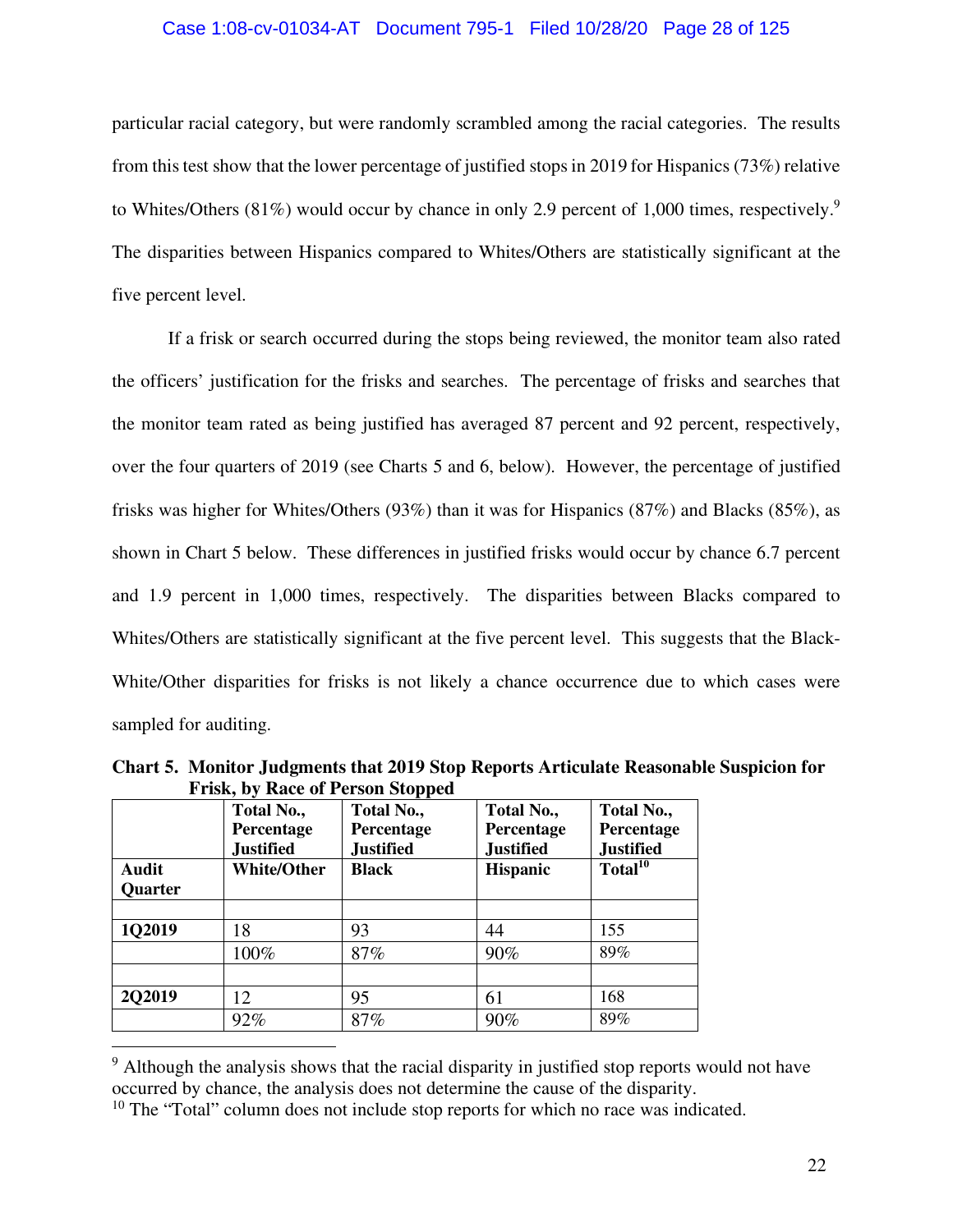particular racial category, but were randomly scrambled among the racial categories. The results from this test show that the lower percentage of justified stops in 2019 for Hispanics (73%) relative to Whites/Others (81%) would occur by chance in only 2.9 percent of 1,000 times, respectively.[9] The disparities between Hispanics compared to Whites/Others are statistically significant at the five percent level.

If a frisk or search occurred during the stops being reviewed, the monitor team also rated the officers' justification for the frisks and searches. The percentage of frisks and searches that the monitor team rated as being justified has averaged 87 percent and 92 percent, respectively, over the four quarters of 2019 (see Charts 5 and 6, below). However, the percentage of justified frisks was higher for Whites/Others (93%) than it was for Hispanics (87%) and Blacks (85%), as shown in Chart 5 below. These differences in justified frisks would occur by chance 6.7 percent and 1.9 percent in 1,000 times, respectively. The disparities between Blacks compared to Whites/Others are statistically significant at the five percent level. This suggests that the Black-White/Other disparities for frisks is not likely a chance occurrence due to which cases were sampled for auditing.

**Chart 5. Monitor Judgments that 2019 Stop Reports Articulate Reasonable Suspicion for Frisk, by Race of Person Stopped**

| | **Total No., Percentage Justified** | **Total No., Percentage Justified** | **Total No., Percentage Justified** | **Total No., Percentage Justified** |
|---|---|---|---|---|
| **Audit Quarter** | **White/Other** | **Black** | **Hispanic** | **Total[10]** |
| | | | | |
| **1Q2019** | 18 | 93 | 44 | 155 |
| | 100% | 87% | 90% | 89% |
| | | | | |
| **2Q2019** | 12 | 95 | 61 | 168 |
| | 92% | 87% | 90% | 89% |

[9] Although the analysis shows that the racial disparity in justified stop reports would not have occurred by chance, the analysis does not determine the cause of the disparity.

[10] The "Total" column does not include stop reports for which no race was indicated.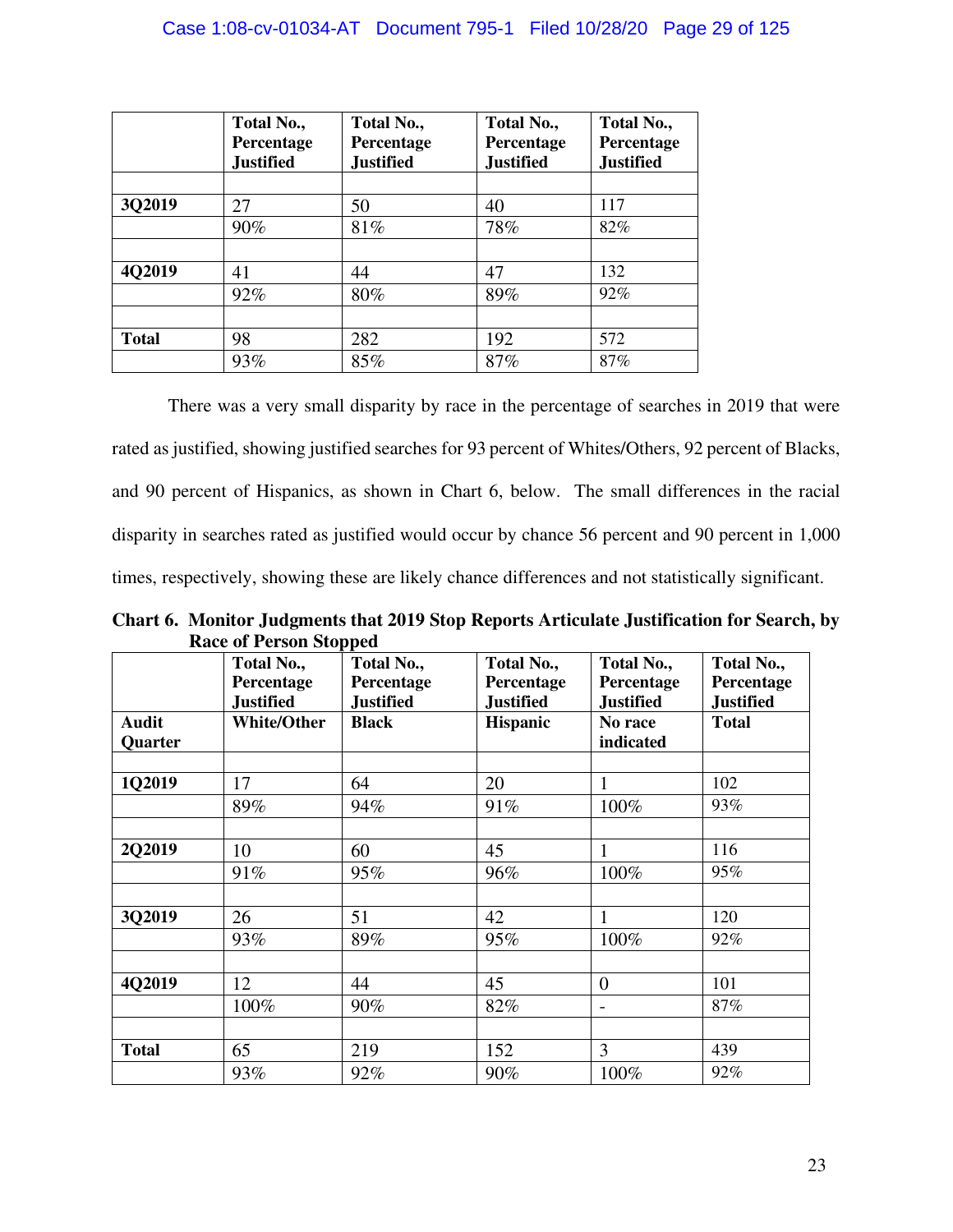| | Total No., Percentage Justified | Total No., Percentage Justified | Total No., Percentage Justified | Total No., Percentage Justified |
|---|---|---|---|---|
| | | | | |
| **3Q2019** | 27 | 50 | 40 | 117 |
| | 90% | 81% | 78% | 82% |
| | | | | |
| **4Q2019** | 41 | 44 | 47 | 132 |
| | 92% | 80% | 89% | 92% |
| | | | | |
| **Total** | 98 | 282 | 192 | 572 |
| | 93% | 85% | 87% | 87% |

There was a very small disparity by race in the percentage of searches in 2019 that were rated as justified, showing justified searches for 93 percent of Whites/Others, 92 percent of Blacks, and 90 percent of Hispanics, as shown in Chart 6, below. The small differences in the racial disparity in searches rated as justified would occur by chance 56 percent and 90 percent in 1,000 times, respectively, showing these are likely chance differences and not statistically significant.

**Chart 6. Monitor Judgments that 2019 Stop Reports Articulate Justification for Search, by Race of Person Stopped**

| | Total No., Percentage Justified | Total No., Percentage Justified | Total No., Percentage Justified | Total No., Percentage Justified | Total No., Percentage Justified |
|---|---|---|---|---|---|
| **Audit Quarter** | **White/Other** | **Black** | **Hispanic** | **No race indicated** | **Total** |
| | | | | | |
| **1Q2019** | 17 | 64 | 20 | 1 | 102 |
| | 89% | 94% | 91% | 100% | 93% |
| | | | | | |
| **2Q2019** | 10 | 60 | 45 | 1 | 116 |
| | 91% | 95% | 96% | 100% | 95% |
| | | | | | |
| **3Q2019** | 26 | 51 | 42 | 1 | 120 |
| | 93% | 89% | 95% | 100% | 92% |
| | | | | | |
| **4Q2019** | 12 | 44 | 45 | 0 | 101 |
| | 100% | 90% | 82% | - | 87% |
| | | | | | |
| **Total** | 65 | 219 | 152 | 3 | 439 |
| | 93% | 92% | 90% | 100% | 92% |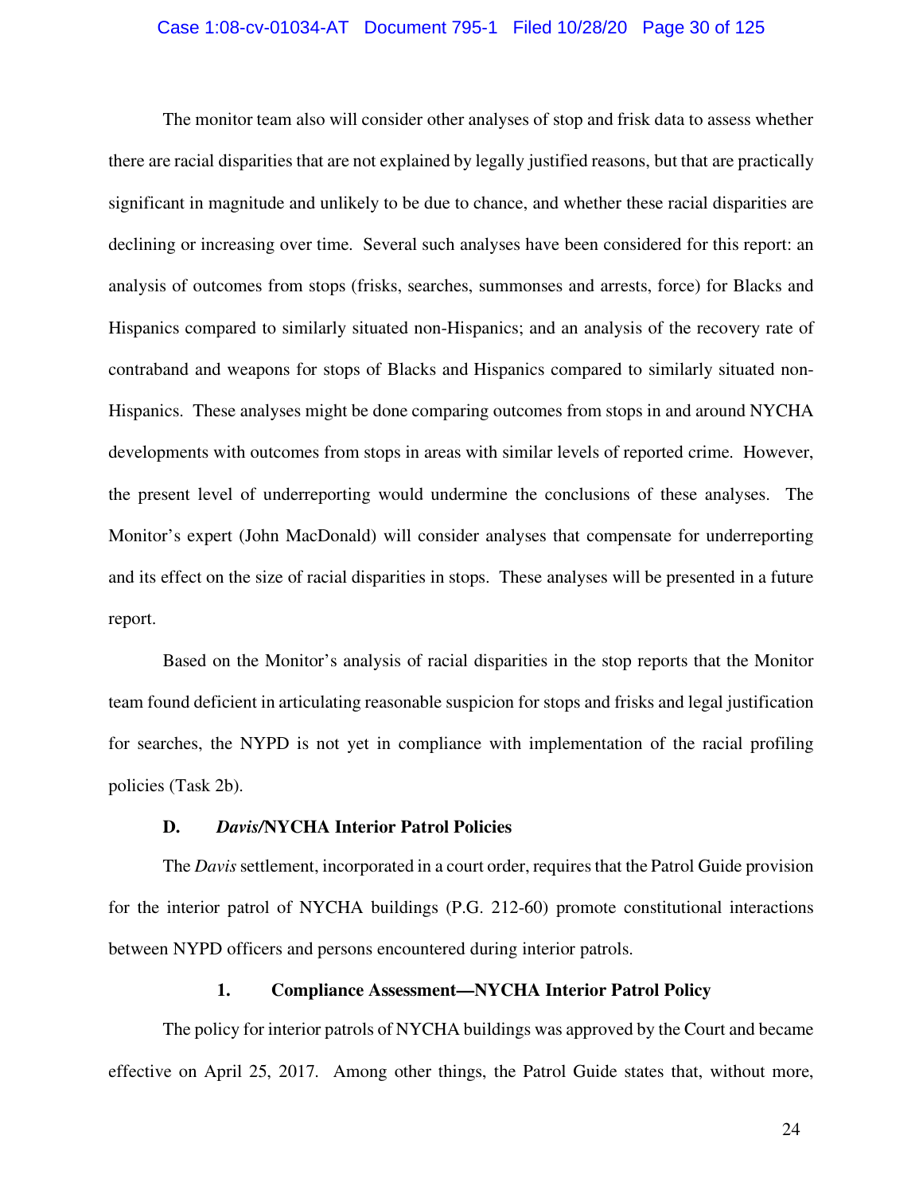The monitor team also will consider other analyses of stop and frisk data to assess whether there are racial disparities that are not explained by legally justified reasons, but that are practically significant in magnitude and unlikely to be due to chance, and whether these racial disparities are declining or increasing over time. Several such analyses have been considered for this report: an analysis of outcomes from stops (frisks, searches, summonses and arrests, force) for Blacks and Hispanics compared to similarly situated non-Hispanics; and an analysis of the recovery rate of contraband and weapons for stops of Blacks and Hispanics compared to similarly situated non-Hispanics. These analyses might be done comparing outcomes from stops in and around NYCHA developments with outcomes from stops in areas with similar levels of reported crime. However, the present level of underreporting would undermine the conclusions of these analyses. The Monitor's expert (John MacDonald) will consider analyses that compensate for underreporting and its effect on the size of racial disparities in stops. These analyses will be presented in a future report.

Based on the Monitor's analysis of racial disparities in the stop reports that the Monitor team found deficient in articulating reasonable suspicion for stops and frisks and legal justification for searches, the NYPD is not yet in compliance with implementation of the racial profiling policies (Task 2b).

### D. *Davis*/NYCHA Interior Patrol Policies

The *Davis* settlement, incorporated in a court order, requires that the Patrol Guide provision for the interior patrol of NYCHA buildings (P.G. 212-60) promote constitutional interactions between NYPD officers and persons encountered during interior patrols.

#### 1. Compliance Assessment—NYCHA Interior Patrol Policy

The policy for interior patrols of NYCHA buildings was approved by the Court and became effective on April 25, 2017. Among other things, the Patrol Guide states that, without more,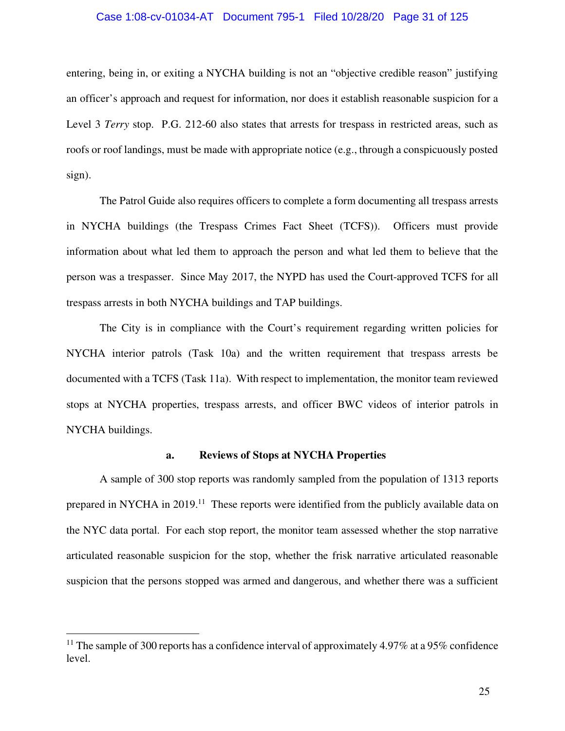entering, being in, or exiting a NYCHA building is not an "objective credible reason" justifying an officer's approach and request for information, nor does it establish reasonable suspicion for a Level 3 *Terry* stop. P.G. 212-60 also states that arrests for trespass in restricted areas, such as roofs or roof landings, must be made with appropriate notice (e.g., through a conspicuously posted sign).

The Patrol Guide also requires officers to complete a form documenting all trespass arrests in NYCHA buildings (the Trespass Crimes Fact Sheet (TCFS)). Officers must provide information about what led them to approach the person and what led them to believe that the person was a trespasser. Since May 2017, the NYPD has used the Court-approved TCFS for all trespass arrests in both NYCHA buildings and TAP buildings.

The City is in compliance with the Court's requirement regarding written policies for NYCHA interior patrols (Task 10a) and the written requirement that trespass arrests be documented with a TCFS (Task 11a). With respect to implementation, the monitor team reviewed stops at NYCHA properties, trespass arrests, and officer BWC videos of interior patrols in NYCHA buildings.

**a. Reviews of Stops at NYCHA Properties**

A sample of 300 stop reports was randomly sampled from the population of 1313 reports prepared in NYCHA in 2019.[11] These reports were identified from the publicly available data on the NYC data portal. For each stop report, the monitor team assessed whether the stop narrative articulated reasonable suspicion for the stop, whether the frisk narrative articulated reasonable suspicion that the persons stopped was armed and dangerous, and whether there was a sufficient

---

[11] The sample of 300 reports has a confidence interval of approximately 4.97% at a 95% confidence level.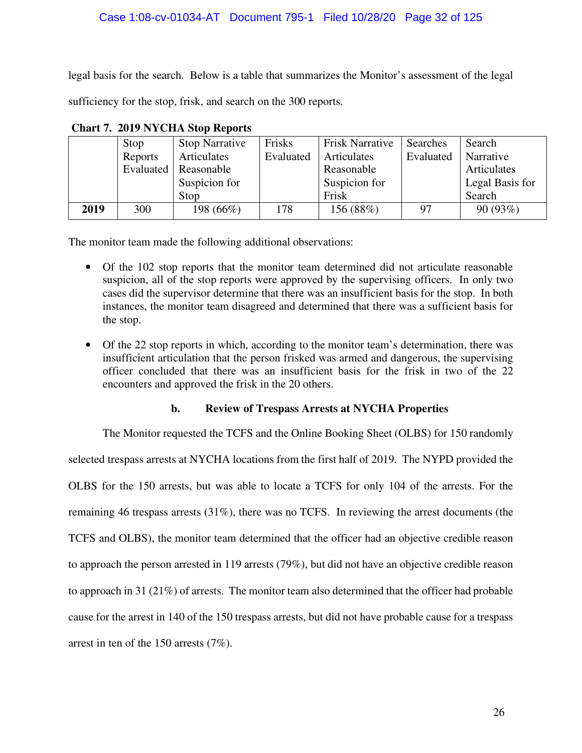legal basis for the search. Below is a table that summarizes the Monitor's assessment of the legal sufficiency for the stop, frisk, and search on the 300 reports.

**Chart 7. 2019 NYCHA Stop Reports**

| | Stop Reports Evaluated | Stop Narrative Articulates Reasonable Suspicion for Stop | Frisks Evaluated | Frisk Narrative Articulates Reasonable Suspicion for Frisk | Searches Evaluated | Search Narrative Articulates Legal Basis for Search |
|---|---|---|---|---|---|---|
| **2019** | 300 | 198 (66%) | 178 | 156 (88%) | 97 | 90 (93%) |

The monitor team made the following additional observations:

- Of the 102 stop reports that the monitor team determined did not articulate reasonable suspicion, all of the stop reports were approved by the supervising officers. In only two cases did the supervisor determine that there was an insufficient basis for the stop. In both instances, the monitor team disagreed and determined that there was a sufficient basis for the stop.
- Of the 22 stop reports in which, according to the monitor team's determination, there was insufficient articulation that the person frisked was armed and dangerous, the supervising officer concluded that there was an insufficient basis for the frisk in two of the 22 encounters and approved the frisk in the 20 others.

#### b. Review of Trespass Arrests at NYCHA Properties

The Monitor requested the TCFS and the Online Booking Sheet (OLBS) for 150 randomly selected trespass arrests at NYCHA locations from the first half of 2019. The NYPD provided the OLBS for the 150 arrests, but was able to locate a TCFS for only 104 of the arrests. For the remaining 46 trespass arrests (31%), there was no TCFS. In reviewing the arrest documents (the TCFS and OLBS), the monitor team determined that the officer had an objective credible reason to approach the person arrested in 119 arrests (79%), but did not have an objective credible reason to approach in 31 (21%) of arrests. The monitor team also determined that the officer had probable cause for the arrest in 140 of the 150 trespass arrests, but did not have probable cause for a trespass arrest in ten of the 150 arrests (7%).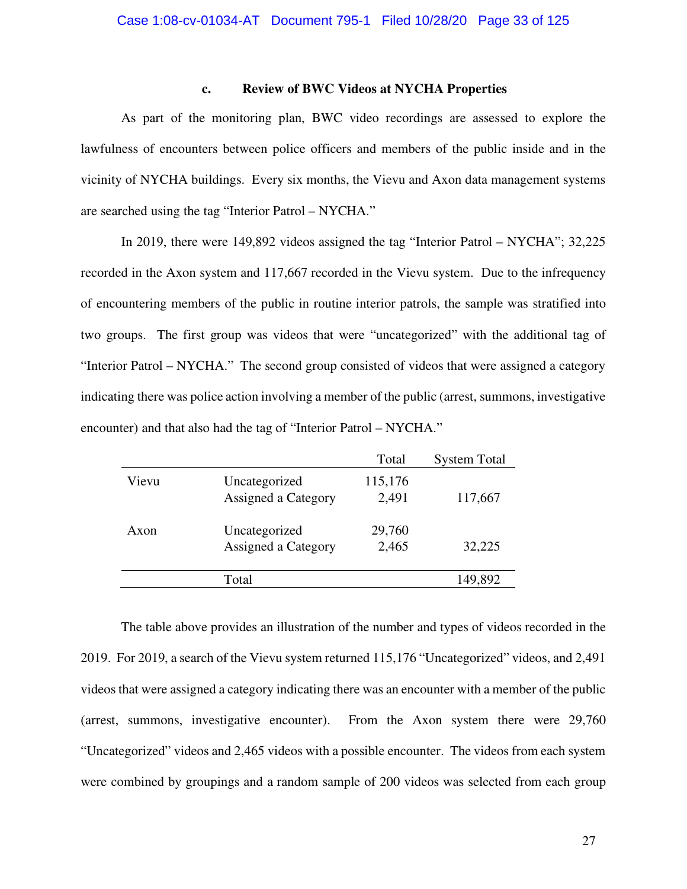### c. Review of BWC Videos at NYCHA Properties

As part of the monitoring plan, BWC video recordings are assessed to explore the lawfulness of encounters between police officers and members of the public inside and in the vicinity of NYCHA buildings. Every six months, the Vievu and Axon data management systems are searched using the tag "Interior Patrol – NYCHA."

In 2019, there were 149,892 videos assigned the tag "Interior Patrol – NYCHA"; 32,225 recorded in the Axon system and 117,667 recorded in the Vievu system. Due to the infrequency of encountering members of the public in routine interior patrols, the sample was stratified into two groups. The first group was videos that were "uncategorized" with the additional tag of "Interior Patrol – NYCHA." The second group consisted of videos that were assigned a category indicating there was police action involving a member of the public (arrest, summons, investigative encounter) and that also had the tag of "Interior Patrol – NYCHA."

| | | Total | System Total |
|---|---|---|---|
| Vievu | Uncategorized | 115,176 | |
| | Assigned a Category | 2,491 | 117,667 |
| Axon | Uncategorized | 29,760 | |
| | Assigned a Category | 2,465 | 32,225 |
| | Total | | 149,892 |

The table above provides an illustration of the number and types of videos recorded in the 2019. For 2019, a search of the Vievu system returned 115,176 "Uncategorized" videos, and 2,491 videos that were assigned a category indicating there was an encounter with a member of the public (arrest, summons, investigative encounter). From the Axon system there were 29,760 "Uncategorized" videos and 2,465 videos with a possible encounter. The videos from each system were combined by groupings and a random sample of 200 videos was selected from each group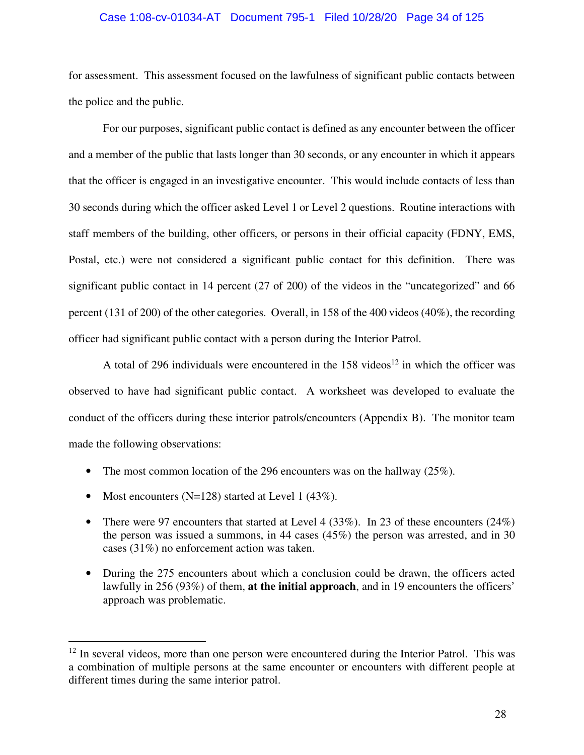for assessment. This assessment focused on the lawfulness of significant public contacts between the police and the public.

For our purposes, significant public contact is defined as any encounter between the officer and a member of the public that lasts longer than 30 seconds, or any encounter in which it appears that the officer is engaged in an investigative encounter. This would include contacts of less than 30 seconds during which the officer asked Level 1 or Level 2 questions. Routine interactions with staff members of the building, other officers, or persons in their official capacity (FDNY, EMS, Postal, etc.) were not considered a significant public contact for this definition. There was significant public contact in 14 percent (27 of 200) of the videos in the "uncategorized" and 66 percent (131 of 200) of the other categories. Overall, in 158 of the 400 videos (40%), the recording officer had significant public contact with a person during the Interior Patrol.

A total of 296 individuals were encountered in the 158 videos[12] in which the officer was observed to have had significant public contact. A worksheet was developed to evaluate the conduct of the officers during these interior patrols/encounters (Appendix B). The monitor team made the following observations:

- The most common location of the 296 encounters was on the hallway (25%).
- Most encounters (N=128) started at Level 1 (43%).
- There were 97 encounters that started at Level 4 (33%). In 23 of these encounters (24%) the person was issued a summons, in 44 cases (45%) the person was arrested, and in 30 cases (31%) no enforcement action was taken.
- During the 275 encounters about which a conclusion could be drawn, the officers acted lawfully in 256 (93%) of them, **at the initial approach**, and in 19 encounters the officers' approach was problematic.

[12] In several videos, more than one person were encountered during the Interior Patrol. This was a combination of multiple persons at the same encounter or encounters with different people at different times during the same interior patrol.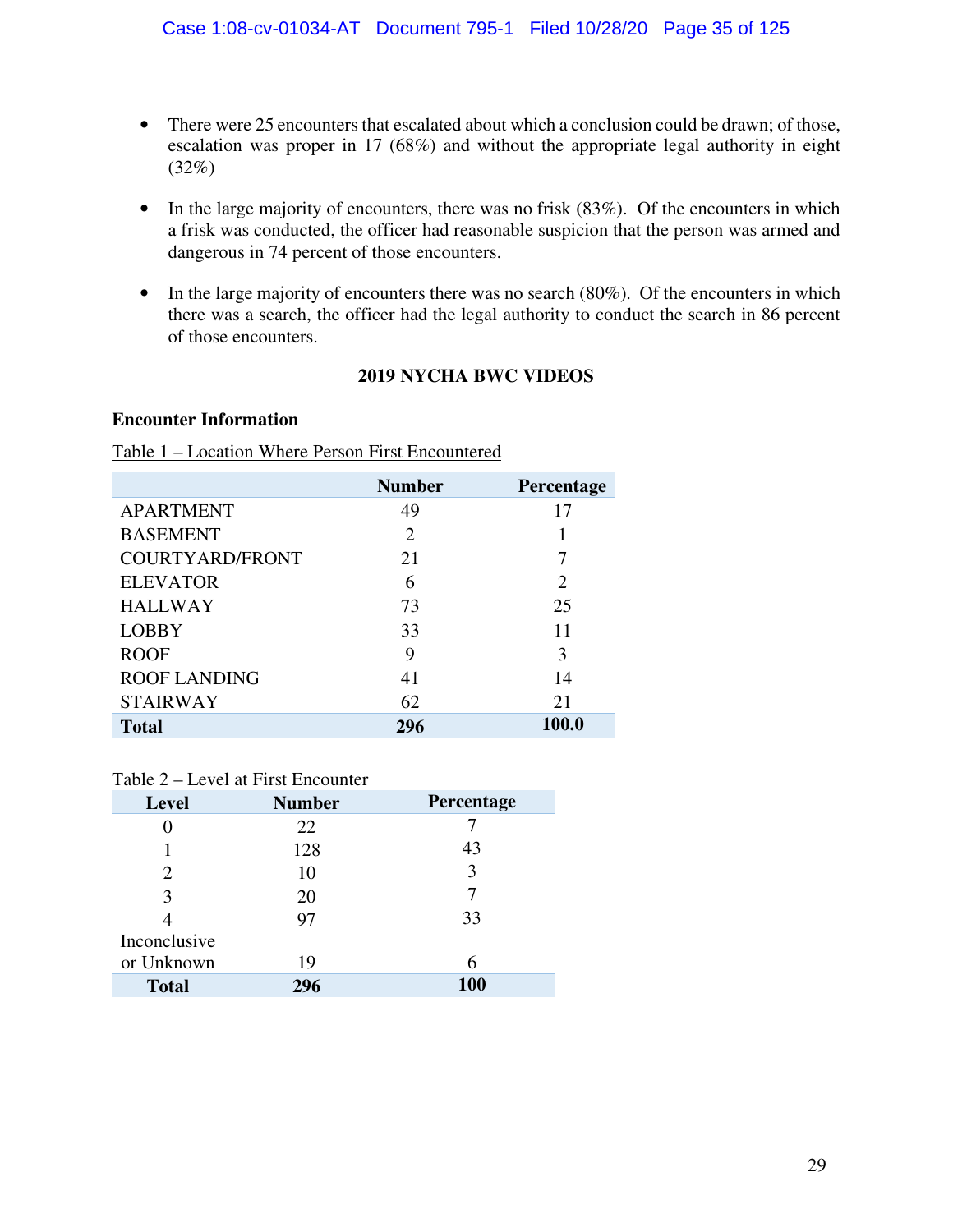- There were 25 encounters that escalated about which a conclusion could be drawn; of those, escalation was proper in 17 (68%) and without the appropriate legal authority in eight (32%)

- In the large majority of encounters, there was no frisk (83%). Of the encounters in which a frisk was conducted, the officer had reasonable suspicion that the person was armed and dangerous in 74 percent of those encounters.

- In the large majority of encounters there was no search (80%). Of the encounters in which there was a search, the officer had the legal authority to conduct the search in 86 percent of those encounters.

## 2019 NYCHA BWC VIDEOS

### Encounter Information

Table 1 – Location Where Person First Encountered

| | Number | Percentage |
|---|---|---|
| APARTMENT | 49 | 17 |
| BASEMENT | 2 | 1 |
| COURTYARD/FRONT | 21 | 7 |
| ELEVATOR | 6 | 2 |
| HALLWAY | 73 | 25 |
| LOBBY | 33 | 11 |
| ROOF | 9 | 3 |
| ROOF LANDING | 41 | 14 |
| STAIRWAY | 62 | 21 |
| **Total** | **296** | **100.0** |

Table 2 – Level at First Encounter

| Level | Number | Percentage |
|---|---|---|
| 0 | 22 | 7 |
| 1 | 128 | 43 |
| 2 | 10 | 3 |
| 3 | 20 | 7 |
| 4 | 97 | 33 |
| Inconclusive or Unknown | 19 | 6 |
| **Total** | **296** | **100** |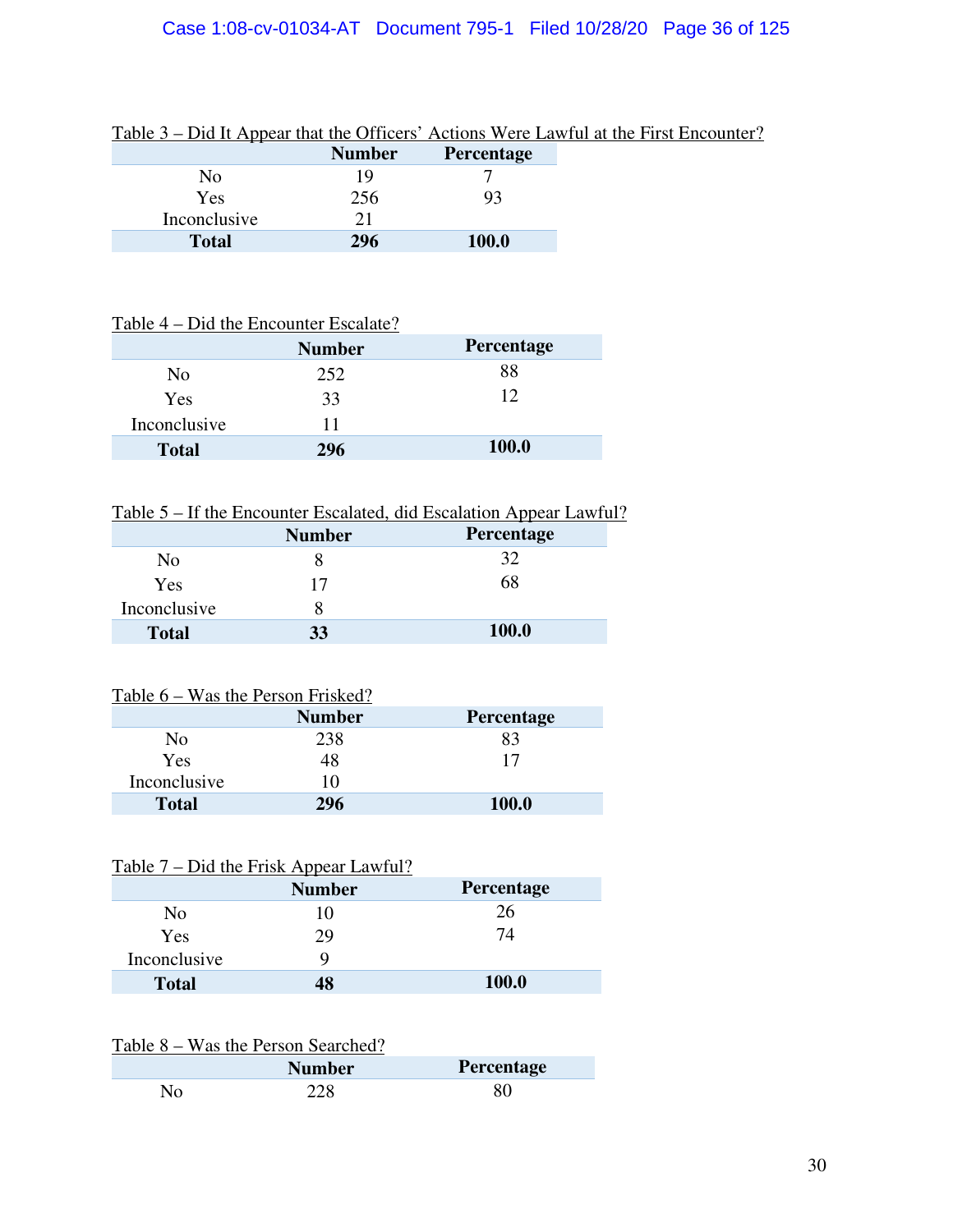Table 3 – Did It Appear that the Officers' Actions Were Lawful at the First Encounter?

| | Number | Percentage |
|---|---|---|
| No | 19 | 7 |
| Yes | 256 | 93 |
| Inconclusive | 21 | |
| **Total** | **296** | **100.0** |

Table 4 – Did the Encounter Escalate?

| | Number | Percentage |
|---|---|---|
| No | 252 | 88 |
| Yes | 33 | 12 |
| Inconclusive | 11 | |
| **Total** | **296** | **100.0** |

Table 5 – If the Encounter Escalated, did Escalation Appear Lawful?

| | Number | Percentage |
|---|---|---|
| No | 8 | 32 |
| Yes | 17 | 68 |
| Inconclusive | 8 | |
| **Total** | **33** | **100.0** |

Table 6 – Was the Person Frisked?

| | Number | Percentage |
|---|---|---|
| No | 238 | 83 |
| Yes | 48 | 17 |
| Inconclusive | 10 | |
| **Total** | **296** | **100.0** |

Table 7 – Did the Frisk Appear Lawful?

| | Number | Percentage |
|---|---|---|
| No | 10 | 26 |
| Yes | 29 | 74 |
| Inconclusive | 9 | |
| **Total** | **48** | **100.0** |

Table 8 – Was the Person Searched?

| | Number | Percentage |
|---|---|---|
| No | 228 | 80 |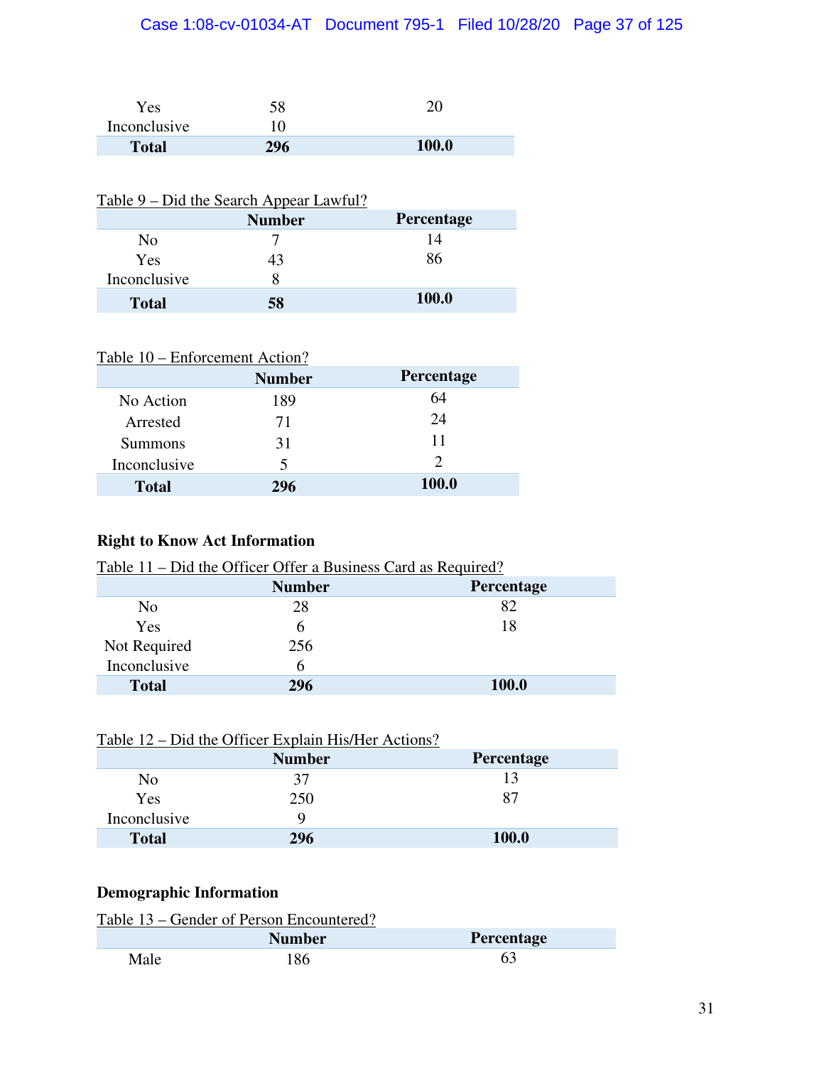|  |  |  |
|---|---|---|
| Yes | 58 | 20 |
| Inconclusive | 10 |  |
| **Total** | **296** | **100.0** |

Table 9 – Did the Search Appear Lawful?

|  | Number | Percentage |
|---|---|---|
| No | 7 | 14 |
| Yes | 43 | 86 |
| Inconclusive | 8 |  |
| **Total** | **58** | **100.0** |

Table 10 – Enforcement Action?

|  | Number | Percentage |
|---|---|---|
| No Action | 189 | 64 |
| Arrested | 71 | 24 |
| Summons | 31 | 11 |
| Inconclusive | 5 | 2 |
| **Total** | **296** | **100.0** |

**Right to Know Act Information**

Table 11 – Did the Officer Offer a Business Card as Required?

|  | Number | Percentage |
|---|---|---|
| No | 28 | 82 |
| Yes | 6 | 18 |
| Not Required | 256 |  |
| Inconclusive | 6 |  |
| **Total** | **296** | **100.0** |

Table 12 – Did the Officer Explain His/Her Actions?

|  | Number | Percentage |
|---|---|---|
| No | 37 | 13 |
| Yes | 250 | 87 |
| Inconclusive | 9 |  |
| **Total** | **296** | **100.0** |

**Demographic Information**

Table 13 – Gender of Person Encountered?

|  | Number | Percentage |
|---|---|---|
| Male | 186 | 63 |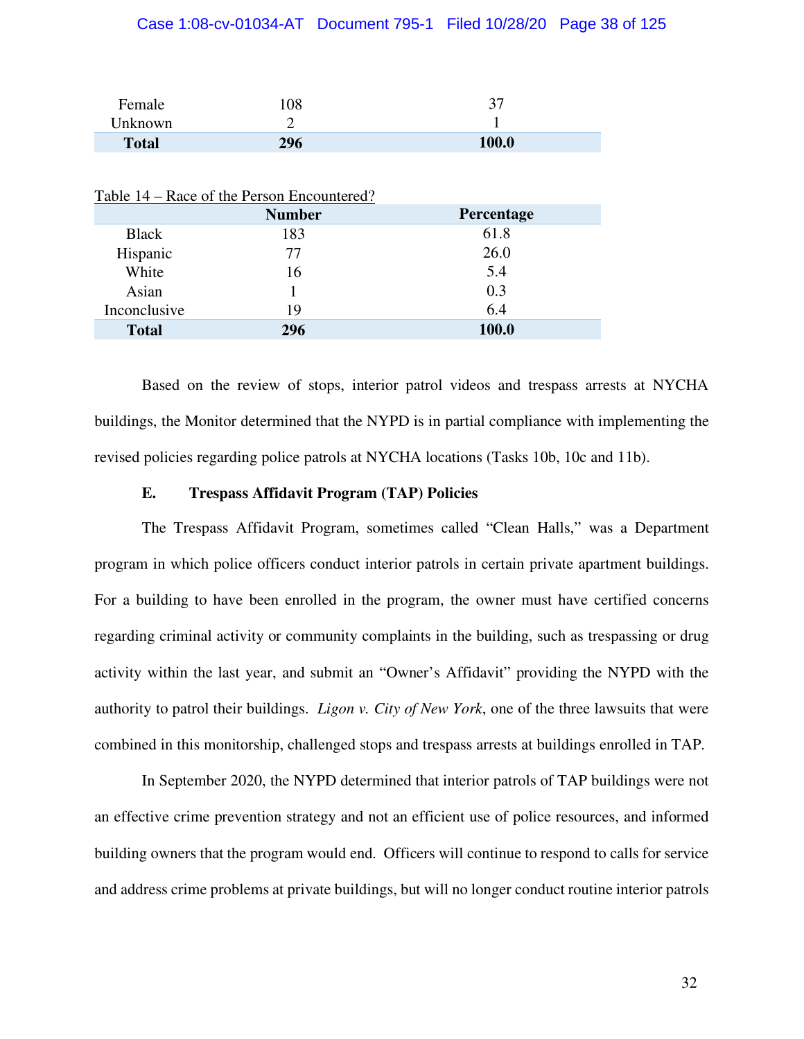| | | |
|---|---|---|
| Female | 108 | 37 |
| Unknown | 2 | 1 |
| **Total** | **296** | **100.0** |

Table 14 – Race of the Person Encountered?

| | Number | Percentage |
|---|---|---|
| Black | 183 | 61.8 |
| Hispanic | 77 | 26.0 |
| White | 16 | 5.4 |
| Asian | 1 | 0.3 |
| Inconclusive | 19 | 6.4 |
| **Total** | **296** | **100.0** |

Based on the review of stops, interior patrol videos and trespass arrests at NYCHA buildings, the Monitor determined that the NYPD is in partial compliance with implementing the revised policies regarding police patrols at NYCHA locations (Tasks 10b, 10c and 11b).

### E. Trespass Affidavit Program (TAP) Policies

The Trespass Affidavit Program, sometimes called "Clean Halls," was a Department program in which police officers conduct interior patrols in certain private apartment buildings. For a building to have been enrolled in the program, the owner must have certified concerns regarding criminal activity or community complaints in the building, such as trespassing or drug activity within the last year, and submit an "Owner's Affidavit" providing the NYPD with the authority to patrol their buildings. *Ligon v. City of New York*, one of the three lawsuits that were combined in this monitorship, challenged stops and trespass arrests at buildings enrolled in TAP.

In September 2020, the NYPD determined that interior patrols of TAP buildings were not an effective crime prevention strategy and not an efficient use of police resources, and informed building owners that the program would end. Officers will continue to respond to calls for service and address crime problems at private buildings, but will no longer conduct routine interior patrols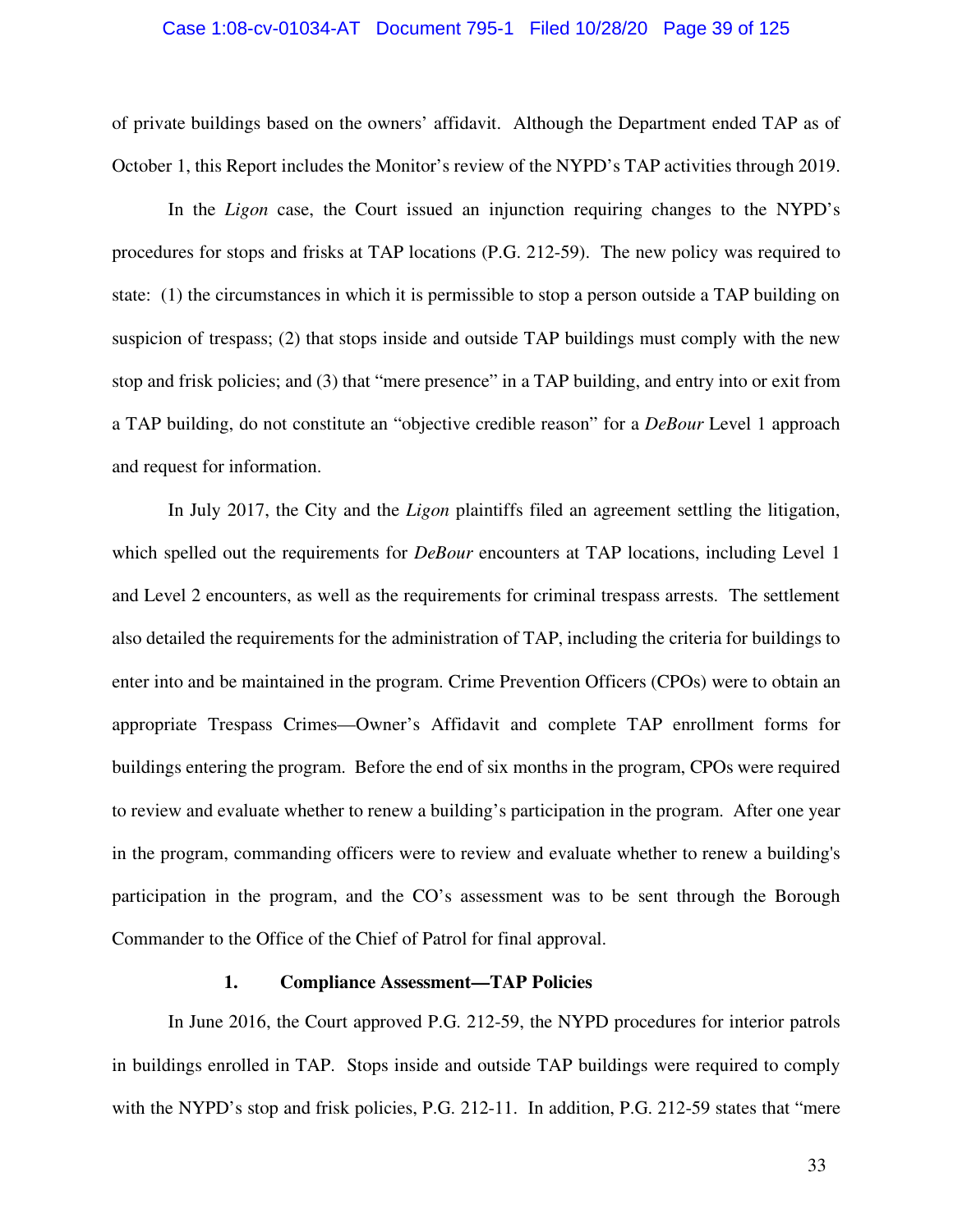of private buildings based on the owners' affidavit. Although the Department ended TAP as of October 1, this Report includes the Monitor's review of the NYPD's TAP activities through 2019.

In the *Ligon* case, the Court issued an injunction requiring changes to the NYPD's procedures for stops and frisks at TAP locations (P.G. 212-59). The new policy was required to state: (1) the circumstances in which it is permissible to stop a person outside a TAP building on suspicion of trespass; (2) that stops inside and outside TAP buildings must comply with the new stop and frisk policies; and (3) that "mere presence" in a TAP building, and entry into or exit from a TAP building, do not constitute an "objective credible reason" for a *DeBour* Level 1 approach and request for information.

In July 2017, the City and the *Ligon* plaintiffs filed an agreement settling the litigation, which spelled out the requirements for *DeBour* encounters at TAP locations, including Level 1 and Level 2 encounters, as well as the requirements for criminal trespass arrests. The settlement also detailed the requirements for the administration of TAP, including the criteria for buildings to enter into and be maintained in the program. Crime Prevention Officers (CPOs) were to obtain an appropriate Trespass Crimes—Owner's Affidavit and complete TAP enrollment forms for buildings entering the program. Before the end of six months in the program, CPOs were required to review and evaluate whether to renew a building's participation in the program. After one year in the program, commanding officers were to review and evaluate whether to renew a building's participation in the program, and the CO's assessment was to be sent through the Borough Commander to the Office of the Chief of Patrol for final approval.

### 1. Compliance Assessment—TAP Policies

In June 2016, the Court approved P.G. 212-59, the NYPD procedures for interior patrols in buildings enrolled in TAP. Stops inside and outside TAP buildings were required to comply with the NYPD's stop and frisk policies, P.G. 212-11. In addition, P.G. 212-59 states that "mere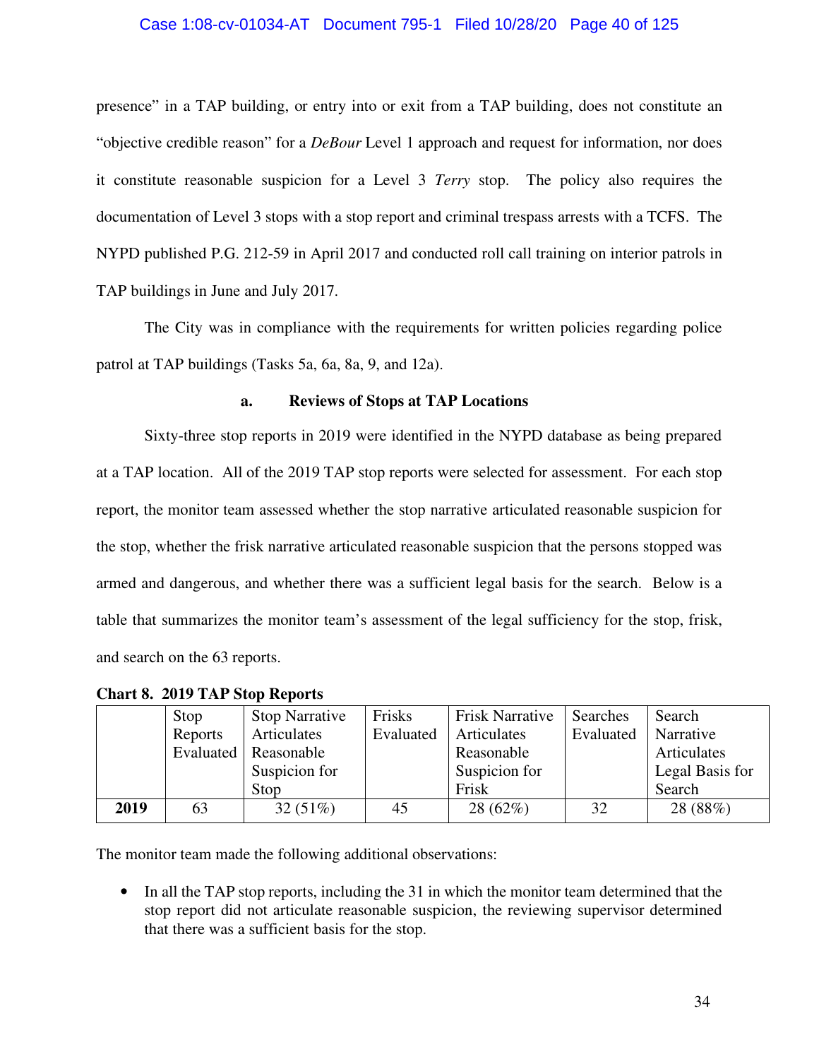presence" in a TAP building, or entry into or exit from a TAP building, does not constitute an "objective credible reason" for a *DeBour* Level 1 approach and request for information, nor does it constitute reasonable suspicion for a Level 3 *Terry* stop. The policy also requires the documentation of Level 3 stops with a stop report and criminal trespass arrests with a TCFS. The NYPD published P.G. 212-59 in April 2017 and conducted roll call training on interior patrols in TAP buildings in June and July 2017.

The City was in compliance with the requirements for written policies regarding police patrol at TAP buildings (Tasks 5a, 6a, 8a, 9, and 12a).

#### a. Reviews of Stops at TAP Locations

Sixty-three stop reports in 2019 were identified in the NYPD database as being prepared at a TAP location. All of the 2019 TAP stop reports were selected for assessment. For each stop report, the monitor team assessed whether the stop narrative articulated reasonable suspicion for the stop, whether the frisk narrative articulated reasonable suspicion that the persons stopped was armed and dangerous, and whether there was a sufficient legal basis for the search. Below is a table that summarizes the monitor team's assessment of the legal sufficiency for the stop, frisk, and search on the 63 reports.

**Chart 8. 2019 TAP Stop Reports**

| | Stop Reports Evaluated | Stop Narrative Articulates Reasonable Suspicion for Stop | Frisks Evaluated | Frisk Narrative Articulates Reasonable Suspicion for Frisk | Searches Evaluated | Search Narrative Articulates Legal Basis for Search |
|---|---|---|---|---|---|---|
| **2019** | 63 | 32 (51%) | 45 | 28 (62%) | 32 | 28 (88%) |

The monitor team made the following additional observations:

- In all the TAP stop reports, including the 31 in which the monitor team determined that the stop report did not articulate reasonable suspicion, the reviewing supervisor determined that there was a sufficient basis for the stop.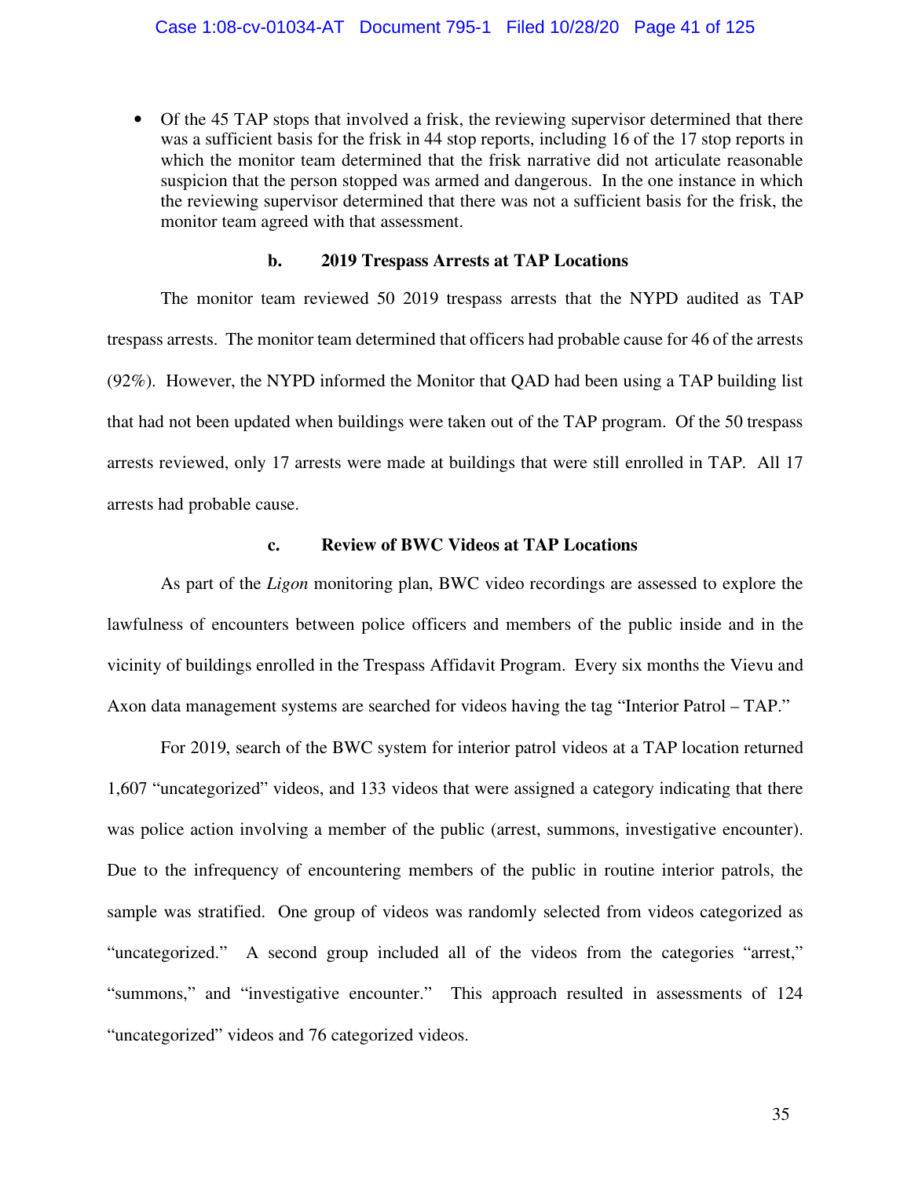- Of the 45 TAP stops that involved a frisk, the reviewing supervisor determined that there was a sufficient basis for the frisk in 44 stop reports, including 16 of the 17 stop reports in which the monitor team determined that the frisk narrative did not articulate reasonable suspicion that the person stopped was armed and dangerous. In the one instance in which the reviewing supervisor determined that there was not a sufficient basis for the frisk, the monitor team agreed with that assessment.

#### b. 2019 Trespass Arrests at TAP Locations

The monitor team reviewed 50 2019 trespass arrests that the NYPD audited as TAP trespass arrests. The monitor team determined that officers had probable cause for 46 of the arrests (92%). However, the NYPD informed the Monitor that QAD had been using a TAP building list that had not been updated when buildings were taken out of the TAP program. Of the 50 trespass arrests reviewed, only 17 arrests were made at buildings that were still enrolled in TAP. All 17 arrests had probable cause.

#### c. Review of BWC Videos at TAP Locations

As part of the *Ligon* monitoring plan, BWC video recordings are assessed to explore the lawfulness of encounters between police officers and members of the public inside and in the vicinity of buildings enrolled in the Trespass Affidavit Program. Every six months the Vievu and Axon data management systems are searched for videos having the tag "Interior Patrol – TAP."

For 2019, search of the BWC system for interior patrol videos at a TAP location returned 1,607 "uncategorized" videos, and 133 videos that were assigned a category indicating that there was police action involving a member of the public (arrest, summons, investigative encounter). Due to the infrequency of encountering members of the public in routine interior patrols, the sample was stratified. One group of videos was randomly selected from videos categorized as "uncategorized." A second group included all of the videos from the categories "arrest," "summons," and "investigative encounter." This approach resulted in assessments of 124 "uncategorized" videos and 76 categorized videos.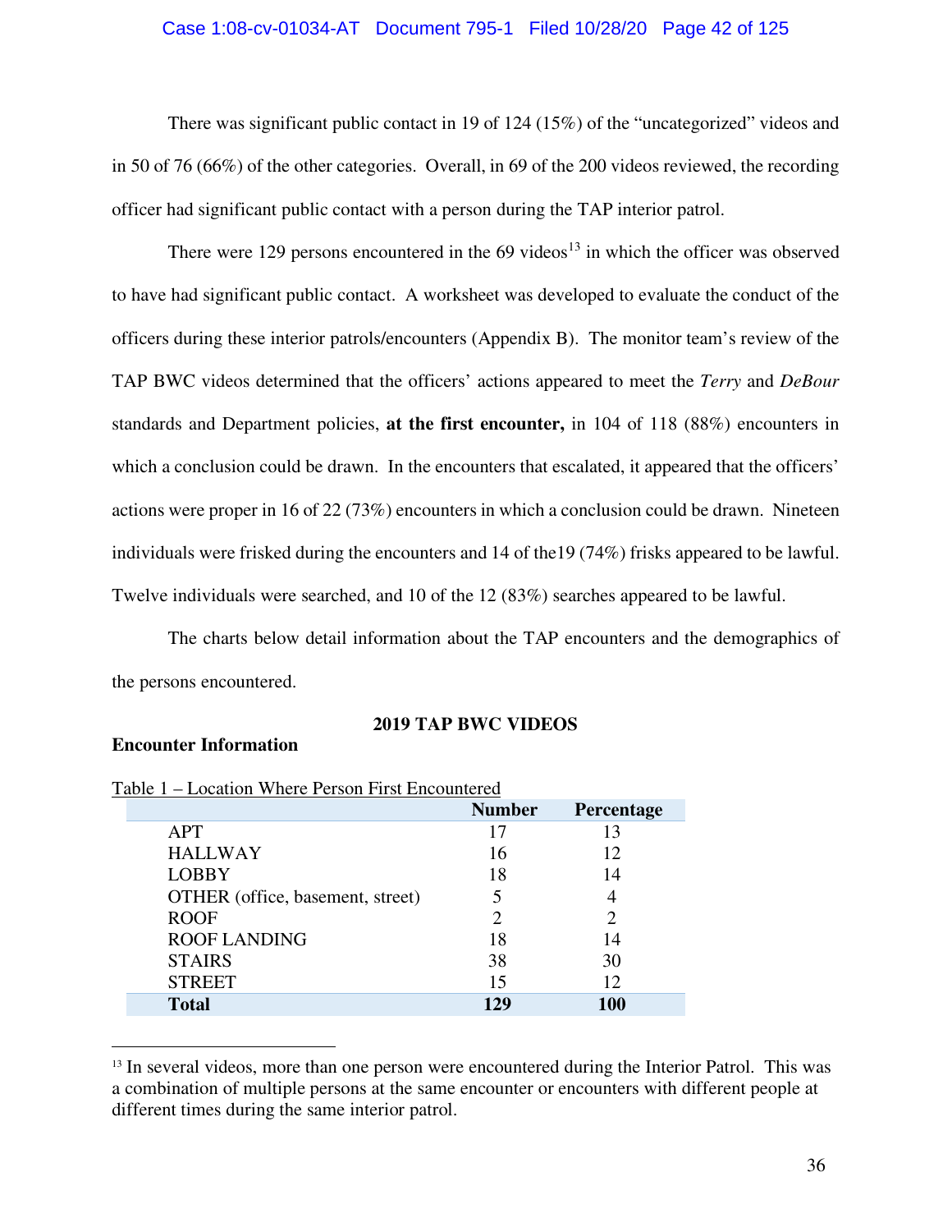There was significant public contact in 19 of 124 (15%) of the "uncategorized" videos and in 50 of 76 (66%) of the other categories. Overall, in 69 of the 200 videos reviewed, the recording officer had significant public contact with a person during the TAP interior patrol.

There were 129 persons encountered in the 69 videos[13] in which the officer was observed to have had significant public contact. A worksheet was developed to evaluate the conduct of the officers during these interior patrols/encounters (Appendix B). The monitor team's review of the TAP BWC videos determined that the officers' actions appeared to meet the *Terry* and *DeBour* standards and Department policies, **at the first encounter,** in 104 of 118 (88%) encounters in which a conclusion could be drawn. In the encounters that escalated, it appeared that the officers' actions were proper in 16 of 22 (73%) encounters in which a conclusion could be drawn. Nineteen individuals were frisked during the encounters and 14 of the19 (74%) frisks appeared to be lawful. Twelve individuals were searched, and 10 of the 12 (83%) searches appeared to be lawful.

The charts below detail information about the TAP encounters and the demographics of the persons encountered.

**2019 TAP BWC VIDEOS**

**Encounter Information**

Table 1 – Location Where Person First Encountered

| | Number | Percentage |
|---|---|---|
| APT | 17 | 13 |
| HALLWAY | 16 | 12 |
| LOBBY | 18 | 14 |
| OTHER (office, basement, street) | 5 | 4 |
| ROOF | 2 | 2 |
| ROOF LANDING | 18 | 14 |
| STAIRS | 38 | 30 |
| STREET | 15 | 12 |
| **Total** | **129** | **100** |

[13] In several videos, more than one person were encountered during the Interior Patrol. This was a combination of multiple persons at the same encounter or encounters with different people at different times during the same interior patrol.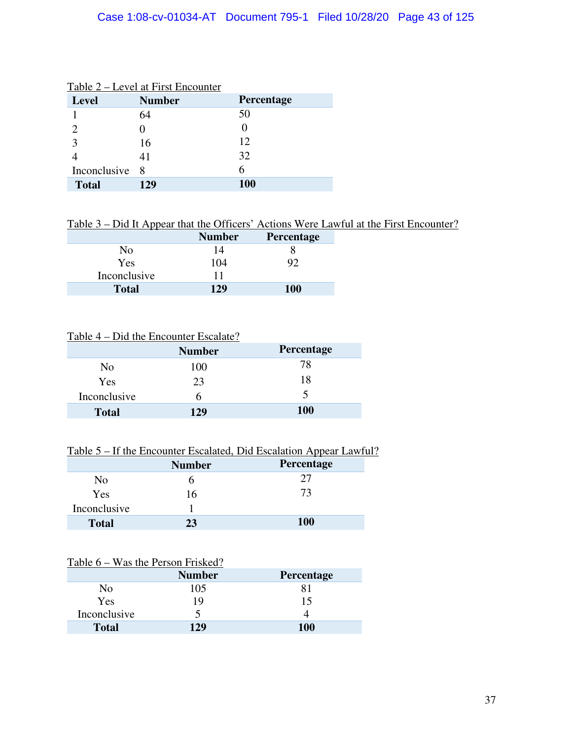Table 2 – Level at First Encounter

| Level | Number | Percentage |
|---|---|---|
| 1 | 64 | 50 |
| 2 | 0 | 0 |
| 3 | 16 | 12 |
| 4 | 41 | 32 |
| Inconclusive | 8 | 6 |
| **Total** | **129** | **100** |

Table 3 – Did It Appear that the Officers' Actions Were Lawful at the First Encounter?

| | Number | Percentage |
|---|---|---|
| No | 14 | 8 |
| Yes | 104 | 92 |
| Inconclusive | 11 | |
| **Total** | **129** | **100** |

Table 4 – Did the Encounter Escalate?

| | Number | Percentage |
|---|---|---|
| No | 100 | 78 |
| Yes | 23 | 18 |
| Inconclusive | 6 | 5 |
| **Total** | **129** | **100** |

Table 5 – If the Encounter Escalated, Did Escalation Appear Lawful?

| | Number | Percentage |
|---|---|---|
| No | 6 | 27 |
| Yes | 16 | 73 |
| Inconclusive | 1 | |
| **Total** | **23** | **100** |

Table 6 – Was the Person Frisked?

| | Number | Percentage |
|---|---|---|
| No | 105 | 81 |
| Yes | 19 | 15 |
| Inconclusive | 5 | 4 |
| **Total** | **129** | **100** |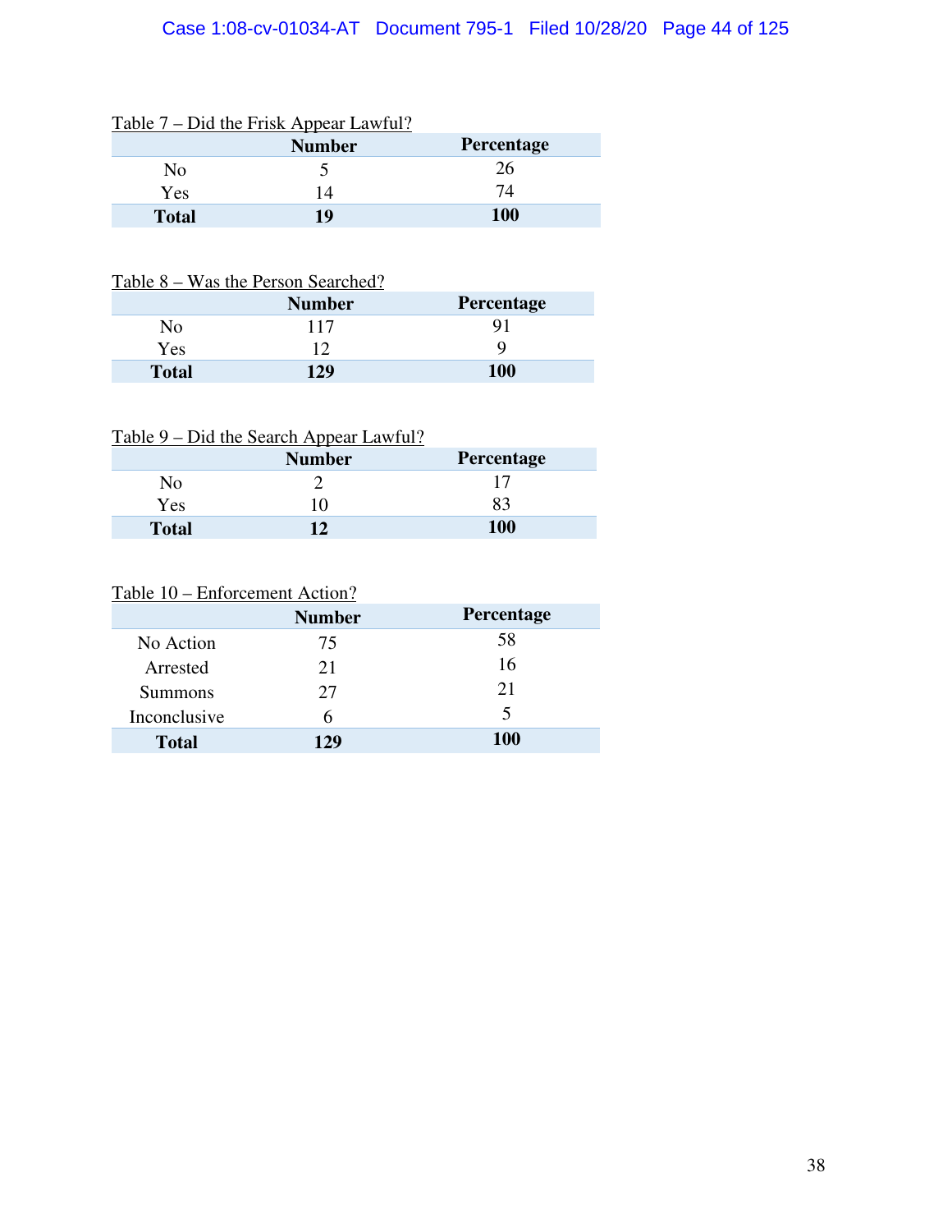Table 7 – Did the Frisk Appear Lawful?

| | Number | Percentage |
|---|---|---|
| No | 5 | 26 |
| Yes | 14 | 74 |
| **Total** | **19** | **100** |

Table 8 – Was the Person Searched?

| | Number | Percentage |
|---|---|---|
| No | 117 | 91 |
| Yes | 12 | 9 |
| **Total** | **129** | **100** |

Table 9 – Did the Search Appear Lawful?

| | Number | Percentage |
|---|---|---|
| No | 2 | 17 |
| Yes | 10 | 83 |
| **Total** | **12** | **100** |

Table 10 – Enforcement Action?

| | Number | Percentage |
|---|---|---|
| No Action | 75 | 58 |
| Arrested | 21 | 16 |
| Summons | 27 | 21 |
| Inconclusive | 6 | 5 |
| **Total** | **129** | **100** |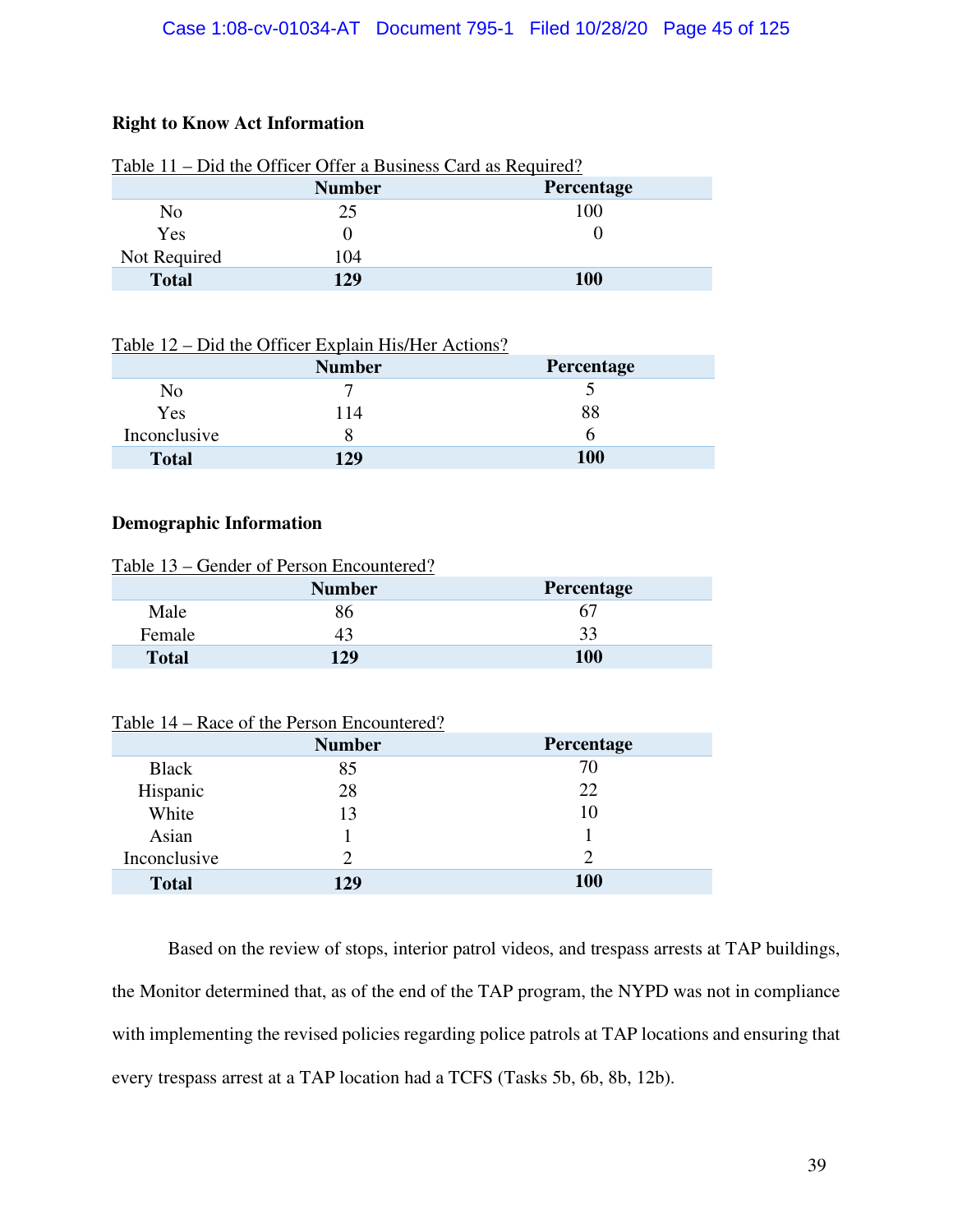**Right to Know Act Information**

Table 11 – Did the Officer Offer a Business Card as Required?

| | Number | Percentage |
|---|---|---|
| No | 25 | 100 |
| Yes | 0 | 0 |
| Not Required | 104 | |
| **Total** | **129** | **100** |

Table 12 – Did the Officer Explain His/Her Actions?

| | Number | Percentage |
|---|---|---|
| No | 7 | 5 |
| Yes | 114 | 88 |
| Inconclusive | 8 | 6 |
| **Total** | **129** | **100** |

**Demographic Information**

Table 13 – Gender of Person Encountered?

| | Number | Percentage |
|---|---|---|
| Male | 86 | 67 |
| Female | 43 | 33 |
| **Total** | **129** | **100** |

Table 14 – Race of the Person Encountered?

| | Number | Percentage |
|---|---|---|
| Black | 85 | 70 |
| Hispanic | 28 | 22 |
| White | 13 | 10 |
| Asian | 1 | 1 |
| Inconclusive | 2 | 2 |
| **Total** | **129** | **100** |

Based on the review of stops, interior patrol videos, and trespass arrests at TAP buildings, the Monitor determined that, as of the end of the TAP program, the NYPD was not in compliance with implementing the revised policies regarding police patrols at TAP locations and ensuring that every trespass arrest at a TAP location had a TCFS (Tasks 5b, 6b, 8b, 12b).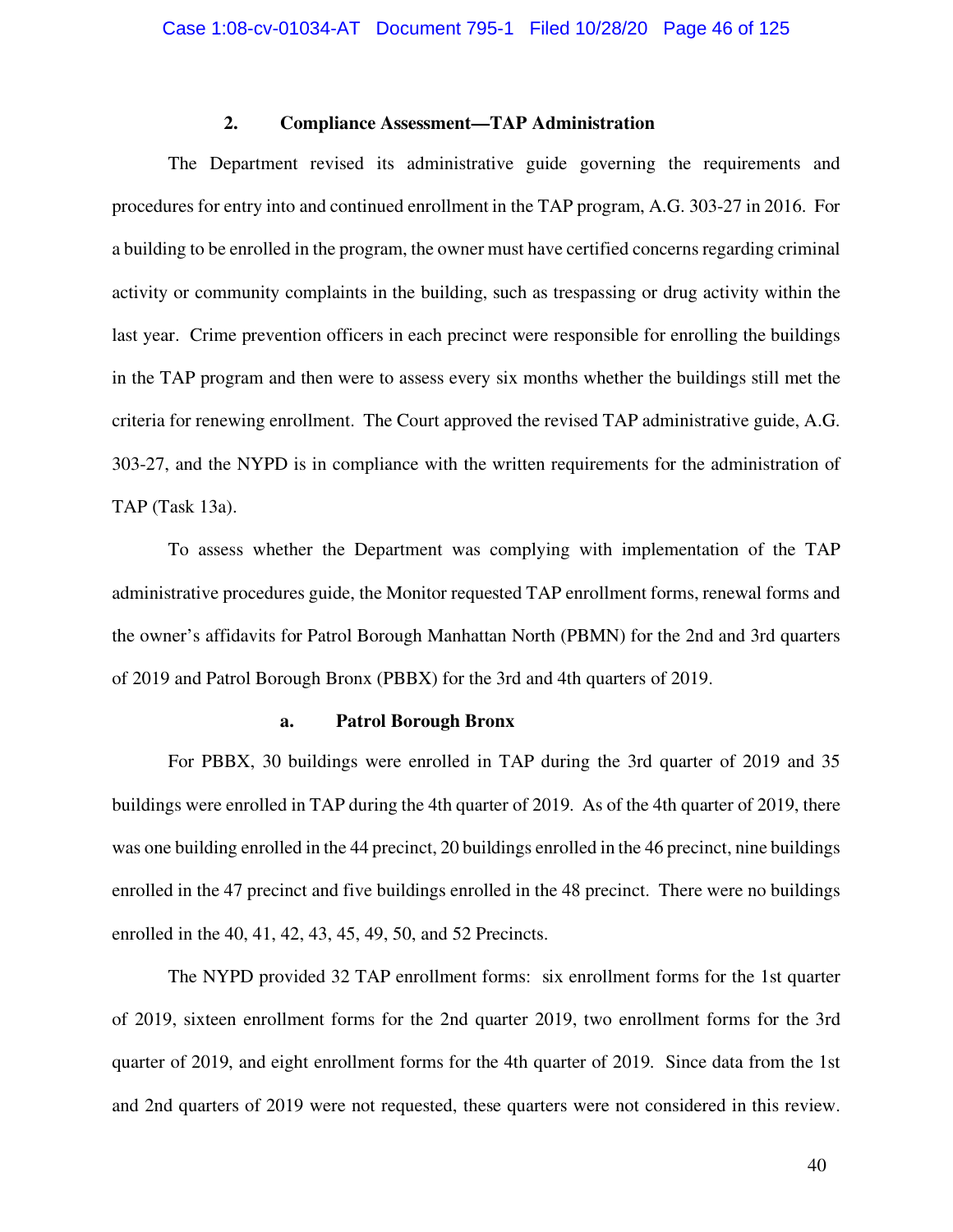### 2. Compliance Assessment—TAP Administration

The Department revised its administrative guide governing the requirements and procedures for entry into and continued enrollment in the TAP program, A.G. 303-27 in 2016. For a building to be enrolled in the program, the owner must have certified concerns regarding criminal activity or community complaints in the building, such as trespassing or drug activity within the last year. Crime prevention officers in each precinct were responsible for enrolling the buildings in the TAP program and then were to assess every six months whether the buildings still met the criteria for renewing enrollment. The Court approved the revised TAP administrative guide, A.G. 303-27, and the NYPD is in compliance with the written requirements for the administration of TAP (Task 13a).

To assess whether the Department was complying with implementation of the TAP administrative procedures guide, the Monitor requested TAP enrollment forms, renewal forms and the owner's affidavits for Patrol Borough Manhattan North (PBMN) for the 2nd and 3rd quarters of 2019 and Patrol Borough Bronx (PBBX) for the 3rd and 4th quarters of 2019.

#### a. Patrol Borough Bronx

For PBBX, 30 buildings were enrolled in TAP during the 3rd quarter of 2019 and 35 buildings were enrolled in TAP during the 4th quarter of 2019. As of the 4th quarter of 2019, there was one building enrolled in the 44 precinct, 20 buildings enrolled in the 46 precinct, nine buildings enrolled in the 47 precinct and five buildings enrolled in the 48 precinct. There were no buildings enrolled in the 40, 41, 42, 43, 45, 49, 50, and 52 Precincts.

The NYPD provided 32 TAP enrollment forms: six enrollment forms for the 1st quarter of 2019, sixteen enrollment forms for the 2nd quarter 2019, two enrollment forms for the 3rd quarter of 2019, and eight enrollment forms for the 4th quarter of 2019. Since data from the 1st and 2nd quarters of 2019 were not requested, these quarters were not considered in this review.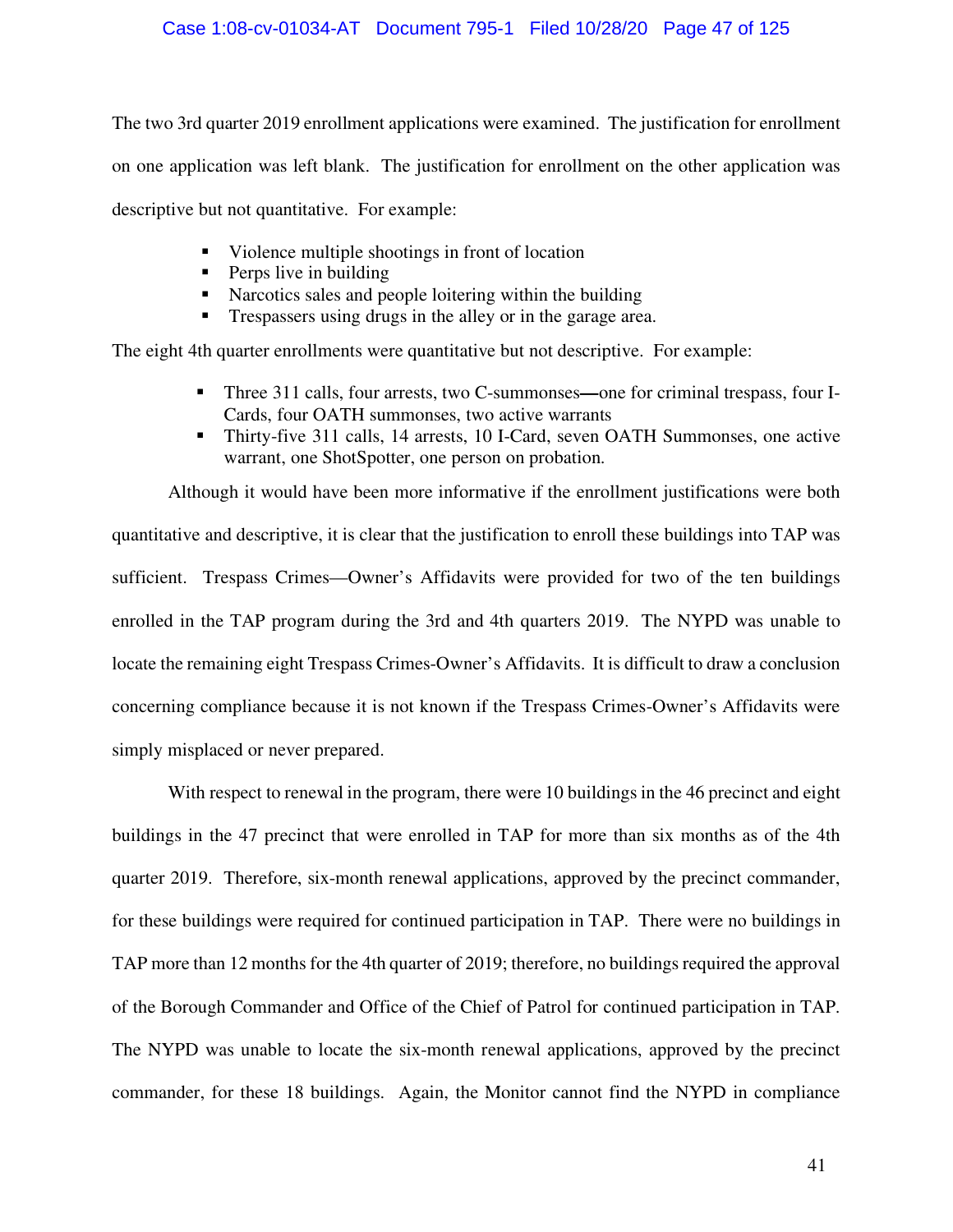The two 3rd quarter 2019 enrollment applications were examined. The justification for enrollment on one application was left blank. The justification for enrollment on the other application was descriptive but not quantitative. For example:

- Violence multiple shootings in front of location
- Perps live in building
- Narcotics sales and people loitering within the building
- Trespassers using drugs in the alley or in the garage area.

The eight 4th quarter enrollments were quantitative but not descriptive. For example:

- Three 311 calls, four arrests, two C-summonses—one for criminal trespass, four I-Cards, four OATH summonses, two active warrants
- Thirty-five 311 calls, 14 arrests, 10 I-Card, seven OATH Summonses, one active warrant, one ShotSpotter, one person on probation.

Although it would have been more informative if the enrollment justifications were both quantitative and descriptive, it is clear that the justification to enroll these buildings into TAP was sufficient. Trespass Crimes—Owner's Affidavits were provided for two of the ten buildings enrolled in the TAP program during the 3rd and 4th quarters 2019. The NYPD was unable to locate the remaining eight Trespass Crimes-Owner's Affidavits. It is difficult to draw a conclusion concerning compliance because it is not known if the Trespass Crimes-Owner's Affidavits were simply misplaced or never prepared.

With respect to renewal in the program, there were 10 buildings in the 46 precinct and eight buildings in the 47 precinct that were enrolled in TAP for more than six months as of the 4th quarter 2019. Therefore, six-month renewal applications, approved by the precinct commander, for these buildings were required for continued participation in TAP. There were no buildings in TAP more than 12 months for the 4th quarter of 2019; therefore, no buildings required the approval of the Borough Commander and Office of the Chief of Patrol for continued participation in TAP. The NYPD was unable to locate the six-month renewal applications, approved by the precinct commander, for these 18 buildings. Again, the Monitor cannot find the NYPD in compliance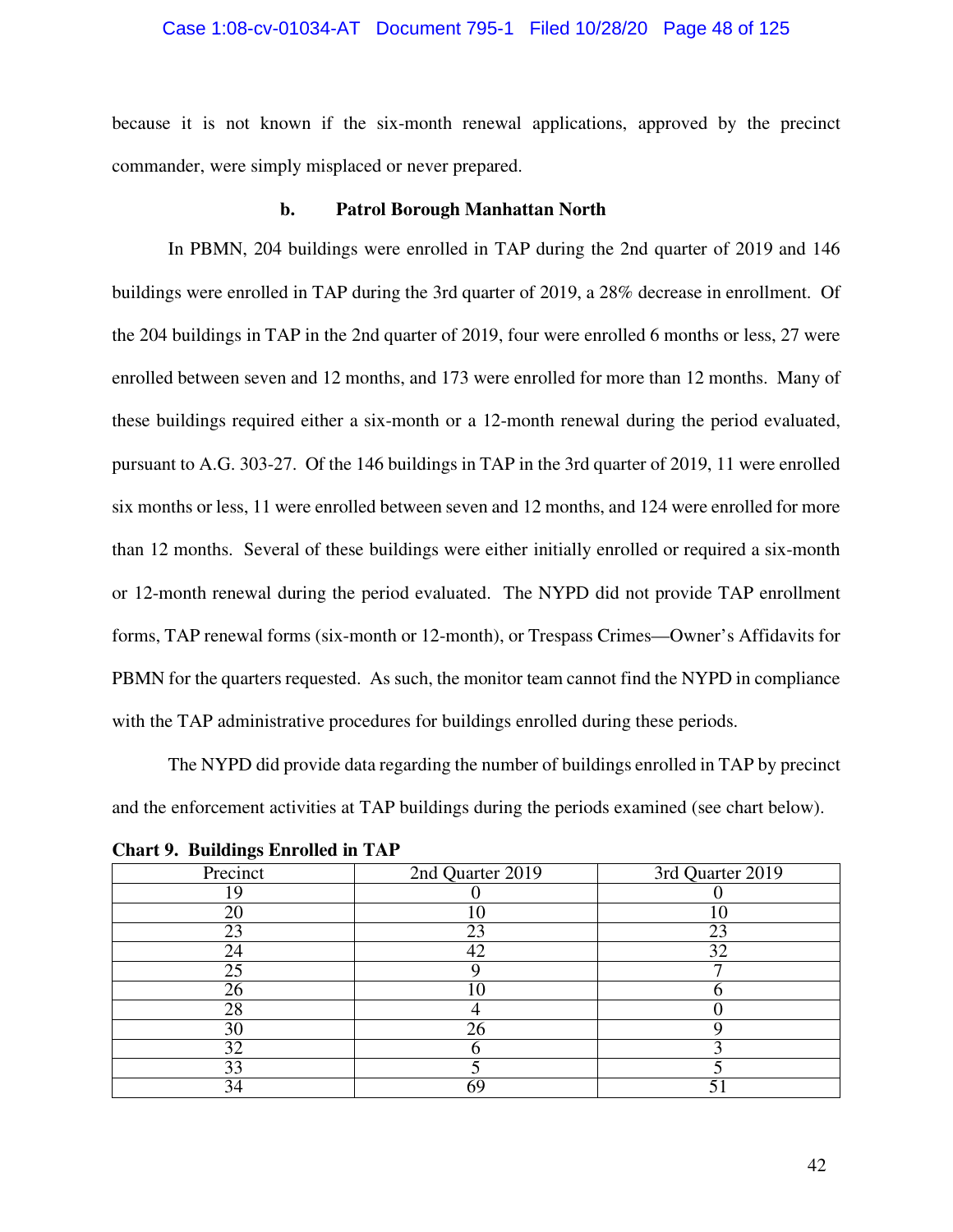because it is not known if the six-month renewal applications, approved by the precinct commander, were simply misplaced or never prepared.

### b. Patrol Borough Manhattan North

In PBMN, 204 buildings were enrolled in TAP during the 2nd quarter of 2019 and 146 buildings were enrolled in TAP during the 3rd quarter of 2019, a 28% decrease in enrollment. Of the 204 buildings in TAP in the 2nd quarter of 2019, four were enrolled 6 months or less, 27 were enrolled between seven and 12 months, and 173 were enrolled for more than 12 months. Many of these buildings required either a six-month or a 12-month renewal during the period evaluated, pursuant to A.G. 303-27. Of the 146 buildings in TAP in the 3rd quarter of 2019, 11 were enrolled six months or less, 11 were enrolled between seven and 12 months, and 124 were enrolled for more than 12 months. Several of these buildings were either initially enrolled or required a six-month or 12-month renewal during the period evaluated. The NYPD did not provide TAP enrollment forms, TAP renewal forms (six-month or 12-month), or Trespass Crimes—Owner's Affidavits for PBMN for the quarters requested. As such, the monitor team cannot find the NYPD in compliance with the TAP administrative procedures for buildings enrolled during these periods.

The NYPD did provide data regarding the number of buildings enrolled in TAP by precinct and the enforcement activities at TAP buildings during the periods examined (see chart below).

**Chart 9. Buildings Enrolled in TAP**

| Precinct | 2nd Quarter 2019 | 3rd Quarter 2019 |
|---|---|---|
| 19 | 0 | 0 |
| 20 | 10 | 10 |
| 23 | 23 | 23 |
| 24 | 42 | 32 |
| 25 | 9 | 7 |
| 26 | 10 | 6 |
| 28 | 4 | 0 |
| 30 | 26 | 9 |
| 32 | 6 | 3 |
| 33 | 5 | 5 |
| 34 | 69 | 51 |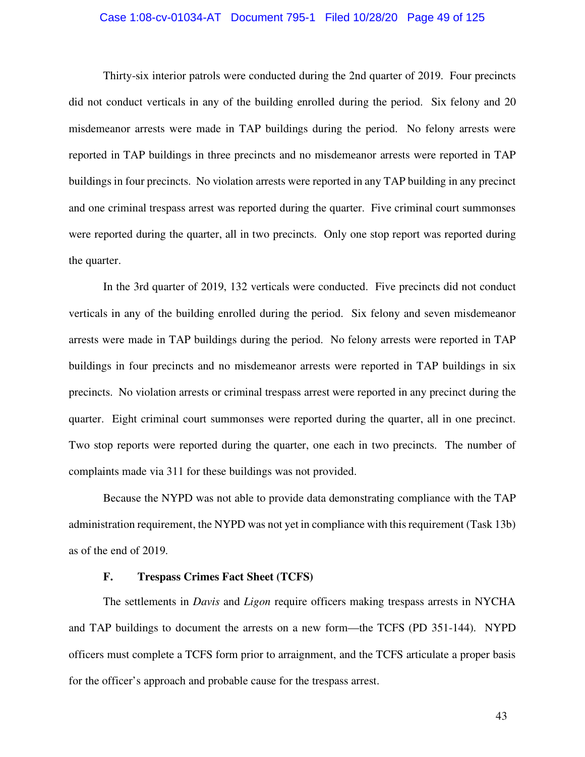Thirty-six interior patrols were conducted during the 2nd quarter of 2019. Four precincts did not conduct verticals in any of the building enrolled during the period. Six felony and 20 misdemeanor arrests were made in TAP buildings during the period. No felony arrests were reported in TAP buildings in three precincts and no misdemeanor arrests were reported in TAP buildings in four precincts. No violation arrests were reported in any TAP building in any precinct and one criminal trespass arrest was reported during the quarter. Five criminal court summonses were reported during the quarter, all in two precincts. Only one stop report was reported during the quarter.

In the 3rd quarter of 2019, 132 verticals were conducted. Five precincts did not conduct verticals in any of the building enrolled during the period. Six felony and seven misdemeanor arrests were made in TAP buildings during the period. No felony arrests were reported in TAP buildings in four precincts and no misdemeanor arrests were reported in TAP buildings in six precincts. No violation arrests or criminal trespass arrest were reported in any precinct during the quarter. Eight criminal court summonses were reported during the quarter, all in one precinct. Two stop reports were reported during the quarter, one each in two precincts. The number of complaints made via 311 for these buildings was not provided.

Because the NYPD was not able to provide data demonstrating compliance with the TAP administration requirement, the NYPD was not yet in compliance with this requirement (Task 13b) as of the end of 2019.

### F. Trespass Crimes Fact Sheet (TCFS)

The settlements in *Davis* and *Ligon* require officers making trespass arrests in NYCHA and TAP buildings to document the arrests on a new form—the TCFS (PD 351-144). NYPD officers must complete a TCFS form prior to arraignment, and the TCFS articulate a proper basis for the officer's approach and probable cause for the trespass arrest.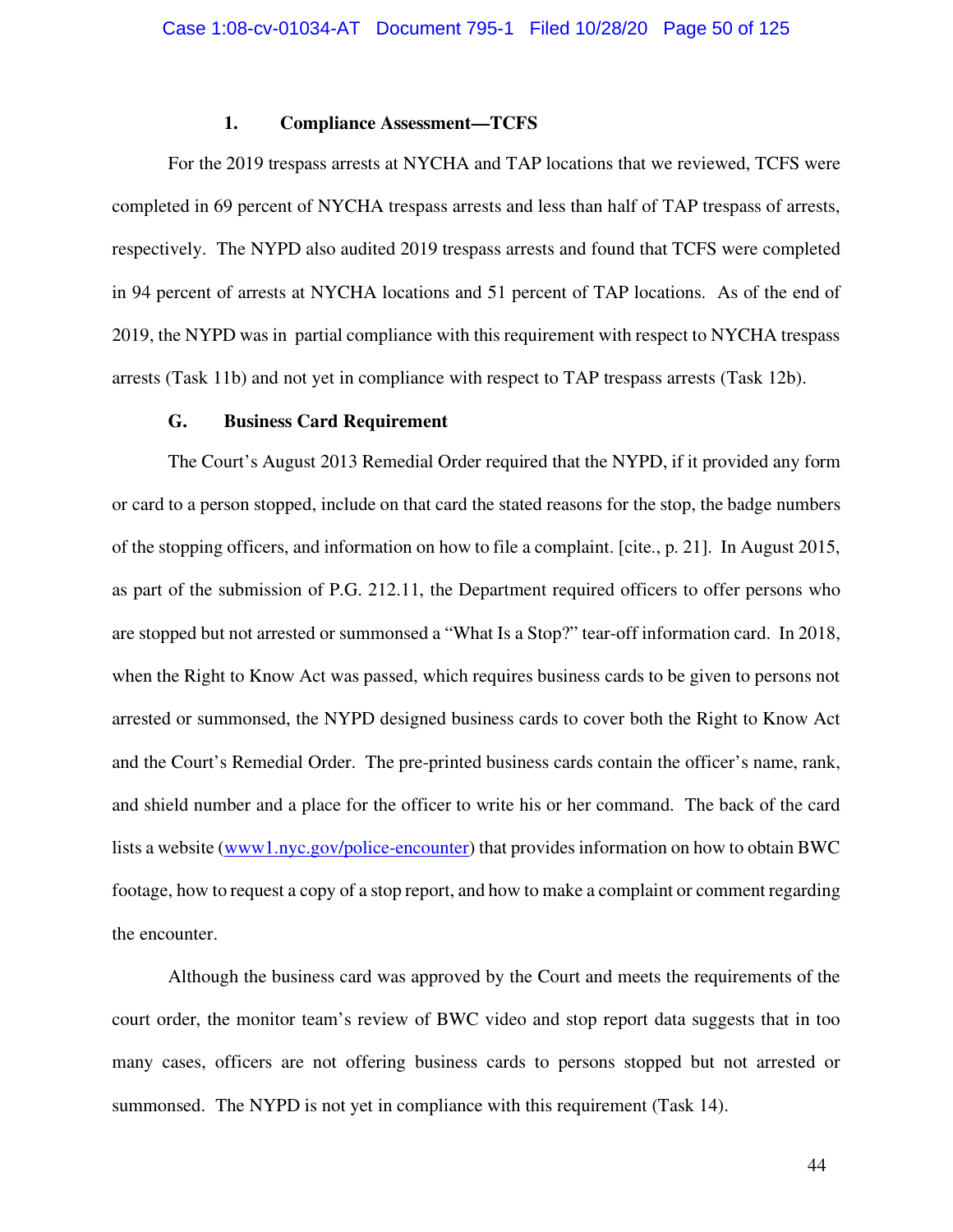#### 1. Compliance Assessment—TCFS

For the 2019 trespass arrests at NYCHA and TAP locations that we reviewed, TCFS were completed in 69 percent of NYCHA trespass arrests and less than half of TAP trespass of arrests, respectively. The NYPD also audited 2019 trespass arrests and found that TCFS were completed in 94 percent of arrests at NYCHA locations and 51 percent of TAP locations. As of the end of 2019, the NYPD was in partial compliance with this requirement with respect to NYCHA trespass arrests (Task 11b) and not yet in compliance with respect to TAP trespass arrests (Task 12b).

### G. Business Card Requirement

The Court's August 2013 Remedial Order required that the NYPD, if it provided any form or card to a person stopped, include on that card the stated reasons for the stop, the badge numbers of the stopping officers, and information on how to file a complaint. [cite., p. 21]. In August 2015, as part of the submission of P.G. 212.11, the Department required officers to offer persons who are stopped but not arrested or summonsed a "What Is a Stop?" tear-off information card. In 2018, when the Right to Know Act was passed, which requires business cards to be given to persons not arrested or summonsed, the NYPD designed business cards to cover both the Right to Know Act and the Court's Remedial Order. The pre-printed business cards contain the officer's name, rank, and shield number and a place for the officer to write his or her command. The back of the card lists a website (www1.nyc.gov/police-encounter) that provides information on how to obtain BWC footage, how to request a copy of a stop report, and how to make a complaint or comment regarding the encounter.

Although the business card was approved by the Court and meets the requirements of the court order, the monitor team's review of BWC video and stop report data suggests that in too many cases, officers are not offering business cards to persons stopped but not arrested or summonsed. The NYPD is not yet in compliance with this requirement (Task 14).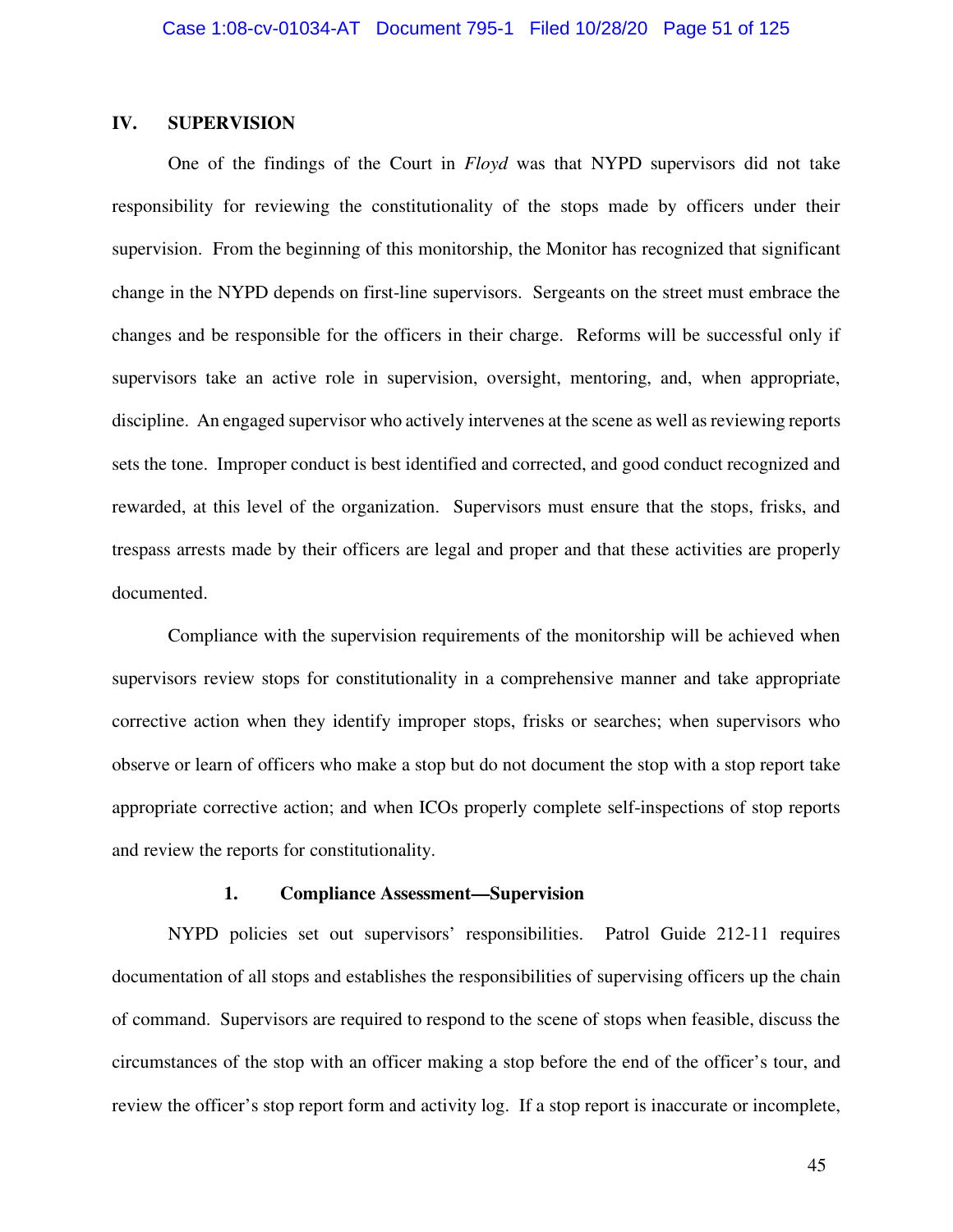## IV. SUPERVISION

One of the findings of the Court in *Floyd* was that NYPD supervisors did not take responsibility for reviewing the constitutionality of the stops made by officers under their supervision. From the beginning of this monitorship, the Monitor has recognized that significant change in the NYPD depends on first-line supervisors. Sergeants on the street must embrace the changes and be responsible for the officers in their charge. Reforms will be successful only if supervisors take an active role in supervision, oversight, mentoring, and, when appropriate, discipline. An engaged supervisor who actively intervenes at the scene as well as reviewing reports sets the tone. Improper conduct is best identified and corrected, and good conduct recognized and rewarded, at this level of the organization. Supervisors must ensure that the stops, frisks, and trespass arrests made by their officers are legal and proper and that these activities are properly documented.

Compliance with the supervision requirements of the monitorship will be achieved when supervisors review stops for constitutionality in a comprehensive manner and take appropriate corrective action when they identify improper stops, frisks or searches; when supervisors who observe or learn of officers who make a stop but do not document the stop with a stop report take appropriate corrective action; and when ICOs properly complete self-inspections of stop reports and review the reports for constitutionality.

### 1. Compliance Assessment—Supervision

NYPD policies set out supervisors' responsibilities. Patrol Guide 212-11 requires documentation of all stops and establishes the responsibilities of supervising officers up the chain of command. Supervisors are required to respond to the scene of stops when feasible, discuss the circumstances of the stop with an officer making a stop before the end of the officer's tour, and review the officer's stop report form and activity log. If a stop report is inaccurate or incomplete,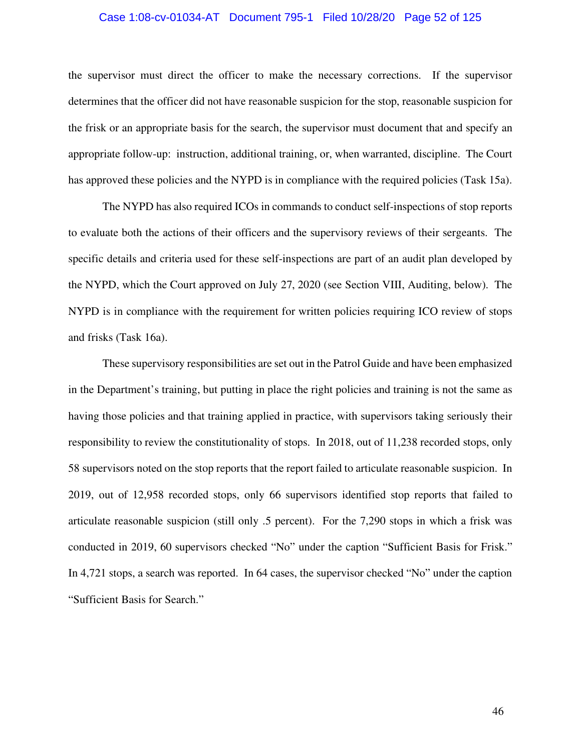the supervisor must direct the officer to make the necessary corrections. If the supervisor determines that the officer did not have reasonable suspicion for the stop, reasonable suspicion for the frisk or an appropriate basis for the search, the supervisor must document that and specify an appropriate follow-up: instruction, additional training, or, when warranted, discipline. The Court has approved these policies and the NYPD is in compliance with the required policies (Task 15a).

The NYPD has also required ICOs in commands to conduct self-inspections of stop reports to evaluate both the actions of their officers and the supervisory reviews of their sergeants. The specific details and criteria used for these self-inspections are part of an audit plan developed by the NYPD, which the Court approved on July 27, 2020 (see Section VIII, Auditing, below). The NYPD is in compliance with the requirement for written policies requiring ICO review of stops and frisks (Task 16a).

These supervisory responsibilities are set out in the Patrol Guide and have been emphasized in the Department's training, but putting in place the right policies and training is not the same as having those policies and that training applied in practice, with supervisors taking seriously their responsibility to review the constitutionality of stops. In 2018, out of 11,238 recorded stops, only 58 supervisors noted on the stop reports that the report failed to articulate reasonable suspicion. In 2019, out of 12,958 recorded stops, only 66 supervisors identified stop reports that failed to articulate reasonable suspicion (still only .5 percent). For the 7,290 stops in which a frisk was conducted in 2019, 60 supervisors checked "No" under the caption "Sufficient Basis for Frisk." In 4,721 stops, a search was reported. In 64 cases, the supervisor checked "No" under the caption "Sufficient Basis for Search."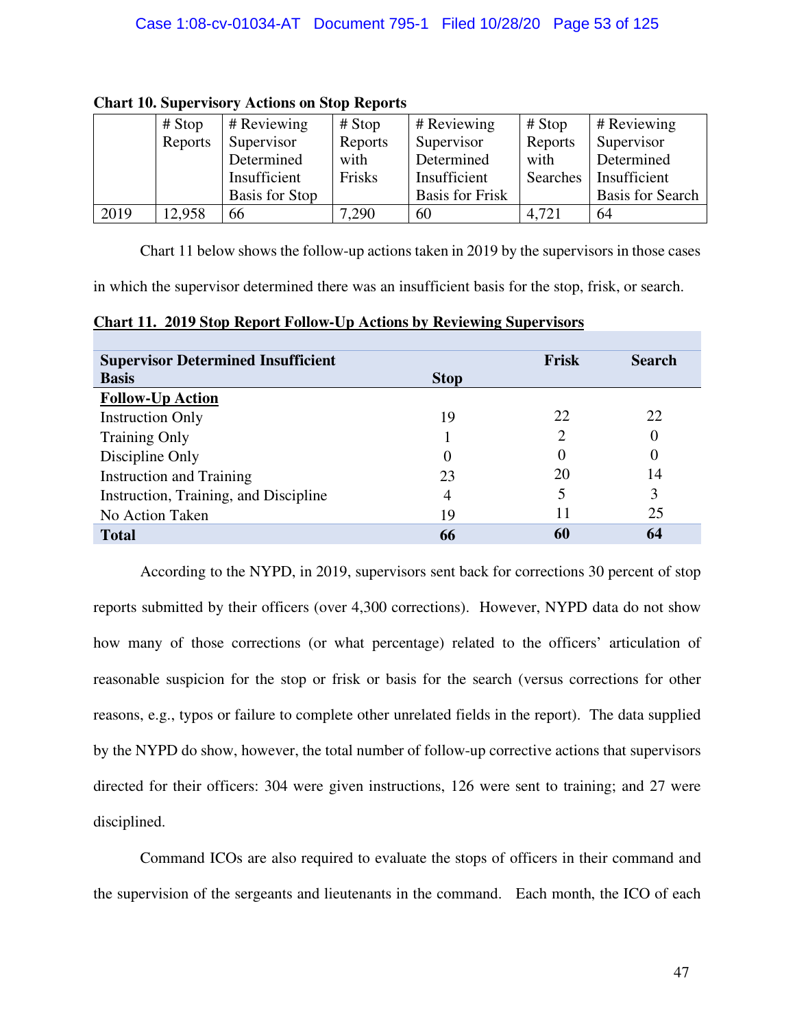**Chart 10. Supervisory Actions on Stop Reports**

| | # Stop Reports | # Reviewing Supervisor Determined Insufficient Basis for Stop | # Stop Reports with Frisks | # Reviewing Supervisor Determined Insufficient Basis for Frisk | # Stop Reports with Searches | # Reviewing Supervisor Determined Insufficient Basis for Search |
|---|---|---|---|---|---|---|
| 2019 | 12,958 | 66 | 7,290 | 60 | 4,721 | 64 |

Chart 11 below shows the follow-up actions taken in 2019 by the supervisors in those cases in which the supervisor determined there was an insufficient basis for the stop, frisk, or search.

**Chart 11. 2019 Stop Report Follow-Up Actions by Reviewing Supervisors**

| **Supervisor Determined Insufficient Basis** | **Stop** | **Frisk** | **Search** |
|---|---|---|---|
| **Follow-Up Action** | | | |
| Instruction Only | 19 | 22 | 22 |
| Training Only | 1 | 2 | 0 |
| Discipline Only | 0 | 0 | 0 |
| Instruction and Training | 23 | 20 | 14 |
| Instruction, Training, and Discipline | 4 | 5 | 3 |
| No Action Taken | 19 | 11 | 25 |
| **Total** | **66** | **60** | **64** |

According to the NYPD, in 2019, supervisors sent back for corrections 30 percent of stop reports submitted by their officers (over 4,300 corrections). However, NYPD data do not show how many of those corrections (or what percentage) related to the officers' articulation of reasonable suspicion for the stop or frisk or basis for the search (versus corrections for other reasons, e.g., typos or failure to complete other unrelated fields in the report). The data supplied by the NYPD do show, however, the total number of follow-up corrective actions that supervisors directed for their officers: 304 were given instructions, 126 were sent to training; and 27 were disciplined.

Command ICOs are also required to evaluate the stops of officers in their command and the supervision of the sergeants and lieutenants in the command. Each month, the ICO of each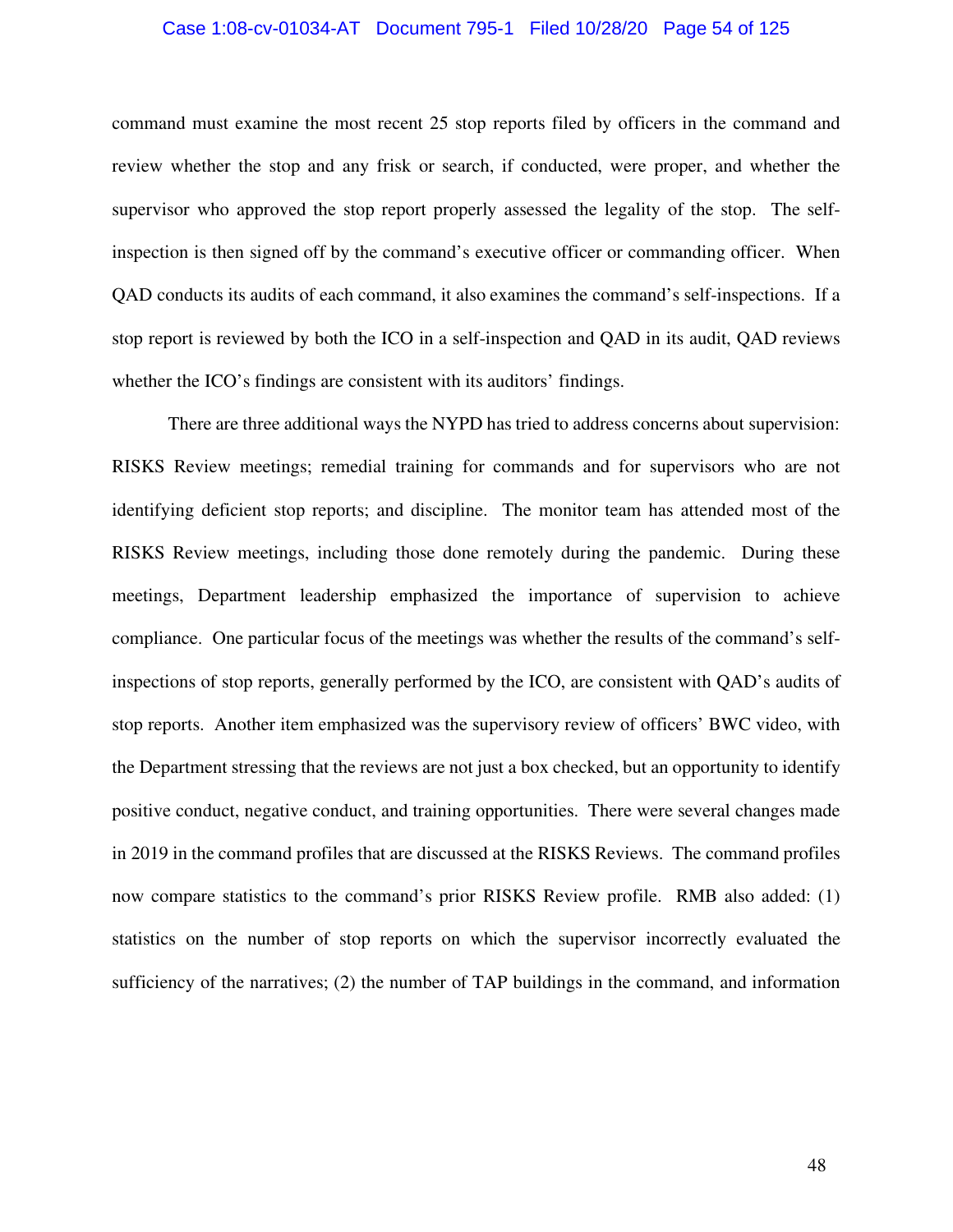command must examine the most recent 25 stop reports filed by officers in the command and review whether the stop and any frisk or search, if conducted, were proper, and whether the supervisor who approved the stop report properly assessed the legality of the stop. The self-inspection is then signed off by the command's executive officer or commanding officer. When QAD conducts its audits of each command, it also examines the command's self-inspections. If a stop report is reviewed by both the ICO in a self-inspection and QAD in its audit, QAD reviews whether the ICO's findings are consistent with its auditors' findings.

There are three additional ways the NYPD has tried to address concerns about supervision: RISKS Review meetings; remedial training for commands and for supervisors who are not identifying deficient stop reports; and discipline. The monitor team has attended most of the RISKS Review meetings, including those done remotely during the pandemic. During these meetings, Department leadership emphasized the importance of supervision to achieve compliance. One particular focus of the meetings was whether the results of the command's self-inspections of stop reports, generally performed by the ICO, are consistent with QAD's audits of stop reports. Another item emphasized was the supervisory review of officers' BWC video, with the Department stressing that the reviews are not just a box checked, but an opportunity to identify positive conduct, negative conduct, and training opportunities. There were several changes made in 2019 in the command profiles that are discussed at the RISKS Reviews. The command profiles now compare statistics to the command's prior RISKS Review profile. RMB also added: (1) statistics on the number of stop reports on which the supervisor incorrectly evaluated the sufficiency of the narratives; (2) the number of TAP buildings in the command, and information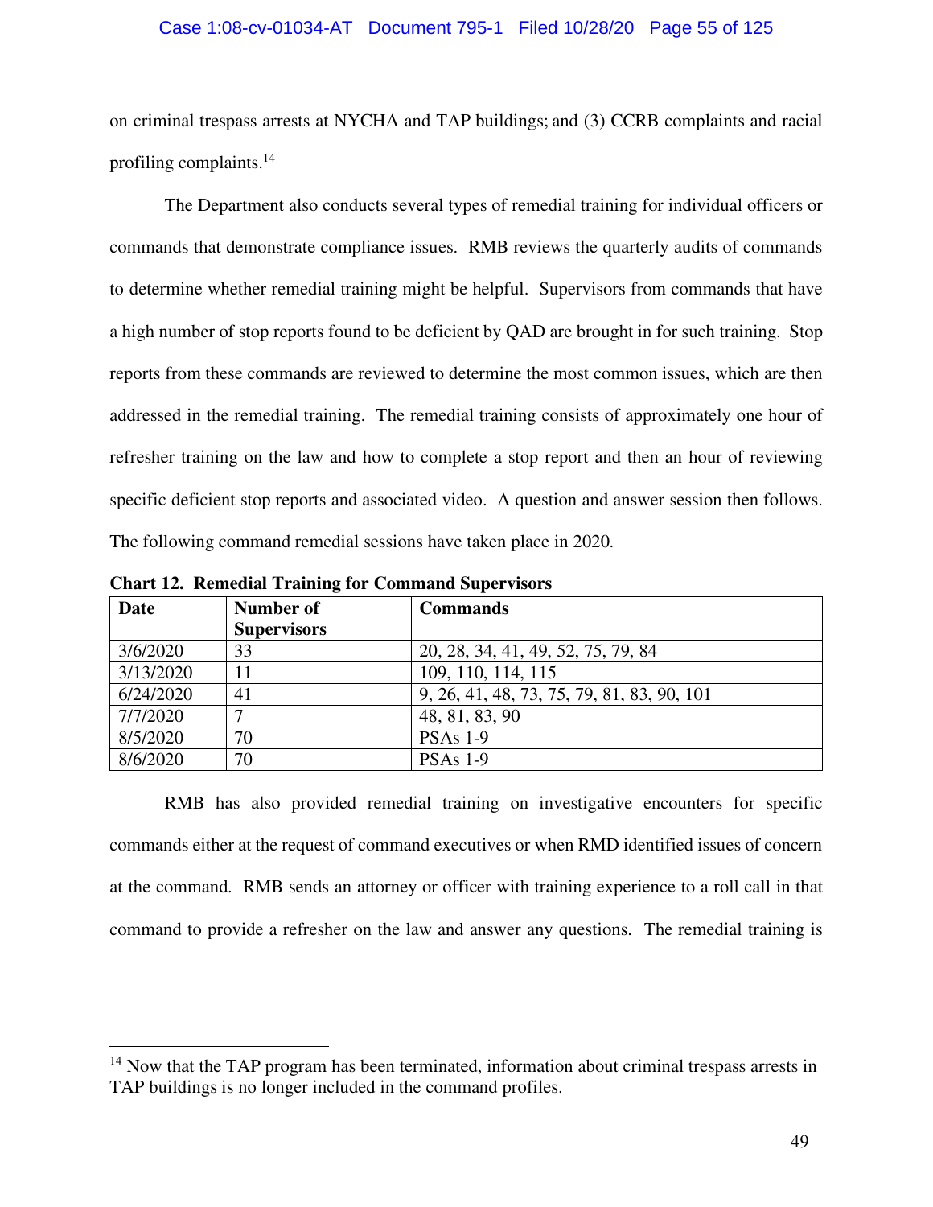on criminal trespass arrests at NYCHA and TAP buildings; and (3) CCRB complaints and racial profiling complaints.[14]

The Department also conducts several types of remedial training for individual officers or commands that demonstrate compliance issues. RMB reviews the quarterly audits of commands to determine whether remedial training might be helpful. Supervisors from commands that have a high number of stop reports found to be deficient by QAD are brought in for such training. Stop reports from these commands are reviewed to determine the most common issues, which are then addressed in the remedial training. The remedial training consists of approximately one hour of refresher training on the law and how to complete a stop report and then an hour of reviewing specific deficient stop reports and associated video. A question and answer session then follows. The following command remedial sessions have taken place in 2020.

**Chart 12. Remedial Training for Command Supervisors**

| Date | Number of Supervisors | Commands |
|---|---|---|
| 3/6/2020 | 33 | 20, 28, 34, 41, 49, 52, 75, 79, 84 |
| 3/13/2020 | 11 | 109, 110, 114, 115 |
| 6/24/2020 | 41 | 9, 26, 41, 48, 73, 75, 79, 81, 83, 90, 101 |
| 7/7/2020 | 7 | 48, 81, 83, 90 |
| 8/5/2020 | 70 | PSAs 1-9 |
| 8/6/2020 | 70 | PSAs 1-9 |

RMB has also provided remedial training on investigative encounters for specific commands either at the request of command executives or when RMD identified issues of concern at the command. RMB sends an attorney or officer with training experience to a roll call in that command to provide a refresher on the law and answer any questions. The remedial training is

[14] Now that the TAP program has been terminated, information about criminal trespass arrests in TAP buildings is no longer included in the command profiles.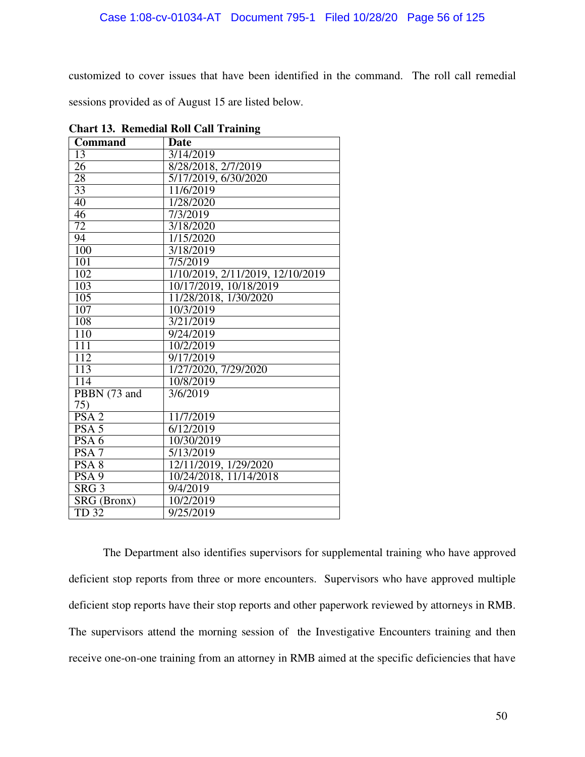customized to cover issues that have been identified in the command. The roll call remedial sessions provided as of August 15 are listed below.

**Chart 13. Remedial Roll Call Training**

| Command | Date |
|---|---|
| 13 | 3/14/2019 |
| 26 | 8/28/2018, 2/7/2019 |
| 28 | 5/17/2019, 6/30/2020 |
| 33 | 11/6/2019 |
| 40 | 1/28/2020 |
| 46 | 7/3/2019 |
| 72 | 3/18/2020 |
| 94 | 1/15/2020 |
| 100 | 3/18/2019 |
| 101 | 7/5/2019 |
| 102 | 1/10/2019, 2/11/2019, 12/10/2019 |
| 103 | 10/17/2019, 10/18/2019 |
| 105 | 11/28/2018, 1/30/2020 |
| 107 | 10/3/2019 |
| 108 | 3/21/2019 |
| 110 | 9/24/2019 |
| 111 | 10/2/2019 |
| 112 | 9/17/2019 |
| 113 | 1/27/2020, 7/29/2020 |
| 114 | 10/8/2019 |
| PBBN (73 and 75) | 3/6/2019 |
| PSA 2 | 11/7/2019 |
| PSA 5 | 6/12/2019 |
| PSA 6 | 10/30/2019 |
| PSA 7 | 5/13/2019 |
| PSA 8 | 12/11/2019, 1/29/2020 |
| PSA 9 | 10/24/2018, 11/14/2018 |
| SRG 3 | 9/4/2019 |
| SRG (Bronx) | 10/2/2019 |
| TD 32 | 9/25/2019 |

The Department also identifies supervisors for supplemental training who have approved deficient stop reports from three or more encounters. Supervisors who have approved multiple deficient stop reports have their stop reports and other paperwork reviewed by attorneys in RMB. The supervisors attend the morning session of the Investigative Encounters training and then receive one-on-one training from an attorney in RMB aimed at the specific deficiencies that have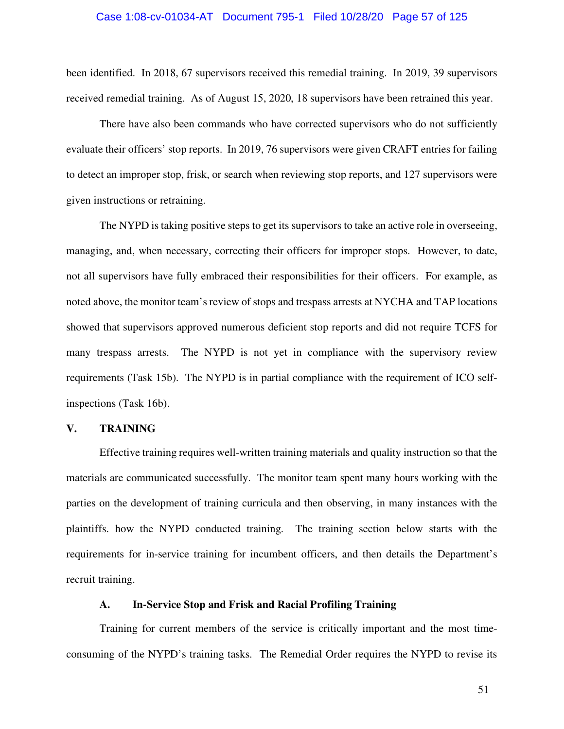been identified. In 2018, 67 supervisors received this remedial training. In 2019, 39 supervisors received remedial training. As of August 15, 2020, 18 supervisors have been retrained this year.

There have also been commands who have corrected supervisors who do not sufficiently evaluate their officers' stop reports. In 2019, 76 supervisors were given CRAFT entries for failing to detect an improper stop, frisk, or search when reviewing stop reports, and 127 supervisors were given instructions or retraining.

The NYPD is taking positive steps to get its supervisors to take an active role in overseeing, managing, and, when necessary, correcting their officers for improper stops. However, to date, not all supervisors have fully embraced their responsibilities for their officers. For example, as noted above, the monitor team's review of stops and trespass arrests at NYCHA and TAP locations showed that supervisors approved numerous deficient stop reports and did not require TCFS for many trespass arrests. The NYPD is not yet in compliance with the supervisory review requirements (Task 15b). The NYPD is in partial compliance with the requirement of ICO self-inspections (Task 16b).

## V. TRAINING

Effective training requires well-written training materials and quality instruction so that the materials are communicated successfully. The monitor team spent many hours working with the parties on the development of training curricula and then observing, in many instances with the plaintiffs. how the NYPD conducted training. The training section below starts with the requirements for in-service training for incumbent officers, and then details the Department's recruit training.

### A. In-Service Stop and Frisk and Racial Profiling Training

Training for current members of the service is critically important and the most time-consuming of the NYPD's training tasks. The Remedial Order requires the NYPD to revise its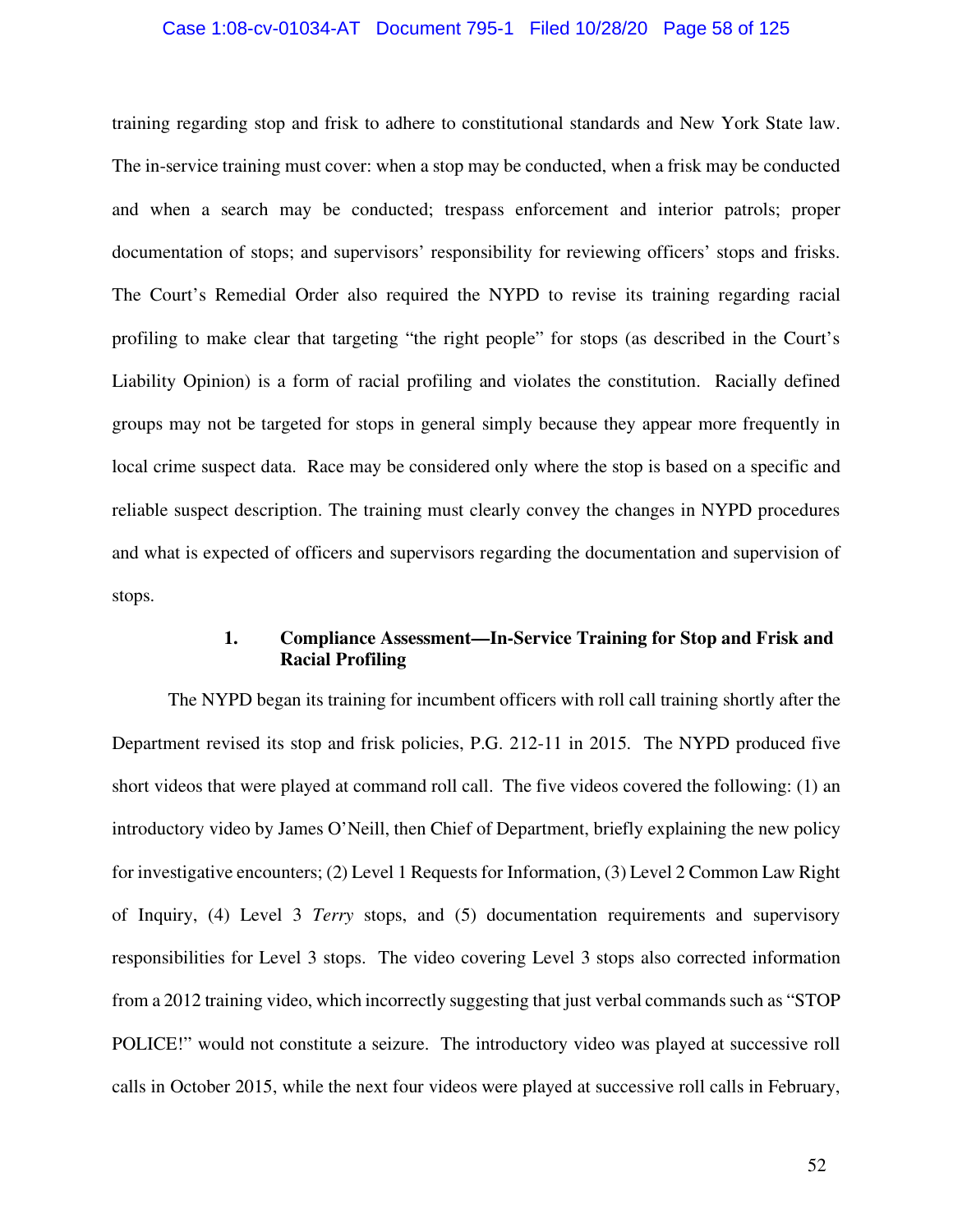training regarding stop and frisk to adhere to constitutional standards and New York State law. The in-service training must cover: when a stop may be conducted, when a frisk may be conducted and when a search may be conducted; trespass enforcement and interior patrols; proper documentation of stops; and supervisors' responsibility for reviewing officers' stops and frisks. The Court's Remedial Order also required the NYPD to revise its training regarding racial profiling to make clear that targeting "the right people" for stops (as described in the Court's Liability Opinion) is a form of racial profiling and violates the constitution. Racially defined groups may not be targeted for stops in general simply because they appear more frequently in local crime suspect data. Race may be considered only where the stop is based on a specific and reliable suspect description. The training must clearly convey the changes in NYPD procedures and what is expected of officers and supervisors regarding the documentation and supervision of stops.

### 1. Compliance Assessment—In-Service Training for Stop and Frisk and Racial Profiling

The NYPD began its training for incumbent officers with roll call training shortly after the Department revised its stop and frisk policies, P.G. 212-11 in 2015. The NYPD produced five short videos that were played at command roll call. The five videos covered the following: (1) an introductory video by James O'Neill, then Chief of Department, briefly explaining the new policy for investigative encounters; (2) Level 1 Requests for Information, (3) Level 2 Common Law Right of Inquiry, (4) Level 3 *Terry* stops, and (5) documentation requirements and supervisory responsibilities for Level 3 stops. The video covering Level 3 stops also corrected information from a 2012 training video, which incorrectly suggesting that just verbal commands such as "STOP POLICE!" would not constitute a seizure. The introductory video was played at successive roll calls in October 2015, while the next four videos were played at successive roll calls in February,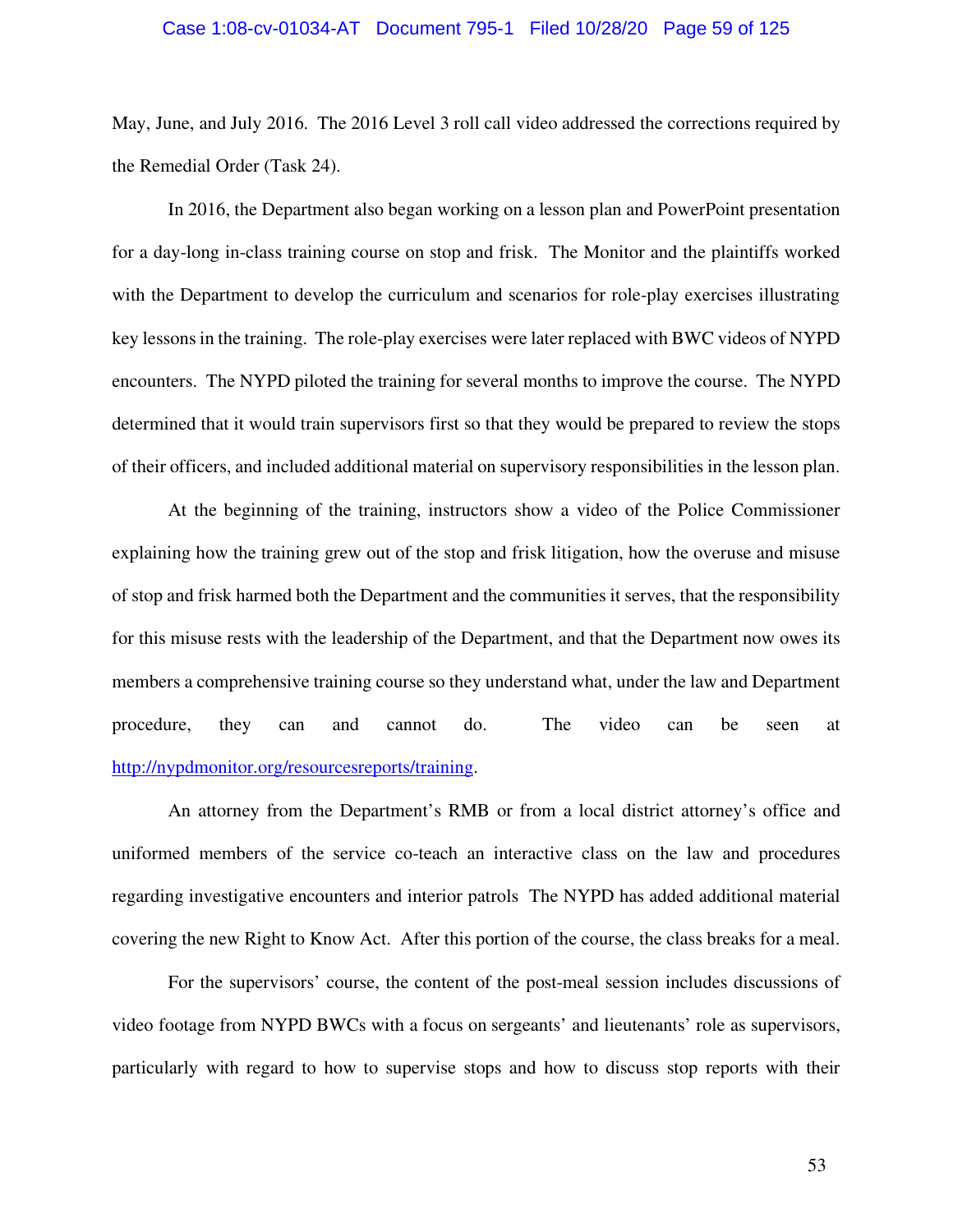May, June, and July 2016. The 2016 Level 3 roll call video addressed the corrections required by the Remedial Order (Task 24).

In 2016, the Department also began working on a lesson plan and PowerPoint presentation for a day-long in-class training course on stop and frisk. The Monitor and the plaintiffs worked with the Department to develop the curriculum and scenarios for role-play exercises illustrating key lessons in the training. The role-play exercises were later replaced with BWC videos of NYPD encounters. The NYPD piloted the training for several months to improve the course. The NYPD determined that it would train supervisors first so that they would be prepared to review the stops of their officers, and included additional material on supervisory responsibilities in the lesson plan.

At the beginning of the training, instructors show a video of the Police Commissioner explaining how the training grew out of the stop and frisk litigation, how the overuse and misuse of stop and frisk harmed both the Department and the communities it serves, that the responsibility for this misuse rests with the leadership of the Department, and that the Department now owes its members a comprehensive training course so they understand what, under the law and Department procedure, they can and cannot do. The video can be seen at http://nypdmonitor.org/resourcesreports/training.

An attorney from the Department's RMB or from a local district attorney's office and uniformed members of the service co-teach an interactive class on the law and procedures regarding investigative encounters and interior patrols The NYPD has added additional material covering the new Right to Know Act. After this portion of the course, the class breaks for a meal.

For the supervisors' course, the content of the post-meal session includes discussions of video footage from NYPD BWCs with a focus on sergeants' and lieutenants' role as supervisors, particularly with regard to how to supervise stops and how to discuss stop reports with their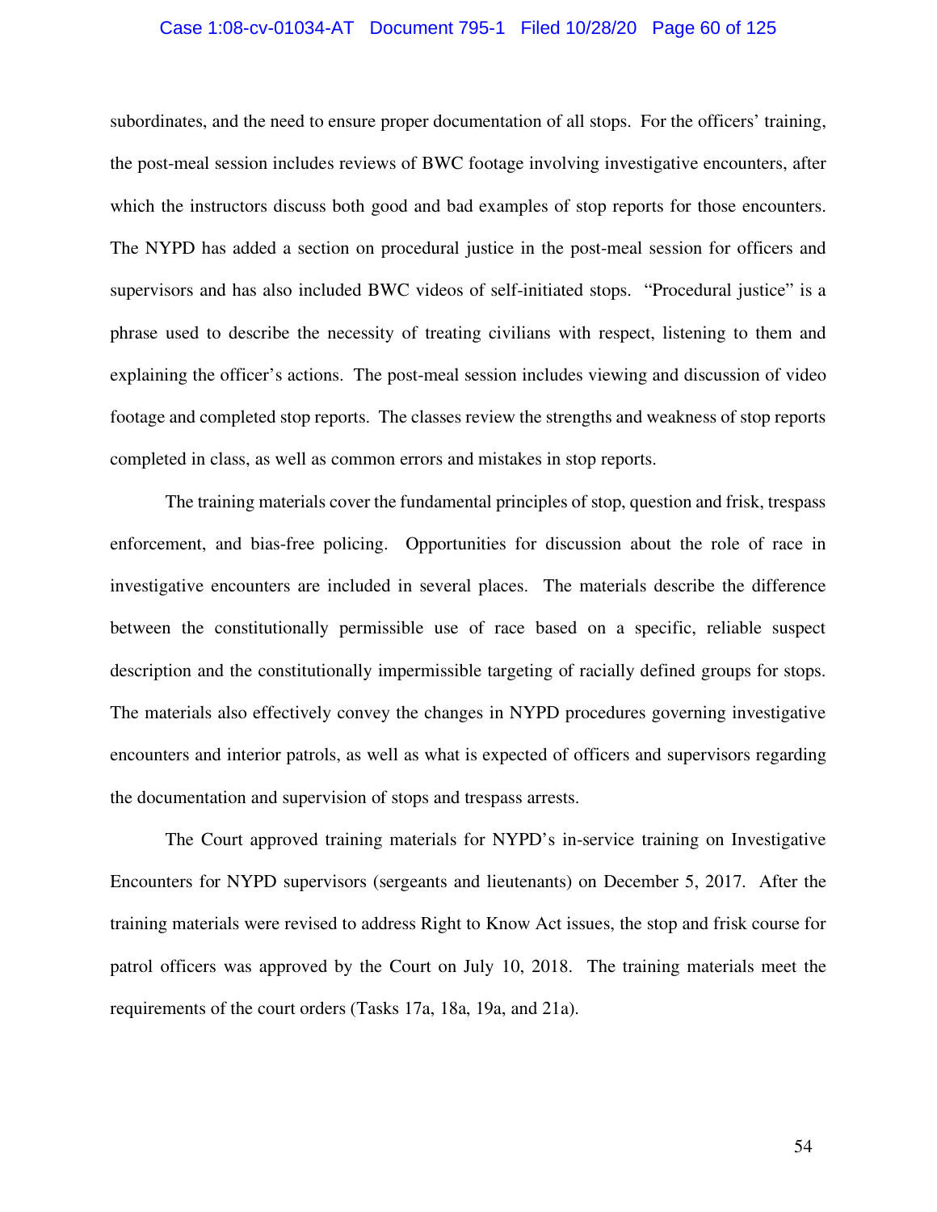subordinates, and the need to ensure proper documentation of all stops. For the officers' training, the post-meal session includes reviews of BWC footage involving investigative encounters, after which the instructors discuss both good and bad examples of stop reports for those encounters. The NYPD has added a section on procedural justice in the post-meal session for officers and supervisors and has also included BWC videos of self-initiated stops. "Procedural justice" is a phrase used to describe the necessity of treating civilians with respect, listening to them and explaining the officer's actions. The post-meal session includes viewing and discussion of video footage and completed stop reports. The classes review the strengths and weakness of stop reports completed in class, as well as common errors and mistakes in stop reports.

The training materials cover the fundamental principles of stop, question and frisk, trespass enforcement, and bias-free policing. Opportunities for discussion about the role of race in investigative encounters are included in several places. The materials describe the difference between the constitutionally permissible use of race based on a specific, reliable suspect description and the constitutionally impermissible targeting of racially defined groups for stops. The materials also effectively convey the changes in NYPD procedures governing investigative encounters and interior patrols, as well as what is expected of officers and supervisors regarding the documentation and supervision of stops and trespass arrests.

The Court approved training materials for NYPD's in-service training on Investigative Encounters for NYPD supervisors (sergeants and lieutenants) on December 5, 2017. After the training materials were revised to address Right to Know Act issues, the stop and frisk course for patrol officers was approved by the Court on July 10, 2018. The training materials meet the requirements of the court orders (Tasks 17a, 18a, 19a, and 21a).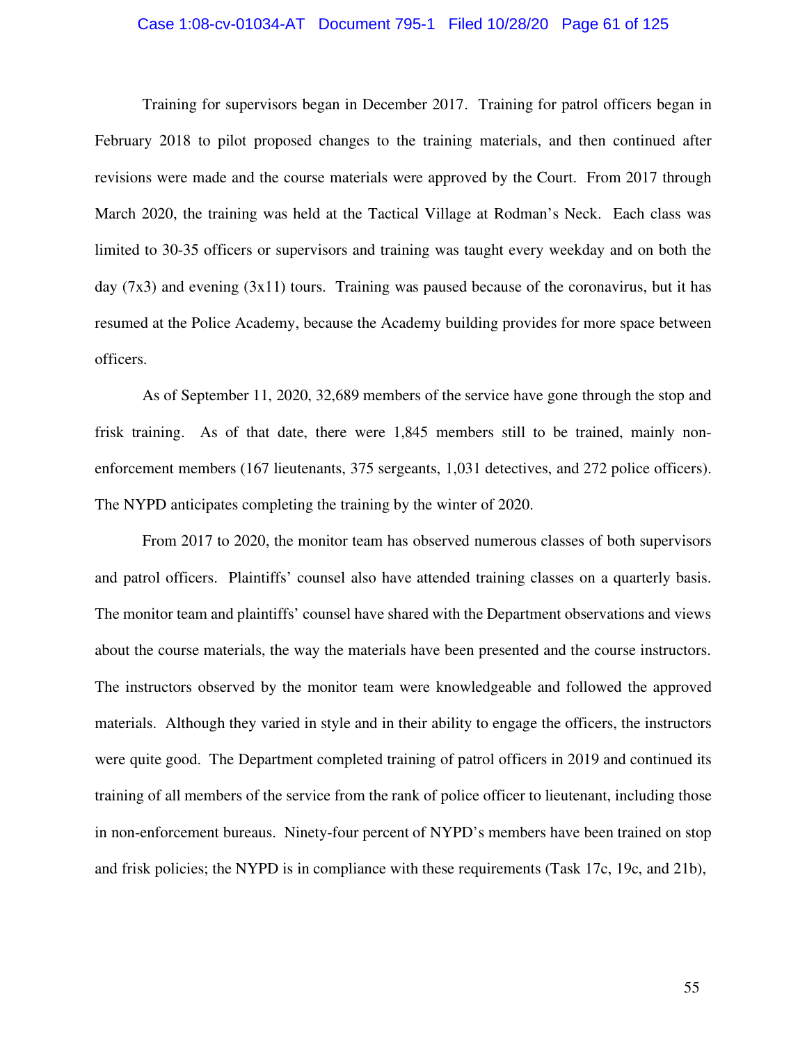Training for supervisors began in December 2017. Training for patrol officers began in February 2018 to pilot proposed changes to the training materials, and then continued after revisions were made and the course materials were approved by the Court. From 2017 through March 2020, the training was held at the Tactical Village at Rodman's Neck. Each class was limited to 30-35 officers or supervisors and training was taught every weekday and on both the day (7x3) and evening (3x11) tours. Training was paused because of the coronavirus, but it has resumed at the Police Academy, because the Academy building provides for more space between officers.

As of September 11, 2020, 32,689 members of the service have gone through the stop and frisk training. As of that date, there were 1,845 members still to be trained, mainly non-enforcement members (167 lieutenants, 375 sergeants, 1,031 detectives, and 272 police officers). The NYPD anticipates completing the training by the winter of 2020.

From 2017 to 2020, the monitor team has observed numerous classes of both supervisors and patrol officers. Plaintiffs' counsel also have attended training classes on a quarterly basis. The monitor team and plaintiffs' counsel have shared with the Department observations and views about the course materials, the way the materials have been presented and the course instructors. The instructors observed by the monitor team were knowledgeable and followed the approved materials. Although they varied in style and in their ability to engage the officers, the instructors were quite good. The Department completed training of patrol officers in 2019 and continued its training of all members of the service from the rank of police officer to lieutenant, including those in non-enforcement bureaus. Ninety-four percent of NYPD's members have been trained on stop and frisk policies; the NYPD is in compliance with these requirements (Task 17c, 19c, and 21b),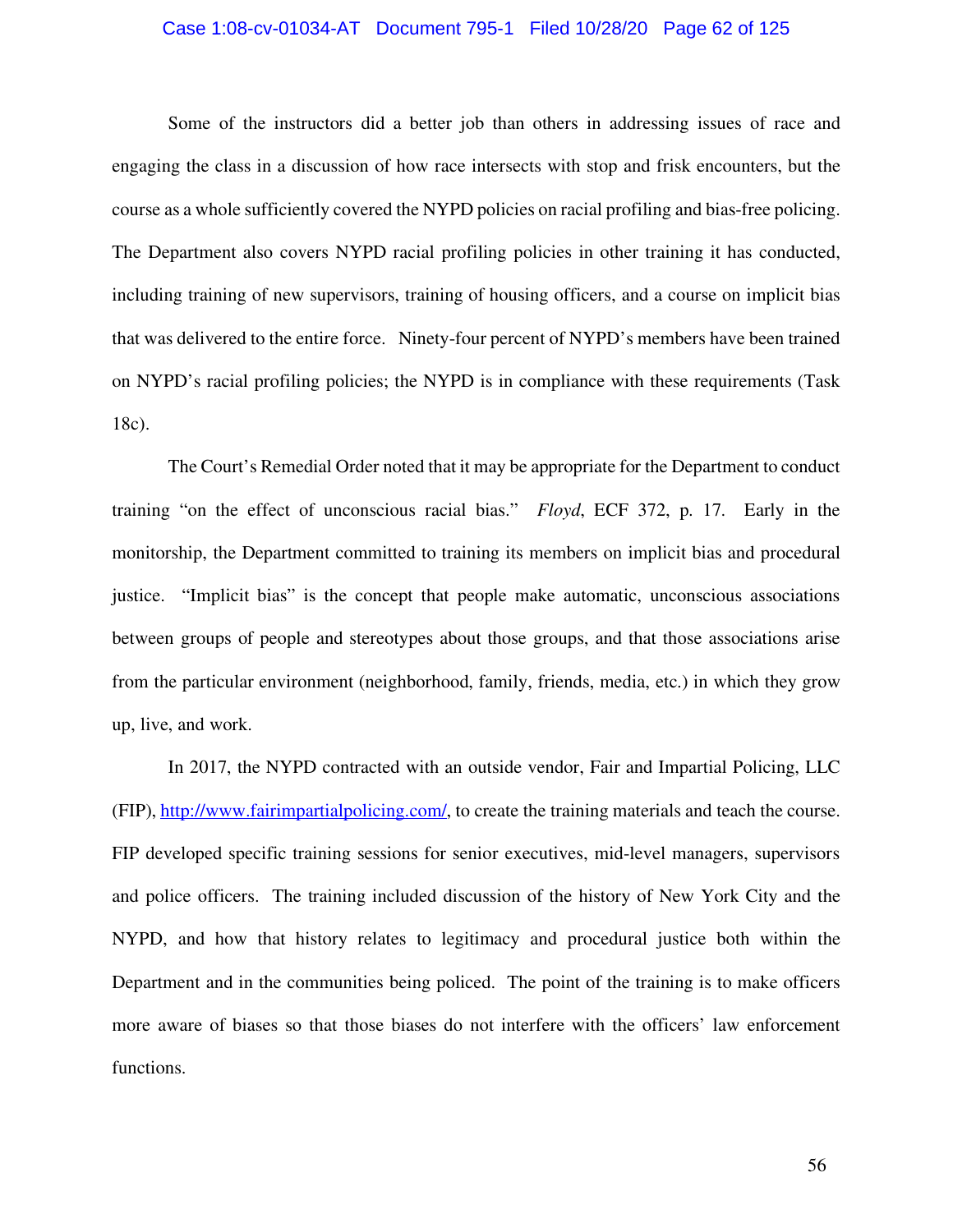Some of the instructors did a better job than others in addressing issues of race and engaging the class in a discussion of how race intersects with stop and frisk encounters, but the course as a whole sufficiently covered the NYPD policies on racial profiling and bias-free policing. The Department also covers NYPD racial profiling policies in other training it has conducted, including training of new supervisors, training of housing officers, and a course on implicit bias that was delivered to the entire force. Ninety-four percent of NYPD's members have been trained on NYPD's racial profiling policies; the NYPD is in compliance with these requirements (Task 18c).

The Court's Remedial Order noted that it may be appropriate for the Department to conduct training "on the effect of unconscious racial bias." *Floyd*, ECF 372, p. 17. Early in the monitorship, the Department committed to training its members on implicit bias and procedural justice. "Implicit bias" is the concept that people make automatic, unconscious associations between groups of people and stereotypes about those groups, and that those associations arise from the particular environment (neighborhood, family, friends, media, etc.) in which they grow up, live, and work.

In 2017, the NYPD contracted with an outside vendor, Fair and Impartial Policing, LLC (FIP), [http://www.fairimpartialpolicing.com/](http://www.fairimpartialpolicing.com/), to create the training materials and teach the course. FIP developed specific training sessions for senior executives, mid-level managers, supervisors and police officers. The training included discussion of the history of New York City and the NYPD, and how that history relates to legitimacy and procedural justice both within the Department and in the communities being policed. The point of the training is to make officers more aware of biases so that those biases do not interfere with the officers' law enforcement functions.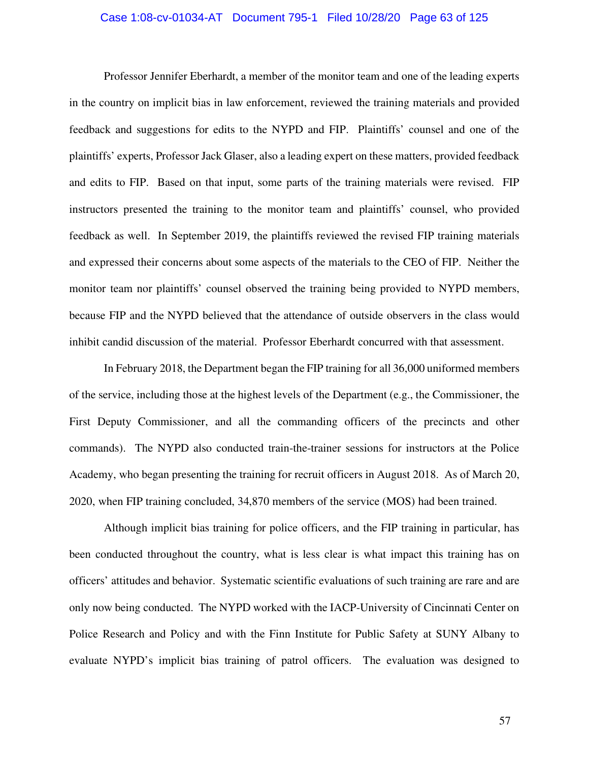Professor Jennifer Eberhardt, a member of the monitor team and one of the leading experts in the country on implicit bias in law enforcement, reviewed the training materials and provided feedback and suggestions for edits to the NYPD and FIP. Plaintiffs' counsel and one of the plaintiffs' experts, Professor Jack Glaser, also a leading expert on these matters, provided feedback and edits to FIP. Based on that input, some parts of the training materials were revised. FIP instructors presented the training to the monitor team and plaintiffs' counsel, who provided feedback as well. In September 2019, the plaintiffs reviewed the revised FIP training materials and expressed their concerns about some aspects of the materials to the CEO of FIP. Neither the monitor team nor plaintiffs' counsel observed the training being provided to NYPD members, because FIP and the NYPD believed that the attendance of outside observers in the class would inhibit candid discussion of the material. Professor Eberhardt concurred with that assessment.

In February 2018, the Department began the FIP training for all 36,000 uniformed members of the service, including those at the highest levels of the Department (e.g., the Commissioner, the First Deputy Commissioner, and all the commanding officers of the precincts and other commands). The NYPD also conducted train-the-trainer sessions for instructors at the Police Academy, who began presenting the training for recruit officers in August 2018. As of March 20, 2020, when FIP training concluded, 34,870 members of the service (MOS) had been trained.

Although implicit bias training for police officers, and the FIP training in particular, has been conducted throughout the country, what is less clear is what impact this training has on officers' attitudes and behavior. Systematic scientific evaluations of such training are rare and are only now being conducted. The NYPD worked with the IACP-University of Cincinnati Center on Police Research and Policy and with the Finn Institute for Public Safety at SUNY Albany to evaluate NYPD's implicit bias training of patrol officers. The evaluation was designed to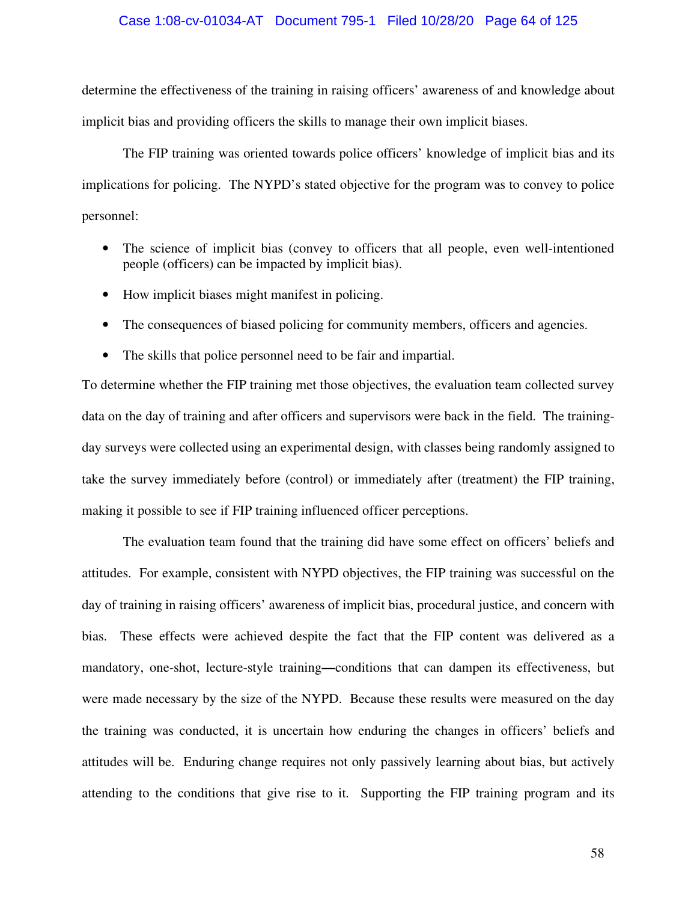determine the effectiveness of the training in raising officers' awareness of and knowledge about implicit bias and providing officers the skills to manage their own implicit biases.

The FIP training was oriented towards police officers' knowledge of implicit bias and its implications for policing. The NYPD's stated objective for the program was to convey to police personnel:

- The science of implicit bias (convey to officers that all people, even well-intentioned people (officers) can be impacted by implicit bias).
- How implicit biases might manifest in policing.
- The consequences of biased policing for community members, officers and agencies.
- The skills that police personnel need to be fair and impartial.

To determine whether the FIP training met those objectives, the evaluation team collected survey data on the day of training and after officers and supervisors were back in the field. The training-day surveys were collected using an experimental design, with classes being randomly assigned to take the survey immediately before (control) or immediately after (treatment) the FIP training, making it possible to see if FIP training influenced officer perceptions.

The evaluation team found that the training did have some effect on officers' beliefs and attitudes. For example, consistent with NYPD objectives, the FIP training was successful on the day of training in raising officers' awareness of implicit bias, procedural justice, and concern with bias. These effects were achieved despite the fact that the FIP content was delivered as a mandatory, one-shot, lecture-style training—conditions that can dampen its effectiveness, but were made necessary by the size of the NYPD. Because these results were measured on the day the training was conducted, it is uncertain how enduring the changes in officers' beliefs and attitudes will be. Enduring change requires not only passively learning about bias, but actively attending to the conditions that give rise to it. Supporting the FIP training program and its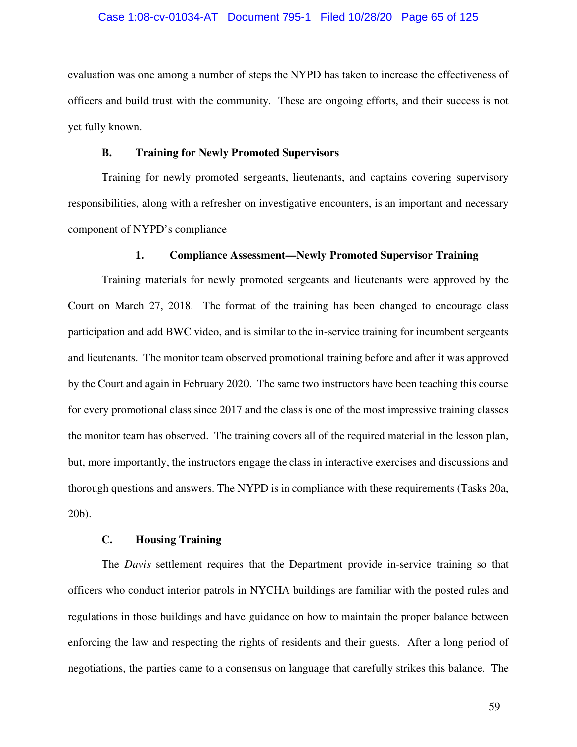evaluation was one among a number of steps the NYPD has taken to increase the effectiveness of officers and build trust with the community. These are ongoing efforts, and their success is not yet fully known.

### B. Training for Newly Promoted Supervisors

Training for newly promoted sergeants, lieutenants, and captains covering supervisory responsibilities, along with a refresher on investigative encounters, is an important and necessary component of NYPD's compliance

#### 1. Compliance Assessment—Newly Promoted Supervisor Training

Training materials for newly promoted sergeants and lieutenants were approved by the Court on March 27, 2018. The format of the training has been changed to encourage class participation and add BWC video, and is similar to the in-service training for incumbent sergeants and lieutenants. The monitor team observed promotional training before and after it was approved by the Court and again in February 2020. The same two instructors have been teaching this course for every promotional class since 2017 and the class is one of the most impressive training classes the monitor team has observed. The training covers all of the required material in the lesson plan, but, more importantly, the instructors engage the class in interactive exercises and discussions and thorough questions and answers. The NYPD is in compliance with these requirements (Tasks 20a, 20b).

### C. Housing Training

The *Davis* settlement requires that the Department provide in-service training so that officers who conduct interior patrols in NYCHA buildings are familiar with the posted rules and regulations in those buildings and have guidance on how to maintain the proper balance between enforcing the law and respecting the rights of residents and their guests. After a long period of negotiations, the parties came to a consensus on language that carefully strikes this balance. The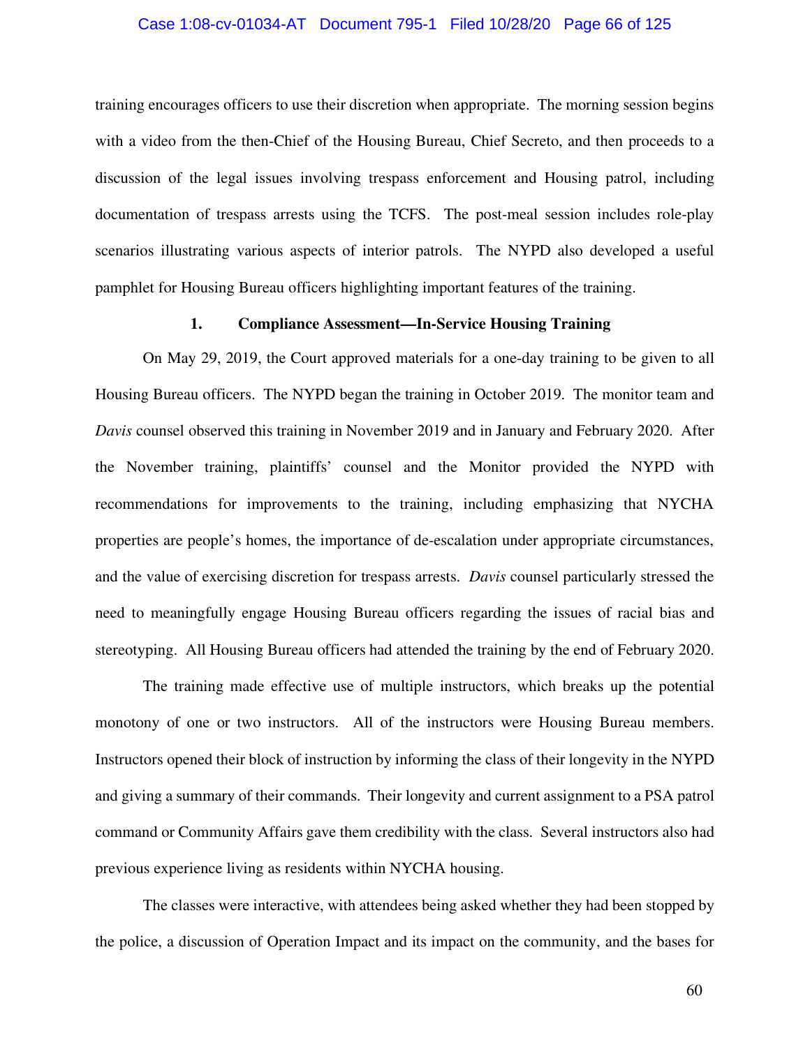training encourages officers to use their discretion when appropriate. The morning session begins with a video from the then-Chief of the Housing Bureau, Chief Secreto, and then proceeds to a discussion of the legal issues involving trespass enforcement and Housing patrol, including documentation of trespass arrests using the TCFS. The post-meal session includes role-play scenarios illustrating various aspects of interior patrols. The NYPD also developed a useful pamphlet for Housing Bureau officers highlighting important features of the training.

### 1. Compliance Assessment—In-Service Housing Training

On May 29, 2019, the Court approved materials for a one-day training to be given to all Housing Bureau officers. The NYPD began the training in October 2019. The monitor team and *Davis* counsel observed this training in November 2019 and in January and February 2020. After the November training, plaintiffs' counsel and the Monitor provided the NYPD with recommendations for improvements to the training, including emphasizing that NYCHA properties are people's homes, the importance of de-escalation under appropriate circumstances, and the value of exercising discretion for trespass arrests. *Davis* counsel particularly stressed the need to meaningfully engage Housing Bureau officers regarding the issues of racial bias and stereotyping. All Housing Bureau officers had attended the training by the end of February 2020.

The training made effective use of multiple instructors, which breaks up the potential monotony of one or two instructors. All of the instructors were Housing Bureau members. Instructors opened their block of instruction by informing the class of their longevity in the NYPD and giving a summary of their commands. Their longevity and current assignment to a PSA patrol command or Community Affairs gave them credibility with the class. Several instructors also had previous experience living as residents within NYCHA housing.

The classes were interactive, with attendees being asked whether they had been stopped by the police, a discussion of Operation Impact and its impact on the community, and the bases for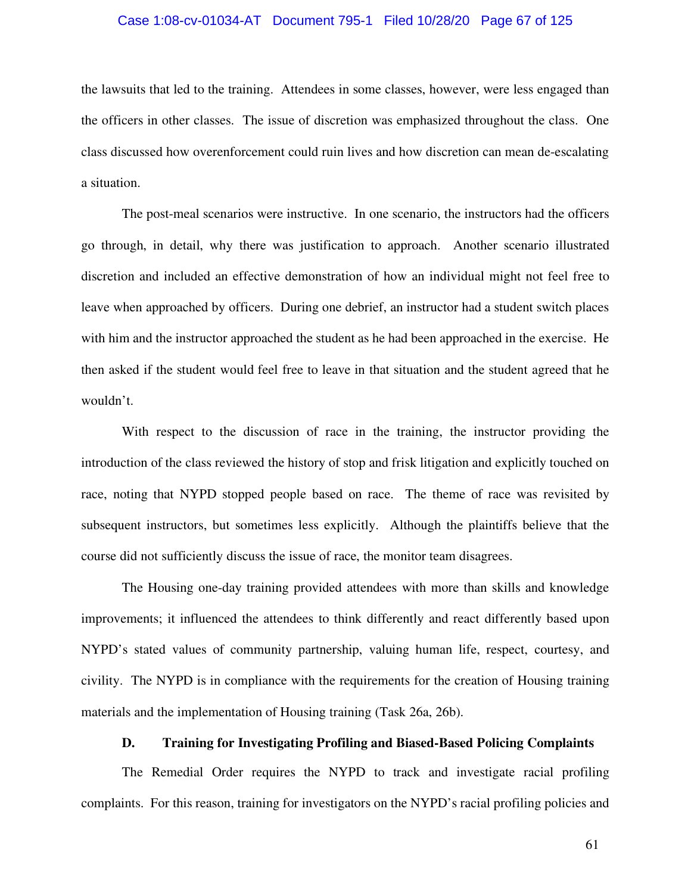the lawsuits that led to the training. Attendees in some classes, however, were less engaged than the officers in other classes. The issue of discretion was emphasized throughout the class. One class discussed how overenforcement could ruin lives and how discretion can mean de-escalating a situation.

The post-meal scenarios were instructive. In one scenario, the instructors had the officers go through, in detail, why there was justification to approach. Another scenario illustrated discretion and included an effective demonstration of how an individual might not feel free to leave when approached by officers. During one debrief, an instructor had a student switch places with him and the instructor approached the student as he had been approached in the exercise. He then asked if the student would feel free to leave in that situation and the student agreed that he wouldn't.

With respect to the discussion of race in the training, the instructor providing the introduction of the class reviewed the history of stop and frisk litigation and explicitly touched on race, noting that NYPD stopped people based on race. The theme of race was revisited by subsequent instructors, but sometimes less explicitly. Although the plaintiffs believe that the course did not sufficiently discuss the issue of race, the monitor team disagrees.

The Housing one-day training provided attendees with more than skills and knowledge improvements; it influenced the attendees to think differently and react differently based upon NYPD's stated values of community partnership, valuing human life, respect, courtesy, and civility. The NYPD is in compliance with the requirements for the creation of Housing training materials and the implementation of Housing training (Task 26a, 26b).

### D. Training for Investigating Profiling and Biased-Based Policing Complaints

The Remedial Order requires the NYPD to track and investigate racial profiling complaints. For this reason, training for investigators on the NYPD's racial profiling policies and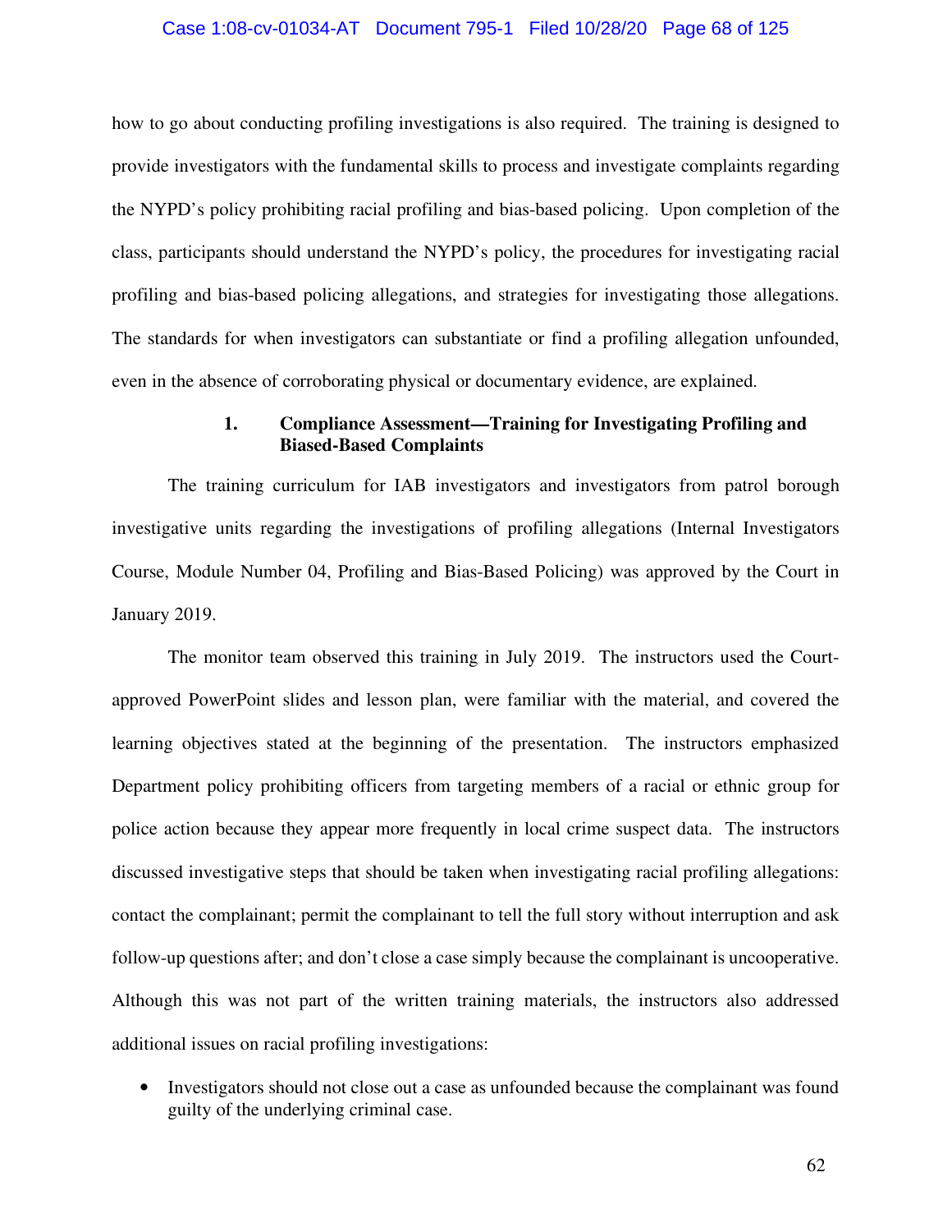how to go about conducting profiling investigations is also required. The training is designed to provide investigators with the fundamental skills to process and investigate complaints regarding the NYPD's policy prohibiting racial profiling and bias-based policing. Upon completion of the class, participants should understand the NYPD's policy, the procedures for investigating racial profiling and bias-based policing allegations, and strategies for investigating those allegations. The standards for when investigators can substantiate or find a profiling allegation unfounded, even in the absence of corroborating physical or documentary evidence, are explained.

### 1. Compliance Assessment—Training for Investigating Profiling and Biased-Based Complaints

The training curriculum for IAB investigators and investigators from patrol borough investigative units regarding the investigations of profiling allegations (Internal Investigators Course, Module Number 04, Profiling and Bias-Based Policing) was approved by the Court in January 2019.

The monitor team observed this training in July 2019. The instructors used the Court-approved PowerPoint slides and lesson plan, were familiar with the material, and covered the learning objectives stated at the beginning of the presentation. The instructors emphasized Department policy prohibiting officers from targeting members of a racial or ethnic group for police action because they appear more frequently in local crime suspect data. The instructors discussed investigative steps that should be taken when investigating racial profiling allegations: contact the complainant; permit the complainant to tell the full story without interruption and ask follow-up questions after; and don't close a case simply because the complainant is uncooperative. Although this was not part of the written training materials, the instructors also addressed additional issues on racial profiling investigations:

- Investigators should not close out a case as unfounded because the complainant was found guilty of the underlying criminal case.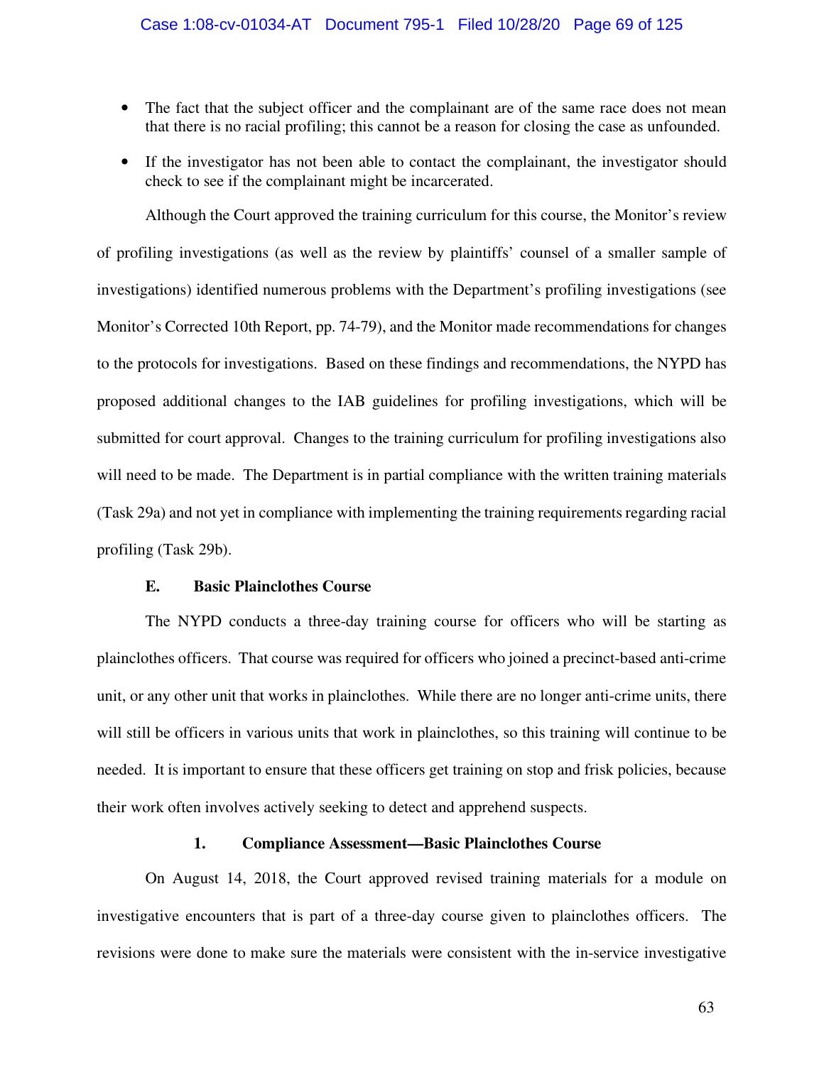- The fact that the subject officer and the complainant are of the same race does not mean that there is no racial profiling; this cannot be a reason for closing the case as unfounded.
- If the investigator has not been able to contact the complainant, the investigator should check to see if the complainant might be incarcerated.

Although the Court approved the training curriculum for this course, the Monitor's review of profiling investigations (as well as the review by plaintiffs' counsel of a smaller sample of investigations) identified numerous problems with the Department's profiling investigations (see Monitor's Corrected 10th Report, pp. 74-79), and the Monitor made recommendations for changes to the protocols for investigations. Based on these findings and recommendations, the NYPD has proposed additional changes to the IAB guidelines for profiling investigations, which will be submitted for court approval. Changes to the training curriculum for profiling investigations also will need to be made. The Department is in partial compliance with the written training materials (Task 29a) and not yet in compliance with implementing the training requirements regarding racial profiling (Task 29b).

### E. Basic Plainclothes Course

The NYPD conducts a three-day training course for officers who will be starting as plainclothes officers. That course was required for officers who joined a precinct-based anti-crime unit, or any other unit that works in plainclothes. While there are no longer anti-crime units, there will still be officers in various units that work in plainclothes, so this training will continue to be needed. It is important to ensure that these officers get training on stop and frisk policies, because their work often involves actively seeking to detect and apprehend suspects.

#### 1. Compliance Assessment—Basic Plainclothes Course

On August 14, 2018, the Court approved revised training materials for a module on investigative encounters that is part of a three-day course given to plainclothes officers. The revisions were done to make sure the materials were consistent with the in-service investigative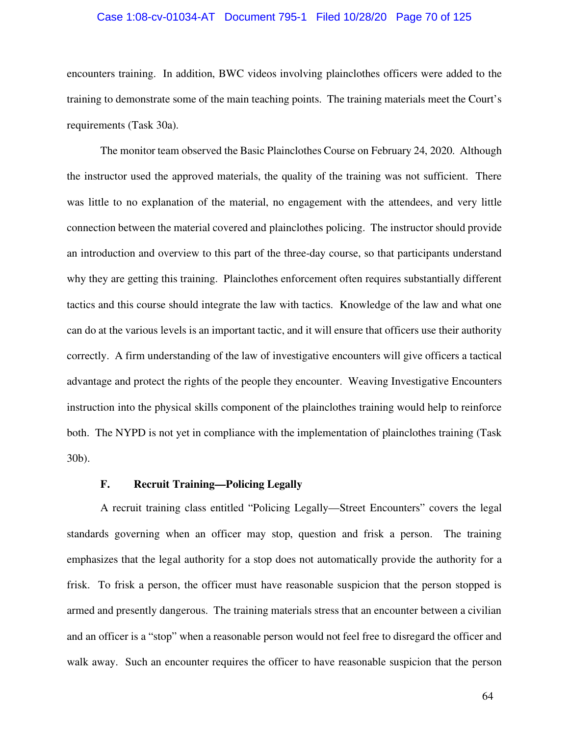encounters training. In addition, BWC videos involving plainclothes officers were added to the training to demonstrate some of the main teaching points. The training materials meet the Court's requirements (Task 30a).

The monitor team observed the Basic Plainclothes Course on February 24, 2020. Although the instructor used the approved materials, the quality of the training was not sufficient. There was little to no explanation of the material, no engagement with the attendees, and very little connection between the material covered and plainclothes policing. The instructor should provide an introduction and overview to this part of the three-day course, so that participants understand why they are getting this training. Plainclothes enforcement often requires substantially different tactics and this course should integrate the law with tactics. Knowledge of the law and what one can do at the various levels is an important tactic, and it will ensure that officers use their authority correctly. A firm understanding of the law of investigative encounters will give officers a tactical advantage and protect the rights of the people they encounter. Weaving Investigative Encounters instruction into the physical skills component of the plainclothes training would help to reinforce both. The NYPD is not yet in compliance with the implementation of plainclothes training (Task 30b).

### F. Recruit Training—Policing Legally

A recruit training class entitled "Policing Legally—Street Encounters" covers the legal standards governing when an officer may stop, question and frisk a person. The training emphasizes that the legal authority for a stop does not automatically provide the authority for a frisk. To frisk a person, the officer must have reasonable suspicion that the person stopped is armed and presently dangerous. The training materials stress that an encounter between a civilian and an officer is a "stop" when a reasonable person would not feel free to disregard the officer and walk away. Such an encounter requires the officer to have reasonable suspicion that the person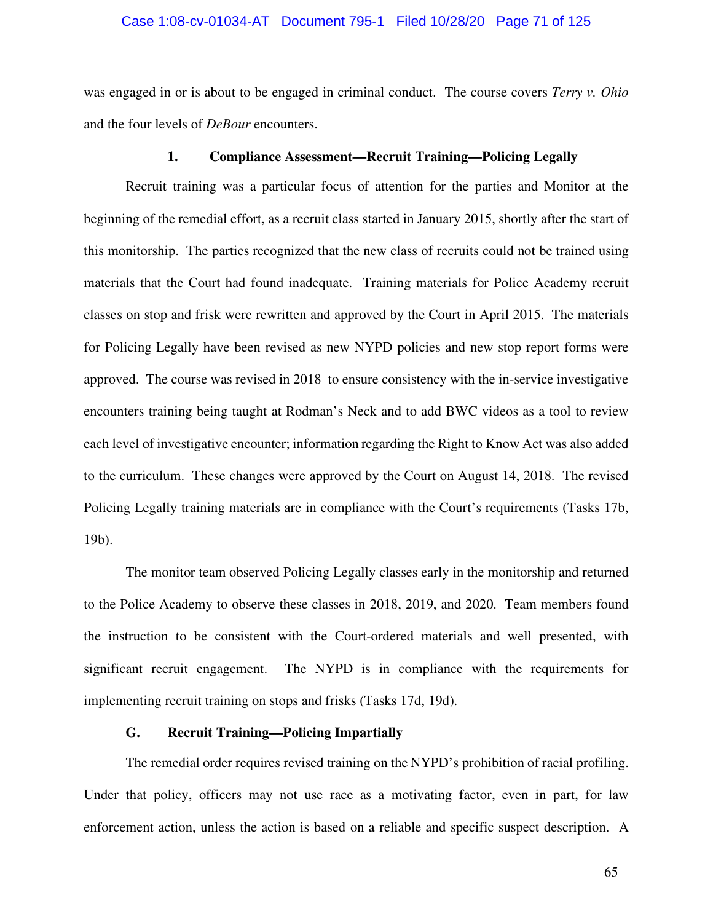was engaged in or is about to be engaged in criminal conduct. The course covers *Terry v. Ohio* and the four levels of *DeBour* encounters.

#### 1. Compliance Assessment—Recruit Training—Policing Legally

Recruit training was a particular focus of attention for the parties and Monitor at the beginning of the remedial effort, as a recruit class started in January 2015, shortly after the start of this monitorship. The parties recognized that the new class of recruits could not be trained using materials that the Court had found inadequate. Training materials for Police Academy recruit classes on stop and frisk were rewritten and approved by the Court in April 2015. The materials for Policing Legally have been revised as new NYPD policies and new stop report forms were approved. The course was revised in 2018 to ensure consistency with the in-service investigative encounters training being taught at Rodman's Neck and to add BWC videos as a tool to review each level of investigative encounter; information regarding the Right to Know Act was also added to the curriculum. These changes were approved by the Court on August 14, 2018. The revised Policing Legally training materials are in compliance with the Court's requirements (Tasks 17b, 19b).

The monitor team observed Policing Legally classes early in the monitorship and returned to the Police Academy to observe these classes in 2018, 2019, and 2020. Team members found the instruction to be consistent with the Court-ordered materials and well presented, with significant recruit engagement. The NYPD is in compliance with the requirements for implementing recruit training on stops and frisks (Tasks 17d, 19d).

### G. Recruit Training—Policing Impartially

The remedial order requires revised training on the NYPD's prohibition of racial profiling. Under that policy, officers may not use race as a motivating factor, even in part, for law enforcement action, unless the action is based on a reliable and specific suspect description. A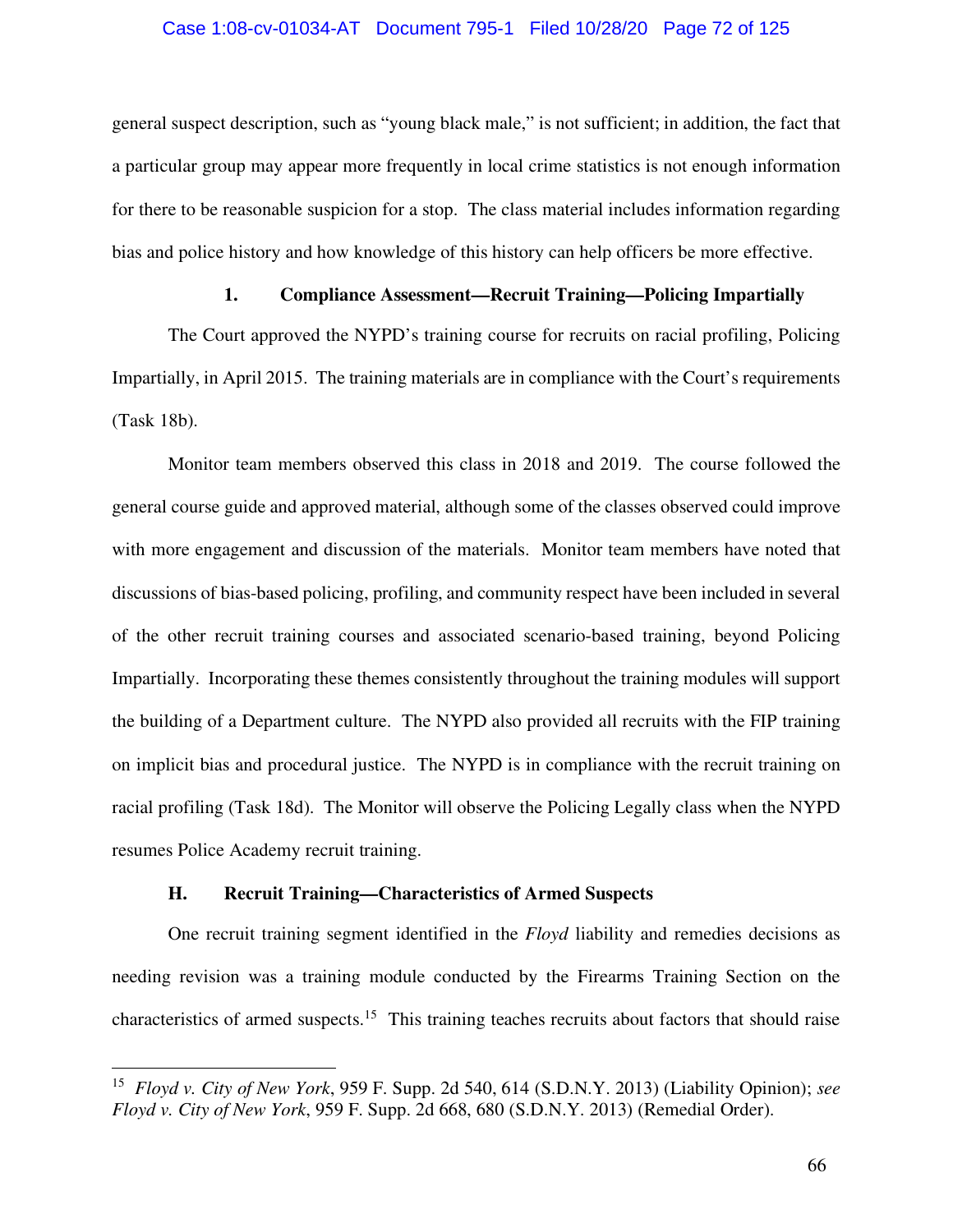general suspect description, such as "young black male," is not sufficient; in addition, the fact that a particular group may appear more frequently in local crime statistics is not enough information for there to be reasonable suspicion for a stop. The class material includes information regarding bias and police history and how knowledge of this history can help officers be more effective.

#### 1. Compliance Assessment—Recruit Training—Policing Impartially

The Court approved the NYPD's training course for recruits on racial profiling, Policing Impartially, in April 2015. The training materials are in compliance with the Court's requirements (Task 18b).

Monitor team members observed this class in 2018 and 2019. The course followed the general course guide and approved material, although some of the classes observed could improve with more engagement and discussion of the materials. Monitor team members have noted that discussions of bias-based policing, profiling, and community respect have been included in several of the other recruit training courses and associated scenario-based training, beyond Policing Impartially. Incorporating these themes consistently throughout the training modules will support the building of a Department culture. The NYPD also provided all recruits with the FIP training on implicit bias and procedural justice. The NYPD is in compliance with the recruit training on racial profiling (Task 18d). The Monitor will observe the Policing Legally class when the NYPD resumes Police Academy recruit training.

### H. Recruit Training—Characteristics of Armed Suspects

One recruit training segment identified in the *Floyd* liability and remedies decisions as needing revision was a training module conducted by the Firearms Training Section on the characteristics of armed suspects.[15] This training teaches recruits about factors that should raise

[15] *Floyd v. City of New York*, 959 F. Supp. 2d 540, 614 (S.D.N.Y. 2013) (Liability Opinion); *see Floyd v. City of New York*, 959 F. Supp. 2d 668, 680 (S.D.N.Y. 2013) (Remedial Order).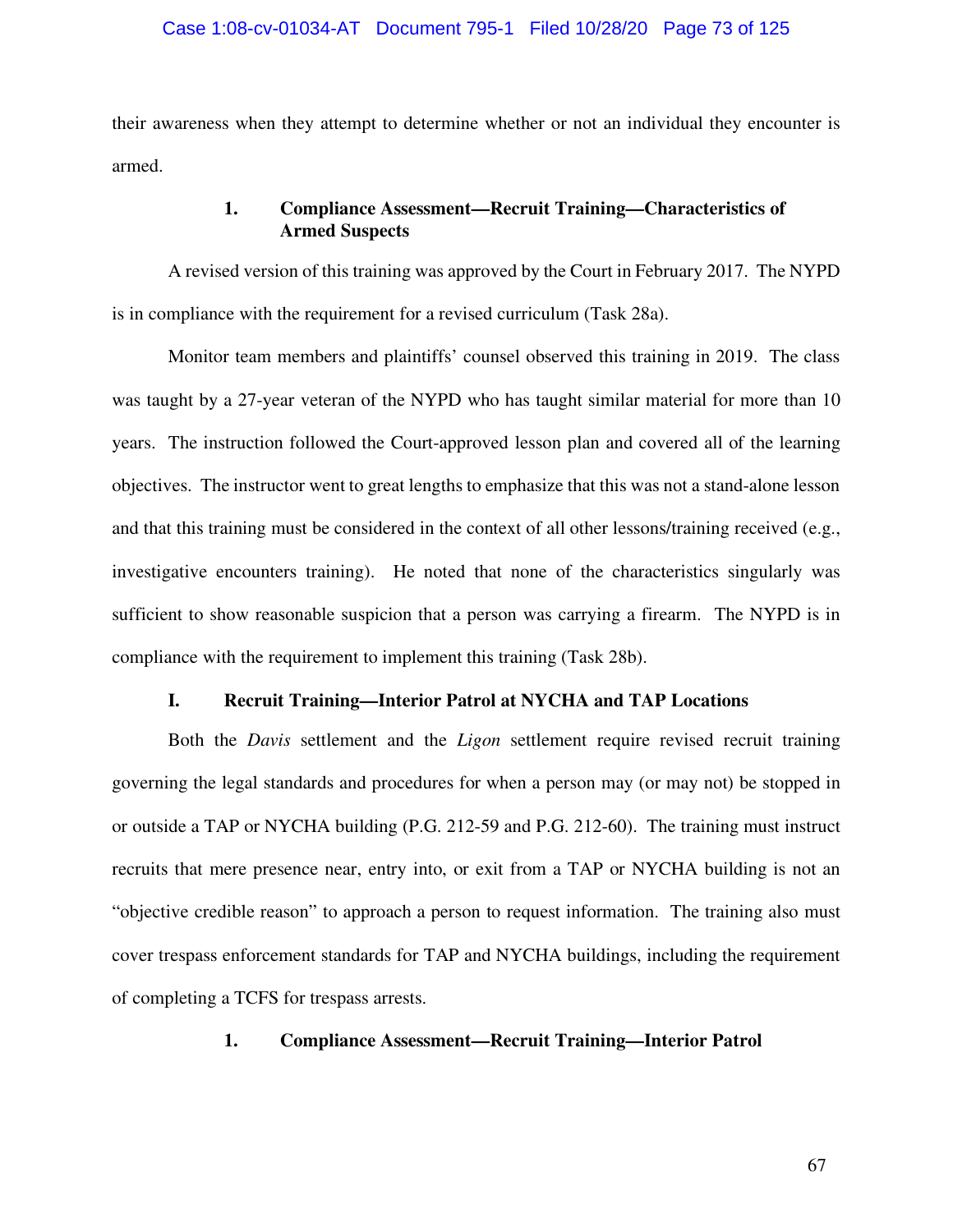their awareness when they attempt to determine whether or not an individual they encounter is armed.

#### 1. Compliance Assessment—Recruit Training—Characteristics of Armed Suspects

A revised version of this training was approved by the Court in February 2017. The NYPD is in compliance with the requirement for a revised curriculum (Task 28a).

Monitor team members and plaintiffs' counsel observed this training in 2019. The class was taught by a 27-year veteran of the NYPD who has taught similar material for more than 10 years. The instruction followed the Court-approved lesson plan and covered all of the learning objectives. The instructor went to great lengths to emphasize that this was not a stand-alone lesson and that this training must be considered in the context of all other lessons/training received (e.g., investigative encounters training). He noted that none of the characteristics singularly was sufficient to show reasonable suspicion that a person was carrying a firearm. The NYPD is in compliance with the requirement to implement this training (Task 28b).

### I. Recruit Training—Interior Patrol at NYCHA and TAP Locations

Both the *Davis* settlement and the *Ligon* settlement require revised recruit training governing the legal standards and procedures for when a person may (or may not) be stopped in or outside a TAP or NYCHA building (P.G. 212-59 and P.G. 212-60). The training must instruct recruits that mere presence near, entry into, or exit from a TAP or NYCHA building is not an "objective credible reason" to approach a person to request information. The training also must cover trespass enforcement standards for TAP and NYCHA buildings, including the requirement of completing a TCFS for trespass arrests.

#### 1. Compliance Assessment—Recruit Training—Interior Patrol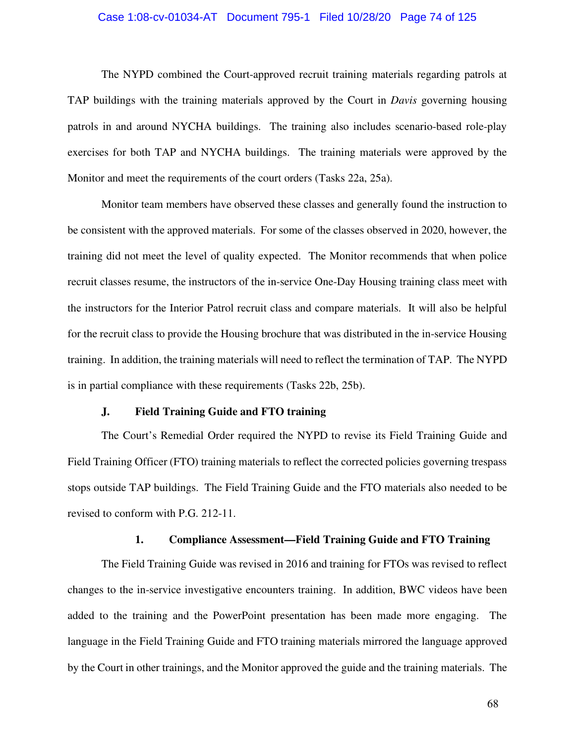The NYPD combined the Court-approved recruit training materials regarding patrols at TAP buildings with the training materials approved by the Court in *Davis* governing housing patrols in and around NYCHA buildings. The training also includes scenario-based role-play exercises for both TAP and NYCHA buildings. The training materials were approved by the Monitor and meet the requirements of the court orders (Tasks 22a, 25a).

Monitor team members have observed these classes and generally found the instruction to be consistent with the approved materials. For some of the classes observed in 2020, however, the training did not meet the level of quality expected. The Monitor recommends that when police recruit classes resume, the instructors of the in-service One-Day Housing training class meet with the instructors for the Interior Patrol recruit class and compare materials. It will also be helpful for the recruit class to provide the Housing brochure that was distributed in the in-service Housing training. In addition, the training materials will need to reflect the termination of TAP. The NYPD is in partial compliance with these requirements (Tasks 22b, 25b).

### J. Field Training Guide and FTO training

The Court's Remedial Order required the NYPD to revise its Field Training Guide and Field Training Officer (FTO) training materials to reflect the corrected policies governing trespass stops outside TAP buildings. The Field Training Guide and the FTO materials also needed to be revised to conform with P.G. 212-11.

#### 1. Compliance Assessment—Field Training Guide and FTO Training

The Field Training Guide was revised in 2016 and training for FTOs was revised to reflect changes to the in-service investigative encounters training. In addition, BWC videos have been added to the training and the PowerPoint presentation has been made more engaging. The language in the Field Training Guide and FTO training materials mirrored the language approved by the Court in other trainings, and the Monitor approved the guide and the training materials. The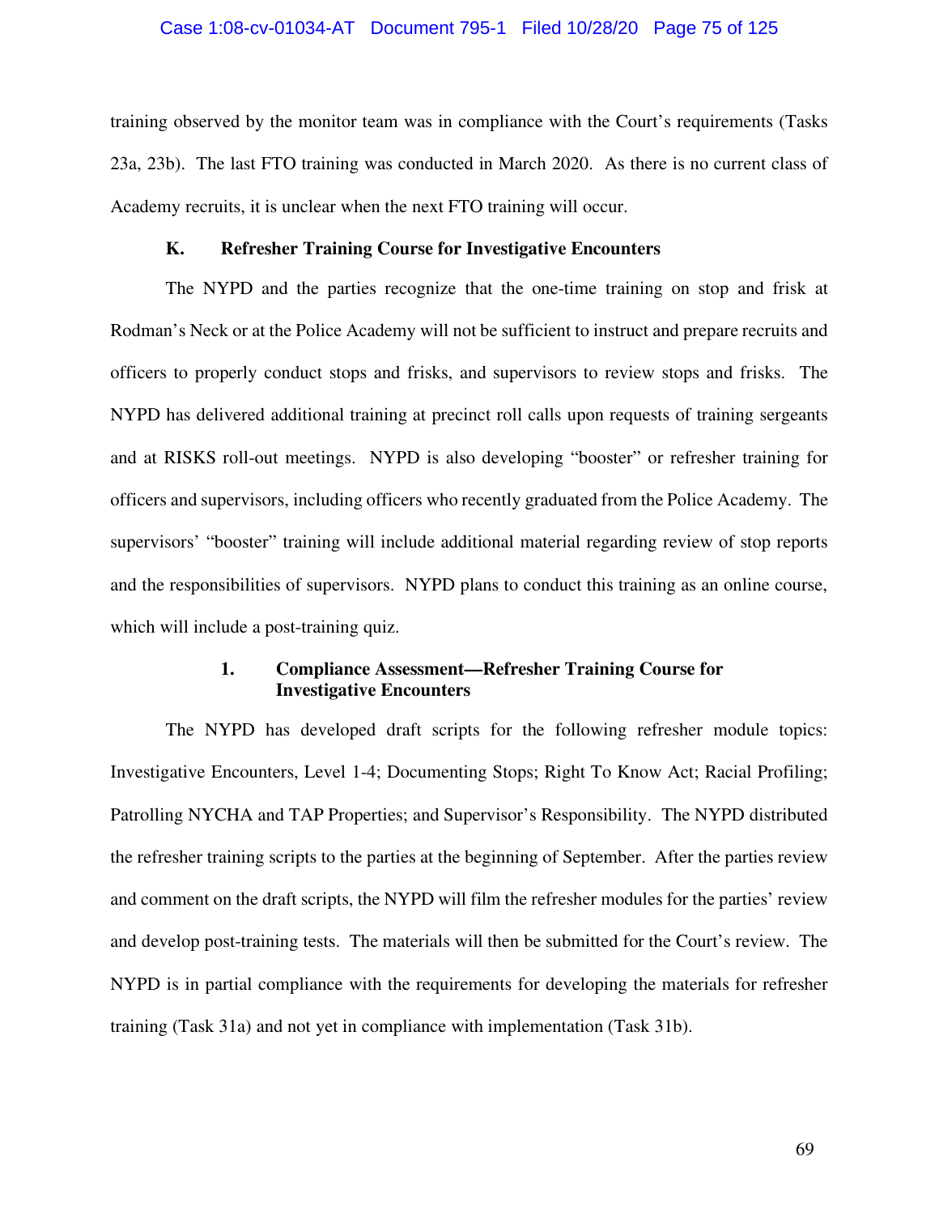training observed by the monitor team was in compliance with the Court's requirements (Tasks 23a, 23b). The last FTO training was conducted in March 2020. As there is no current class of Academy recruits, it is unclear when the next FTO training will occur.

### K. Refresher Training Course for Investigative Encounters

The NYPD and the parties recognize that the one-time training on stop and frisk at Rodman's Neck or at the Police Academy will not be sufficient to instruct and prepare recruits and officers to properly conduct stops and frisks, and supervisors to review stops and frisks. The NYPD has delivered additional training at precinct roll calls upon requests of training sergeants and at RISKS roll-out meetings. NYPD is also developing "booster" or refresher training for officers and supervisors, including officers who recently graduated from the Police Academy. The supervisors' "booster" training will include additional material regarding review of stop reports and the responsibilities of supervisors. NYPD plans to conduct this training as an online course, which will include a post-training quiz.

#### 1. Compliance Assessment—Refresher Training Course for Investigative Encounters

The NYPD has developed draft scripts for the following refresher module topics: Investigative Encounters, Level 1-4; Documenting Stops; Right To Know Act; Racial Profiling; Patrolling NYCHA and TAP Properties; and Supervisor's Responsibility. The NYPD distributed the refresher training scripts to the parties at the beginning of September. After the parties review and comment on the draft scripts, the NYPD will film the refresher modules for the parties' review and develop post-training tests. The materials will then be submitted for the Court's review. The NYPD is in partial compliance with the requirements for developing the materials for refresher training (Task 31a) and not yet in compliance with implementation (Task 31b).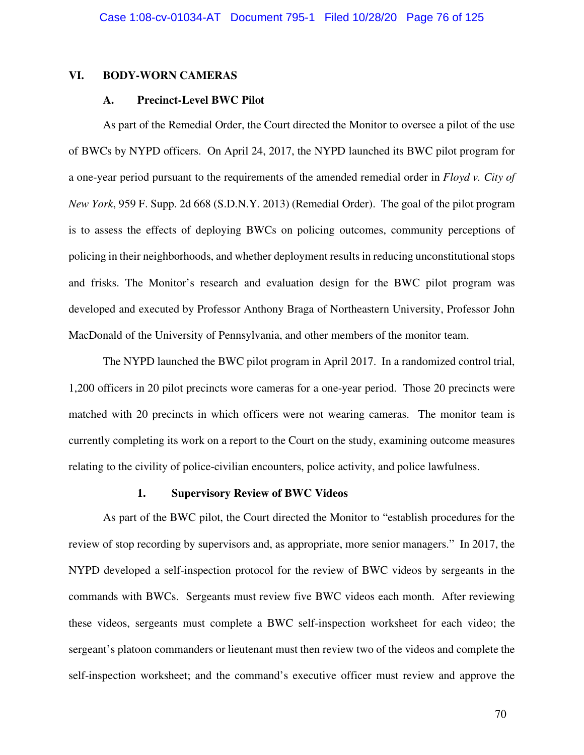## VI. BODY-WORN CAMERAS

### A. Precinct-Level BWC Pilot

As part of the Remedial Order, the Court directed the Monitor to oversee a pilot of the use of BWCs by NYPD officers. On April 24, 2017, the NYPD launched its BWC pilot program for a one-year period pursuant to the requirements of the amended remedial order in *Floyd v. City of New York*, 959 F. Supp. 2d 668 (S.D.N.Y. 2013) (Remedial Order). The goal of the pilot program is to assess the effects of deploying BWCs on policing outcomes, community perceptions of policing in their neighborhoods, and whether deployment results in reducing unconstitutional stops and frisks. The Monitor's research and evaluation design for the BWC pilot program was developed and executed by Professor Anthony Braga of Northeastern University, Professor John MacDonald of the University of Pennsylvania, and other members of the monitor team.

The NYPD launched the BWC pilot program in April 2017. In a randomized control trial, 1,200 officers in 20 pilot precincts wore cameras for a one-year period. Those 20 precincts were matched with 20 precincts in which officers were not wearing cameras. The monitor team is currently completing its work on a report to the Court on the study, examining outcome measures relating to the civility of police-civilian encounters, police activity, and police lawfulness.

#### 1. Supervisory Review of BWC Videos

As part of the BWC pilot, the Court directed the Monitor to "establish procedures for the review of stop recording by supervisors and, as appropriate, more senior managers." In 2017, the NYPD developed a self-inspection protocol for the review of BWC videos by sergeants in the commands with BWCs. Sergeants must review five BWC videos each month. After reviewing these videos, sergeants must complete a BWC self-inspection worksheet for each video; the sergeant's platoon commanders or lieutenant must then review two of the videos and complete the self-inspection worksheet; and the command's executive officer must review and approve the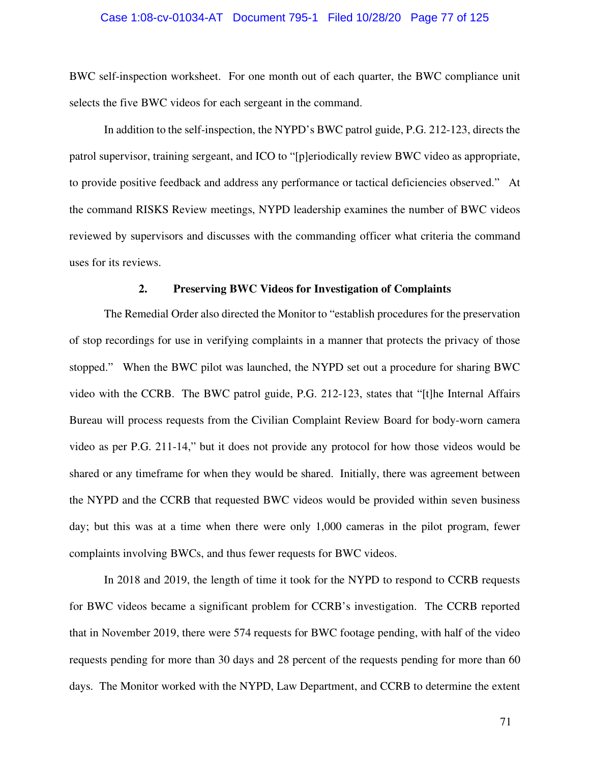BWC self-inspection worksheet. For one month out of each quarter, the BWC compliance unit selects the five BWC videos for each sergeant in the command.

In addition to the self-inspection, the NYPD's BWC patrol guide, P.G. 212-123, directs the patrol supervisor, training sergeant, and ICO to "[p]eriodically review BWC video as appropriate, to provide positive feedback and address any performance or tactical deficiencies observed." At the command RISKS Review meetings, NYPD leadership examines the number of BWC videos reviewed by supervisors and discusses with the commanding officer what criteria the command uses for its reviews.

### 2. Preserving BWC Videos for Investigation of Complaints

The Remedial Order also directed the Monitor to "establish procedures for the preservation of stop recordings for use in verifying complaints in a manner that protects the privacy of those stopped." When the BWC pilot was launched, the NYPD set out a procedure for sharing BWC video with the CCRB. The BWC patrol guide, P.G. 212-123, states that "[t]he Internal Affairs Bureau will process requests from the Civilian Complaint Review Board for body-worn camera video as per P.G. 211-14," but it does not provide any protocol for how those videos would be shared or any timeframe for when they would be shared. Initially, there was agreement between the NYPD and the CCRB that requested BWC videos would be provided within seven business day; but this was at a time when there were only 1,000 cameras in the pilot program, fewer complaints involving BWCs, and thus fewer requests for BWC videos.

In 2018 and 2019, the length of time it took for the NYPD to respond to CCRB requests for BWC videos became a significant problem for CCRB's investigation. The CCRB reported that in November 2019, there were 574 requests for BWC footage pending, with half of the video requests pending for more than 30 days and 28 percent of the requests pending for more than 60 days. The Monitor worked with the NYPD, Law Department, and CCRB to determine the extent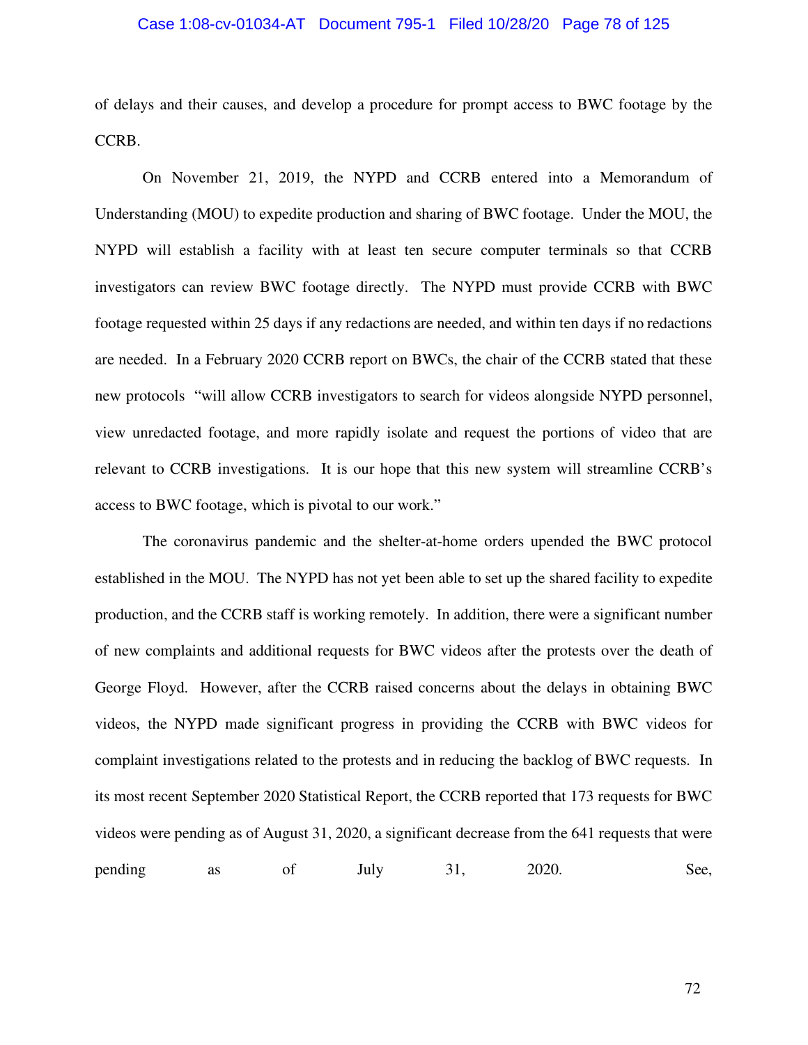of delays and their causes, and develop a procedure for prompt access to BWC footage by the CCRB.

On November 21, 2019, the NYPD and CCRB entered into a Memorandum of Understanding (MOU) to expedite production and sharing of BWC footage. Under the MOU, the NYPD will establish a facility with at least ten secure computer terminals so that CCRB investigators can review BWC footage directly. The NYPD must provide CCRB with BWC footage requested within 25 days if any redactions are needed, and within ten days if no redactions are needed. In a February 2020 CCRB report on BWCs, the chair of the CCRB stated that these new protocols "will allow CCRB investigators to search for videos alongside NYPD personnel, view unredacted footage, and more rapidly isolate and request the portions of video that are relevant to CCRB investigations. It is our hope that this new system will streamline CCRB's access to BWC footage, which is pivotal to our work."

The coronavirus pandemic and the shelter-at-home orders upended the BWC protocol established in the MOU. The NYPD has not yet been able to set up the shared facility to expedite production, and the CCRB staff is working remotely. In addition, there were a significant number of new complaints and additional requests for BWC videos after the protests over the death of George Floyd. However, after the CCRB raised concerns about the delays in obtaining BWC videos, the NYPD made significant progress in providing the CCRB with BWC videos for complaint investigations related to the protests and in reducing the backlog of BWC requests. In its most recent September 2020 Statistical Report, the CCRB reported that 173 requests for BWC videos were pending as of August 31, 2020, a significant decrease from the 641 requests that were pending as of July 31, 2020. See,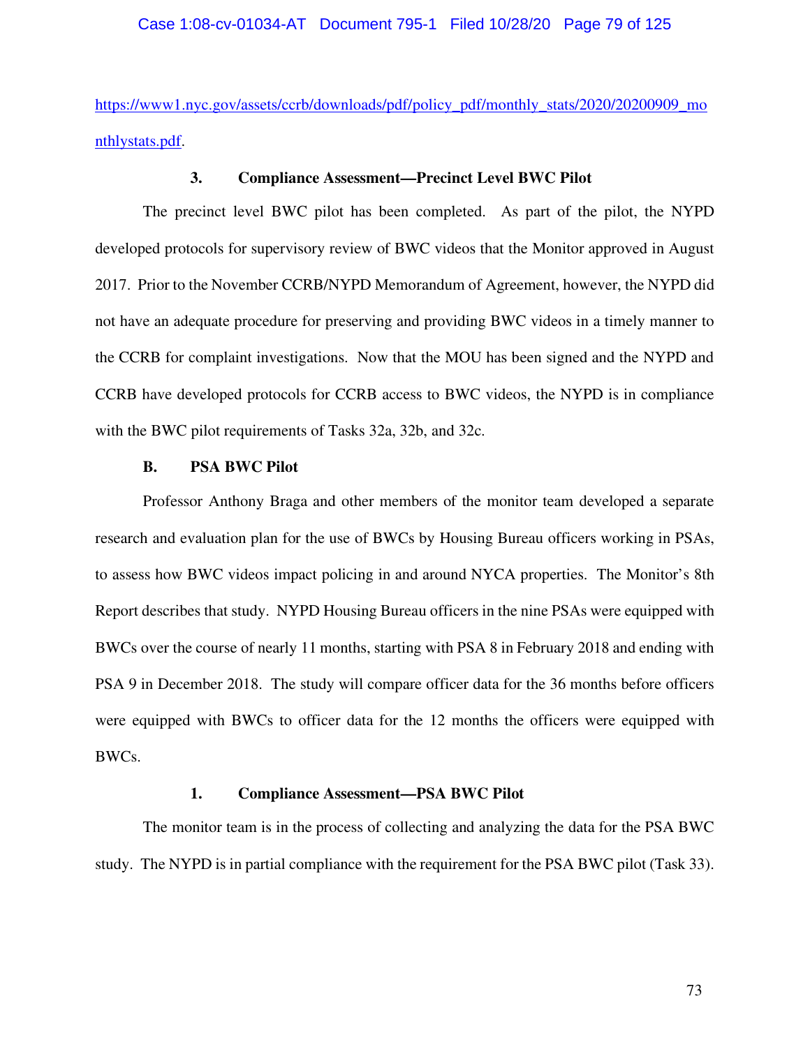https://www1.nyc.gov/assets/ccrb/downloads/pdf/policy_pdf/monthly_stats/2020/20200909_monthlystats.pdf.

#### 3. Compliance Assessment—Precinct Level BWC Pilot

The precinct level BWC pilot has been completed. As part of the pilot, the NYPD developed protocols for supervisory review of BWC videos that the Monitor approved in August 2017. Prior to the November CCRB/NYPD Memorandum of Agreement, however, the NYPD did not have an adequate procedure for preserving and providing BWC videos in a timely manner to the CCRB for complaint investigations. Now that the MOU has been signed and the NYPD and CCRB have developed protocols for CCRB access to BWC videos, the NYPD is in compliance with the BWC pilot requirements of Tasks 32a, 32b, and 32c.

### B. PSA BWC Pilot

Professor Anthony Braga and other members of the monitor team developed a separate research and evaluation plan for the use of BWCs by Housing Bureau officers working in PSAs, to assess how BWC videos impact policing in and around NYCA properties. The Monitor's 8th Report describes that study. NYPD Housing Bureau officers in the nine PSAs were equipped with BWCs over the course of nearly 11 months, starting with PSA 8 in February 2018 and ending with PSA 9 in December 2018. The study will compare officer data for the 36 months before officers were equipped with BWCs to officer data for the 12 months the officers were equipped with BWCs.

#### 1. Compliance Assessment—PSA BWC Pilot

The monitor team is in the process of collecting and analyzing the data for the PSA BWC study. The NYPD is in partial compliance with the requirement for the PSA BWC pilot (Task 33).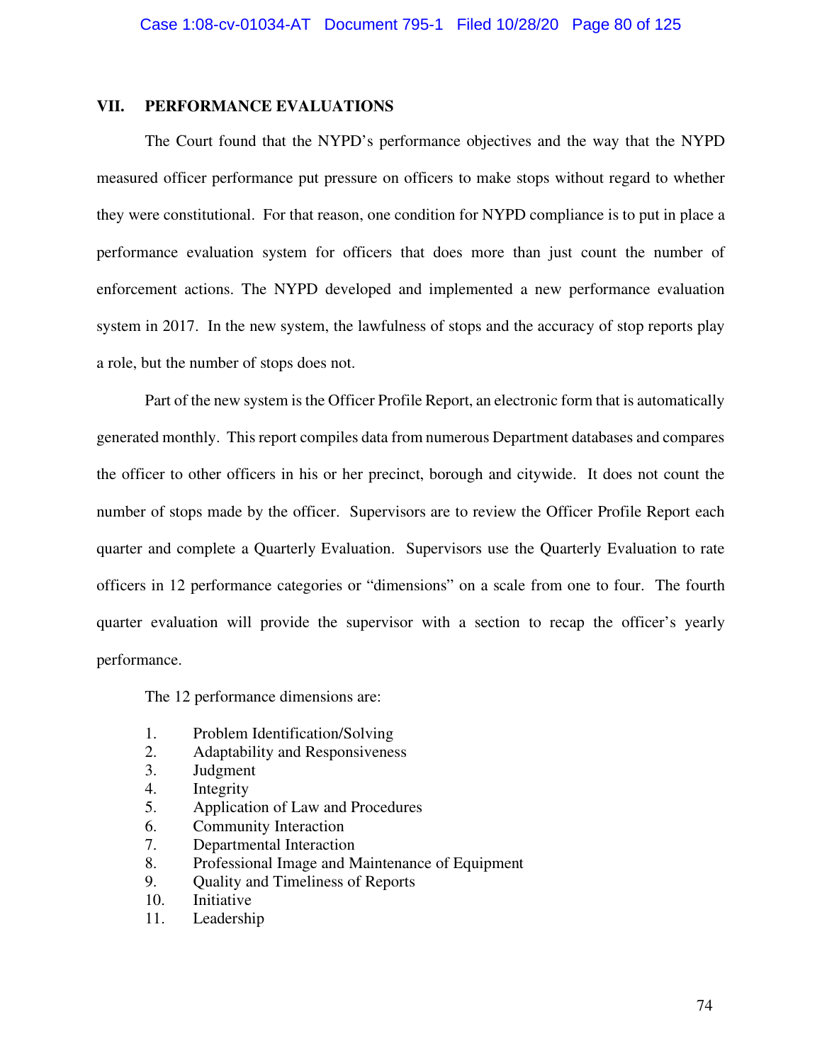## VII. PERFORMANCE EVALUATIONS

The Court found that the NYPD's performance objectives and the way that the NYPD measured officer performance put pressure on officers to make stops without regard to whether they were constitutional. For that reason, one condition for NYPD compliance is to put in place a performance evaluation system for officers that does more than just count the number of enforcement actions. The NYPD developed and implemented a new performance evaluation system in 2017. In the new system, the lawfulness of stops and the accuracy of stop reports play a role, but the number of stops does not.

Part of the new system is the Officer Profile Report, an electronic form that is automatically generated monthly. This report compiles data from numerous Department databases and compares the officer to other officers in his or her precinct, borough and citywide. It does not count the number of stops made by the officer. Supervisors are to review the Officer Profile Report each quarter and complete a Quarterly Evaluation. Supervisors use the Quarterly Evaluation to rate officers in 12 performance categories or "dimensions" on a scale from one to four. The fourth quarter evaluation will provide the supervisor with a section to recap the officer's yearly performance.

The 12 performance dimensions are:

1. Problem Identification/Solving
2. Adaptability and Responsiveness
3. Judgment
4. Integrity
5. Application of Law and Procedures
6. Community Interaction
7. Departmental Interaction
8. Professional Image and Maintenance of Equipment
9. Quality and Timeliness of Reports
10. Initiative
11. Leadership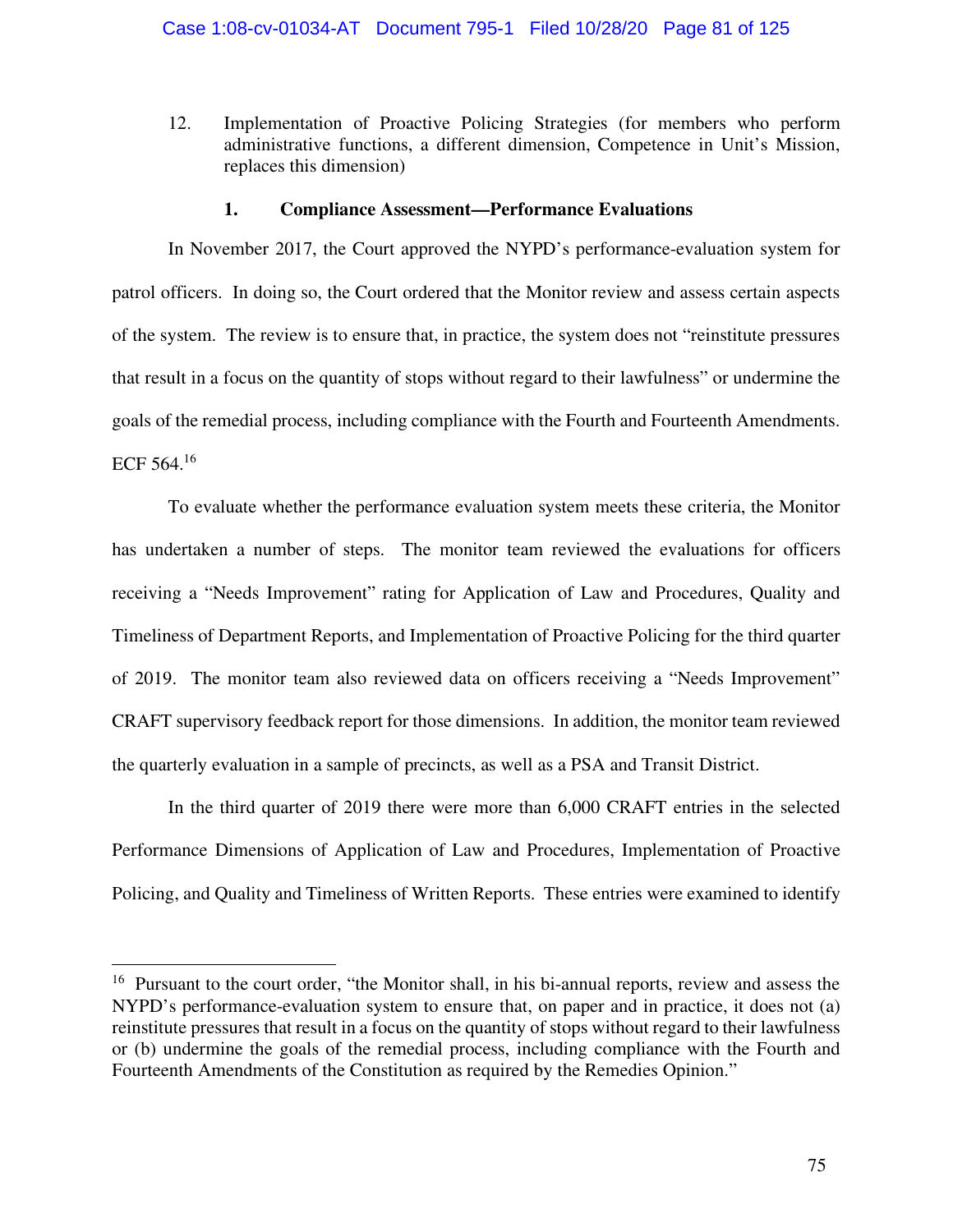12. Implementation of Proactive Policing Strategies (for members who perform administrative functions, a different dimension, Competence in Unit's Mission, replaces this dimension)

### 1. Compliance Assessment—Performance Evaluations

In November 2017, the Court approved the NYPD's performance-evaluation system for patrol officers. In doing so, the Court ordered that the Monitor review and assess certain aspects of the system. The review is to ensure that, in practice, the system does not "reinstitute pressures that result in a focus on the quantity of stops without regard to their lawfulness" or undermine the goals of the remedial process, including compliance with the Fourth and Fourteenth Amendments. ECF 564.[16]

To evaluate whether the performance evaluation system meets these criteria, the Monitor has undertaken a number of steps. The monitor team reviewed the evaluations for officers receiving a "Needs Improvement" rating for Application of Law and Procedures, Quality and Timeliness of Department Reports, and Implementation of Proactive Policing for the third quarter of 2019. The monitor team also reviewed data on officers receiving a "Needs Improvement" CRAFT supervisory feedback report for those dimensions. In addition, the monitor team reviewed the quarterly evaluation in a sample of precincts, as well as a PSA and Transit District.

In the third quarter of 2019 there were more than 6,000 CRAFT entries in the selected Performance Dimensions of Application of Law and Procedures, Implementation of Proactive Policing, and Quality and Timeliness of Written Reports. These entries were examined to identify

---

[16] Pursuant to the court order, "the Monitor shall, in his bi-annual reports, review and assess the NYPD's performance-evaluation system to ensure that, on paper and in practice, it does not (a) reinstitute pressures that result in a focus on the quantity of stops without regard to their lawfulness or (b) undermine the goals of the remedial process, including compliance with the Fourth and Fourteenth Amendments of the Constitution as required by the Remedies Opinion."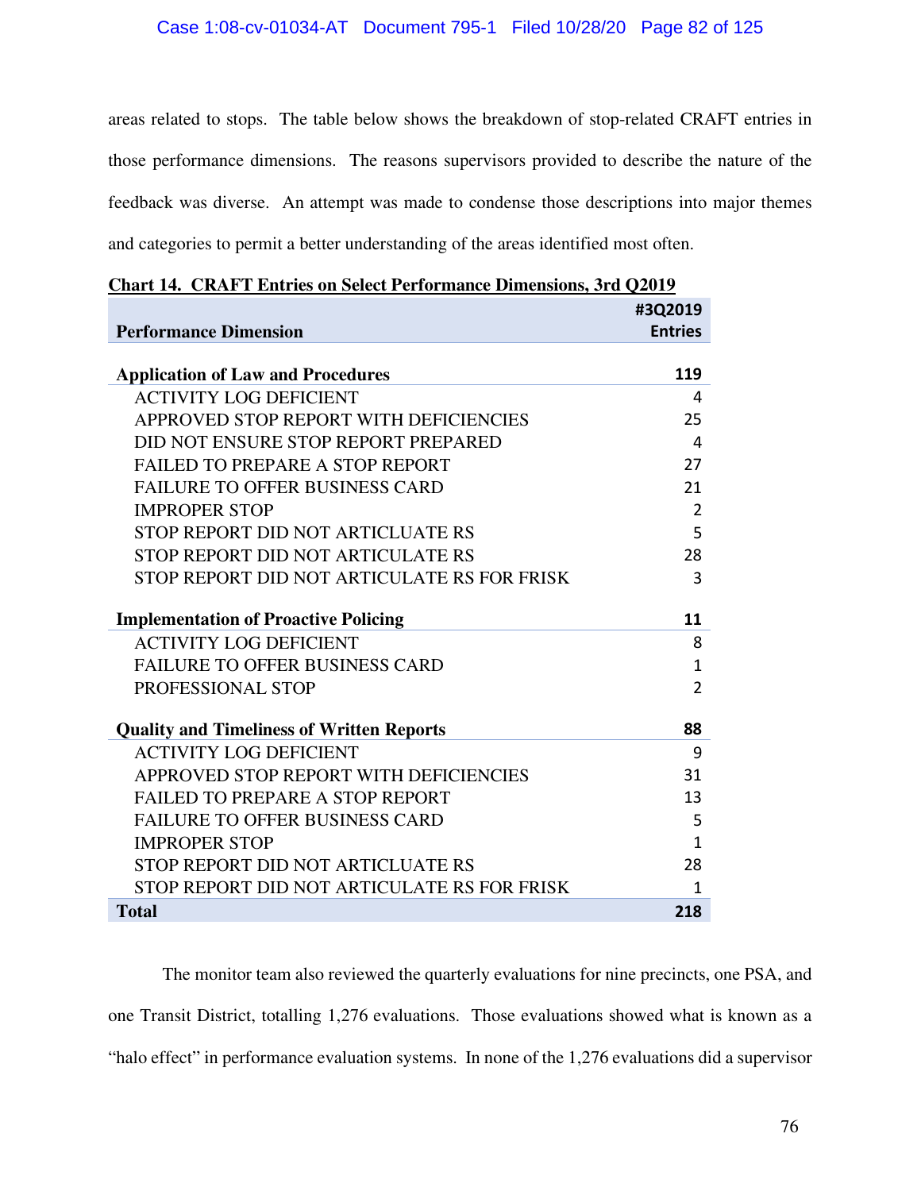areas related to stops. The table below shows the breakdown of stop-related CRAFT entries in those performance dimensions. The reasons supervisors provided to describe the nature of the feedback was diverse. An attempt was made to condense those descriptions into major themes and categories to permit a better understanding of the areas identified most often.

**Chart 14. CRAFT Entries on Select Performance Dimensions, 3rd Q2019**

| Performance Dimension | #3Q2019 Entries |
|---|---|
| **Application of Law and Procedures** | **119** |
| ACTIVITY LOG DEFICIENT | 4 |
| APPROVED STOP REPORT WITH DEFICIENCIES | 25 |
| DID NOT ENSURE STOP REPORT PREPARED | 4 |
| FAILED TO PREPARE A STOP REPORT | 27 |
| FAILURE TO OFFER BUSINESS CARD | 21 |
| IMPROPER STOP | 2 |
| STOP REPORT DID NOT ARTICLUATE RS | 5 |
| STOP REPORT DID NOT ARTICULATE RS | 28 |
| STOP REPORT DID NOT ARTICULATE RS FOR FRISK | 3 |
| **Implementation of Proactive Policing** | **11** |
| ACTIVITY LOG DEFICIENT | 8 |
| FAILURE TO OFFER BUSINESS CARD | 1 |
| PROFESSIONAL STOP | 2 |
| **Quality and Timeliness of Written Reports** | **88** |
| ACTIVITY LOG DEFICIENT | 9 |
| APPROVED STOP REPORT WITH DEFICIENCIES | 31 |
| FAILED TO PREPARE A STOP REPORT | 13 |
| FAILURE TO OFFER BUSINESS CARD | 5 |
| IMPROPER STOP | 1 |
| STOP REPORT DID NOT ARTICLUATE RS | 28 |
| STOP REPORT DID NOT ARTICULATE RS FOR FRISK | 1 |
| **Total** | **218** |

The monitor team also reviewed the quarterly evaluations for nine precincts, one PSA, and one Transit District, totalling 1,276 evaluations. Those evaluations showed what is known as a "halo effect" in performance evaluation systems. In none of the 1,276 evaluations did a supervisor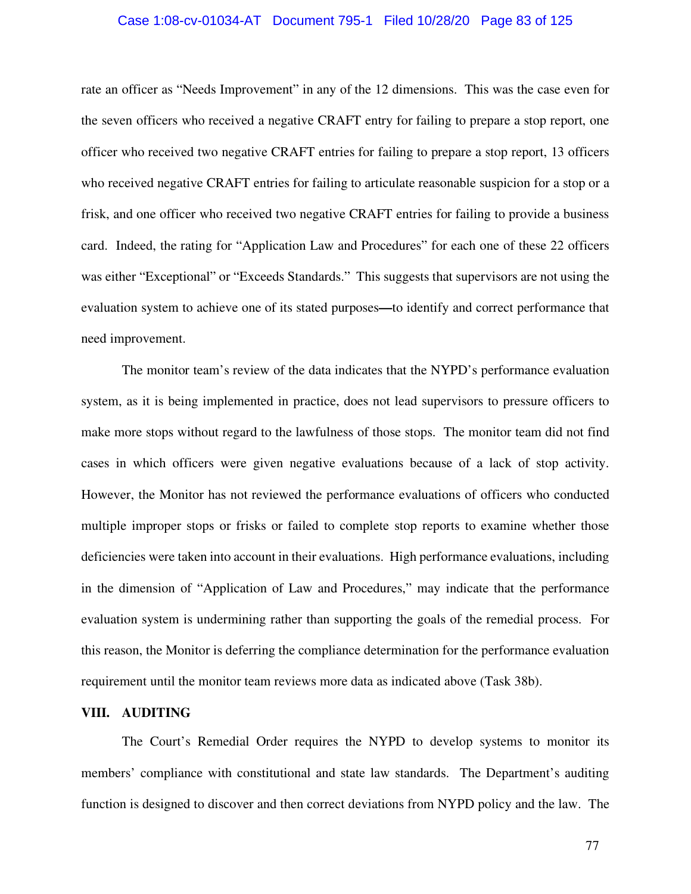rate an officer as "Needs Improvement" in any of the 12 dimensions. This was the case even for the seven officers who received a negative CRAFT entry for failing to prepare a stop report, one officer who received two negative CRAFT entries for failing to prepare a stop report, 13 officers who received negative CRAFT entries for failing to articulate reasonable suspicion for a stop or a frisk, and one officer who received two negative CRAFT entries for failing to provide a business card. Indeed, the rating for "Application Law and Procedures" for each one of these 22 officers was either "Exceptional" or "Exceeds Standards." This suggests that supervisors are not using the evaluation system to achieve one of its stated purposes—to identify and correct performance that need improvement.

The monitor team's review of the data indicates that the NYPD's performance evaluation system, as it is being implemented in practice, does not lead supervisors to pressure officers to make more stops without regard to the lawfulness of those stops. The monitor team did not find cases in which officers were given negative evaluations because of a lack of stop activity. However, the Monitor has not reviewed the performance evaluations of officers who conducted multiple improper stops or frisks or failed to complete stop reports to examine whether those deficiencies were taken into account in their evaluations. High performance evaluations, including in the dimension of "Application of Law and Procedures," may indicate that the performance evaluation system is undermining rather than supporting the goals of the remedial process. For this reason, the Monitor is deferring the compliance determination for the performance evaluation requirement until the monitor team reviews more data as indicated above (Task 38b).

## VIII. AUDITING

The Court's Remedial Order requires the NYPD to develop systems to monitor its members' compliance with constitutional and state law standards. The Department's auditing function is designed to discover and then correct deviations from NYPD policy and the law. The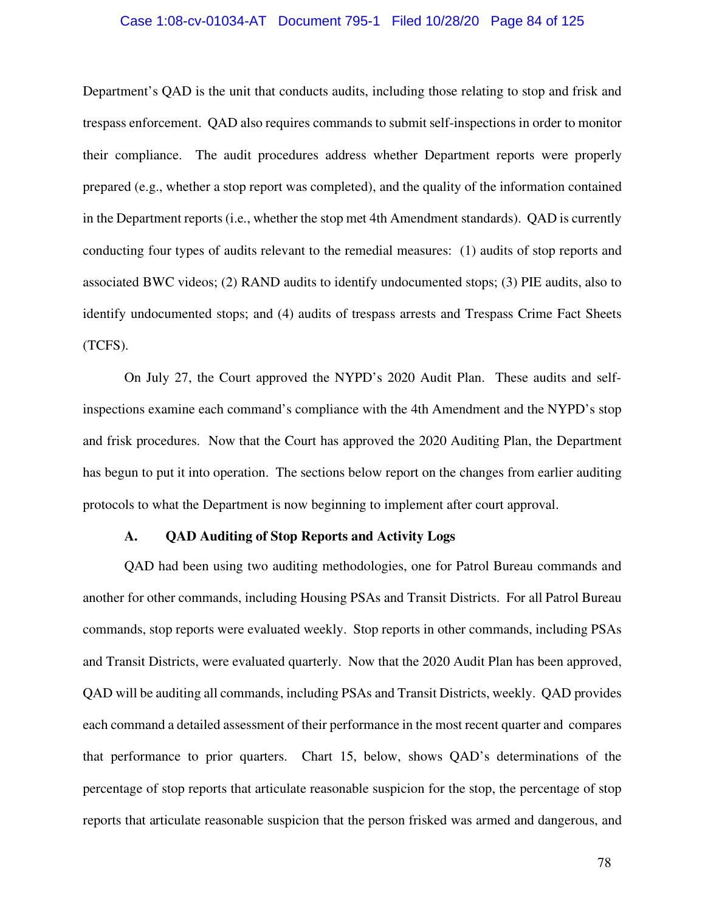Department's QAD is the unit that conducts audits, including those relating to stop and frisk and trespass enforcement. QAD also requires commands to submit self-inspections in order to monitor their compliance. The audit procedures address whether Department reports were properly prepared (e.g., whether a stop report was completed), and the quality of the information contained in the Department reports (i.e., whether the stop met 4th Amendment standards). QAD is currently conducting four types of audits relevant to the remedial measures: (1) audits of stop reports and associated BWC videos; (2) RAND audits to identify undocumented stops; (3) PIE audits, also to identify undocumented stops; and (4) audits of trespass arrests and Trespass Crime Fact Sheets (TCFS).

On July 27, the Court approved the NYPD's 2020 Audit Plan. These audits and self-inspections examine each command's compliance with the 4th Amendment and the NYPD's stop and frisk procedures. Now that the Court has approved the 2020 Auditing Plan, the Department has begun to put it into operation. The sections below report on the changes from earlier auditing protocols to what the Department is now beginning to implement after court approval.

### A. QAD Auditing of Stop Reports and Activity Logs

QAD had been using two auditing methodologies, one for Patrol Bureau commands and another for other commands, including Housing PSAs and Transit Districts. For all Patrol Bureau commands, stop reports were evaluated weekly. Stop reports in other commands, including PSAs and Transit Districts, were evaluated quarterly. Now that the 2020 Audit Plan has been approved, QAD will be auditing all commands, including PSAs and Transit Districts, weekly. QAD provides each command a detailed assessment of their performance in the most recent quarter and compares that performance to prior quarters. Chart 15, below, shows QAD's determinations of the percentage of stop reports that articulate reasonable suspicion for the stop, the percentage of stop reports that articulate reasonable suspicion that the person frisked was armed and dangerous, and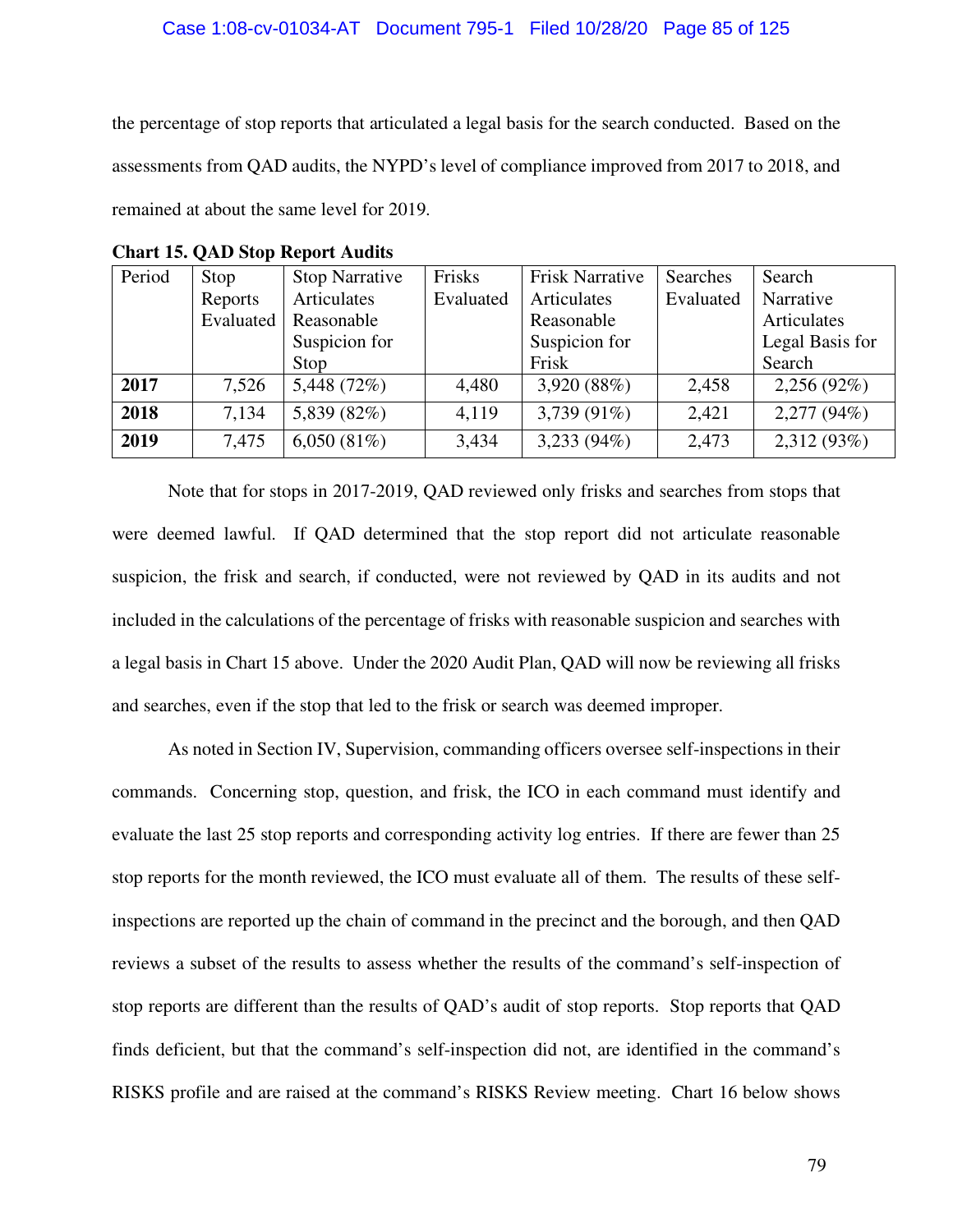the percentage of stop reports that articulated a legal basis for the search conducted. Based on the assessments from QAD audits, the NYPD's level of compliance improved from 2017 to 2018, and remained at about the same level for 2019.

**Chart 15. QAD Stop Report Audits**

| Period | Stop Reports Evaluated | Stop Narrative Articulates Reasonable Suspicion for Stop | Frisks Evaluated | Frisk Narrative Articulates Reasonable Suspicion for Frisk | Searches Evaluated | Search Narrative Articulates Legal Basis for Search |
|---|---|---|---|---|---|---|
| **2017** | 7,526 | 5,448 (72%) | 4,480 | 3,920 (88%) | 2,458 | 2,256 (92%) |
| **2018** | 7,134 | 5,839 (82%) | 4,119 | 3,739 (91%) | 2,421 | 2,277 (94%) |
| **2019** | 7,475 | 6,050 (81%) | 3,434 | 3,233 (94%) | 2,473 | 2,312 (93%) |

Note that for stops in 2017-2019, QAD reviewed only frisks and searches from stops that were deemed lawful. If QAD determined that the stop report did not articulate reasonable suspicion, the frisk and search, if conducted, were not reviewed by QAD in its audits and not included in the calculations of the percentage of frisks with reasonable suspicion and searches with a legal basis in Chart 15 above. Under the 2020 Audit Plan, QAD will now be reviewing all frisks and searches, even if the stop that led to the frisk or search was deemed improper.

As noted in Section IV, Supervision, commanding officers oversee self-inspections in their commands. Concerning stop, question, and frisk, the ICO in each command must identify and evaluate the last 25 stop reports and corresponding activity log entries. If there are fewer than 25 stop reports for the month reviewed, the ICO must evaluate all of them. The results of these self-inspections are reported up the chain of command in the precinct and the borough, and then QAD reviews a subset of the results to assess whether the results of the command's self-inspection of stop reports are different than the results of QAD's audit of stop reports. Stop reports that QAD finds deficient, but that the command's self-inspection did not, are identified in the command's RISKS profile and are raised at the command's RISKS Review meeting. Chart 16 below shows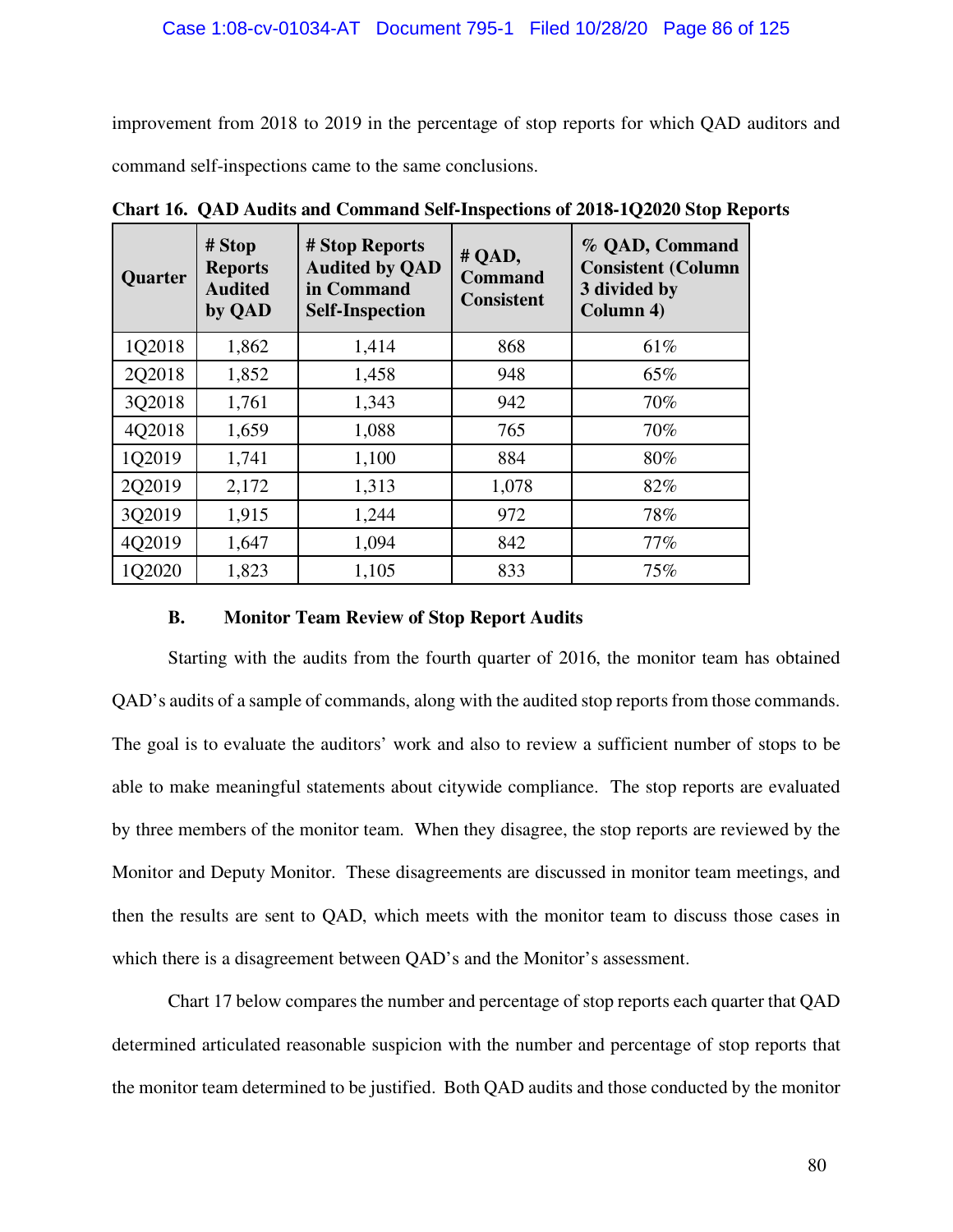improvement from 2018 to 2019 in the percentage of stop reports for which QAD auditors and command self-inspections came to the same conclusions.

**Chart 16. QAD Audits and Command Self-Inspections of 2018-1Q2020 Stop Reports**

| Quarter | # Stop Reports Audited by QAD | # Stop Reports Audited by QAD in Command Self-Inspection | # QAD, Command Consistent | % QAD, Command Consistent (Column 3 divided by Column 4) |
|---|---|---|---|---|
| 1Q2018 | 1,862 | 1,414 | 868 | 61% |
| 2Q2018 | 1,852 | 1,458 | 948 | 65% |
| 3Q2018 | 1,761 | 1,343 | 942 | 70% |
| 4Q2018 | 1,659 | 1,088 | 765 | 70% |
| 1Q2019 | 1,741 | 1,100 | 884 | 80% |
| 2Q2019 | 2,172 | 1,313 | 1,078 | 82% |
| 3Q2019 | 1,915 | 1,244 | 972 | 78% |
| 4Q2019 | 1,647 | 1,094 | 842 | 77% |
| 1Q2020 | 1,823 | 1,105 | 833 | 75% |

## B. Monitor Team Review of Stop Report Audits

Starting with the audits from the fourth quarter of 2016, the monitor team has obtained QAD's audits of a sample of commands, along with the audited stop reports from those commands. The goal is to evaluate the auditors' work and also to review a sufficient number of stops to be able to make meaningful statements about citywide compliance. The stop reports are evaluated by three members of the monitor team. When they disagree, the stop reports are reviewed by the Monitor and Deputy Monitor. These disagreements are discussed in monitor team meetings, and then the results are sent to QAD, which meets with the monitor team to discuss those cases in which there is a disagreement between QAD's and the Monitor's assessment.

Chart 17 below compares the number and percentage of stop reports each quarter that QAD determined articulated reasonable suspicion with the number and percentage of stop reports that the monitor team determined to be justified. Both QAD audits and those conducted by the monitor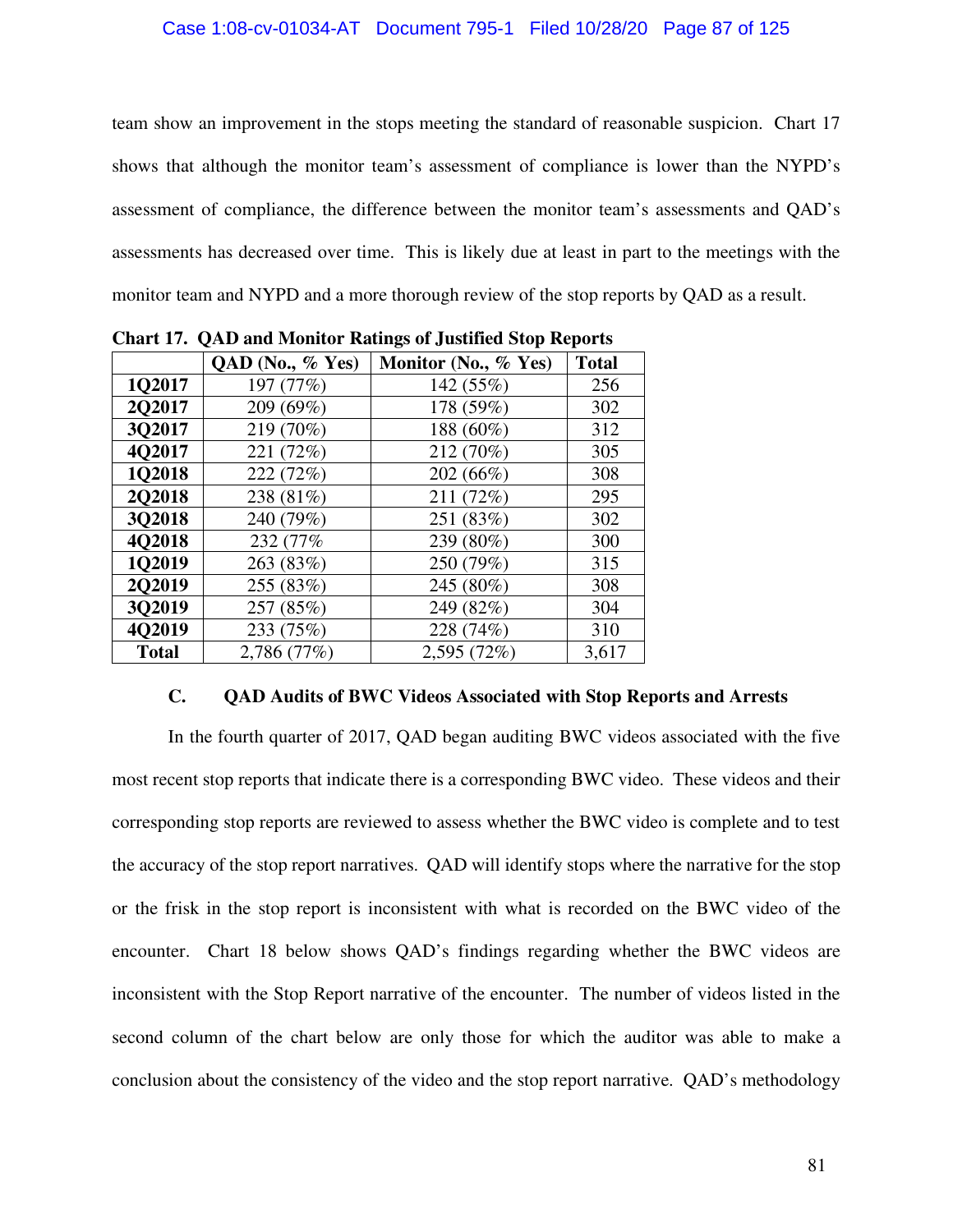team show an improvement in the stops meeting the standard of reasonable suspicion. Chart 17 shows that although the monitor team's assessment of compliance is lower than the NYPD's assessment of compliance, the difference between the monitor team's assessments and QAD's assessments has decreased over time. This is likely due at least in part to the meetings with the monitor team and NYPD and a more thorough review of the stop reports by QAD as a result.

**Chart 17. QAD and Monitor Ratings of Justified Stop Reports**

| | QAD (No., % Yes) | Monitor (No., % Yes) | Total |
|---|---|---|---|
| **1Q2017** | 197 (77%) | 142 (55%) | 256 |
| **2Q2017** | 209 (69%) | 178 (59%) | 302 |
| **3Q2017** | 219 (70%) | 188 (60%) | 312 |
| **4Q2017** | 221 (72%) | 212 (70%) | 305 |
| **1Q2018** | 222 (72%) | 202 (66%) | 308 |
| **2Q2018** | 238 (81%) | 211 (72%) | 295 |
| **3Q2018** | 240 (79%) | 251 (83%) | 302 |
| **4Q2018** | 232 (77% | 239 (80%) | 300 |
| **1Q2019** | 263 (83%) | 250 (79%) | 315 |
| **2Q2019** | 255 (83%) | 245 (80%) | 308 |
| **3Q2019** | 257 (85%) | 249 (82%) | 304 |
| **4Q2019** | 233 (75%) | 228 (74%) | 310 |
| **Total** | 2,786 (77%) | 2,595 (72%) | 3,617 |

### C. QAD Audits of BWC Videos Associated with Stop Reports and Arrests

In the fourth quarter of 2017, QAD began auditing BWC videos associated with the five most recent stop reports that indicate there is a corresponding BWC video. These videos and their corresponding stop reports are reviewed to assess whether the BWC video is complete and to test the accuracy of the stop report narratives. QAD will identify stops where the narrative for the stop or the frisk in the stop report is inconsistent with what is recorded on the BWC video of the encounter. Chart 18 below shows QAD's findings regarding whether the BWC videos are inconsistent with the Stop Report narrative of the encounter. The number of videos listed in the second column of the chart below are only those for which the auditor was able to make a conclusion about the consistency of the video and the stop report narrative. QAD's methodology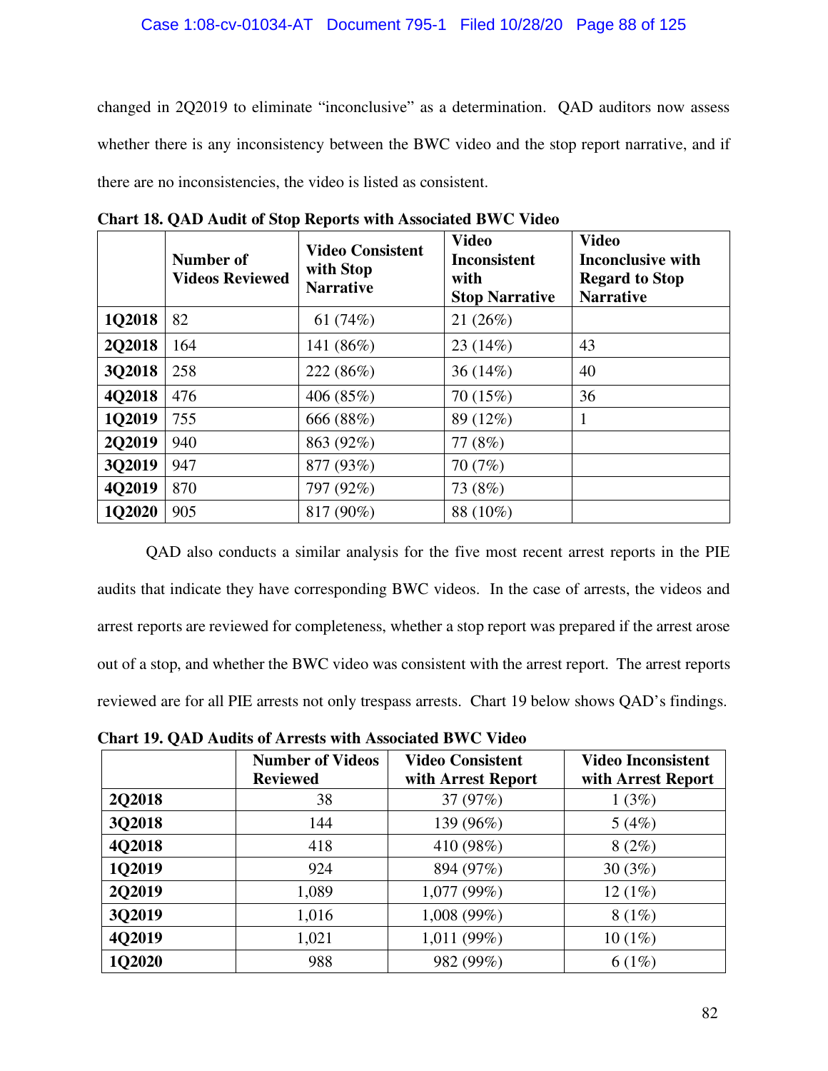changed in 2Q2019 to eliminate "inconclusive" as a determination. QAD auditors now assess whether there is any inconsistency between the BWC video and the stop report narrative, and if there are no inconsistencies, the video is listed as consistent.

**Chart 18. QAD Audit of Stop Reports with Associated BWC Video**

| | Number of Videos Reviewed | Video Consistent with Stop Narrative | Video Inconsistent with Stop Narrative | Video Inconclusive with Regard to Stop Narrative |
|---|---|---|---|---|
| **1Q2018** | 82 | 61 (74%) | 21 (26%) | |
| **2Q2018** | 164 | 141 (86%) | 23 (14%) | 43 |
| **3Q2018** | 258 | 222 (86%) | 36 (14%) | 40 |
| **4Q2018** | 476 | 406 (85%) | 70 (15%) | 36 |
| **1Q2019** | 755 | 666 (88%) | 89 (12%) | 1 |
| **2Q2019** | 940 | 863 (92%) | 77 (8%) | |
| **3Q2019** | 947 | 877 (93%) | 70 (7%) | |
| **4Q2019** | 870 | 797 (92%) | 73 (8%) | |
| **1Q2020** | 905 | 817 (90%) | 88 (10%) | |

QAD also conducts a similar analysis for the five most recent arrest reports in the PIE audits that indicate they have corresponding BWC videos. In the case of arrests, the videos and arrest reports are reviewed for completeness, whether a stop report was prepared if the arrest arose out of a stop, and whether the BWC video was consistent with the arrest report. The arrest reports reviewed are for all PIE arrests not only trespass arrests. Chart 19 below shows QAD's findings.

**Chart 19. QAD Audits of Arrests with Associated BWC Video**

| | Number of Videos Reviewed | Video Consistent with Arrest Report | Video Inconsistent with Arrest Report |
|---|---|---|---|
| **2Q2018** | 38 | 37 (97%) | 1 (3%) |
| **3Q2018** | 144 | 139 (96%) | 5 (4%) |
| **4Q2018** | 418 | 410 (98%) | 8 (2%) |
| **1Q2019** | 924 | 894 (97%) | 30 (3%) |
| **2Q2019** | 1,089 | 1,077 (99%) | 12 (1%) |
| **3Q2019** | 1,016 | 1,008 (99%) | 8 (1%) |
| **4Q2019** | 1,021 | 1,011 (99%) | 10 (1%) |
| **1Q2020** | 988 | 982 (99%) | 6 (1%) |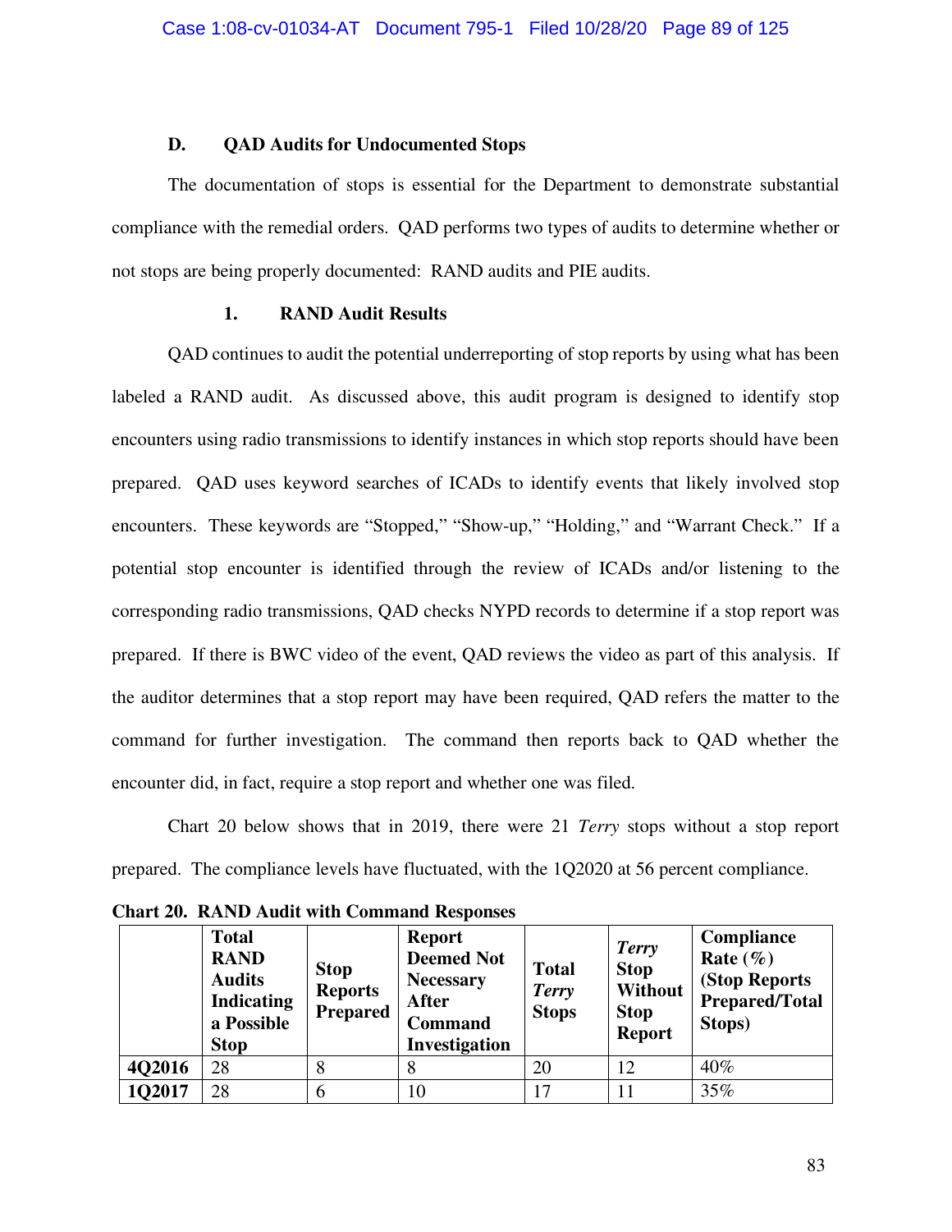### D. QAD Audits for Undocumented Stops

The documentation of stops is essential for the Department to demonstrate substantial compliance with the remedial orders. QAD performs two types of audits to determine whether or not stops are being properly documented: RAND audits and PIE audits.

#### 1. RAND Audit Results

QAD continues to audit the potential underreporting of stop reports by using what has been labeled a RAND audit. As discussed above, this audit program is designed to identify stop encounters using radio transmissions to identify instances in which stop reports should have been prepared. QAD uses keyword searches of ICADs to identify events that likely involved stop encounters. These keywords are "Stopped," "Show-up," "Holding," and "Warrant Check." If a potential stop encounter is identified through the review of ICADs and/or listening to the corresponding radio transmissions, QAD checks NYPD records to determine if a stop report was prepared. If there is BWC video of the event, QAD reviews the video as part of this analysis. If the auditor determines that a stop report may have been required, QAD refers the matter to the command for further investigation. The command then reports back to QAD whether the encounter did, in fact, require a stop report and whether one was filed.

Chart 20 below shows that in 2019, there were 21 *Terry* stops without a stop report prepared. The compliance levels have fluctuated, with the 1Q2020 at 56 percent compliance.

**Chart 20. RAND Audit with Command Responses**

| | Total RAND Audits Indicating a Possible Stop | Stop Reports Prepared | Report Deemed Not Necessary After Command Investigation | Total *Terry* Stops | *Terry* Stop Without Stop Report | Compliance Rate (%) (Stop Reports Prepared/Total Stops) |
|---|---|---|---|---|---|---|
| **4Q2016** | 28 | 8 | 8 | 20 | 12 | 40% |
| **1Q2017** | 28 | 6 | 10 | 17 | 11 | 35% |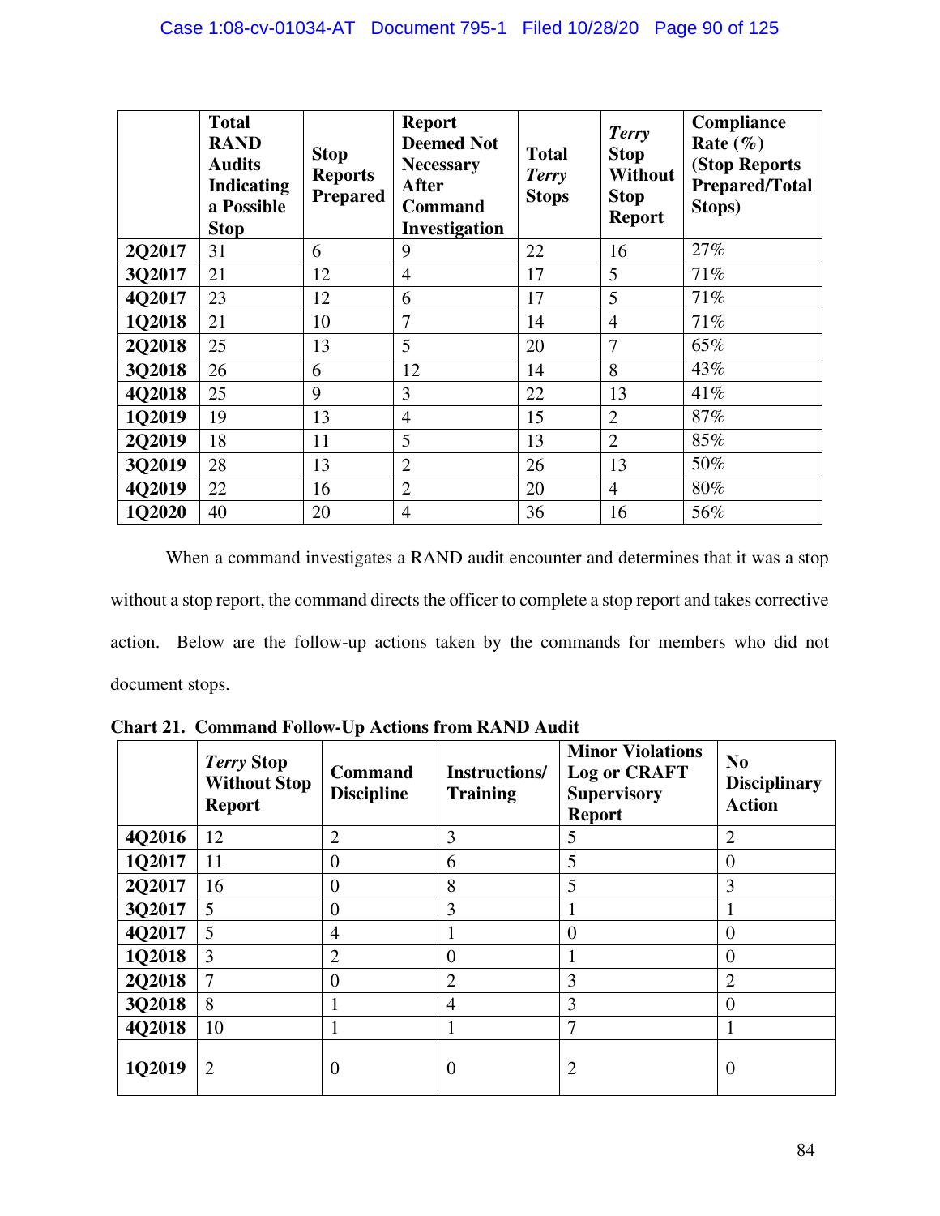| | Total RAND Audits Indicating a Possible Stop | Stop Reports Prepared | Report Deemed Not Necessary After Command Investigation | Total *Terry* Stops | *Terry* Stop Without Stop Report | Compliance Rate (%) (Stop Reports Prepared/Total Stops) |
|---|---|---|---|---|---|---|
| **2Q2017** | 31 | 6 | 9 | 22 | 16 | 27% |
| **3Q2017** | 21 | 12 | 4 | 17 | 5 | 71% |
| **4Q2017** | 23 | 12 | 6 | 17 | 5 | 71% |
| **1Q2018** | 21 | 10 | 7 | 14 | 4 | 71% |
| **2Q2018** | 25 | 13 | 5 | 20 | 7 | 65% |
| **3Q2018** | 26 | 6 | 12 | 14 | 8 | 43% |
| **4Q2018** | 25 | 9 | 3 | 22 | 13 | 41% |
| **1Q2019** | 19 | 13 | 4 | 15 | 2 | 87% |
| **2Q2019** | 18 | 11 | 5 | 13 | 2 | 85% |
| **3Q2019** | 28 | 13 | 2 | 26 | 13 | 50% |
| **4Q2019** | 22 | 16 | 2 | 20 | 4 | 80% |
| **1Q2020** | 40 | 20 | 4 | 36 | 16 | 56% |

When a command investigates a RAND audit encounter and determines that it was a stop without a stop report, the command directs the officer to complete a stop report and takes corrective action. Below are the follow-up actions taken by the commands for members who did not document stops.

**Chart 21. Command Follow-Up Actions from RAND Audit**

| | *Terry* Stop Without Stop Report | Command Discipline | Instructions/ Training | Minor Violations Log or CRAFT Supervisory Report | No Disciplinary Action |
|---|---|---|---|---|---|
| **4Q2016** | 12 | 2 | 3 | 5 | 2 |
| **1Q2017** | 11 | 0 | 6 | 5 | 0 |
| **2Q2017** | 16 | 0 | 8 | 5 | 3 |
| **3Q2017** | 5 | 0 | 3 | 1 | 1 |
| **4Q2017** | 5 | 4 | 1 | 0 | 0 |
| **1Q2018** | 3 | 2 | 0 | 1 | 0 |
| **2Q2018** | 7 | 0 | 2 | 3 | 2 |
| **3Q2018** | 8 | 1 | 4 | 3 | 0 |
| **4Q2018** | 10 | 1 | 1 | 7 | 1 |
| **1Q2019** | 2 | 0 | 0 | 2 | 0 |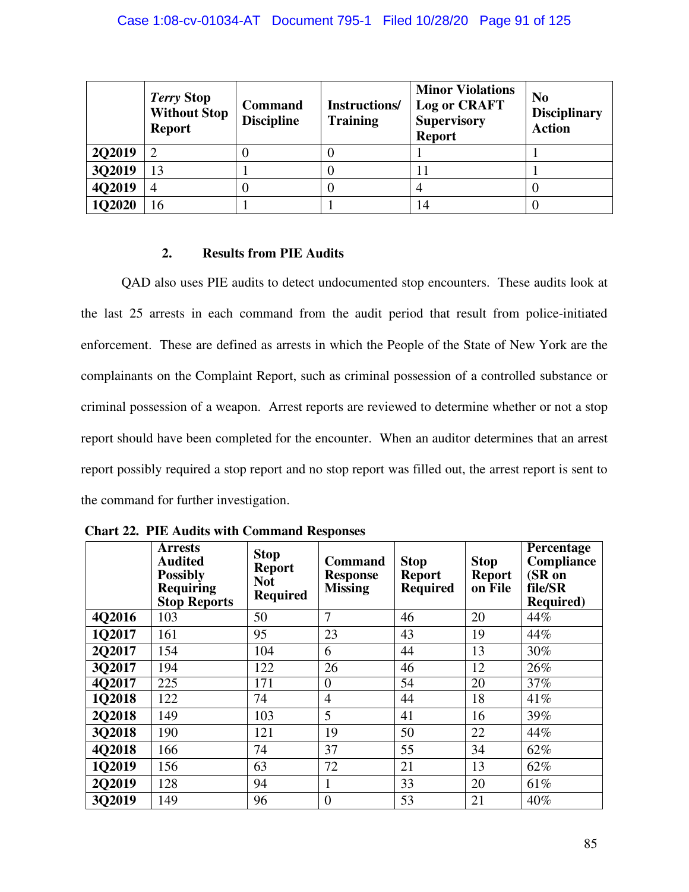| | *Terry* Stop Without Stop Report | Command Discipline | Instructions/ Training | Minor Violations Log or CRAFT Supervisory Report | No Disciplinary Action |
|---|---|---|---|---|---|
| **2Q2019** | 2 | 0 | 0 | 1 | 1 |
| **3Q2019** | 13 | 1 | 0 | 11 | 1 |
| **4Q2019** | 4 | 0 | 0 | 4 | 0 |
| **1Q2020** | 16 | 1 | 1 | 14 | 0 |

### 2. Results from PIE Audits

QAD also uses PIE audits to detect undocumented stop encounters. These audits look at the last 25 arrests in each command from the audit period that result from police-initiated enforcement. These are defined as arrests in which the People of the State of New York are the complainants on the Complaint Report, such as criminal possession of a controlled substance or criminal possession of a weapon. Arrest reports are reviewed to determine whether or not a stop report should have been completed for the encounter. When an auditor determines that an arrest report possibly required a stop report and no stop report was filled out, the arrest report is sent to the command for further investigation.

**Chart 22. PIE Audits with Command Responses**

| | Arrests Audited Possibly Requiring Stop Reports | Stop Report Not Required | Command Response Missing | Stop Report Required | Stop Report on File | Percentage Compliance (SR on file/SR Required) |
|---|---|---|---|---|---|---|
| **4Q2016** | 103 | 50 | 7 | 46 | 20 | 44% |
| **1Q2017** | 161 | 95 | 23 | 43 | 19 | 44% |
| **2Q2017** | 154 | 104 | 6 | 44 | 13 | 30% |
| **3Q2017** | 194 | 122 | 26 | 46 | 12 | 26% |
| **4Q2017** | 225 | 171 | 0 | 54 | 20 | 37% |
| **1Q2018** | 122 | 74 | 4 | 44 | 18 | 41% |
| **2Q2018** | 149 | 103 | 5 | 41 | 16 | 39% |
| **3Q2018** | 190 | 121 | 19 | 50 | 22 | 44% |
| **4Q2018** | 166 | 74 | 37 | 55 | 34 | 62% |
| **1Q2019** | 156 | 63 | 72 | 21 | 13 | 62% |
| **2Q2019** | 128 | 94 | 1 | 33 | 20 | 61% |
| **3Q2019** | 149 | 96 | 0 | 53 | 21 | 40% |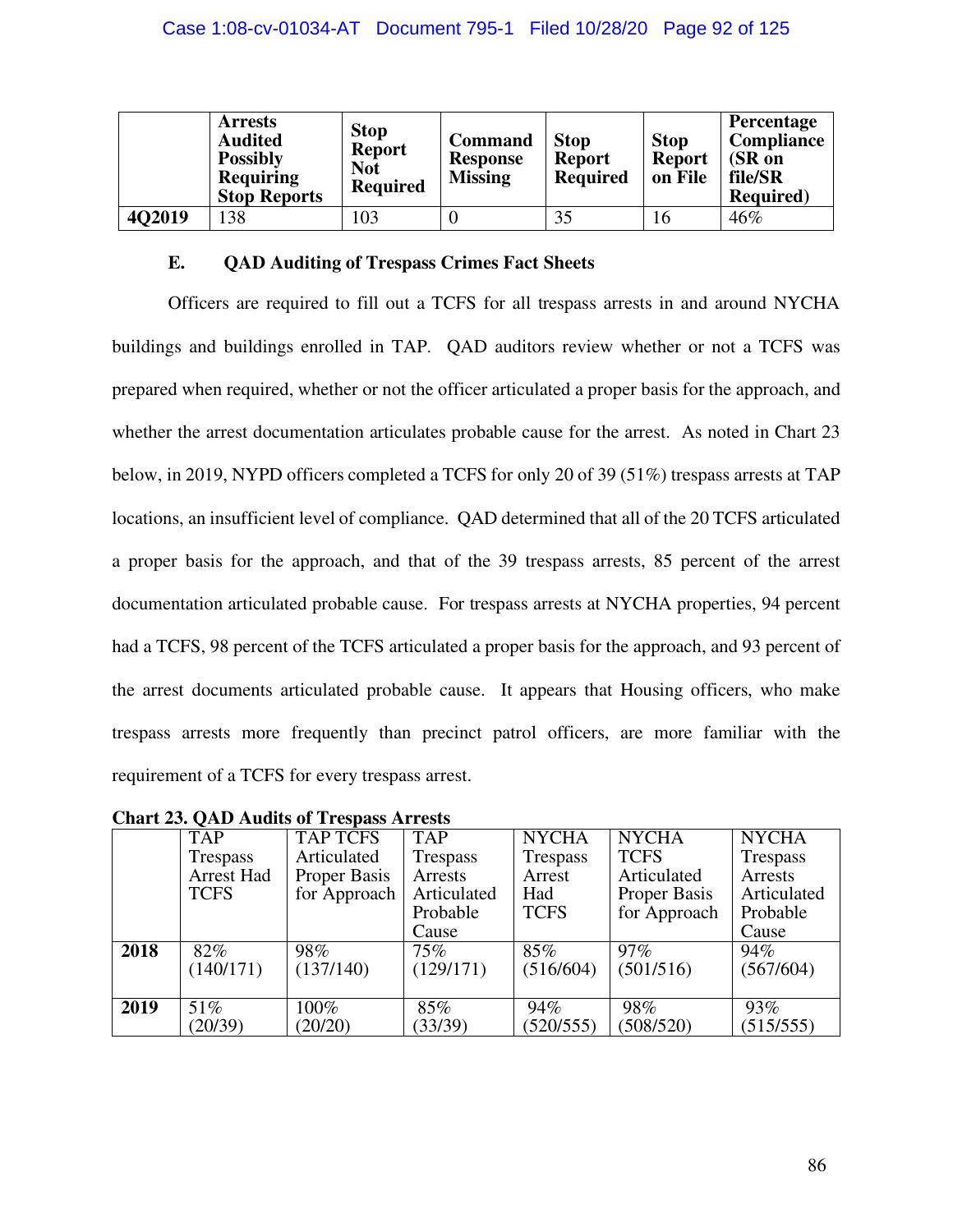| | Arrests Audited Possibly Requiring Stop Reports | Stop Report Not Required | Command Response Missing | Stop Report Required | Stop Report on File | Percentage Compliance (SR on file/SR Required) |
|---|---|---|---|---|---|---|
| **4Q2019** | 138 | 103 | 0 | 35 | 16 | 46% |

### E. QAD Auditing of Trespass Crimes Fact Sheets

Officers are required to fill out a TCFS for all trespass arrests in and around NYCHA buildings and buildings enrolled in TAP. QAD auditors review whether or not a TCFS was prepared when required, whether or not the officer articulated a proper basis for the approach, and whether the arrest documentation articulates probable cause for the arrest. As noted in Chart 23 below, in 2019, NYPD officers completed a TCFS for only 20 of 39 (51%) trespass arrests at TAP locations, an insufficient level of compliance. QAD determined that all of the 20 TCFS articulated a proper basis for the approach, and that of the 39 trespass arrests, 85 percent of the arrest documentation articulated probable cause. For trespass arrests at NYCHA properties, 94 percent had a TCFS, 98 percent of the TCFS articulated a proper basis for the approach, and 93 percent of the arrest documents articulated probable cause. It appears that Housing officers, who make trespass arrests more frequently than precinct patrol officers, are more familiar with the requirement of a TCFS for every trespass arrest.

**Chart 23. QAD Audits of Trespass Arrests**

| | TAP Trespass Arrest Had TCFS | TAP TCFS Articulated Proper Basis for Approach | TAP Trespass Arrests Articulated Probable Cause | NYCHA Trespass Arrest Had TCFS | NYCHA TCFS Articulated Proper Basis for Approach | NYCHA Trespass Arrests Articulated Probable Cause |
|---|---|---|---|---|---|---|
| **2018** | 82% (140/171) | 98% (137/140) | 75% (129/171) | 85% (516/604) | 97% (501/516) | 94% (567/604) |
| **2019** | 51% (20/39) | 100% (20/20) | 85% (33/39) | 94% (520/555) | 98% (508/520) | 93% (515/555) |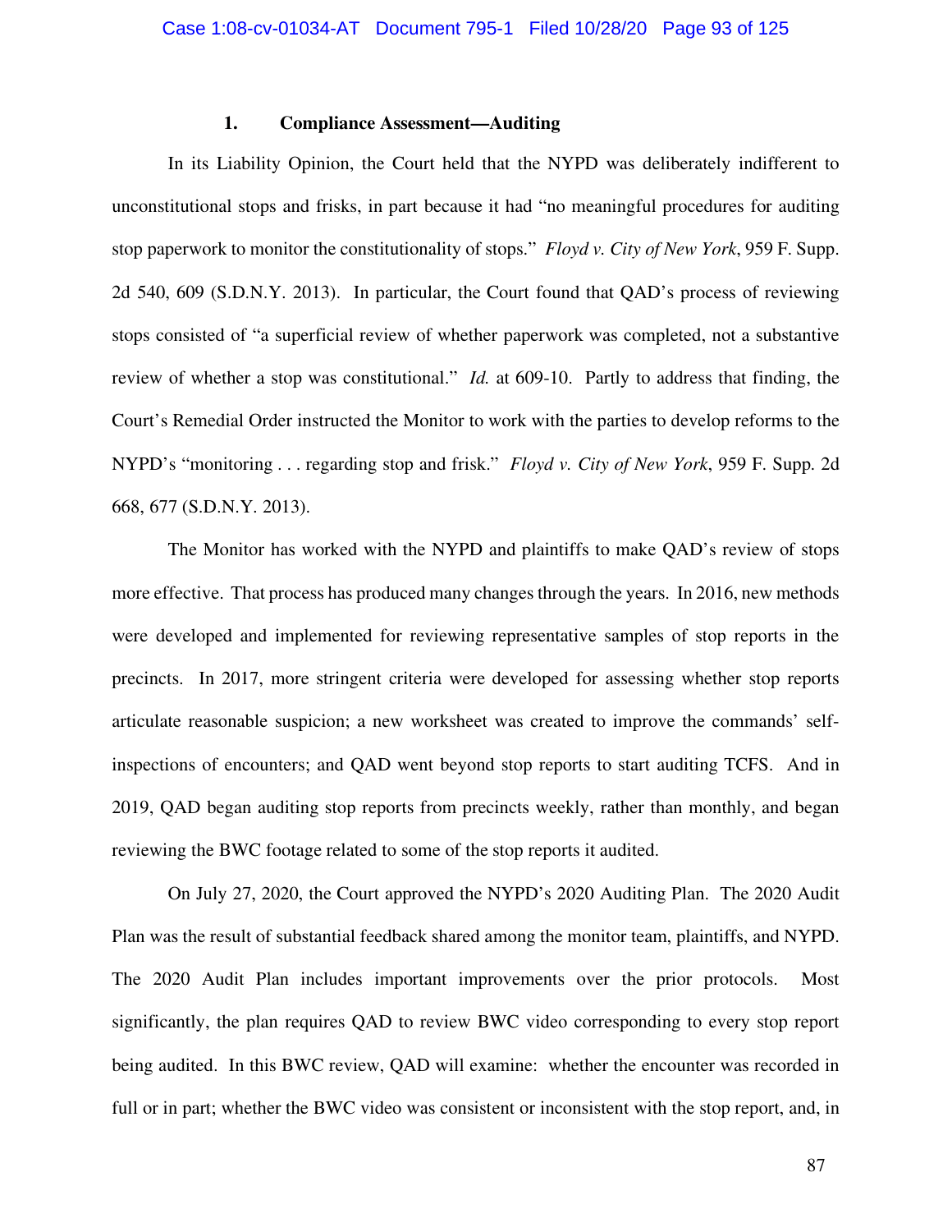### 1. Compliance Assessment—Auditing

In its Liability Opinion, the Court held that the NYPD was deliberately indifferent to unconstitutional stops and frisks, in part because it had "no meaningful procedures for auditing stop paperwork to monitor the constitutionality of stops." *Floyd v. City of New York*, 959 F. Supp. 2d 540, 609 (S.D.N.Y. 2013). In particular, the Court found that QAD's process of reviewing stops consisted of "a superficial review of whether paperwork was completed, not a substantive review of whether a stop was constitutional." *Id.* at 609-10. Partly to address that finding, the Court's Remedial Order instructed the Monitor to work with the parties to develop reforms to the NYPD's "monitoring . . . regarding stop and frisk." *Floyd v. City of New York*, 959 F. Supp. 2d 668, 677 (S.D.N.Y. 2013).

The Monitor has worked with the NYPD and plaintiffs to make QAD's review of stops more effective. That process has produced many changes through the years. In 2016, new methods were developed and implemented for reviewing representative samples of stop reports in the precincts. In 2017, more stringent criteria were developed for assessing whether stop reports articulate reasonable suspicion; a new worksheet was created to improve the commands' self-inspections of encounters; and QAD went beyond stop reports to start auditing TCFS. And in 2019, QAD began auditing stop reports from precincts weekly, rather than monthly, and began reviewing the BWC footage related to some of the stop reports it audited.

On July 27, 2020, the Court approved the NYPD's 2020 Auditing Plan. The 2020 Audit Plan was the result of substantial feedback shared among the monitor team, plaintiffs, and NYPD. The 2020 Audit Plan includes important improvements over the prior protocols. Most significantly, the plan requires QAD to review BWC video corresponding to every stop report being audited. In this BWC review, QAD will examine: whether the encounter was recorded in full or in part; whether the BWC video was consistent or inconsistent with the stop report, and, in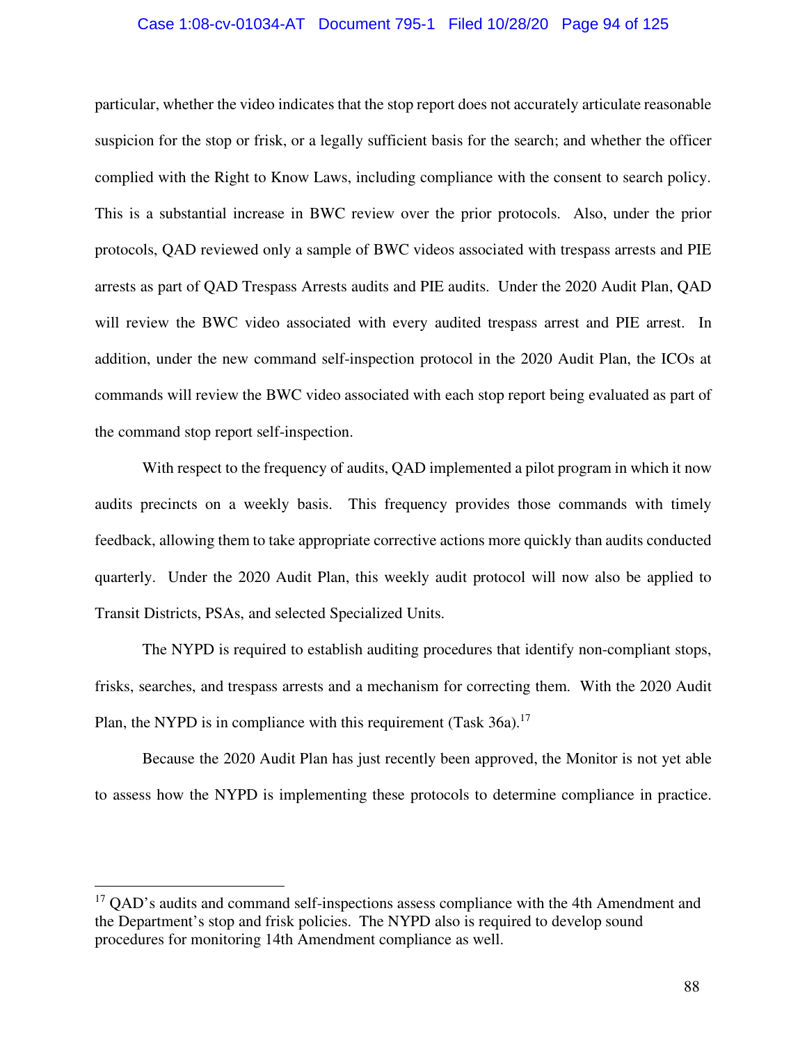particular, whether the video indicates that the stop report does not accurately articulate reasonable suspicion for the stop or frisk, or a legally sufficient basis for the search; and whether the officer complied with the Right to Know Laws, including compliance with the consent to search policy. This is a substantial increase in BWC review over the prior protocols. Also, under the prior protocols, QAD reviewed only a sample of BWC videos associated with trespass arrests and PIE arrests as part of QAD Trespass Arrests audits and PIE audits. Under the 2020 Audit Plan, QAD will review the BWC video associated with every audited trespass arrest and PIE arrest. In addition, under the new command self-inspection protocol in the 2020 Audit Plan, the ICOs at commands will review the BWC video associated with each stop report being evaluated as part of the command stop report self-inspection.

With respect to the frequency of audits, QAD implemented a pilot program in which it now audits precincts on a weekly basis. This frequency provides those commands with timely feedback, allowing them to take appropriate corrective actions more quickly than audits conducted quarterly. Under the 2020 Audit Plan, this weekly audit protocol will now also be applied to Transit Districts, PSAs, and selected Specialized Units.

The NYPD is required to establish auditing procedures that identify non-compliant stops, frisks, searches, and trespass arrests and a mechanism for correcting them. With the 2020 Audit Plan, the NYPD is in compliance with this requirement (Task 36a).[17]

Because the 2020 Audit Plan has just recently been approved, the Monitor is not yet able to assess how the NYPD is implementing these protocols to determine compliance in practice.

---

[17] QAD's audits and command self-inspections assess compliance with the 4th Amendment and the Department's stop and frisk policies. The NYPD also is required to develop sound procedures for monitoring 14th Amendment compliance as well.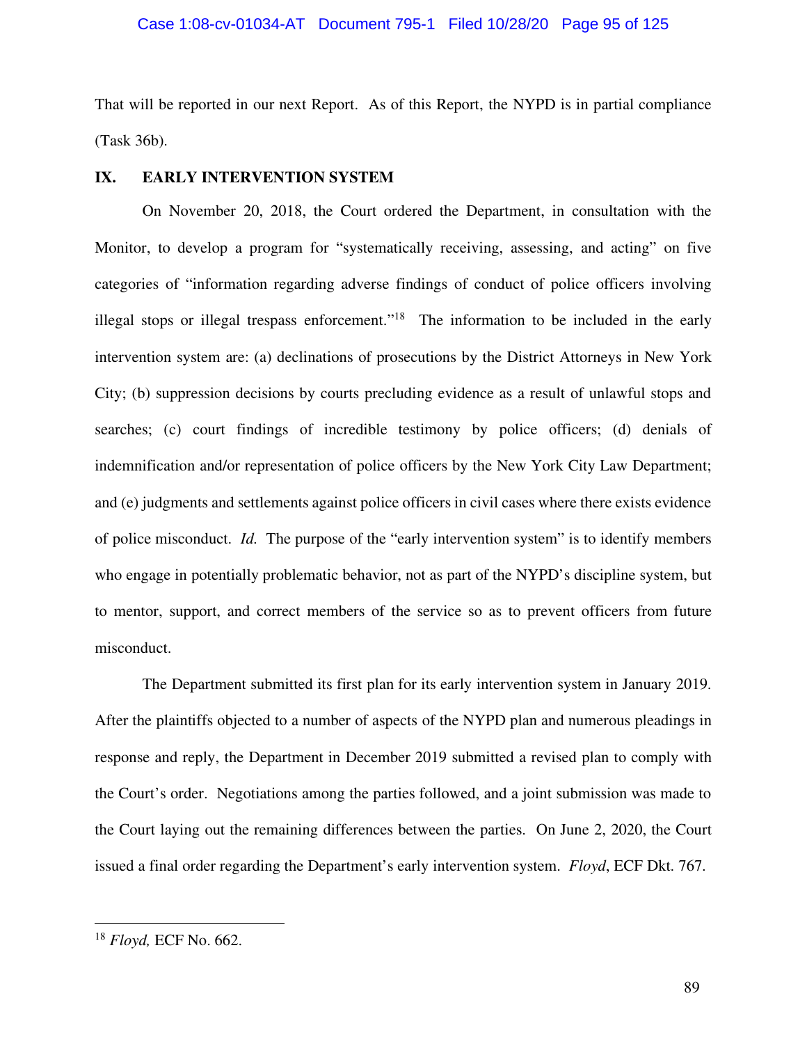That will be reported in our next Report. As of this Report, the NYPD is in partial compliance (Task 36b).

## IX. EARLY INTERVENTION SYSTEM

On November 20, 2018, the Court ordered the Department, in consultation with the Monitor, to develop a program for "systematically receiving, assessing, and acting" on five categories of "information regarding adverse findings of conduct of police officers involving illegal stops or illegal trespass enforcement."[18] The information to be included in the early intervention system are: (a) declinations of prosecutions by the District Attorneys in New York City; (b) suppression decisions by courts precluding evidence as a result of unlawful stops and searches; (c) court findings of incredible testimony by police officers; (d) denials of indemnification and/or representation of police officers by the New York City Law Department; and (e) judgments and settlements against police officers in civil cases where there exists evidence of police misconduct. *Id.* The purpose of the "early intervention system" is to identify members who engage in potentially problematic behavior, not as part of the NYPD's discipline system, but to mentor, support, and correct members of the service so as to prevent officers from future misconduct.

The Department submitted its first plan for its early intervention system in January 2019. After the plaintiffs objected to a number of aspects of the NYPD plan and numerous pleadings in response and reply, the Department in December 2019 submitted a revised plan to comply with the Court's order. Negotiations among the parties followed, and a joint submission was made to the Court laying out the remaining differences between the parties. On June 2, 2020, the Court issued a final order regarding the Department's early intervention system. *Floyd*, ECF Dkt. 767.

---

[18] *Floyd,* ECF No. 662.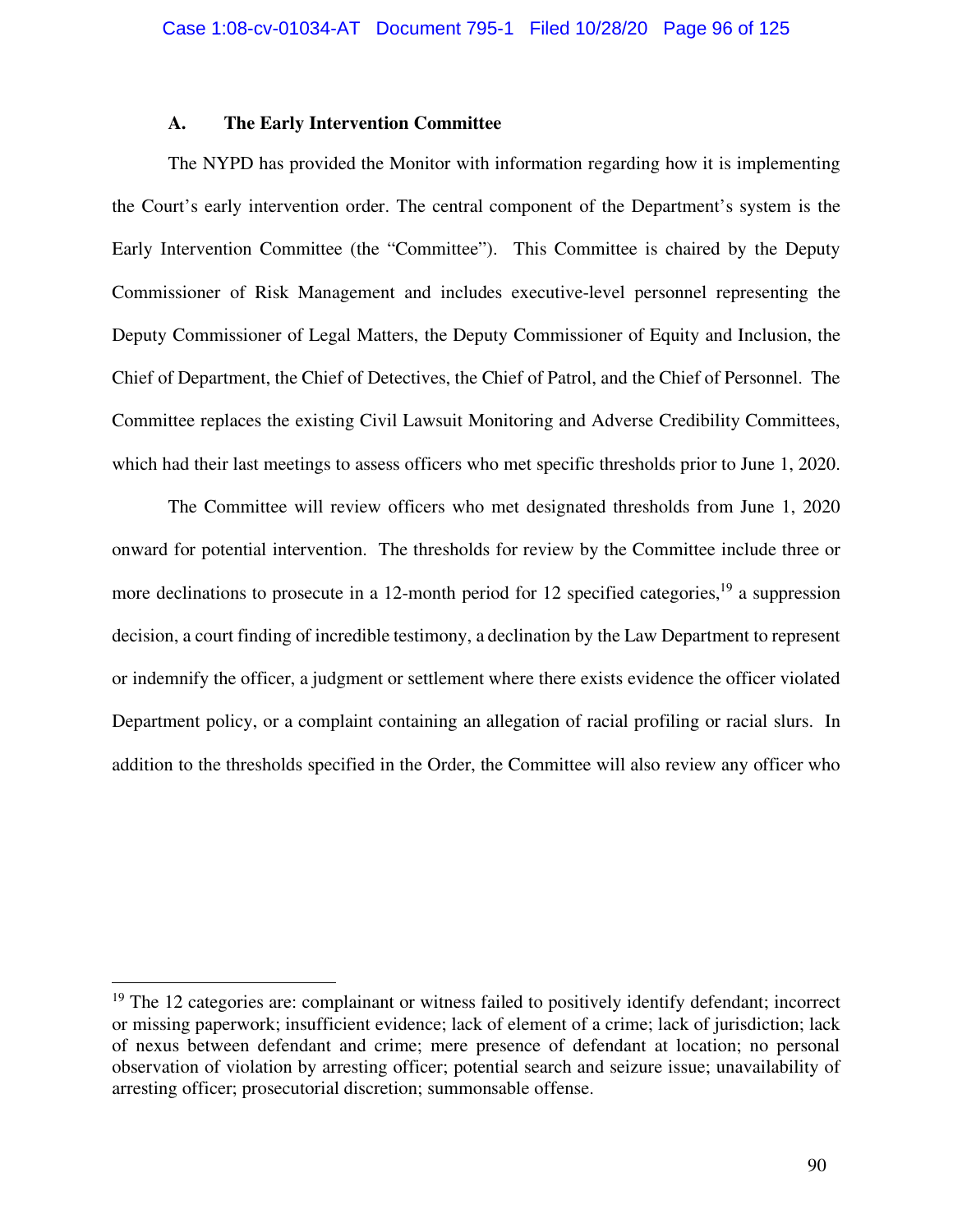### A. The Early Intervention Committee

The NYPD has provided the Monitor with information regarding how it is implementing the Court's early intervention order. The central component of the Department's system is the Early Intervention Committee (the "Committee"). This Committee is chaired by the Deputy Commissioner of Risk Management and includes executive-level personnel representing the Deputy Commissioner of Legal Matters, the Deputy Commissioner of Equity and Inclusion, the Chief of Department, the Chief of Detectives, the Chief of Patrol, and the Chief of Personnel. The Committee replaces the existing Civil Lawsuit Monitoring and Adverse Credibility Committees, which had their last meetings to assess officers who met specific thresholds prior to June 1, 2020.

The Committee will review officers who met designated thresholds from June 1, 2020 onward for potential intervention. The thresholds for review by the Committee include three or more declinations to prosecute in a 12-month period for 12 specified categories,[19] a suppression decision, a court finding of incredible testimony, a declination by the Law Department to represent or indemnify the officer, a judgment or settlement where there exists evidence the officer violated Department policy, or a complaint containing an allegation of racial profiling or racial slurs. In addition to the thresholds specified in the Order, the Committee will also review any officer who

---

[19] The 12 categories are: complainant or witness failed to positively identify defendant; incorrect or missing paperwork; insufficient evidence; lack of element of a crime; lack of jurisdiction; lack of nexus between defendant and crime; mere presence of defendant at location; no personal observation of violation by arresting officer; potential search and seizure issue; unavailability of arresting officer; prosecutorial discretion; summonsable offense.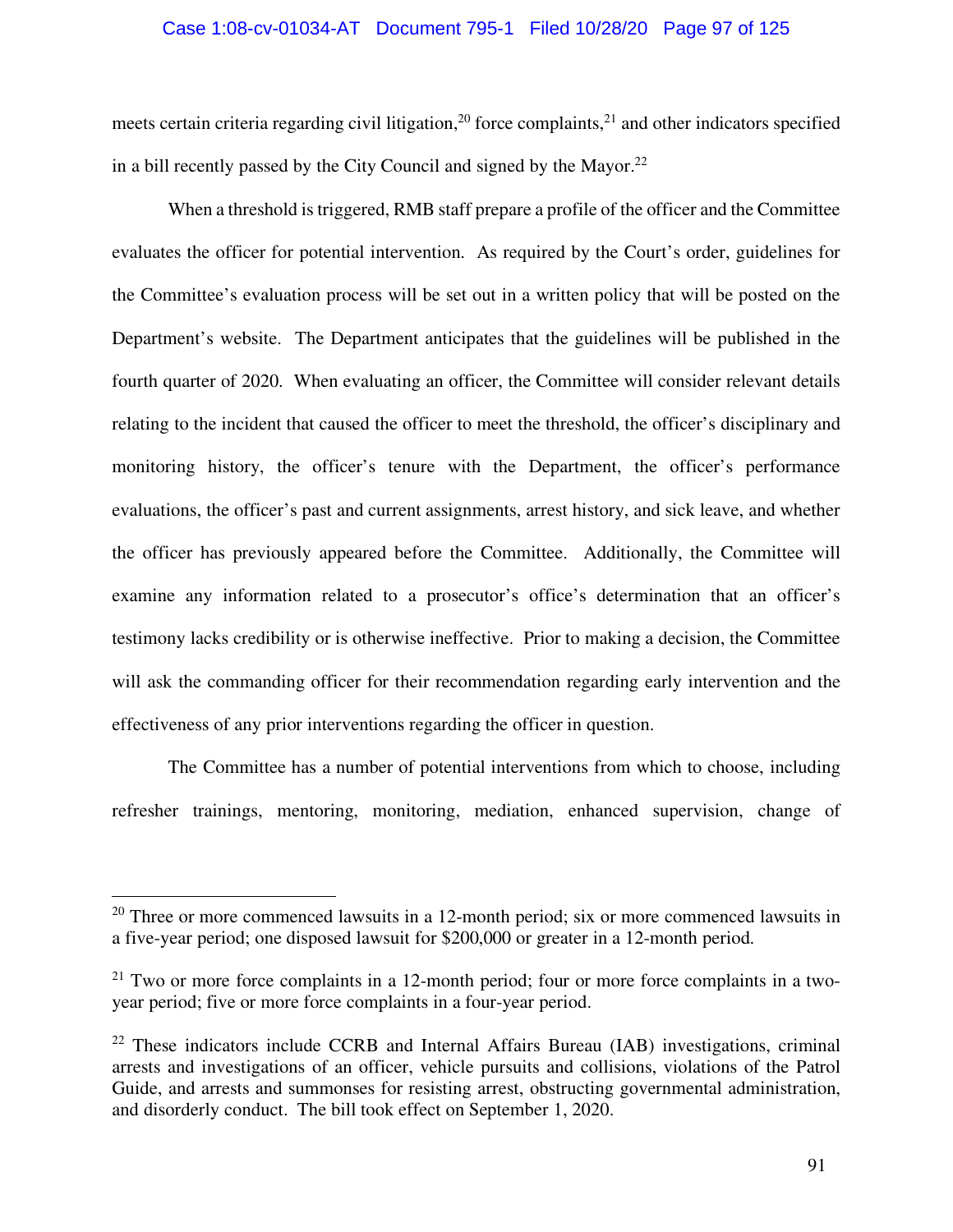meets certain criteria regarding civil litigation,[20] force complaints,[21] and other indicators specified in a bill recently passed by the City Council and signed by the Mayor.[22]

When a threshold is triggered, RMB staff prepare a profile of the officer and the Committee evaluates the officer for potential intervention. As required by the Court's order, guidelines for the Committee's evaluation process will be set out in a written policy that will be posted on the Department's website. The Department anticipates that the guidelines will be published in the fourth quarter of 2020. When evaluating an officer, the Committee will consider relevant details relating to the incident that caused the officer to meet the threshold, the officer's disciplinary and monitoring history, the officer's tenure with the Department, the officer's performance evaluations, the officer's past and current assignments, arrest history, and sick leave, and whether the officer has previously appeared before the Committee. Additionally, the Committee will examine any information related to a prosecutor's office's determination that an officer's testimony lacks credibility or is otherwise ineffective. Prior to making a decision, the Committee will ask the commanding officer for their recommendation regarding early intervention and the effectiveness of any prior interventions regarding the officer in question.

The Committee has a number of potential interventions from which to choose, including refresher trainings, mentoring, monitoring, mediation, enhanced supervision, change of

---

[20] Three or more commenced lawsuits in a 12-month period; six or more commenced lawsuits in a five-year period; one disposed lawsuit for $200,000 or greater in a 12-month period.

[21] Two or more force complaints in a 12-month period; four or more force complaints in a two-year period; five or more force complaints in a four-year period.

[22] These indicators include CCRB and Internal Affairs Bureau (IAB) investigations, criminal arrests and investigations of an officer, vehicle pursuits and collisions, violations of the Patrol Guide, and arrests and summonses for resisting arrest, obstructing governmental administration, and disorderly conduct. The bill took effect on September 1, 2020.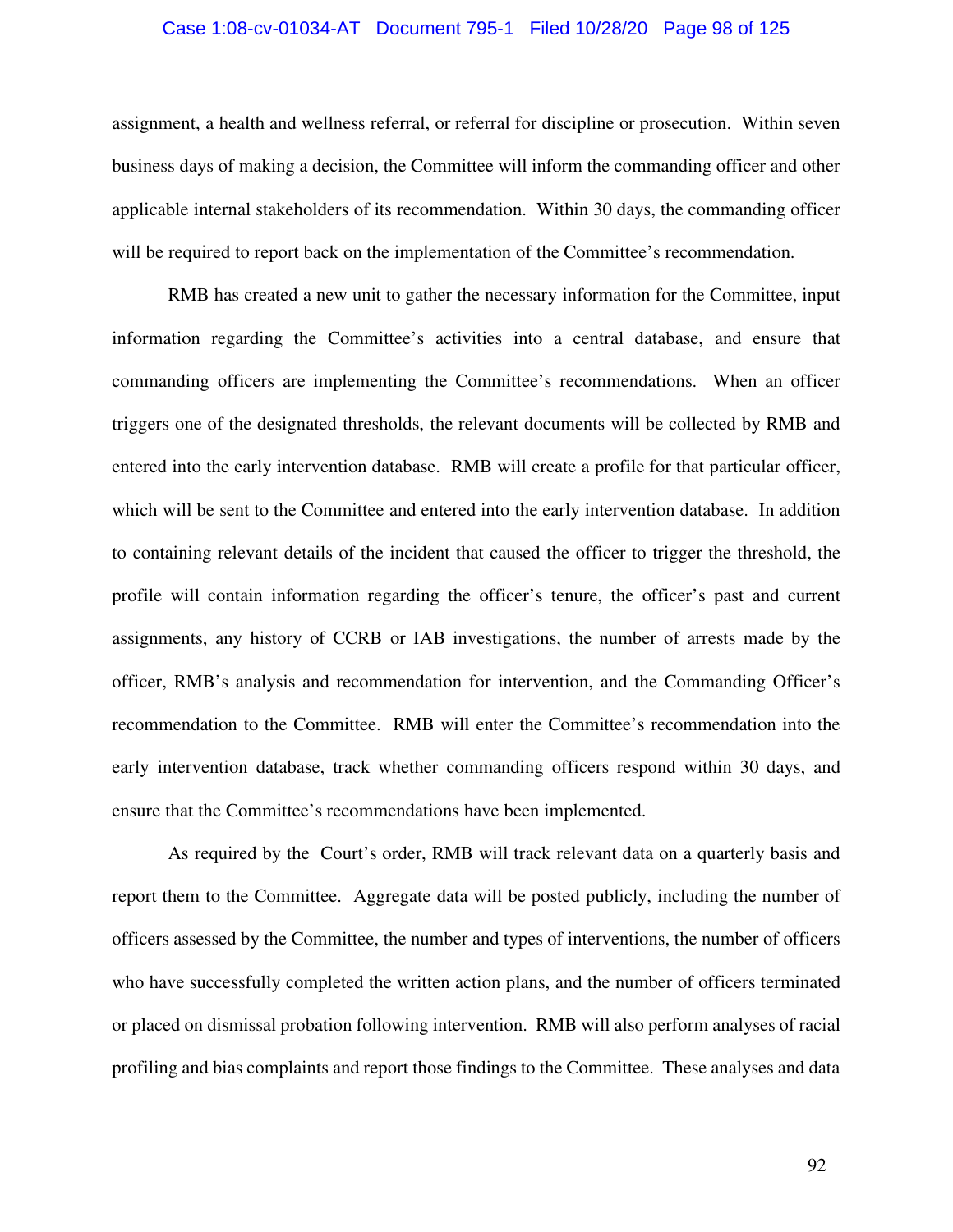assignment, a health and wellness referral, or referral for discipline or prosecution. Within seven business days of making a decision, the Committee will inform the commanding officer and other applicable internal stakeholders of its recommendation. Within 30 days, the commanding officer will be required to report back on the implementation of the Committee's recommendation.

RMB has created a new unit to gather the necessary information for the Committee, input information regarding the Committee's activities into a central database, and ensure that commanding officers are implementing the Committee's recommendations. When an officer triggers one of the designated thresholds, the relevant documents will be collected by RMB and entered into the early intervention database. RMB will create a profile for that particular officer, which will be sent to the Committee and entered into the early intervention database. In addition to containing relevant details of the incident that caused the officer to trigger the threshold, the profile will contain information regarding the officer's tenure, the officer's past and current assignments, any history of CCRB or IAB investigations, the number of arrests made by the officer, RMB's analysis and recommendation for intervention, and the Commanding Officer's recommendation to the Committee. RMB will enter the Committee's recommendation into the early intervention database, track whether commanding officers respond within 30 days, and ensure that the Committee's recommendations have been implemented.

As required by the Court's order, RMB will track relevant data on a quarterly basis and report them to the Committee. Aggregate data will be posted publicly, including the number of officers assessed by the Committee, the number and types of interventions, the number of officers who have successfully completed the written action plans, and the number of officers terminated or placed on dismissal probation following intervention. RMB will also perform analyses of racial profiling and bias complaints and report those findings to the Committee. These analyses and data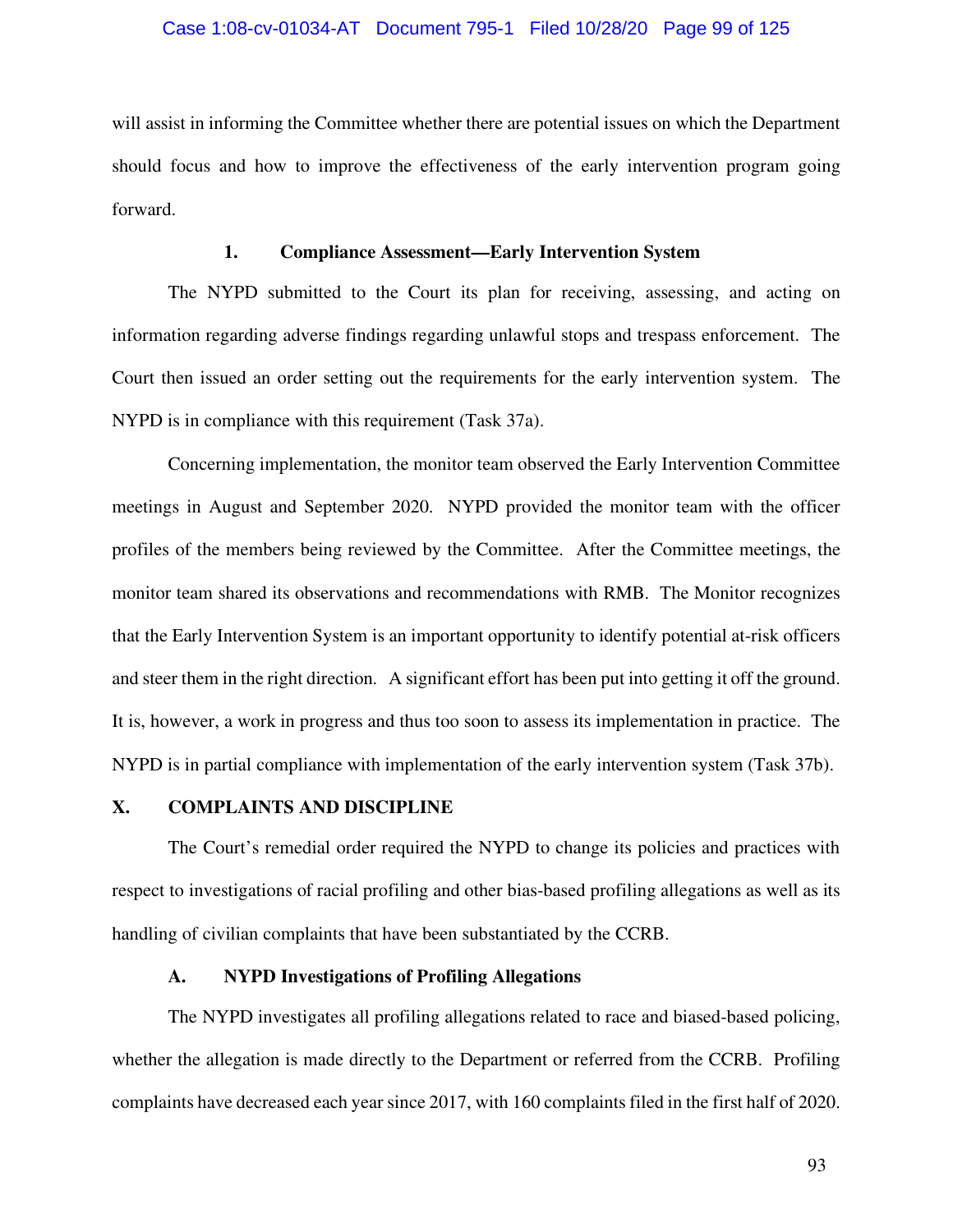will assist in informing the Committee whether there are potential issues on which the Department should focus and how to improve the effectiveness of the early intervention program going forward.

### 1. Compliance Assessment—Early Intervention System

The NYPD submitted to the Court its plan for receiving, assessing, and acting on information regarding adverse findings regarding unlawful stops and trespass enforcement. The Court then issued an order setting out the requirements for the early intervention system. The NYPD is in compliance with this requirement (Task 37a).

Concerning implementation, the monitor team observed the Early Intervention Committee meetings in August and September 2020. NYPD provided the monitor team with the officer profiles of the members being reviewed by the Committee. After the Committee meetings, the monitor team shared its observations and recommendations with RMB. The Monitor recognizes that the Early Intervention System is an important opportunity to identify potential at-risk officers and steer them in the right direction. A significant effort has been put into getting it off the ground. It is, however, a work in progress and thus too soon to assess its implementation in practice. The NYPD is in partial compliance with implementation of the early intervention system (Task 37b).

## X. COMPLAINTS AND DISCIPLINE

The Court's remedial order required the NYPD to change its policies and practices with respect to investigations of racial profiling and other bias-based profiling allegations as well as its handling of civilian complaints that have been substantiated by the CCRB.

### A. NYPD Investigations of Profiling Allegations

The NYPD investigates all profiling allegations related to race and biased-based policing, whether the allegation is made directly to the Department or referred from the CCRB. Profiling complaints have decreased each year since 2017, with 160 complaints filed in the first half of 2020.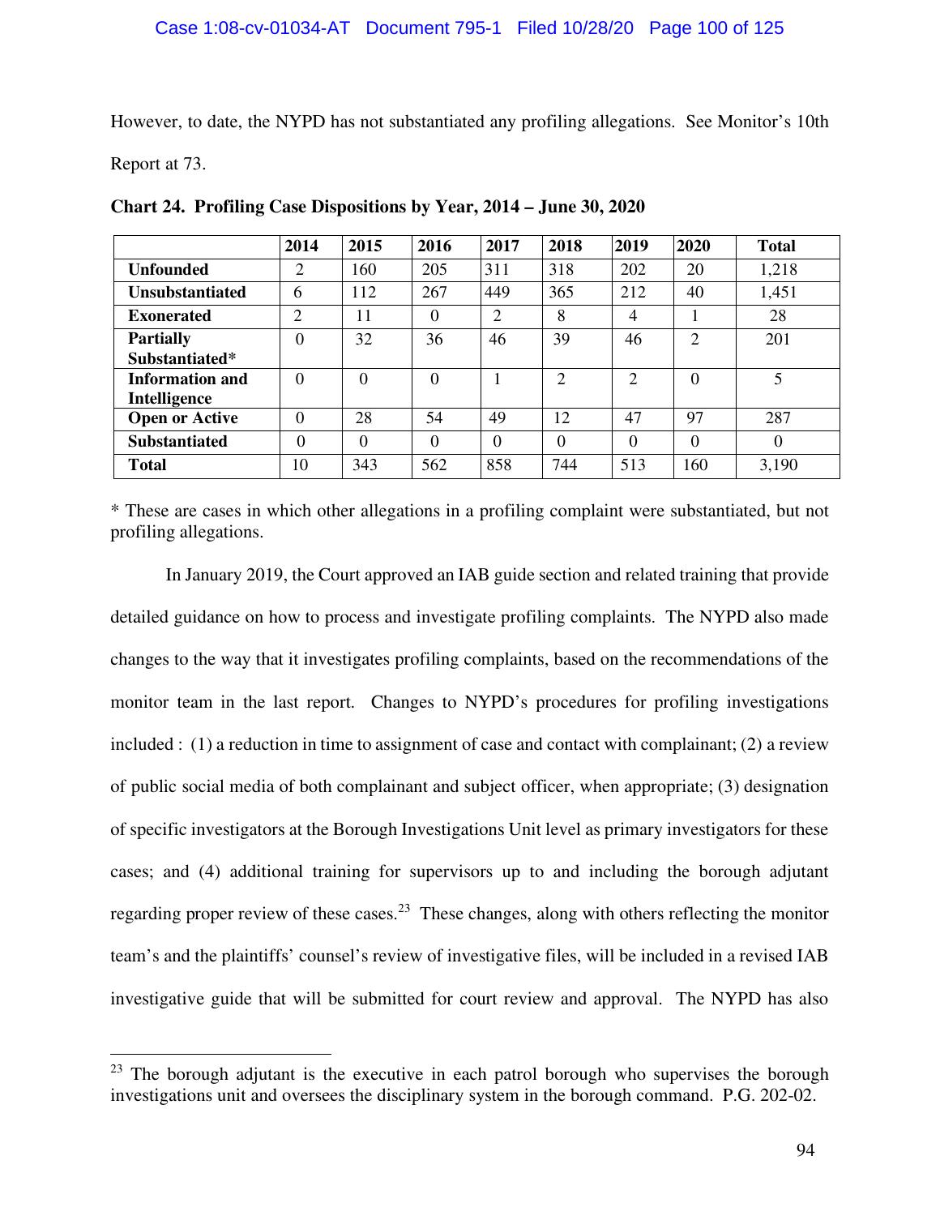However, to date, the NYPD has not substantiated any profiling allegations. See Monitor's 10th Report at 73.

**Chart 24. Profiling Case Dispositions by Year, 2014 – June 30, 2020**

| | 2014 | 2015 | 2016 | 2017 | 2018 | 2019 | 2020 | Total |
|---|---|---|---|---|---|---|---|---|
| **Unfounded** | 2 | 160 | 205 | 311 | 318 | 202 | 20 | 1,218 |
| **Unsubstantiated** | 6 | 112 | 267 | 449 | 365 | 212 | 40 | 1,451 |
| **Exonerated** | 2 | 11 | 0 | 2 | 8 | 4 | 1 | 28 |
| **Partially Substantiated*** | 0 | 32 | 36 | 46 | 39 | 46 | 2 | 201 |
| **Information and Intelligence** | 0 | 0 | 0 | 1 | 2 | 2 | 0 | 5 |
| **Open or Active** | 0 | 28 | 54 | 49 | 12 | 47 | 97 | 287 |
| **Substantiated** | 0 | 0 | 0 | 0 | 0 | 0 | 0 | 0 |
| **Total** | 10 | 343 | 562 | 858 | 744 | 513 | 160 | 3,190 |

\* These are cases in which other allegations in a profiling complaint were substantiated, but not profiling allegations.

In January 2019, the Court approved an IAB guide section and related training that provide detailed guidance on how to process and investigate profiling complaints. The NYPD also made changes to the way that it investigates profiling complaints, based on the recommendations of the monitor team in the last report. Changes to NYPD's procedures for profiling investigations included : (1) a reduction in time to assignment of case and contact with complainant; (2) a review of public social media of both complainant and subject officer, when appropriate; (3) designation of specific investigators at the Borough Investigations Unit level as primary investigators for these cases; and (4) additional training for supervisors up to and including the borough adjutant regarding proper review of these cases.[23] These changes, along with others reflecting the monitor team's and the plaintiffs' counsel's review of investigative files, will be included in a revised IAB investigative guide that will be submitted for court review and approval. The NYPD has also

[23] The borough adjutant is the executive in each patrol borough who supervises the borough investigations unit and oversees the disciplinary system in the borough command. P.G. 202-02.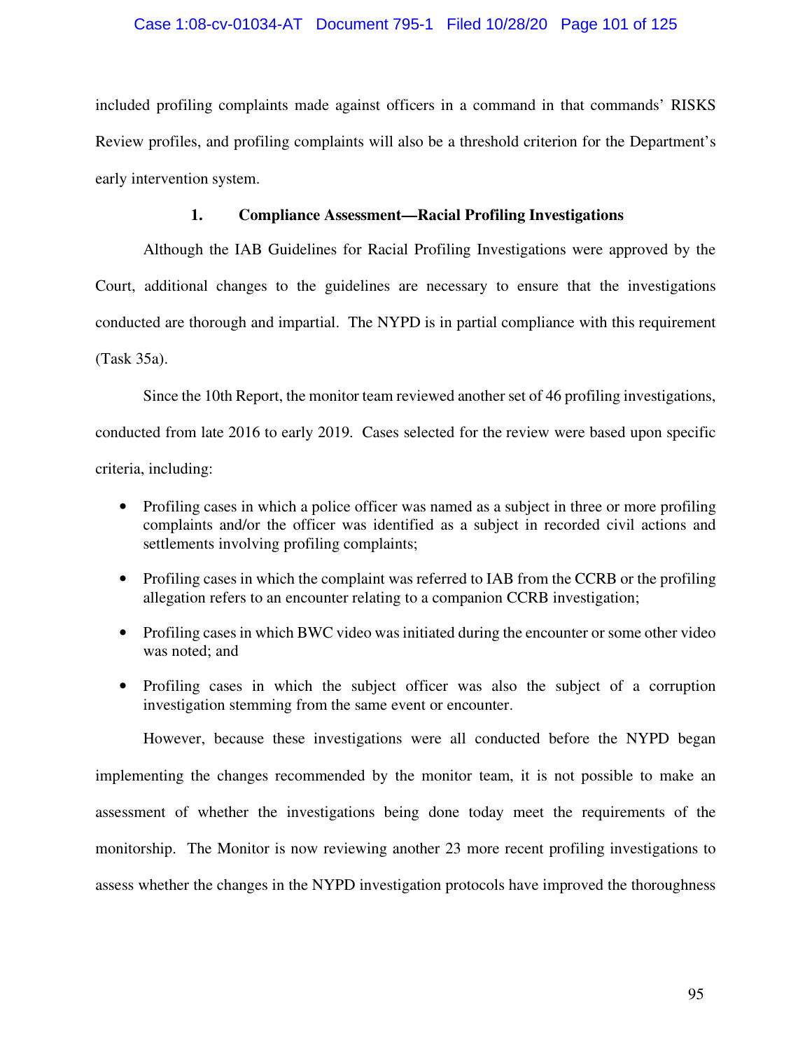included profiling complaints made against officers in a command in that commands' RISKS Review profiles, and profiling complaints will also be a threshold criterion for the Department's early intervention system.

### 1. Compliance Assessment—Racial Profiling Investigations

Although the IAB Guidelines for Racial Profiling Investigations were approved by the Court, additional changes to the guidelines are necessary to ensure that the investigations conducted are thorough and impartial. The NYPD is in partial compliance with this requirement (Task 35a).

Since the 10th Report, the monitor team reviewed another set of 46 profiling investigations, conducted from late 2016 to early 2019. Cases selected for the review were based upon specific criteria, including:

- Profiling cases in which a police officer was named as a subject in three or more profiling complaints and/or the officer was identified as a subject in recorded civil actions and settlements involving profiling complaints;
- Profiling cases in which the complaint was referred to IAB from the CCRB or the profiling allegation refers to an encounter relating to a companion CCRB investigation;
- Profiling cases in which BWC video was initiated during the encounter or some other video was noted; and
- Profiling cases in which the subject officer was also the subject of a corruption investigation stemming from the same event or encounter.

However, because these investigations were all conducted before the NYPD began implementing the changes recommended by the monitor team, it is not possible to make an assessment of whether the investigations being done today meet the requirements of the monitorship. The Monitor is now reviewing another 23 more recent profiling investigations to assess whether the changes in the NYPD investigation protocols have improved the thoroughness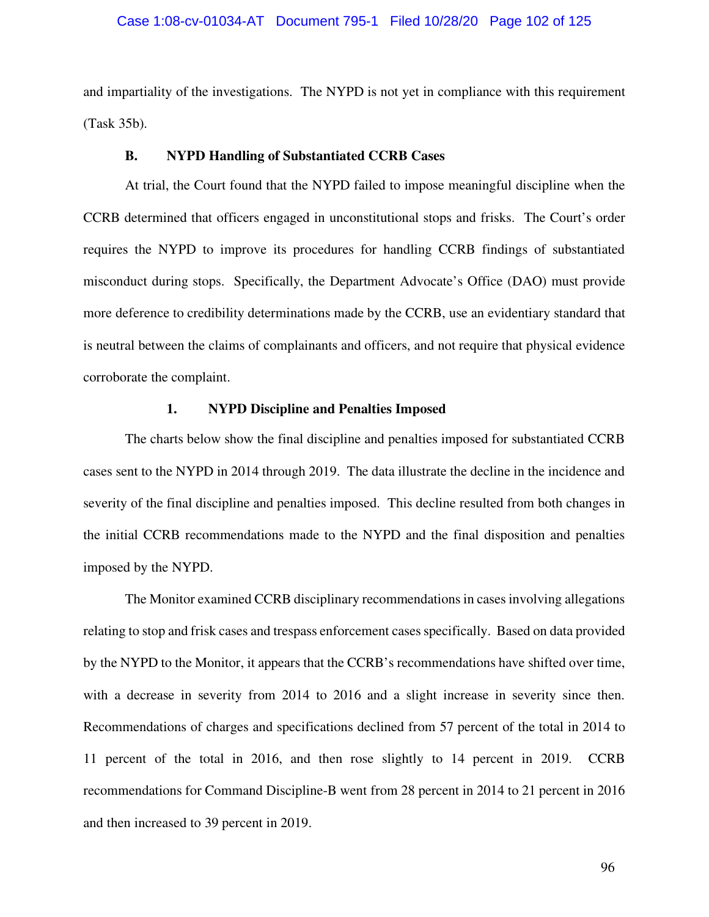and impartiality of the investigations. The NYPD is not yet in compliance with this requirement (Task 35b).

### B. NYPD Handling of Substantiated CCRB Cases

At trial, the Court found that the NYPD failed to impose meaningful discipline when the CCRB determined that officers engaged in unconstitutional stops and frisks. The Court's order requires the NYPD to improve its procedures for handling CCRB findings of substantiated misconduct during stops. Specifically, the Department Advocate's Office (DAO) must provide more deference to credibility determinations made by the CCRB, use an evidentiary standard that is neutral between the claims of complainants and officers, and not require that physical evidence corroborate the complaint.

#### 1. NYPD Discipline and Penalties Imposed

The charts below show the final discipline and penalties imposed for substantiated CCRB cases sent to the NYPD in 2014 through 2019. The data illustrate the decline in the incidence and severity of the final discipline and penalties imposed. This decline resulted from both changes in the initial CCRB recommendations made to the NYPD and the final disposition and penalties imposed by the NYPD.

The Monitor examined CCRB disciplinary recommendations in cases involving allegations relating to stop and frisk cases and trespass enforcement cases specifically. Based on data provided by the NYPD to the Monitor, it appears that the CCRB's recommendations have shifted over time, with a decrease in severity from 2014 to 2016 and a slight increase in severity since then. Recommendations of charges and specifications declined from 57 percent of the total in 2014 to 11 percent of the total in 2016, and then rose slightly to 14 percent in 2019. CCRB recommendations for Command Discipline-B went from 28 percent in 2014 to 21 percent in 2016 and then increased to 39 percent in 2019.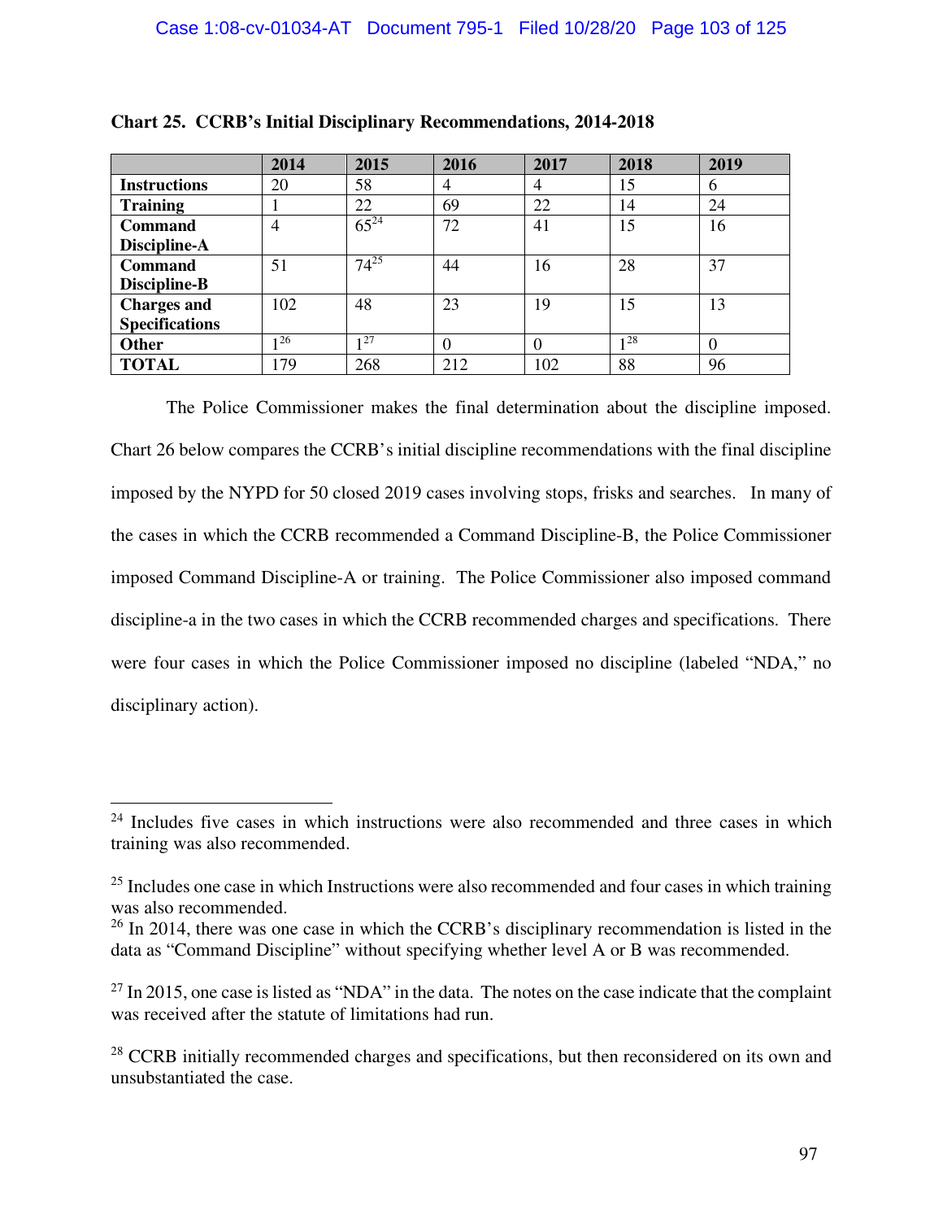**Chart 25. CCRB's Initial Disciplinary Recommendations, 2014-2018**

| | 2014 | 2015 | 2016 | 2017 | 2018 | 2019 |
|---|---|---|---|---|---|---|
| **Instructions** | 20 | 58 | 4 | 4 | 15 | 6 |
| **Training** | 1 | 22 | 69 | 22 | 14 | 24 |
| **Command Discipline-A** | 4 | 65[24] | 72 | 41 | 15 | 16 |
| **Command Discipline-B** | 51 | 74[25] | 44 | 16 | 28 | 37 |
| **Charges and Specifications** | 102 | 48 | 23 | 19 | 15 | 13 |
| **Other** | 1[26] | 1[27] | 0 | 0 | 1[28] | 0 |
| **TOTAL** | 179 | 268 | 212 | 102 | 88 | 96 |

The Police Commissioner makes the final determination about the discipline imposed. Chart 26 below compares the CCRB's initial discipline recommendations with the final discipline imposed by the NYPD for 50 closed 2019 cases involving stops, frisks and searches. In many of the cases in which the CCRB recommended a Command Discipline-B, the Police Commissioner imposed Command Discipline-A or training. The Police Commissioner also imposed command discipline-a in the two cases in which the CCRB recommended charges and specifications. There were four cases in which the Police Commissioner imposed no discipline (labeled "NDA," no disciplinary action).

---

[24] Includes five cases in which instructions were also recommended and three cases in which training was also recommended.

[25] Includes one case in which Instructions were also recommended and four cases in which training was also recommended.

[26] In 2014, there was one case in which the CCRB's disciplinary recommendation is listed in the data as "Command Discipline" without specifying whether level A or B was recommended.

[27] In 2015, one case is listed as "NDA" in the data. The notes on the case indicate that the complaint was received after the statute of limitations had run.

[28] CCRB initially recommended charges and specifications, but then reconsidered on its own and unsubstantiated the case.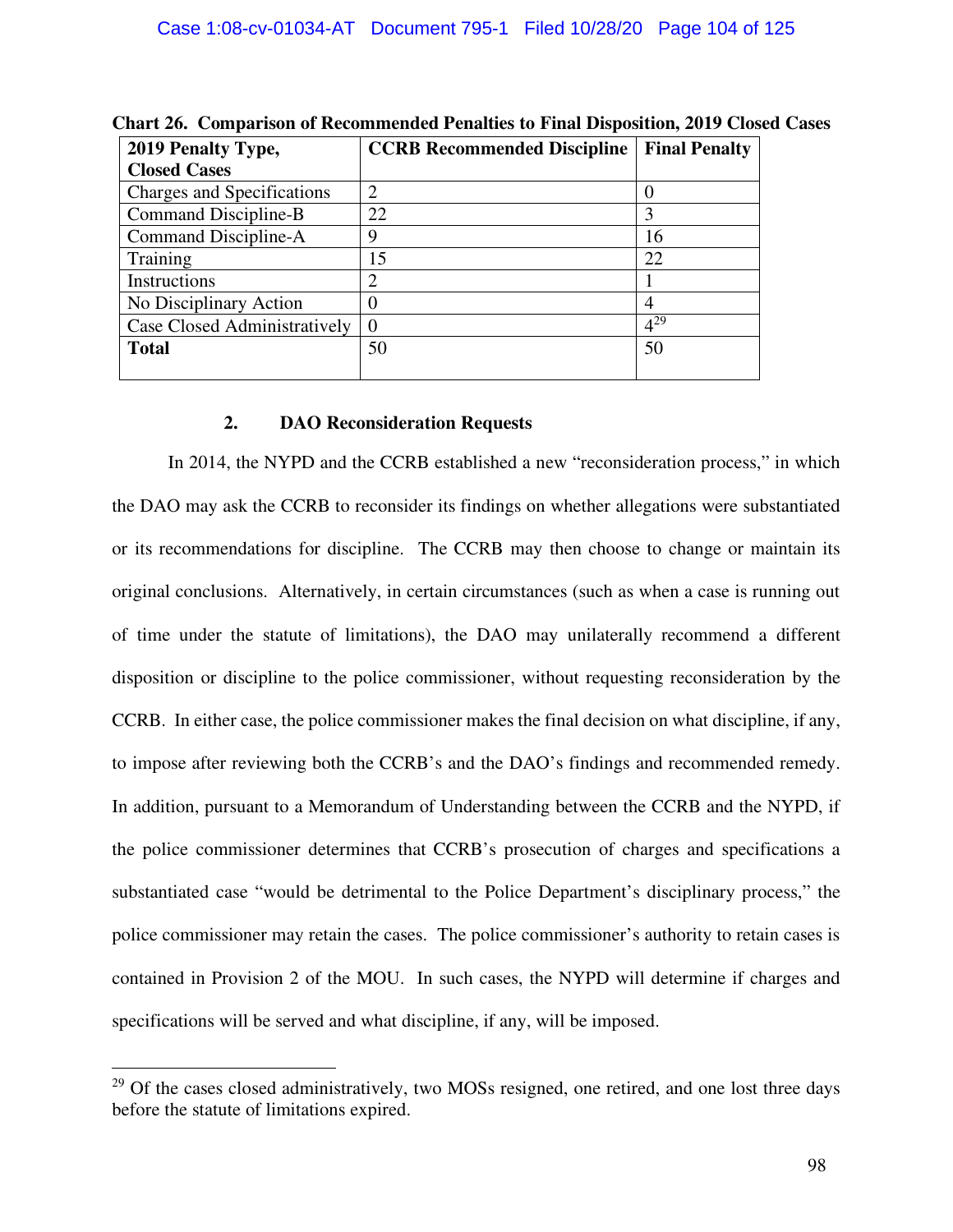**Chart 26. Comparison of Recommended Penalties to Final Disposition, 2019 Closed Cases**

| 2019 Penalty Type, Closed Cases | CCRB Recommended Discipline | Final Penalty |
|---|---|---|
| Charges and Specifications | 2 | 0 |
| Command Discipline-B | 22 | 3 |
| Command Discipline-A | 9 | 16 |
| Training | 15 | 22 |
| Instructions | 2 | 1 |
| No Disciplinary Action | 0 | 4 |
| Case Closed Administratively | 0 | 4[29] |
| **Total** | 50 | 50 |

### 2. DAO Reconsideration Requests

In 2014, the NYPD and the CCRB established a new "reconsideration process," in which the DAO may ask the CCRB to reconsider its findings on whether allegations were substantiated or its recommendations for discipline. The CCRB may then choose to change or maintain its original conclusions. Alternatively, in certain circumstances (such as when a case is running out of time under the statute of limitations), the DAO may unilaterally recommend a different disposition or discipline to the police commissioner, without requesting reconsideration by the CCRB. In either case, the police commissioner makes the final decision on what discipline, if any, to impose after reviewing both the CCRB's and the DAO's findings and recommended remedy. In addition, pursuant to a Memorandum of Understanding between the CCRB and the NYPD, if the police commissioner determines that CCRB's prosecution of charges and specifications a substantiated case "would be detrimental to the Police Department's disciplinary process," the police commissioner may retain the cases. The police commissioner's authority to retain cases is contained in Provision 2 of the MOU. In such cases, the NYPD will determine if charges and specifications will be served and what discipline, if any, will be imposed.

[29] Of the cases closed administratively, two MOSs resigned, one retired, and one lost three days before the statute of limitations expired.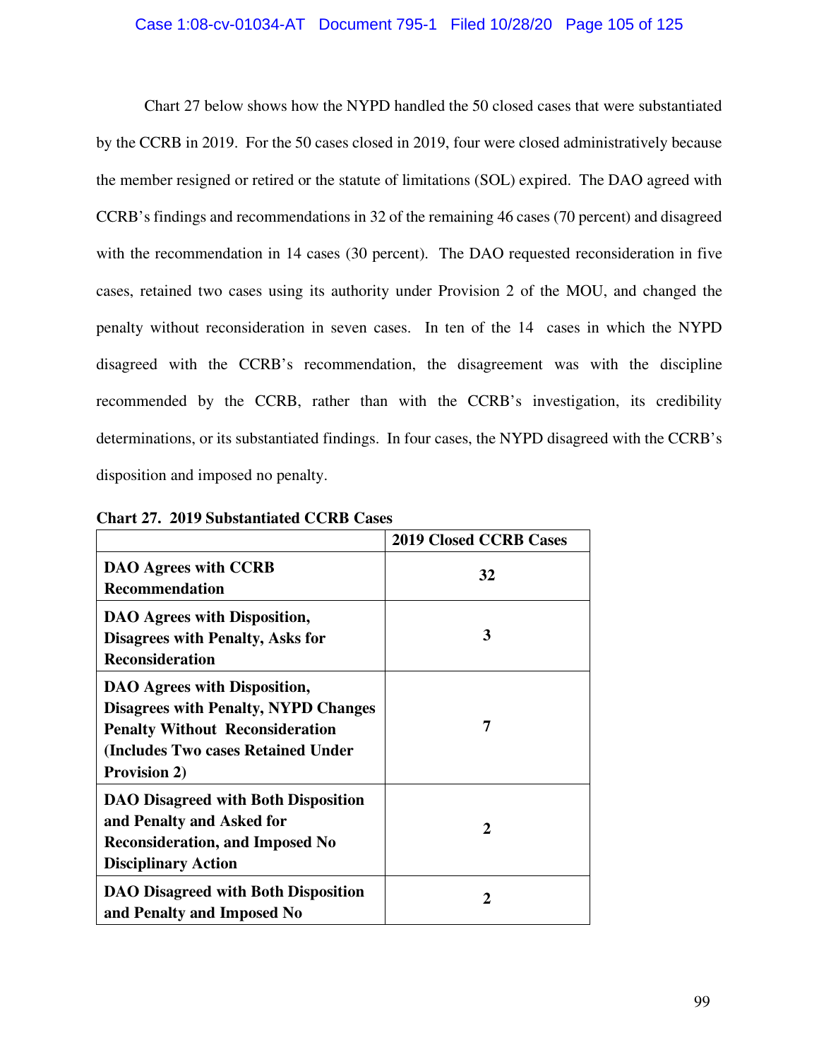Chart 27 below shows how the NYPD handled the 50 closed cases that were substantiated by the CCRB in 2019. For the 50 cases closed in 2019, four were closed administratively because the member resigned or retired or the statute of limitations (SOL) expired. The DAO agreed with CCRB's findings and recommendations in 32 of the remaining 46 cases (70 percent) and disagreed with the recommendation in 14 cases (30 percent). The DAO requested reconsideration in five cases, retained two cases using its authority under Provision 2 of the MOU, and changed the penalty without reconsideration in seven cases. In ten of the 14 cases in which the NYPD disagreed with the CCRB's recommendation, the disagreement was with the discipline recommended by the CCRB, rather than with the CCRB's investigation, its credibility determinations, or its substantiated findings. In four cases, the NYPD disagreed with the CCRB's disposition and imposed no penalty.

**Chart 27. 2019 Substantiated CCRB Cases**

| | 2019 Closed CCRB Cases |
|---|---|
| **DAO Agrees with CCRB Recommendation** | **32** |
| **DAO Agrees with Disposition, Disagrees with Penalty, Asks for Reconsideration** | **3** |
| **DAO Agrees with Disposition, Disagrees with Penalty, NYPD Changes Penalty Without Reconsideration (Includes Two cases Retained Under Provision 2)** | **7** |
| **DAO Disagreed with Both Disposition and Penalty and Asked for Reconsideration, and Imposed No Disciplinary Action** | **2** |
| **DAO Disagreed with Both Disposition and Penalty and Imposed No** | **2** |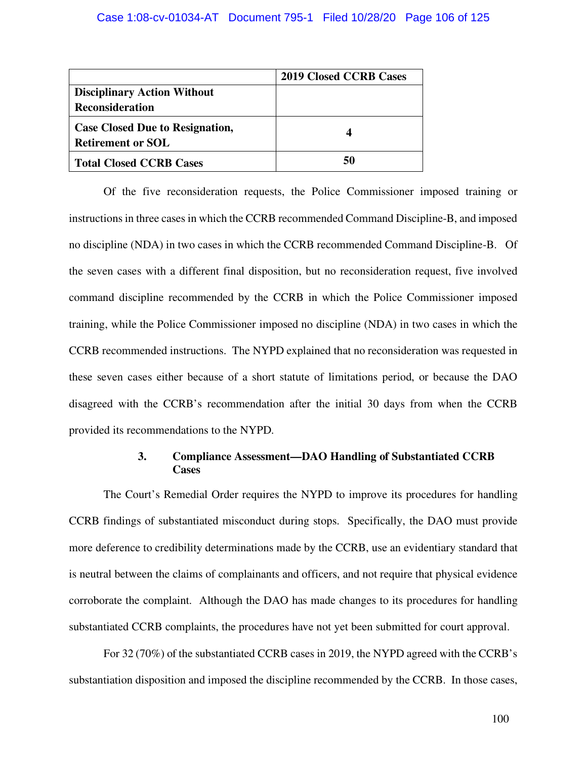| | 2019 Closed CCRB Cases |
|---|---|
| **Disciplinary Action Without Reconsideration** | |
| **Case Closed Due to Resignation, Retirement or SOL** | **4** |
| **Total Closed CCRB Cases** | **50** |

Of the five reconsideration requests, the Police Commissioner imposed training or instructions in three cases in which the CCRB recommended Command Discipline-B, and imposed no discipline (NDA) in two cases in which the CCRB recommended Command Discipline-B. Of the seven cases with a different final disposition, but no reconsideration request, five involved command discipline recommended by the CCRB in which the Police Commissioner imposed training, while the Police Commissioner imposed no discipline (NDA) in two cases in which the CCRB recommended instructions. The NYPD explained that no reconsideration was requested in these seven cases either because of a short statute of limitations period, or because the DAO disagreed with the CCRB's recommendation after the initial 30 days from when the CCRB provided its recommendations to the NYPD.

### 3. Compliance Assessment—DAO Handling of Substantiated CCRB Cases

The Court's Remedial Order requires the NYPD to improve its procedures for handling CCRB findings of substantiated misconduct during stops. Specifically, the DAO must provide more deference to credibility determinations made by the CCRB, use an evidentiary standard that is neutral between the claims of complainants and officers, and not require that physical evidence corroborate the complaint. Although the DAO has made changes to its procedures for handling substantiated CCRB complaints, the procedures have not yet been submitted for court approval.

For 32 (70%) of the substantiated CCRB cases in 2019, the NYPD agreed with the CCRB's substantiation disposition and imposed the discipline recommended by the CCRB. In those cases,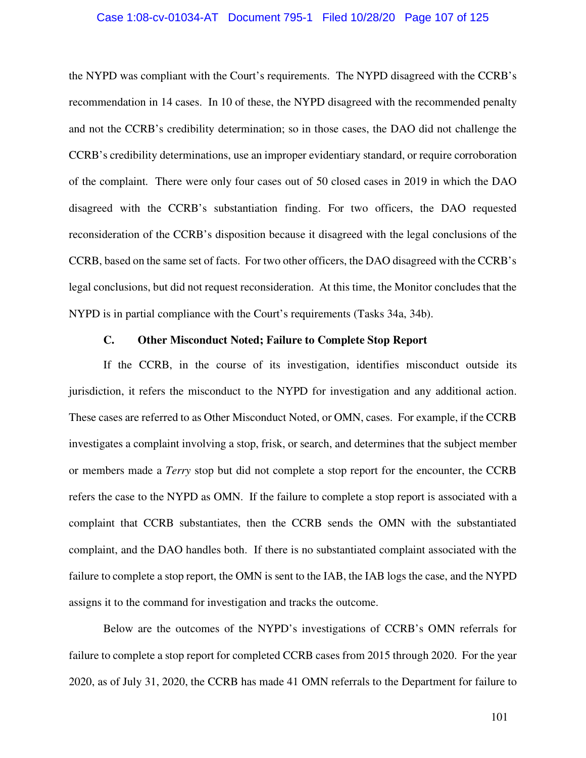the NYPD was compliant with the Court's requirements. The NYPD disagreed with the CCRB's recommendation in 14 cases. In 10 of these, the NYPD disagreed with the recommended penalty and not the CCRB's credibility determination; so in those cases, the DAO did not challenge the CCRB's credibility determinations, use an improper evidentiary standard, or require corroboration of the complaint. There were only four cases out of 50 closed cases in 2019 in which the DAO disagreed with the CCRB's substantiation finding. For two officers, the DAO requested reconsideration of the CCRB's disposition because it disagreed with the legal conclusions of the CCRB, based on the same set of facts. For two other officers, the DAO disagreed with the CCRB's legal conclusions, but did not request reconsideration. At this time, the Monitor concludes that the NYPD is in partial compliance with the Court's requirements (Tasks 34a, 34b).

### C. Other Misconduct Noted; Failure to Complete Stop Report

If the CCRB, in the course of its investigation, identifies misconduct outside its jurisdiction, it refers the misconduct to the NYPD for investigation and any additional action. These cases are referred to as Other Misconduct Noted, or OMN, cases. For example, if the CCRB investigates a complaint involving a stop, frisk, or search, and determines that the subject member or members made a *Terry* stop but did not complete a stop report for the encounter, the CCRB refers the case to the NYPD as OMN. If the failure to complete a stop report is associated with a complaint that CCRB substantiates, then the CCRB sends the OMN with the substantiated complaint, and the DAO handles both. If there is no substantiated complaint associated with the failure to complete a stop report, the OMN is sent to the IAB, the IAB logs the case, and the NYPD assigns it to the command for investigation and tracks the outcome.

Below are the outcomes of the NYPD's investigations of CCRB's OMN referrals for failure to complete a stop report for completed CCRB cases from 2015 through 2020. For the year 2020, as of July 31, 2020, the CCRB has made 41 OMN referrals to the Department for failure to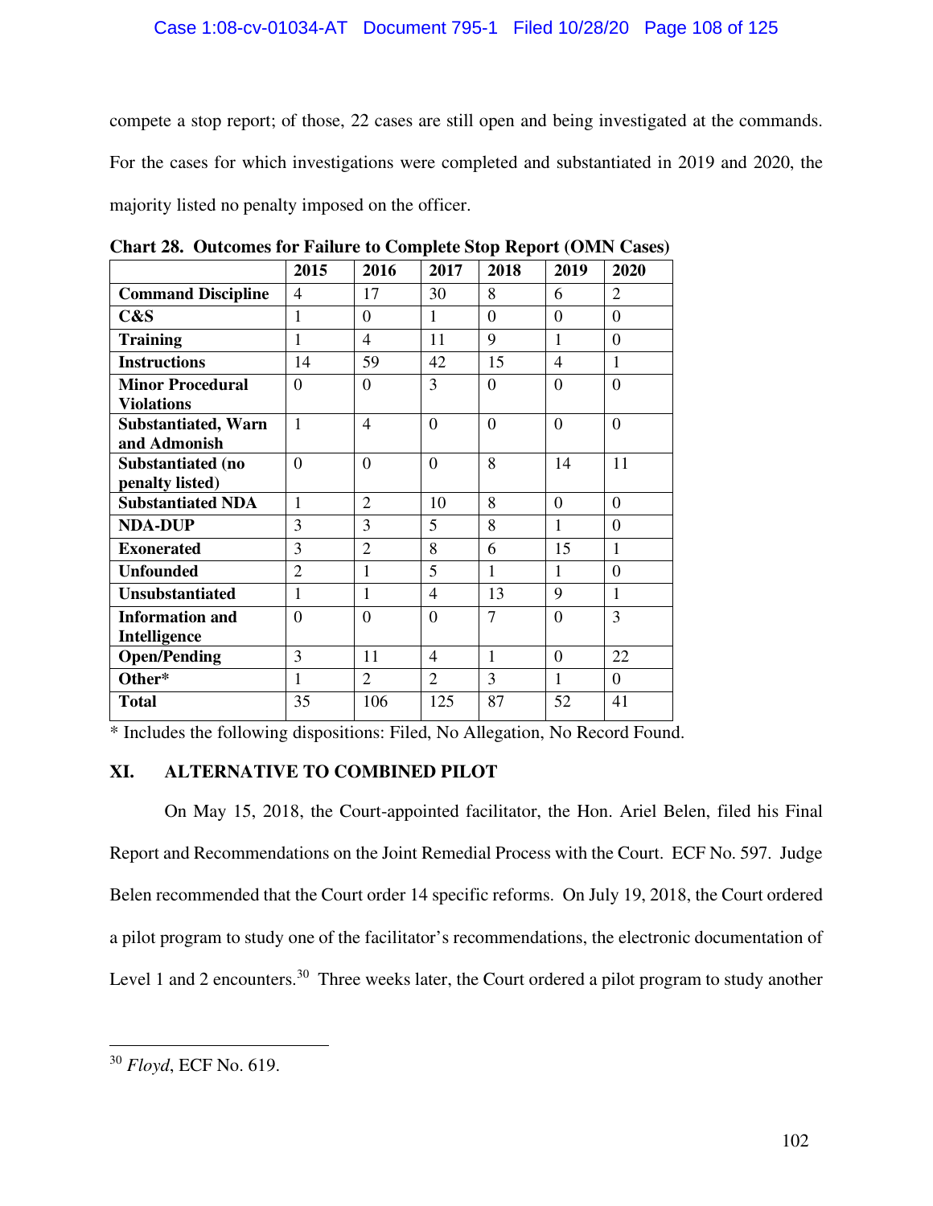compete a stop report; of those, 22 cases are still open and being investigated at the commands. For the cases for which investigations were completed and substantiated in 2019 and 2020, the majority listed no penalty imposed on the officer.

**Chart 28. Outcomes for Failure to Complete Stop Report (OMN Cases)**

| | 2015 | 2016 | 2017 | 2018 | 2019 | 2020 |
|---|---|---|---|---|---|---|
| **Command Discipline** | 4 | 17 | 30 | 8 | 6 | 2 |
| **C&S** | 1 | 0 | 1 | 0 | 0 | 0 |
| **Training** | 1 | 4 | 11 | 9 | 1 | 0 |
| **Instructions** | 14 | 59 | 42 | 15 | 4 | 1 |
| **Minor Procedural Violations** | 0 | 0 | 3 | 0 | 0 | 0 |
| **Substantiated, Warn and Admonish** | 1 | 4 | 0 | 0 | 0 | 0 |
| **Substantiated (no penalty listed)** | 0 | 0 | 0 | 8 | 14 | 11 |
| **Substantiated NDA** | 1 | 2 | 10 | 8 | 0 | 0 |
| **NDA-DUP** | 3 | 3 | 5 | 8 | 1 | 0 |
| **Exonerated** | 3 | 2 | 8 | 6 | 15 | 1 |
| **Unfounded** | 2 | 1 | 5 | 1 | 1 | 0 |
| **Unsubstantiated** | 1 | 1 | 4 | 13 | 9 | 1 |
| **Information and Intelligence** | 0 | 0 | 0 | 7 | 0 | 3 |
| **Open/Pending** | 3 | 11 | 4 | 1 | 0 | 22 |
| **Other*** | 1 | 2 | 2 | 3 | 1 | 0 |
| **Total** | 35 | 106 | 125 | 87 | 52 | 41 |

* Includes the following dispositions: Filed, No Allegation, No Record Found.

## XI. ALTERNATIVE TO COMBINED PILOT

On May 15, 2018, the Court-appointed facilitator, the Hon. Ariel Belen, filed his Final Report and Recommendations on the Joint Remedial Process with the Court. ECF No. 597. Judge Belen recommended that the Court order 14 specific reforms. On July 19, 2018, the Court ordered a pilot program to study one of the facilitator's recommendations, the electronic documentation of Level 1 and 2 encounters.[30] Three weeks later, the Court ordered a pilot program to study another

[30] *Floyd*, ECF No. 619.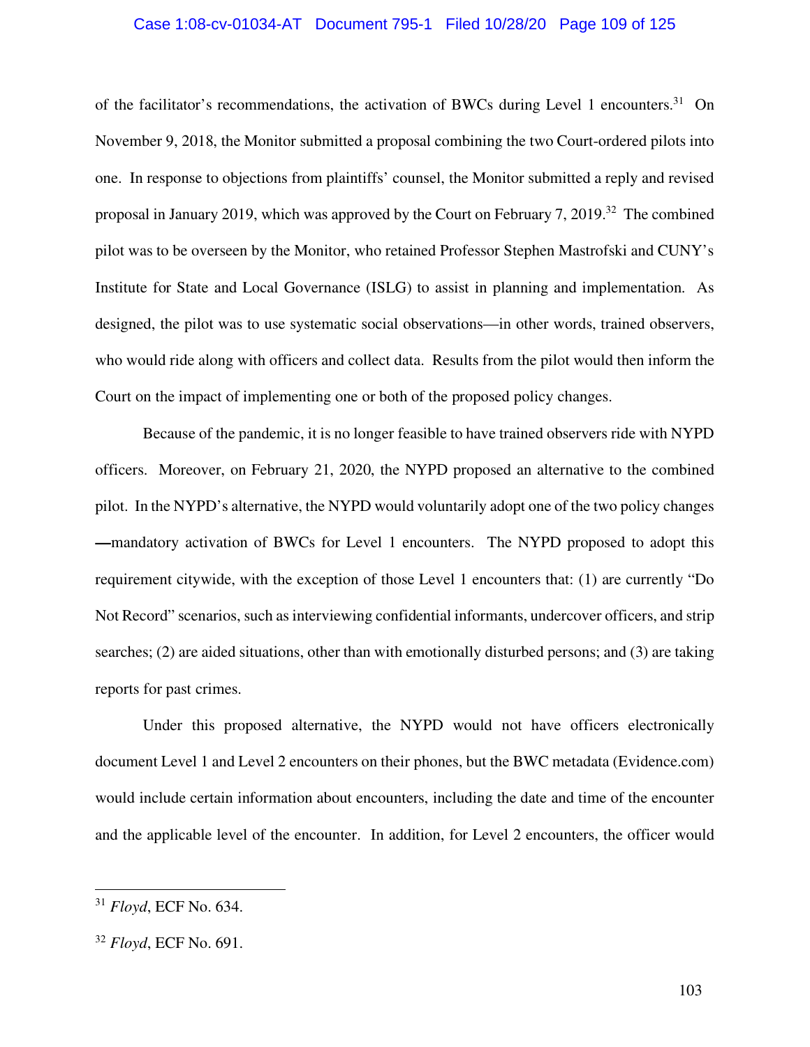of the facilitator's recommendations, the activation of BWCs during Level 1 encounters.[31] On November 9, 2018, the Monitor submitted a proposal combining the two Court-ordered pilots into one. In response to objections from plaintiffs' counsel, the Monitor submitted a reply and revised proposal in January 2019, which was approved by the Court on February 7, 2019.[32] The combined pilot was to be overseen by the Monitor, who retained Professor Stephen Mastrofski and CUNY's Institute for State and Local Governance (ISLG) to assist in planning and implementation. As designed, the pilot was to use systematic social observations—in other words, trained observers, who would ride along with officers and collect data. Results from the pilot would then inform the Court on the impact of implementing one or both of the proposed policy changes.

Because of the pandemic, it is no longer feasible to have trained observers ride with NYPD officers. Moreover, on February 21, 2020, the NYPD proposed an alternative to the combined pilot. In the NYPD's alternative, the NYPD would voluntarily adopt one of the two policy changes —mandatory activation of BWCs for Level 1 encounters. The NYPD proposed to adopt this requirement citywide, with the exception of those Level 1 encounters that: (1) are currently "Do Not Record" scenarios, such as interviewing confidential informants, undercover officers, and strip searches; (2) are aided situations, other than with emotionally disturbed persons; and (3) are taking reports for past crimes.

Under this proposed alternative, the NYPD would not have officers electronically document Level 1 and Level 2 encounters on their phones, but the BWC metadata (Evidence.com) would include certain information about encounters, including the date and time of the encounter and the applicable level of the encounter. In addition, for Level 2 encounters, the officer would

---

[31] *Floyd*, ECF No. 634.

[32] *Floyd*, ECF No. 691.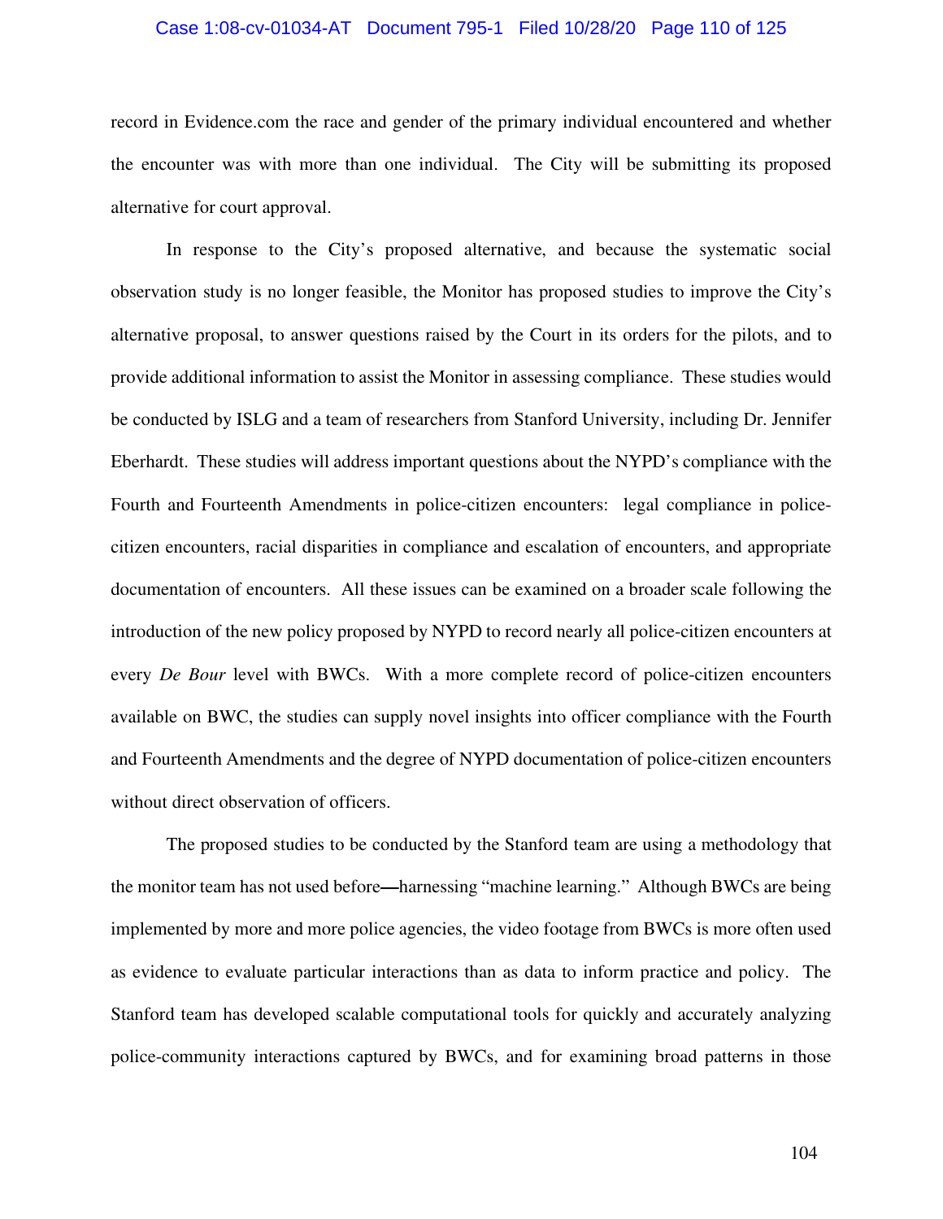record in Evidence.com the race and gender of the primary individual encountered and whether the encounter was with more than one individual. The City will be submitting its proposed alternative for court approval.

In response to the City's proposed alternative, and because the systematic social observation study is no longer feasible, the Monitor has proposed studies to improve the City's alternative proposal, to answer questions raised by the Court in its orders for the pilots, and to provide additional information to assist the Monitor in assessing compliance. These studies would be conducted by ISLG and a team of researchers from Stanford University, including Dr. Jennifer Eberhardt. These studies will address important questions about the NYPD's compliance with the Fourth and Fourteenth Amendments in police-citizen encounters: legal compliance in police-citizen encounters, racial disparities in compliance and escalation of encounters, and appropriate documentation of encounters. All these issues can be examined on a broader scale following the introduction of the new policy proposed by NYPD to record nearly all police-citizen encounters at every *De Bour* level with BWCs. With a more complete record of police-citizen encounters available on BWC, the studies can supply novel insights into officer compliance with the Fourth and Fourteenth Amendments and the degree of NYPD documentation of police-citizen encounters without direct observation of officers.

The proposed studies to be conducted by the Stanford team are using a methodology that the monitor team has not used before—harnessing "machine learning." Although BWCs are being implemented by more and more police agencies, the video footage from BWCs is more often used as evidence to evaluate particular interactions than as data to inform practice and policy. The Stanford team has developed scalable computational tools for quickly and accurately analyzing police-community interactions captured by BWCs, and for examining broad patterns in those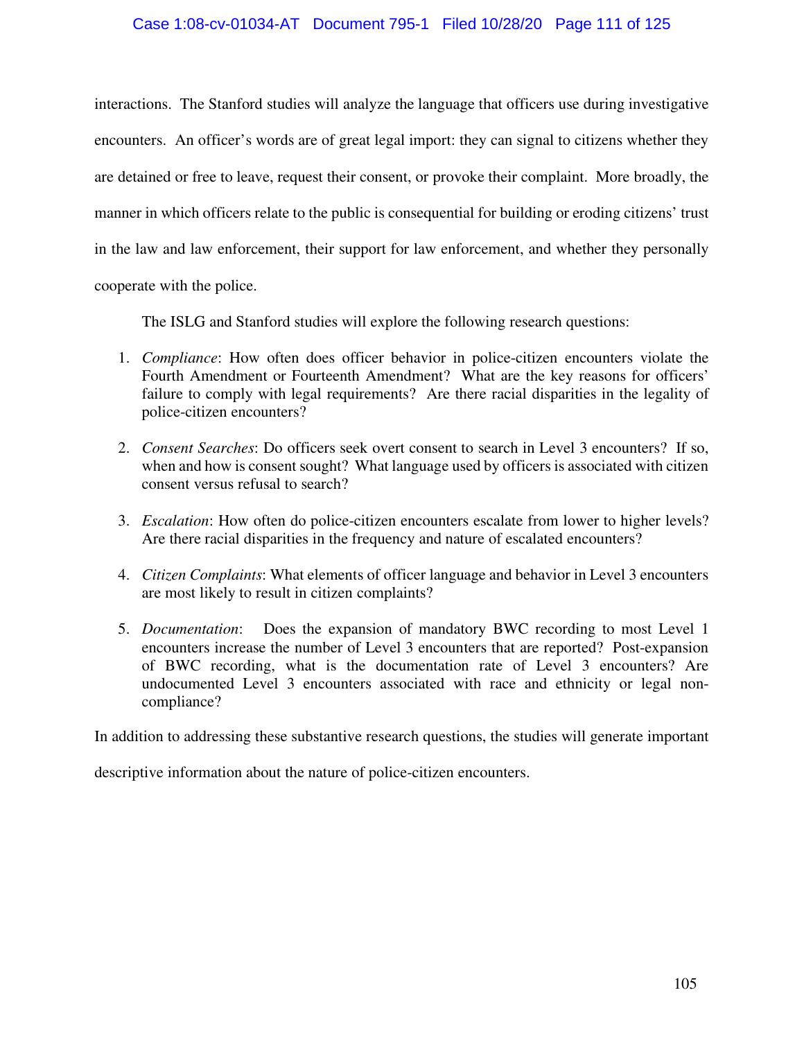interactions. The Stanford studies will analyze the language that officers use during investigative encounters. An officer's words are of great legal import: they can signal to citizens whether they are detained or free to leave, request their consent, or provoke their complaint. More broadly, the manner in which officers relate to the public is consequential for building or eroding citizens' trust in the law and law enforcement, their support for law enforcement, and whether they personally cooperate with the police.

The ISLG and Stanford studies will explore the following research questions:

1. *Compliance*: How often does officer behavior in police-citizen encounters violate the Fourth Amendment or Fourteenth Amendment? What are the key reasons for officers' failure to comply with legal requirements? Are there racial disparities in the legality of police-citizen encounters?

2. *Consent Searches*: Do officers seek overt consent to search in Level 3 encounters? If so, when and how is consent sought? What language used by officers is associated with citizen consent versus refusal to search?

3. *Escalation*: How often do police-citizen encounters escalate from lower to higher levels? Are there racial disparities in the frequency and nature of escalated encounters?

4. *Citizen Complaints*: What elements of officer language and behavior in Level 3 encounters are most likely to result in citizen complaints?

5. *Documentation*: Does the expansion of mandatory BWC recording to most Level 1 encounters increase the number of Level 3 encounters that are reported? Post-expansion of BWC recording, what is the documentation rate of Level 3 encounters? Are undocumented Level 3 encounters associated with race and ethnicity or legal non-compliance?

In addition to addressing these substantive research questions, the studies will generate important descriptive information about the nature of police-citizen encounters.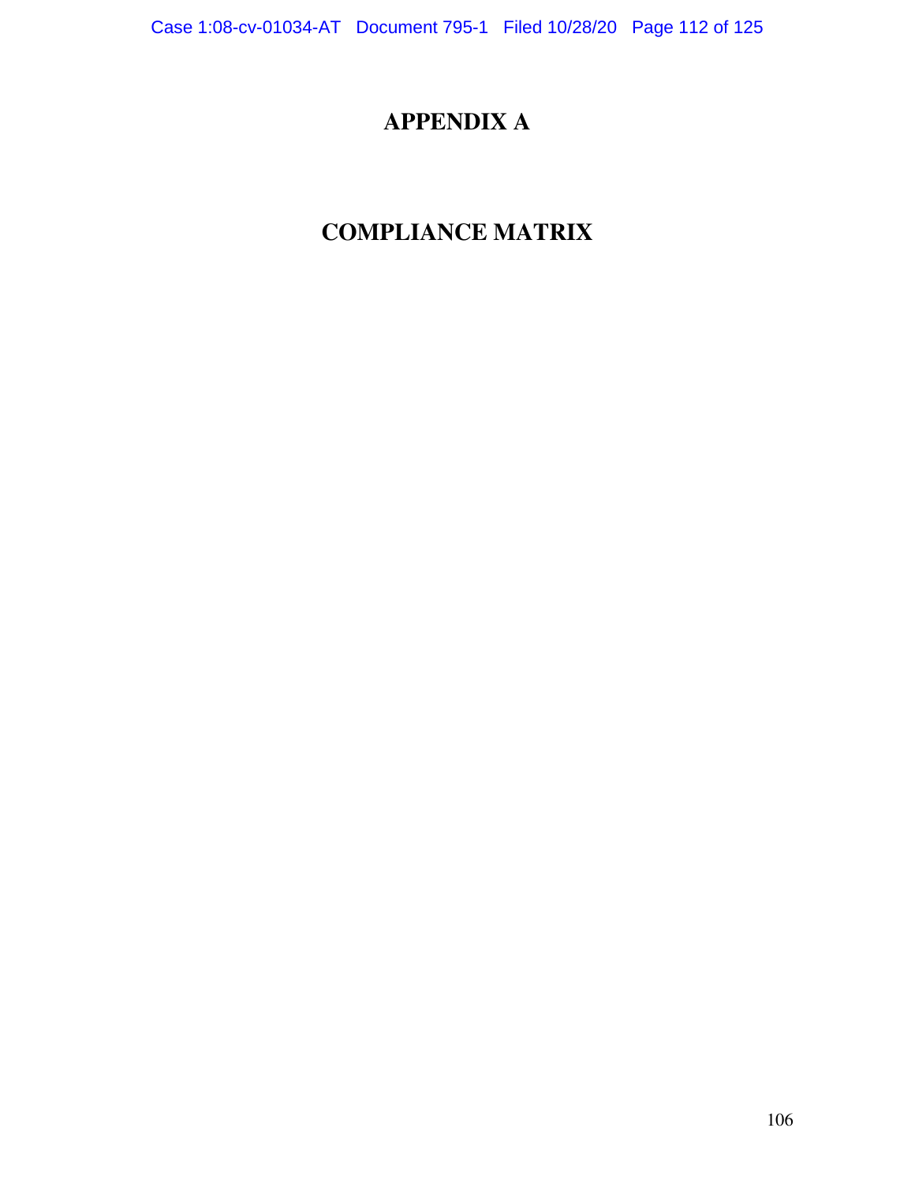# APPENDIX A

# COMPLIANCE MATRIX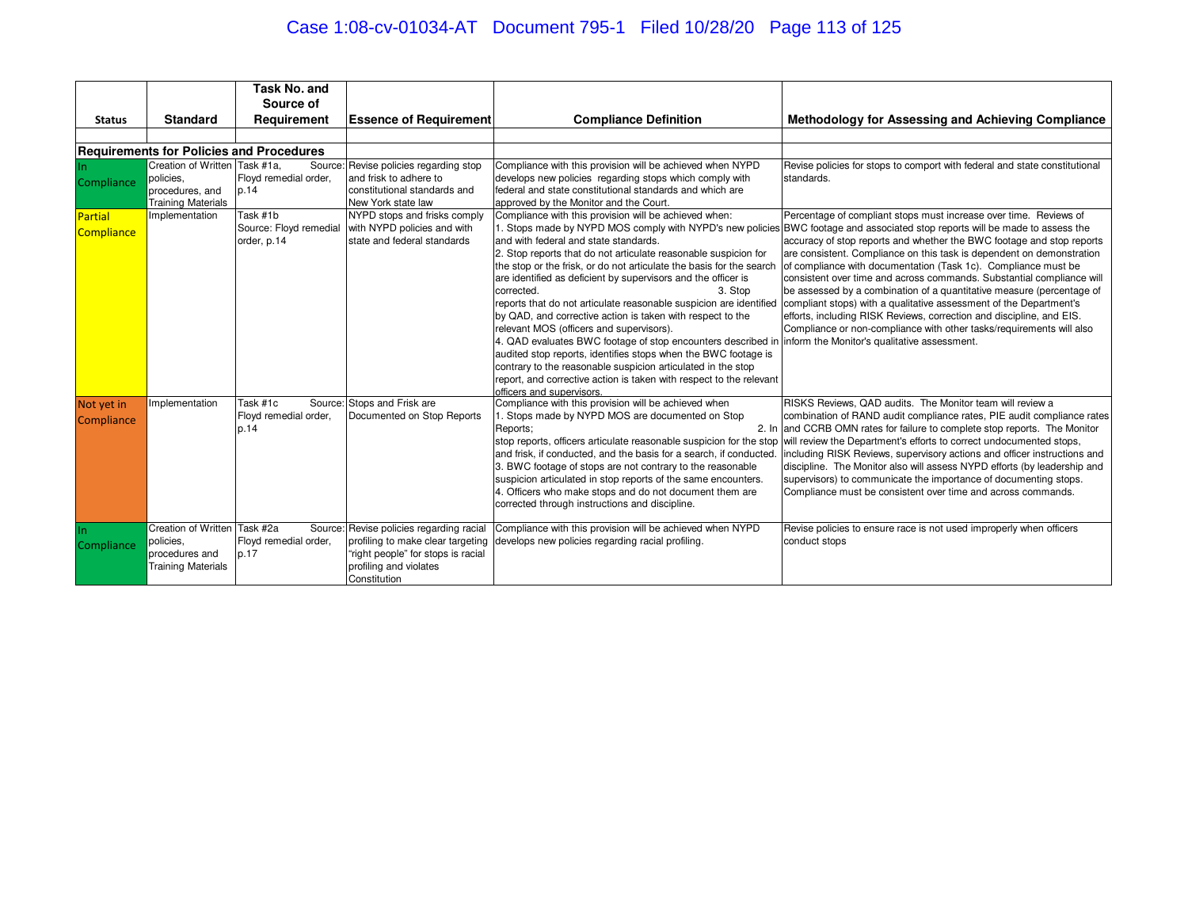| Status | Standard | Task No. and Source of Requirement | Essence of Requirement | Compliance Definition | Methodology for Assessing and Achieving Compliance |
|---|---|---|---|---|---|
| | | | | | |
| **Requirements for Policies and Procedures** | | | | | |
| In Compliance | Creation of Written policies, procedures, and Training Materials | Task #1a, Source: Floyd remedial order, p.14 | Revise policies regarding stop and frisk to adhere to constitutional standards and New York state law | Compliance with this provision will be achieved when NYPD develops new policies regarding stops which comply with federal and state constitutional standards and which are approved by the Monitor and the Court. | Revise policies for stops to comport with federal and state constitutional standards. |
| Partial Compliance | Implementation | Task #1b Source: Floyd remedial order, p.14 | NYPD stops and frisks comply with NYPD policies and with state and federal standards | Compliance with this provision will be achieved when: 1. Stops made by NYPD MOS comply with NYPD's new policies and with federal and state standards. 2. Stop reports that do not articulate reasonable suspicion for the stop or the frisk, or do not articulate the basis for the search are identified as deficient by supervisors and the officer is corrected. 3. Stop reports that do not articulate reasonable suspicion are identified by QAD, and corrective action is taken with respect to the relevant MOS (officers and supervisors). 4. QAD evaluates BWC footage of stop encounters described in audited stop reports, identifies stops when the BWC footage is contrary to the reasonable suspicion articulated in the stop report, and corrective action is taken with respect to the relevant officers and supervisors. | Percentage of compliant stops must increase over time. Reviews of BWC footage and associated stop reports will be made to assess the accuracy of stop reports and whether the BWC footage and stop reports are consistent. Compliance on this task is dependent on demonstration of compliance with documentation (Task 1c). Compliance must be consistent over time and across commands. Substantial compliance will be assessed by a combination of a quantitative measure (percentage of compliant stops) with a qualitative assessment of the Department's efforts, including RISK Reviews, correction and discipline, and EIS. Compliance or non-compliance with other tasks/requirements will also inform the Monitor's qualitative assessment. |
| Not yet in Compliance | Implementation | Task #1c Source: Floyd remedial order, p.14 | Stops and Frisk are Documented on Stop Reports | Compliance with this provision will be achieved when 1. Stops made by NYPD MOS are documented on Stop Reports; 2. In stop reports, officers articulate reasonable suspicion for the stop and frisk, if conducted, and the basis for a search, if conducted. 3. BWC footage of stops are not contrary to the reasonable suspicion articulated in stop reports of the same encounters. 4. Officers who make stops and do not document them are corrected through instructions and discipline. | RISKS Reviews, QAD audits. The Monitor team will review a combination of RAND audit compliance rates, PIE audit compliance rates and CCRB OMN rates for failure to complete stop reports. The Monitor will review the Department's efforts to correct undocumented stops, including RISK Reviews, supervisory actions and officer instructions and discipline. The Monitor also will assess NYPD efforts (by leadership and supervisors) to communicate the importance of documenting stops. Compliance must be consistent over time and across commands. |
| In Compliance | Creation of Written policies, procedures and Training Materials | Task #2a Source: Floyd remedial order, p.17 | Revise policies regarding racial profiling to make clear targeting "right people" for stops is racial profiling and violates Constitution | Compliance with this provision will be achieved when NYPD develops new policies regarding racial profiling. | Revise policies to ensure race is not used improperly when officers conduct stops |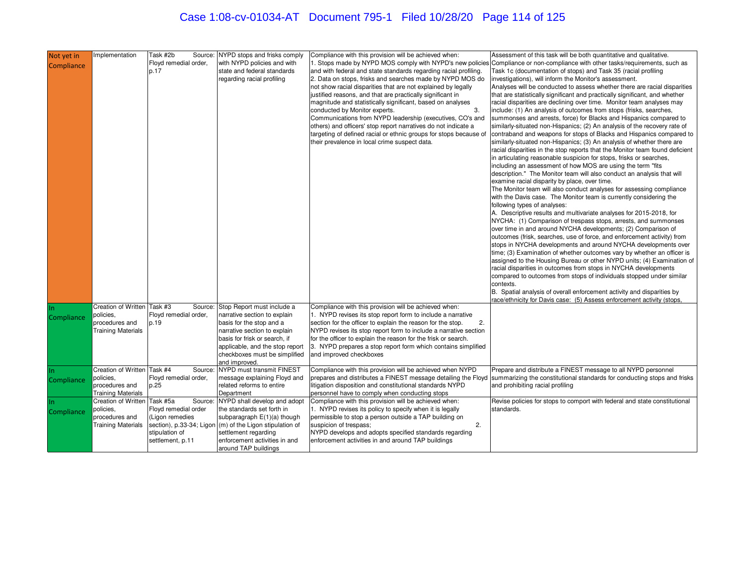| Not yet in Compliance | Implementation | Task #2b Source: Floyd remedial order, p.17 | NYPD stops and frisks comply with NYPD policies and with state and federal standards regarding racial profiling | Compliance with this provision will be achieved when:<br>1. Stops made by NYPD MOS comply with NYPD's new policies and with federal and state standards regarding racial profiling.<br>2. Data on stops, frisks and searches made by NYPD MOS do not show racial disparities that are not explained by legally justified reasons, and that are practically significant in magnitude and statistically significant, based on analyses conducted by Monitor experts.<br>3. Communications from NYPD leadership (executives, CO's and others) and officers' stop report narratives do not indicate a targeting of defined racial or ethnic groups for stops because of their prevalence in local crime suspect data. | Assessment of this task will be both quantitative and qualitative. Compliance or non-compliance with other tasks/requirements, such as Task 1c (documentation of stops) and Task 35 (racial profiling investigations), will inform the Monitor's assessment.<br>Analyses will be conducted to assess whether there are racial disparities that are statistically significant and practically significant, and whether racial disparities are declining over time. Monitor team analyses may include: (1) An analysis of outcomes from stops (frisks, searches, summonses and arrests, force) for Blacks and Hispanics compared to similarly-situated non-Hispanics; (2) An analysis of the recovery rate of contraband and weapons for stops of Blacks and Hispanics compared to similarly-situated non-Hispanics; (3) An analysis of whether there are racial disparities in the stop reports that the Monitor team found deficient in articulating reasonable suspicion for stops, frisks or searches, including an assessment of how MOS are using the term "fits description." The Monitor team will also conduct an analysis that will examine racial disparity by place, over time.<br>The Monitor team will also conduct analyses for assessing compliance with the Davis case. The Monitor team is currently considering the following types of analyses:<br>A. Descriptive results and multivariate analyses for 2015-2018, for NYCHA: (1) Comparison of trespass stops, arrests, and summonses over time in and around NYCHA developments; (2) Comparison of outcomes (frisk, searches, use of force, and enforcement activity) from stops in NYCHA developments and around NYCHA developments over time; (3) Examination of whether outcomes vary by whether an officer is assigned to the Housing Bureau or other NYPD units; (4) Examination of racial disparities in outcomes from stops in NYCHA developments compared to outcomes from stops of individuals stopped under similar contexts.<br>B. Spatial analysis of overall enforcement activity and disparities by race/ethnicity for Davis case: (5) Assess enforcement activity (stops, |
|---|---|---|---|---|---|
| In Compliance | Creation of Written policies, procedures and Training Materials | Task #3 Source: Floyd remedial order, p.19 | Stop Report must include a narrative section to explain basis for the stop and a narrative section to explain basis for frisk or search, if applicable, and the stop report checkboxes must be simplified and improved. | Compliance with this provision will be achieved when:<br>1. NYPD revises its stop report form to include a narrative section for the officer to explain the reason for the stop.<br>2. NYPD revises its stop report form to include a narrative section for the officer to explain the reason for the frisk or search.<br>3. NYPD prepares a stop report form which contains simplified and improved checkboxes | |
| In Compliance | Creation of Written policies, procedures and Training Materials | Task #4 Source: Floyd remedial order, p.25 | NYPD must transmit FINEST message explaining Floyd and related reforms to entire Department | Compliance with this provision will be achieved when NYPD prepares and distributes a FINEST message detailing the Floyd litigation disposition and constitutional standards NYPD personnel have to comply when conducting stops | Prepare and distribute a FINEST message to all NYPD personnel summarizing the constitutional standards for conducting stops and frisks and prohibiting racial profiling |
| In Compliance | Creation of Written policies, procedures and Training Materials | Task #5a Source: Floyd remedial order (Ligon remedies section), p.33-34; Ligon stipulation of settlement, p.11 | NYPD shall develop and adopt the standards set forth in subparagraph E(1)(a) though (m) of the Ligon stipulation of settlement regarding enforcement activities in and around TAP buildings | Compliance with this provision will be achieved when:<br>1. NYPD revises its policy to specify when it is legally permissible to stop a person outside a TAP building on suspicion of trespass;<br>2. NYPD develops and adopts specified standards regarding enforcement activities in and around TAP buildings | Revise policies for stops to comport with federal and state constitutional standards. |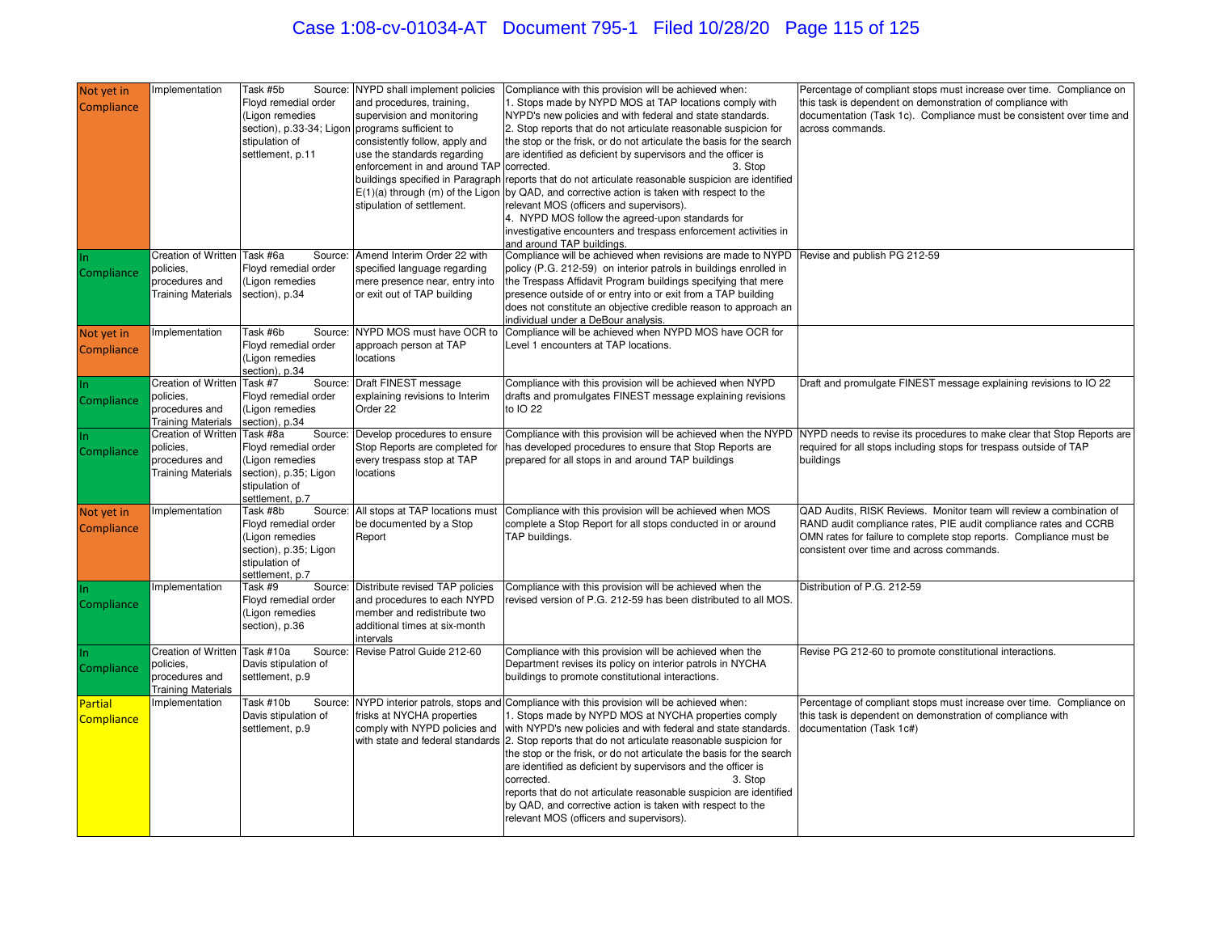| Not yet in Compliance | Implementation | Task #5b Source: Floyd remedial order (Ligon remedies section), p.33-34; Ligon stipulation of settlement, p.11 | NYPD shall implement policies and procedures, training, supervision and monitoring programs sufficient to consistently follow, apply and use the standards regarding enforcement in and around TAP buildings specified in Paragraph E(1)(a) through (m) of the Ligon stipulation of settlement. | Compliance with this provision will be achieved when: 1. Stops made by NYPD MOS at TAP locations comply with NYPD's new policies and with federal and state standards. 2. Stop reports that do not articulate reasonable suspicion for the stop or the frisk, or do not articulate the basis for the search are identified as deficient by supervisors and the officer is corrected. 3. Stop reports that do not articulate reasonable suspicion are identified by QAD, and corrective action is taken with respect to the relevant MOS (officers and supervisors). 4. NYPD MOS follow the agreed-upon standards for investigative encounters and trespass enforcement activities in and around TAP buildings. | Percentage of compliant stops must increase over time. Compliance on this task is dependent on demonstration of compliance with documentation (Task 1c). Compliance must be consistent over time and across commands. |
|---|---|---|---|---|---|
| In Compliance | Creation of Written policies, procedures and Training Materials | Task #6a Source: Floyd remedial order (Ligon remedies section), p.34 | Amend Interim Order 22 with specified language regarding mere presence near, entry into or exit out of TAP building | Compliance will be achieved when revisions are made to NYPD policy (P.G. 212-59) on interior patrols in buildings enrolled in the Trespass Affidavit Program buildings specifying that mere presence outside of or entry into or exit from a TAP building does not constitute an objective credible reason to approach an individual under a DeBour analysis. | Revise and publish PG 212-59 |
| Not yet in Compliance | Implementation | Task #6b Source: Floyd remedial order (Ligon remedies section), p.34 | NYPD MOS must have OCR to approach person at TAP locations | Compliance will be achieved when NYPD MOS have OCR for Level 1 encounters at TAP locations. | |
| In Compliance | Creation of Written policies, procedures and Training Materials | Task #7 Source: Floyd remedial order (Ligon remedies section), p.34 | Draft FINEST message explaining revisions to Interim Order 22 | Compliance with this provision will be achieved when NYPD drafts and promulgates FINEST message explaining revisions to IO 22 | Draft and promulgate FINEST message explaining revisions to IO 22 |
| In Compliance | Creation of Written policies, procedures and Training Materials | Task #8a Source: Floyd remedial order (Ligon remedies section), p.35; Ligon stipulation of settlement, p.7 | Develop procedures to ensure Stop Reports are completed for every trespass stop at TAP locations | Compliance with this provision will be achieved when the NYPD has developed procedures to ensure that Stop Reports are prepared for all stops in and around TAP buildings | NYPD needs to revise its procedures to make clear that Stop Reports are required for all stops including stops for trespass outside of TAP buildings |
| Not yet in Compliance | Implementation | Task #8b Source: Floyd remedial order (Ligon remedies section), p.35; Ligon stipulation of settlement, p.7 | All stops at TAP locations must be documented by a Stop Report | Compliance with this provision will be achieved when MOS complete a Stop Report for all stops conducted in or around TAP buildings. | QAD Audits, RISK Reviews. Monitor team will review a combination of RAND audit compliance rates, PIE audit compliance rates and CCRB OMN rates for failure to complete stop reports. Compliance must be consistent over time and across commands. |
| In Compliance | Implementation | Task #9 Source: Floyd remedial order (Ligon remedies section), p.36 | Distribute revised TAP policies and procedures to each NYPD member and redistribute two additional times at six-month intervals | Compliance with this provision will be achieved when the revised version of P.G. 212-59 has been distributed to all MOS. | Distribution of P.G. 212-59 |
| In Compliance | Creation of Written policies, procedures and Training Materials | Task #10a Source: Davis stipulation of settlement, p.9 | Revise Patrol Guide 212-60 | Compliance with this provision will be achieved when the Department revises its policy on interior patrols in NYCHA buildings to promote constitutional interactions. | Revise PG 212-60 to promote constitutional interactions. |
| Partial Compliance | Implementation | Task #10b Source: Davis stipulation of settlement, p.9 | NYPD interior patrols, stops and frisks at NYCHA properties comply with NYPD policies and with state and federal standards | Compliance with this provision will be achieved when: 1. Stops made by NYPD MOS at NYCHA properties comply with NYPD's new policies and with federal and state standards. 2. Stop reports that do not articulate reasonable suspicion for the stop or the frisk, or do not articulate the basis for the search are identified as deficient by supervisors and the officer is corrected. 3. Stop reports that do not articulate reasonable suspicion are identified by QAD, and corrective action is taken with respect to the relevant MOS (officers and supervisors). | Percentage of compliant stops must increase over time. Compliance on this task is dependent on demonstration of compliance with documentation (Task 1c#) |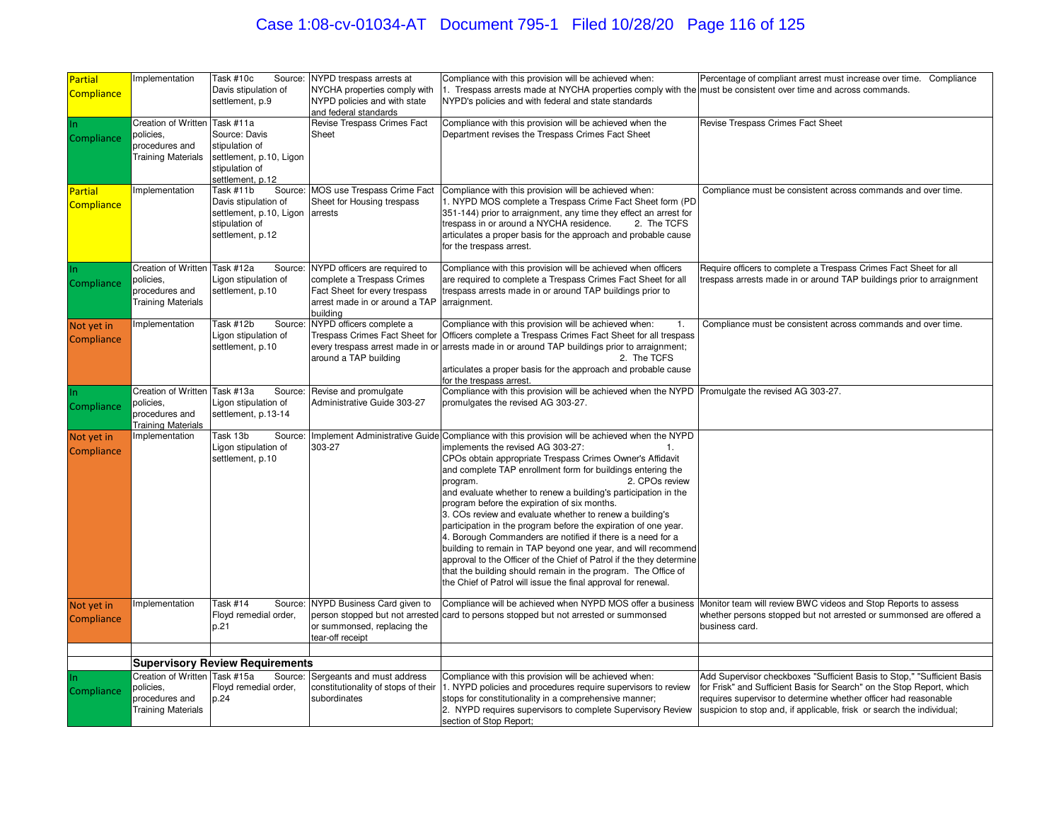| | | | | | |
|---|---|---|---|---|---|
| Partial Compliance | Implementation | Task #10c Source: Davis stipulation of settlement, p.9 | NYPD trespass arrests at NYCHA properties comply with NYPD policies and with state and federal standards | Compliance with this provision will be achieved when: 1. Trespass arrests made at NYCHA properties comply with the NYPD's policies and with federal and state standards | Percentage of compliant arrest must increase over time. Compliance must be consistent over time and across commands. |
| In Compliance | Creation of Written policies, procedures and Training Materials | Task #11a Source: Davis stipulation of settlement, p.10, Ligon stipulation of settlement, p.12 | Revise Trespass Crimes Fact Sheet | Compliance with this provision will be achieved when the Department revises the Trespass Crimes Fact Sheet | Revise Trespass Crimes Fact Sheet |
| Partial Compliance | Implementation | Task #11b Source: Davis stipulation of settlement, p.10, Ligon stipulation of settlement, p.12 | MOS use Trespass Crime Fact Sheet for Housing trespass arrests | Compliance with this provision will be achieved when: 1. NYPD MOS complete a Trespass Crime Fact Sheet form (PD 351-144) prior to arraignment, any time they effect an arrest for trespass in or around a NYCHA residence. 2. The TCFS articulates a proper basis for the approach and probable cause for the trespass arrest. | Compliance must be consistent across commands and over time. |
| In Compliance | Creation of Written policies, procedures and Training Materials | Task #12a Source: Ligon stipulation of settlement, p.10 | NYPD officers are required to complete a Trespass Crimes Fact Sheet for every trespass arrest made in or around a TAP building | Compliance with this provision will be achieved when officers are required to complete a Trespass Crimes Fact Sheet for all trespass arrests made in or around TAP buildings prior to arraignment. | Require officers to complete a Trespass Crimes Fact Sheet for all trespass arrests made in or around TAP buildings prior to arraignment |
| Not yet in Compliance | Implementation | Task #12b Source: Ligon stipulation of settlement, p.10 | NYPD officers complete a Trespass Crimes Fact Sheet for every trespass arrest made in or around a TAP building | Compliance with this provision will be achieved when: 1. Officers complete a Trespass Crimes Fact Sheet for all trespass arrests made in or around TAP buildings prior to arraignment; 2. The TCFS articulates a proper basis for the approach and probable cause for the trespass arrest. | Compliance must be consistent across commands and over time. |
| In Compliance | Creation of Written policies, procedures and Training Materials | Task #13a Source: Ligon stipulation of settlement, p.13-14 | Revise and promulgate Administrative Guide 303-27 | Compliance with this provision will be achieved when the NYPD promulgates the revised AG 303-27. | Promulgate the revised AG 303-27. |
| Not yet in Compliance | Implementation | Task 13b Source: Ligon stipulation of settlement, p.10 | Implement Administrative Guide 303-27 | Compliance with this provision will be achieved when the NYPD implements the revised AG 303-27: 1. CPOs obtain appropriate Trespass Crimes Owner's Affidavit and complete TAP enrollment form for buildings entering the program. 2. CPOs review and evaluate whether to renew a building's participation in the program before the expiration of six months. 3. COs review and evaluate whether to renew a building's participation in the program before the expiration of one year. 4. Borough Commanders are notified if there is a need for a building to remain in TAP beyond one year, and will recommend approval to the Officer of the Chief of Patrol if the they determine that the building should remain in the program. The Office of the Chief of Patrol will issue the final approval for renewal. | |
| Not yet in Compliance | Implementation | Task #14 Source: Floyd remedial order, p.21 | NYPD Business Card given to person stopped but not arrested or summonsed, replacing the tear-off receipt | Compliance will be achieved when NYPD MOS offer a business card to persons stopped but not arrested or summonsed | Monitor team will review BWC videos and Stop Reports to assess whether persons stopped but not arrested or summonsed are offered a business card. |
| | | | | | |
| | **Supervisory Review Requirements** | | | | |
| In Compliance | Creation of Written policies, procedures and Training Materials | Task #15a Source: Floyd remedial order, p.24 | Sergeants and must address constitutionality of stops of their subordinates | Compliance with this provision will be achieved when: 1. NYPD policies and procedures require supervisors to review stops for constitutionality in a comprehensive manner; 2. NYPD requires supervisors to complete Supervisory Review section of Stop Report; | Add Supervisor checkboxes "Sufficient Basis to Stop," "Sufficient Basis for Frisk" and Sufficient Basis for Search" on the Stop Report, which requires supervisor to determine whether officer had reasonable suspicion to stop and, if applicable, frisk or search the individual; |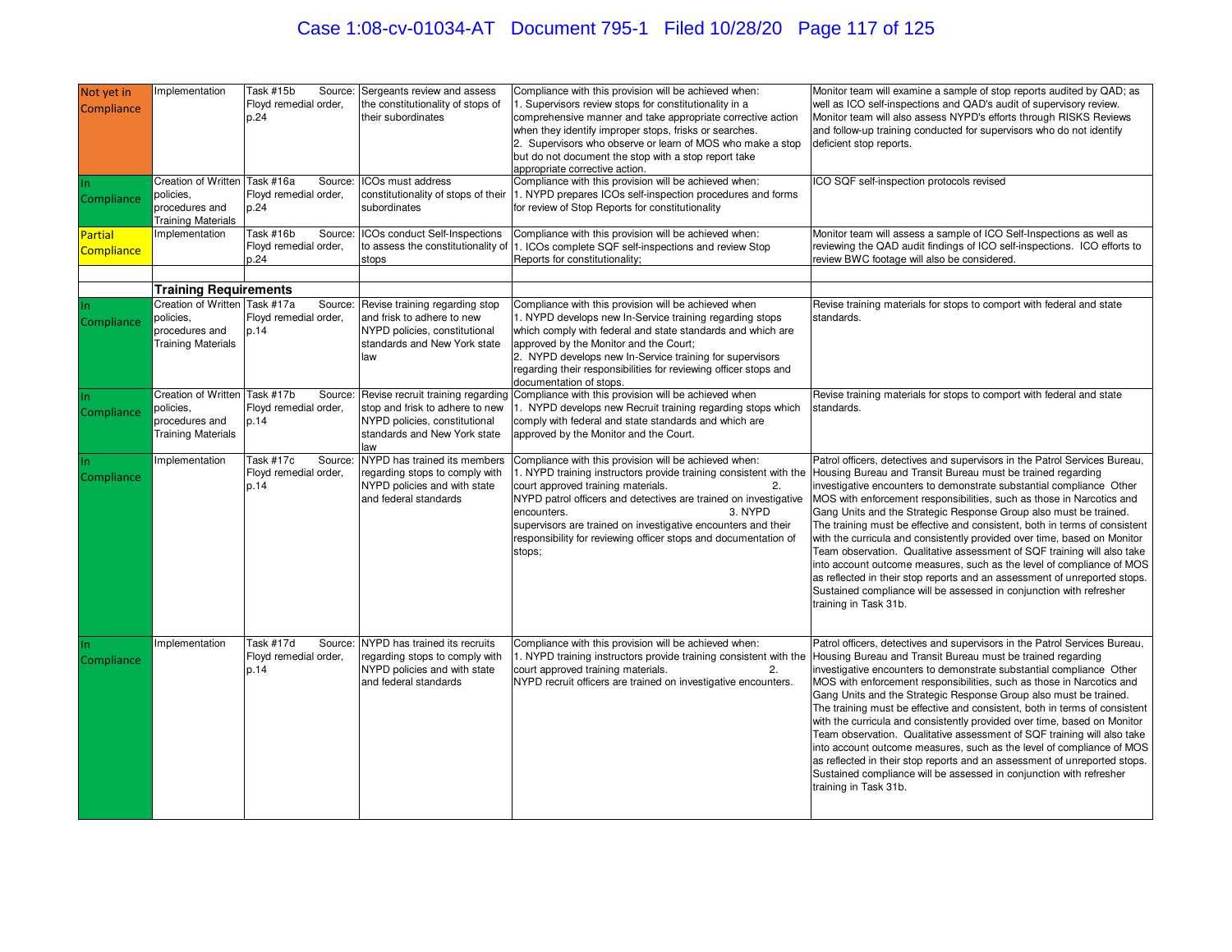| | | | | | |
|---|---|---|---|---|---|
| Not yet in Compliance | Implementation | Task #15b Source: Floyd remedial order, p.24 | Sergeants review and assess the constitutionality of stops of their subordinates | Compliance with this provision will be achieved when: 1. Supervisors review stops for constitutionality in a comprehensive manner and take appropriate corrective action when they identify improper stops, frisks or searches. 2. Supervisors who observe or learn of MOS who make a stop but do not document the stop with a stop report take appropriate corrective action. | Monitor team will examine a sample of stop reports audited by QAD; as well as ICO self-inspections and QAD's audit of supervisory review. Monitor team will also assess NYPD's efforts through RISKS Reviews and follow-up training conducted for supervisors who do not identify deficient stop reports. |
| In Compliance | Creation of Written policies, procedures and Training Materials | Task #16a Source: Floyd remedial order, p.24 | ICOs must address constitutionality of stops of their subordinates | Compliance with this provision will be achieved when: 1. NYPD prepares ICOs self-inspection procedures and forms for review of Stop Reports for constitutionality | ICO SQF self-inspection protocols revised |
| Partial Compliance | Implementation | Task #16b Source: Floyd remedial order, p.24 | ICOs conduct Self-Inspections to assess the constitutionality of stops | Compliance with this provision will be achieved when: 1. ICOs complete SQF self-inspections and review Stop Reports for constitutionality; | Monitor team will assess a sample of ICO Self-Inspections as well as reviewing the QAD audit findings of ICO self-inspections. ICO efforts to review BWC footage will also be considered. |
| | | | | | |
| | **Training Requirements** | | | | |
| In Compliance | Creation of Written policies, procedures and Training Materials | Task #17a Source: Floyd remedial order, p.14 | Revise training regarding stop and frisk to adhere to new NYPD policies, constitutional standards and New York state law | Compliance with this provision will be achieved when 1. NYPD develops new In-Service training regarding stops which comply with federal and state standards and which are approved by the Monitor and the Court; 2. NYPD develops new In-Service training for supervisors regarding their responsibilities for reviewing officer stops and documentation of stops. | Revise training materials for stops to comport with federal and state standards. |
| In Compliance | Creation of Written policies, procedures and Training Materials | Task #17b Source: Floyd remedial order, p.14 | Revise recruit training regarding stop and frisk to adhere to new NYPD policies, constitutional standards and New York state law | Compliance with this provision will be achieved when 1. NYPD develops new Recruit training regarding stops which comply with federal and state standards and which are approved by the Monitor and the Court. | Revise training materials for stops to comport with federal and state standards. |
| In Compliance | Implementation | Task #17c Source: Floyd remedial order, p.14 | NYPD has trained its members regarding stops to comply with NYPD policies and with state and federal standards | Compliance with this provision will be achieved when: 1. NYPD training instructors provide training consistent with the court approved training materials. 2. NYPD patrol officers and detectives are trained on investigative encounters. 3. NYPD supervisors are trained on investigative encounters and their responsibility for reviewing officer stops and documentation of stops; | Patrol officers, detectives and supervisors in the Patrol Services Bureau, Housing Bureau and Transit Bureau must be trained regarding investigative encounters to demonstrate substantial compliance Other MOS with enforcement responsibilities, such as those in Narcotics and Gang Units and the Strategic Response Group also must be trained. The training must be effective and consistent, both in terms of consistent with the curricula and consistently provided over time, based on Monitor Team observation. Qualitative assessment of SQF training will also take into account outcome measures, such as the level of compliance of MOS as reflected in their stop reports and an assessment of unreported stops. Sustained compliance will be assessed in conjunction with refresher training in Task 31b. |
| In Compliance | Implementation | Task #17d Source: Floyd remedial order, p.14 | NYPD has trained its recruits regarding stops to comply with NYPD policies and with state and federal standards | Compliance with this provision will be achieved when: 1. NYPD training instructors provide training consistent with the court approved training materials. 2. NYPD recruit officers are trained on investigative encounters. | Patrol officers, detectives and supervisors in the Patrol Services Bureau, Housing Bureau and Transit Bureau must be trained regarding investigative encounters to demonstrate substantial compliance Other MOS with enforcement responsibilities, such as those in Narcotics and Gang Units and the Strategic Response Group also must be trained. The training must be effective and consistent, both in terms of consistent with the curricula and consistently provided over time, based on Monitor Team observation. Qualitative assessment of SQF training will also take into account outcome measures, such as the level of compliance of MOS as reflected in their stop reports and an assessment of unreported stops. Sustained compliance will be assessed in conjunction with refresher training in Task 31b. |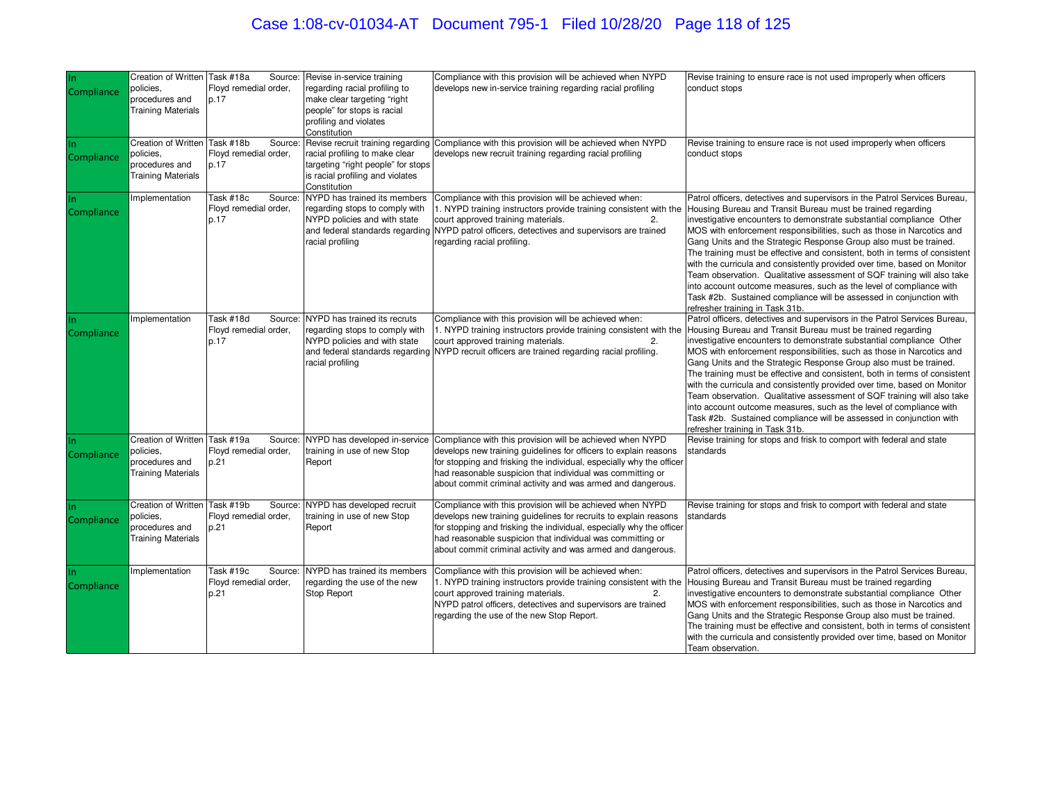| In Compliance | Creation of Written policies, procedures and Training Materials | Task #18a Source: Floyd remedial order, p.17 | Revise in-service training regarding racial profiling to make clear targeting "right people" for stops is racial profiling and violates Constitution | Compliance with this provision will be achieved when NYPD develops new in-service training regarding racial profiling | Revise training to ensure race is not used improperly when officers conduct stops |
|---|---|---|---|---|---|
| In Compliance | Creation of Written policies, procedures and Training Materials | Task #18b Source: Floyd remedial order, p.17 | Revise recruit training regarding racial profiling to make clear targeting "right people" for stops is racial profiling and violates Constitution | Compliance with this provision will be achieved when NYPD develops new recruit training regarding racial profiling | Revise training to ensure race is not used improperly when officers conduct stops |
| In Compliance | Implementation | Task #18c Source: Floyd remedial order, p.17 | NYPD has trained its members regarding stops to comply with NYPD policies and with state and federal standards regarding racial profiling | Compliance with this provision will be achieved when: 1. NYPD training instructors provide training consistent with the court approved training materials. 2. NYPD patrol officers, detectives and supervisors are trained regarding racial profiling. | Patrol officers, detectives and supervisors in the Patrol Services Bureau, Housing Bureau and Transit Bureau must be trained regarding investigative encounters to demonstrate substantial compliance Other MOS with enforcement responsibilities, such as those in Narcotics and Gang Units and the Strategic Response Group also must be trained. The training must be effective and consistent, both in terms of consistent with the curricula and consistently provided over time, based on Monitor Team observation. Qualitative assessment of SQF training will also take into account outcome measures, such as the level of compliance with Task #2b. Sustained compliance will be assessed in conjunction with refresher training in Task 31b. |
| In Compliance | Implementation | Task #18d Source: Floyd remedial order, p.17 | NYPD has trained its recruits regarding stops to comply with NYPD policies and with state and federal standards regarding racial profiling | Compliance with this provision will be achieved when: 1. NYPD training instructors provide training consistent with the court approved training materials. 2. NYPD recruit officers are trained regarding racial profiling. | Patrol officers, detectives and supervisors in the Patrol Services Bureau, Housing Bureau and Transit Bureau must be trained regarding investigative encounters to demonstrate substantial compliance Other MOS with enforcement responsibilities, such as those in Narcotics and Gang Units and the Strategic Response Group also must be trained. The training must be effective and consistent, both in terms of consistent with the curricula and consistently provided over time, based on Monitor Team observation. Qualitative assessment of SQF training will also take into account outcome measures, such as the level of compliance with Task #2b. Sustained compliance will be assessed in conjunction with refresher training in Task 31b. |
| In Compliance | Creation of Written policies, procedures and Training Materials | Task #19a Source: Floyd remedial order, p.21 | NYPD has developed in-service training in use of new Stop Report | Compliance with this provision will be achieved when NYPD develops new training guidelines for officers to explain reasons for stopping and frisking the individual, especially why the officer had reasonable suspicion that individual was committing or about commit criminal activity and was armed and dangerous. | Revise training for stops and frisk to comport with federal and state standards |
| In Compliance | Creation of Written policies, procedures and Training Materials | Task #19b Source: Floyd remedial order, p.21 | NYPD has developed recruit training in use of new Stop Report | Compliance with this provision will be achieved when NYPD develops new training guidelines for recruits to explain reasons for stopping and frisking the individual, especially why the officer had reasonable suspicion that individual was committing or about commit criminal activity and was armed and dangerous. | Revise training for stops and frisk to comport with federal and state standards |
| In Compliance | Implementation | Task #19c Source: Floyd remedial order, p.21 | NYPD has trained its members regarding the use of the new Stop Report | Compliance with this provision will be achieved when: 1. NYPD training instructors provide training consistent with the court approved training materials. 2. NYPD patrol officers, detectives and supervisors are trained regarding the use of the new Stop Report. | Patrol officers, detectives and supervisors in the Patrol Services Bureau, Housing Bureau and Transit Bureau must be trained regarding investigative encounters to demonstrate substantial compliance Other MOS with enforcement responsibilities, such as those in Narcotics and Gang Units and the Strategic Response Group also must be trained. The training must be effective and consistent, both in terms of consistent with the curricula and consistently provided over time, based on Monitor Team observation. |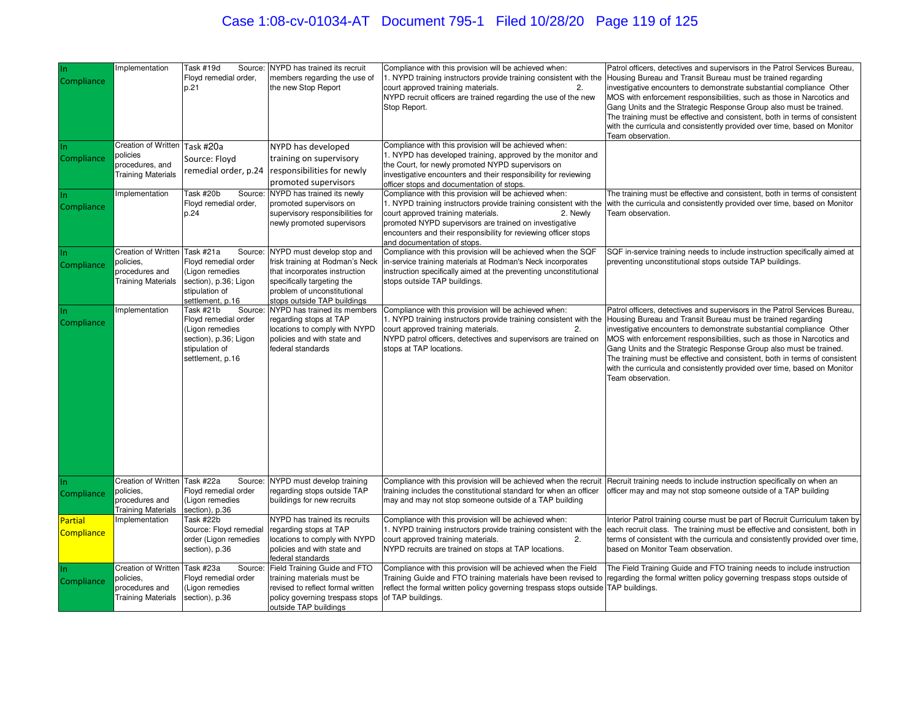| In Compliance | Implementation | Task #19d Source: Floyd remedial order, p.21 | NYPD has trained its recruit members regarding the use of the new Stop Report | Compliance with this provision will be achieved when: 1. NYPD training instructors provide training consistent with the court approved training materials. 2. NYPD recruit officers are trained regarding the use of the new Stop Report. | Patrol officers, detectives and supervisors in the Patrol Services Bureau, Housing Bureau and Transit Bureau must be trained regarding investigative encounters to demonstrate substantial compliance Other MOS with enforcement responsibilities, such as those in Narcotics and Gang Units and the Strategic Response Group also must be trained. The training must be effective and consistent, both in terms of consistent with the curricula and consistently provided over time, based on Monitor Team observation. |
|---|---|---|---|---|---|
| In Compliance | Creation of Written policies procedures, and Training Materials | Task #20a Source: Floyd remedial order, p.24 | NYPD has developed training on supervisory responsibilities for newly promoted supervisors | Compliance with this provision will be achieved when: 1. NYPD has developed training, approved by the monitor and the Court, for newly promoted NYPD supervisors on investigative encounters and their responsibility for reviewing officer stops and documentation of stops. | |
| In Compliance | Implementation | Task #20b Source: Floyd remedial order, p.24 | NYPD has trained its newly promoted supervisors on supervisory responsibilities for newly promoted supervisors | Compliance with this provision will be achieved when: 1. NYPD training instructors provide training consistent with the court approved training materials. 2. Newly promoted NYPD supervisors are trained on investigative encounters and their responsibility for reviewing officer stops and documentation of stops. | The training must be effective and consistent, both in terms of consistent with the curricula and consistently provided over time, based on Monitor Team observation. |
| In Compliance | Creation of Written policies, procedures and Training Materials | Task #21a Source: Floyd remedial order (Ligon remedies section), p.36; Ligon stipulation of settlement, p.16 | NYPD must develop stop and frisk training at Rodman's Neck that incorporates instruction specifically targeting the problem of unconstitutional stops outside TAP buildings | Compliance with this provision will be achieved when the SQF in-service training materials at Rodman's Neck incorporates instruction specifically aimed at the preventing unconstitutional stops outside TAP buildings. | SQF in-service training needs to include instruction specifically aimed at preventing unconstitutional stops outside TAP buildings. |
| In Compliance | Implementation | Task #21b Source: Floyd remedial order (Ligon remedies section), p.36; Ligon stipulation of settlement, p.16 | NYPD has trained its members regarding stops at TAP locations to comply with NYPD policies and with state and federal standards | Compliance with this provision will be achieved when: 1. NYPD training instructors provide training consistent with the court approved training materials. 2. NYPD patrol officers, detectives and supervisors are trained on stops at TAP locations. | Patrol officers, detectives and supervisors in the Patrol Services Bureau, Housing Bureau and Transit Bureau must be trained regarding investigative encounters to demonstrate substantial compliance Other MOS with enforcement responsibilities, such as those in Narcotics and Gang Units and the Strategic Response Group also must be trained. The training must be effective and consistent, both in terms of consistent with the curricula and consistently provided over time, based on Monitor Team observation. |
| In Compliance | Creation of Written policies, procedures and Training Materials | Task #22a Source: Floyd remedial order (Ligon remedies section), p.36 | NYPD must develop training regarding stops outside TAP buildings for new recruits | Compliance with this provision will be achieved when the recruit training includes the constitutional standard for when an officer may and may not stop someone outside of a TAP building | Recruit training needs to include instruction specifically on when an officer may and may not stop someone outside of a TAP building |
| Partial Compliance | Implementation | Task #22b Source: Floyd remedial order (Ligon remedies section), p.36 | NYPD has trained its recruits regarding stops at TAP locations to comply with NYPD policies and with state and federal standards | Compliance with this provision will be achieved when: 1. NYPD training instructors provide training consistent with the court approved training materials. 2. NYPD recruits are trained on stops at TAP locations. | Interior Patrol training course must be part of Recruit Curriculum taken by each recruit class. The training must be effective and consistent, both in terms of consistent with the curricula and consistently provided over time, based on Monitor Team observation. |
| In Compliance | Creation of Written policies, procedures and Training Materials | Task #23a Source: Floyd remedial order (Ligon remedies section), p.36 | Field Training Guide and FTO training materials must be revised to reflect formal written policy governing trespass stops outside TAP buildings | Compliance with this provision will be achieved when the Field Training Guide and FTO training materials have been revised to reflect the formal written policy governing trespass stops outside of TAP buildings. | The Field Training Guide and FTO training needs to include instruction regarding the formal written policy governing trespass stops outside of TAP buildings. |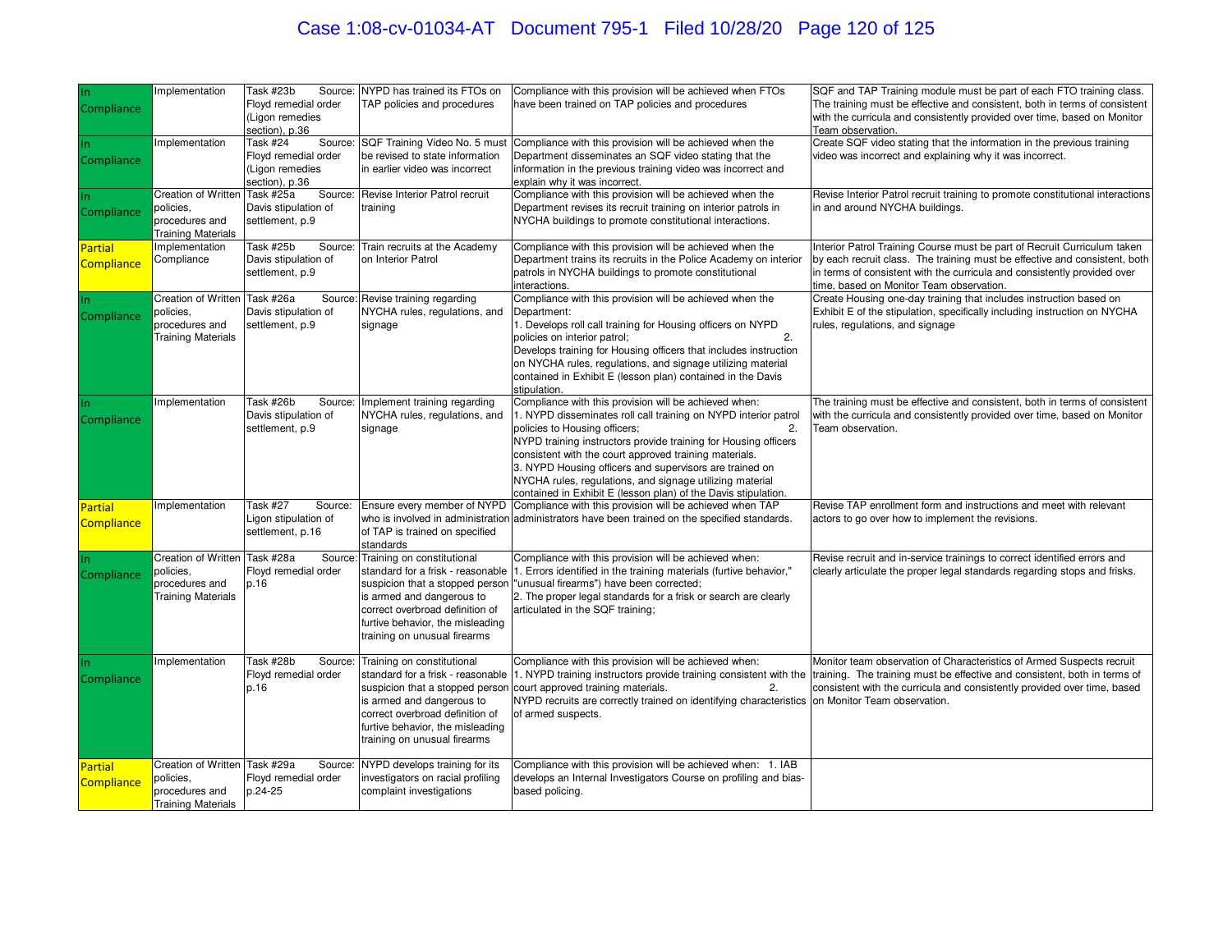| In Compliance | Implementation | Task #23b Source: Floyd remedial order (Ligon remedies section), p.36 | NYPD has trained its FTOs on TAP policies and procedures | Compliance with this provision will be achieved when FTOs have been trained on TAP policies and procedures | SQF and TAP Training module must be part of each FTO training class. The training must be effective and consistent, both in terms of consistent with the curricula and consistently provided over time, based on Monitor Team observation. |
|---|---|---|---|---|---|
| In Compliance | Implementation | Task #24 Source: Floyd remedial order (Ligon remedies section), p.36 | SQF Training Video No. 5 must be revised to state information in earlier video was incorrect | Compliance with this provision will be achieved when the Department disseminates an SQF video stating that the information in the previous training video was incorrect and explain why it was incorrect. | Create SQF video stating that the information in the previous training video was incorrect and explaining why it was incorrect. |
| In Compliance | Creation of Written policies, procedures and Training Materials | Task #25a Source: Davis stipulation of settlement, p.9 | Revise Interior Patrol recruit training | Compliance with this provision will be achieved when the Department revises its recruit training on interior patrols in NYCHA buildings to promote constitutional interactions. | Revise Interior Patrol recruit training to promote constitutional interactions in and around NYCHA buildings. |
| Partial Compliance | Implementation Compliance | Task #25b Source: Davis stipulation of settlement, p.9 | Train recruits at the Academy on Interior Patrol | Compliance with this provision will be achieved when the Department trains its recruits in the Police Academy on interior patrols in NYCHA buildings to promote constitutional interactions. | Interior Patrol Training Course must be part of Recruit Curriculum taken by each recruit class. The training must be effective and consistent, both in terms of consistent with the curricula and consistently provided over time, based on Monitor Team observation. |
| In Compliance | Creation of Written policies, procedures and Training Materials | Task #26a Source: Davis stipulation of settlement, p.9 | Revise training regarding NYCHA rules, regulations, and signage | Compliance with this provision will be achieved when the Department:<br>1. Develops roll call training for Housing officers on NYPD policies on interior patrol; 2. Develops training for Housing officers that includes instruction on NYCHA rules, regulations, and signage utilizing material contained in Exhibit E (lesson plan) contained in the Davis stipulation. | Create Housing one-day training that includes instruction based on Exhibit E of the stipulation, specifically including instruction on NYCHA rules, regulations, and signage |
| In Compliance | Implementation | Task #26b Source: Davis stipulation of settlement, p.9 | Implement training regarding NYCHA rules, regulations, and signage | Compliance with this provision will be achieved when:<br>1. NYPD disseminates roll call training on NYPD interior patrol policies to Housing officers; 2. NYPD training instructors provide training for Housing officers consistent with the court approved training materials.<br>3. NYPD Housing officers and supervisors are trained on NYCHA rules, regulations, and signage utilizing material contained in Exhibit E (lesson plan) of the Davis stipulation. | The training must be effective and consistent, both in terms of consistent with the curricula and consistently provided over time, based on Monitor Team observation. |
| Partial Compliance | Implementation | Task #27 Source: Ligon stipulation of settlement, p.16 | Ensure every member of NYPD who is involved in administration of TAP is trained on specified standards | Compliance with this provision will be achieved when TAP administrators have been trained on the specified standards. | Revise TAP enrollment form and instructions and meet with relevant actors to go over how to implement the revisions. |
| In Compliance | Creation of Written policies, procedures and Training Materials | Task #28a Source: Floyd remedial order p.16 | Training on constitutional standard for a frisk - reasonable suspicion that a stopped person is armed and dangerous to correct overbroad definition of furtive behavior, the misleading training on unusual firearms | Compliance with this provision will be achieved when:<br>1. Errors identified in the training materials (furtive behavior," "unusual firearms") have been corrected;<br>2. The proper legal standards for a frisk or search are clearly articulated in the SQF training; | Revise recruit and in-service trainings to correct identified errors and clearly articulate the proper legal standards regarding stops and frisks. |
| In Compliance | Implementation | Task #28b Source: Floyd remedial order p.16 | Training on constitutional standard for a frisk - reasonable suspicion that a stopped person is armed and dangerous to correct overbroad definition of furtive behavior, the misleading training on unusual firearms | Compliance with this provision will be achieved when:<br>1. NYPD training instructors provide training consistent with the court approved training materials. 2. NYPD recruits are correctly trained on identifying characteristics of armed suspects. | Monitor team observation of Characteristics of Armed Suspects recruit training. The training must be effective and consistent, both in terms of consistent with the curricula and consistently provided over time, based on Monitor Team observation. |
| Partial Compliance | Creation of Written policies, procedures and Training Materials | Task #29a Source: Floyd remedial order p.24-25 | NYPD develops training for its investigators on racial profiling complaint investigations | Compliance with this provision will be achieved when: 1. IAB develops an Internal Investigators Course on profiling and bias-based policing. | |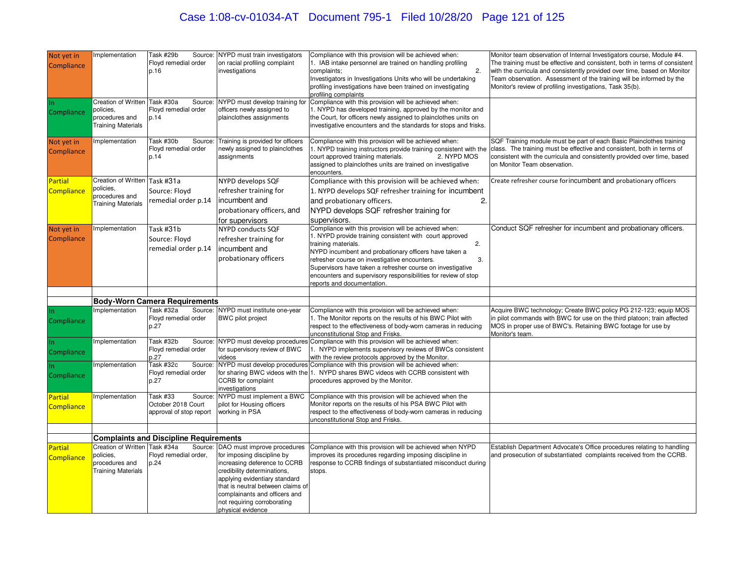| | | | | | |
|---|---|---|---|---|---|
| Not yet in Compliance | Implementation | Task #29b Source: Floyd remedial order p.16 | NYPD must train investigators on racial profiling complaint investigations | Compliance with this provision will be achieved when: 1. IAB intake personnel are trained on handling profiling complaints; 2. Investigators in Investigations Units who will be undertaking profiling investigations have been trained on investigating profiling complaints | Monitor team observation of Internal Investigators course, Module #4. The training must be effective and consistent, both in terms of consistent with the curricula and consistently provided over time, based on Monitor Team observation. Assessment of the training will be informed by the Monitor's review of profiling investigations, Task 35(b). |
| In Compliance | Creation of Written policies, procedures and Training Materials | Task #30a Source: Floyd remedial order p.14 | NYPD must develop training for officers newly assigned to plainclothes assignments | Compliance with this provision will be achieved when: 1. NYPD has developed training, approved by the monitor and the Court, for officers newly assigned to plainclothes units on investigative encounters and the standards for stops and frisks. | |
| Not yet in Compliance | Implementation | Task #30b Source: Floyd remedial order p.14 | Training is provided for officers newly assigned to plainclothes assignments | Compliance with this provision will be achieved when: 1. NYPD training instructors provide training consistent with the court approved training materials. 2. NYPD MOS assigned to plainclothes units are trained on investigative encounters. | SQF Training module must be part of each Basic Plainclothes training class. The training must be effective and consistent, both in terms of consistent with the curricula and consistently provided over time, based on Monitor Team observation. |
| Partial Compliance | Creation of Written policies, procedures and Training Materials | Task #31a Source: Floyd remedial order p.14 | NYPD develops SQF refresher training for incumbent and probationary officers, and for supervisors | Compliance with this provision will be achieved when: 1. NYPD develops SQF refresher training for incumbent and probationary officers. 2. NYPD develops SQF refresher training for supervisors. | Create refresher course for incumbent and probationary officers |
| Not yet in Compliance | Implementation | Task #31b Source: Floyd remedial order p.14 | NYPD conducts SQF refresher training for incumbent and probationary officers | Compliance with this provision will be achieved when: 1. NYPD provide training consistent with court approved training materials. 2. NYPD incumbent and probationary officers have taken a refresher course on investigative encounters. 3. Supervisors have taken a refresher course on investigative encounters and supervisory responsibilities for review of stop reports and documentation. | Conduct SQF refresher for incumbent and probationary officers. |
| | | | | | |
| | **Body-Worn Camera Requirements** | | | | |
| In Compliance | Implementation | Task #32a Source: Floyd remedial order p.27 | NYPD must institute one-year BWC pilot project | Compliance with this provision will be achieved when: 1. The Monitor reports on the results of his BWC Pilot with respect to the effectiveness of body-worn cameras in reducing unconstitutional Stop and Frisks. | Acquire BWC technology; Create BWC policy PG 212-123; equip MOS in pilot commands with BWC for use on the third platoon; train affected MOS in proper use of BWC's. Retaining BWC footage for use by Monitor's team. |
| In Compliance | Implementation | Task #32b Source: Floyd remedial order p.27 | NYPD must develop procedures for supervisory review of BWC videos | Compliance with this provision will be achieved when: 1. NYPD implements supervisory reviews of BWCs consistent with the review protocols approved by the Monitor. | |
| In Compliance | Implementation | Task #32c Source: Floyd remedial order p.27 | NYPD must develop procedures for sharing BWC videos with the CCRB for complaint investigations | Compliance with this provision will be achieved when: 1. NYPD shares BWC videos with CCRB consistent with procedures approved by the Monitor. | |
| Partial Compliance | Implementation | Task #33 Source: October 2018 Court approval of stop report | NYPD must implement a BWC pilot for Housing officers working in PSA | Compliance with this provision will be achieved when the Monitor reports on the results of his PSA BWC Pilot with respect to the effectiveness of body-worn cameras in reducing unconstitutional Stop and Frisks. | |
| | | | | | |
| | **Complaints and Discipline Requirements** | | | | |
| Partial Compliance | Creation of Written policies, procedures and Training Materials | Task #34a Source: Floyd remedial order, p.24 | DAO must improve procedures for imposing discipline by increasing deference to CCRB credibility determinations, applying evidentiary standard that is neutral between claims of complainants and officers and not requiring corroborating physical evidence | Compliance with this provision will be achieved when NYPD improves its procedures regarding imposing discipline in response to CCRB findings of substantiated misconduct during stops. | Establish Department Advocate's Office procedures relating to handling and prosecution of substantiated complaints received from the CCRB. |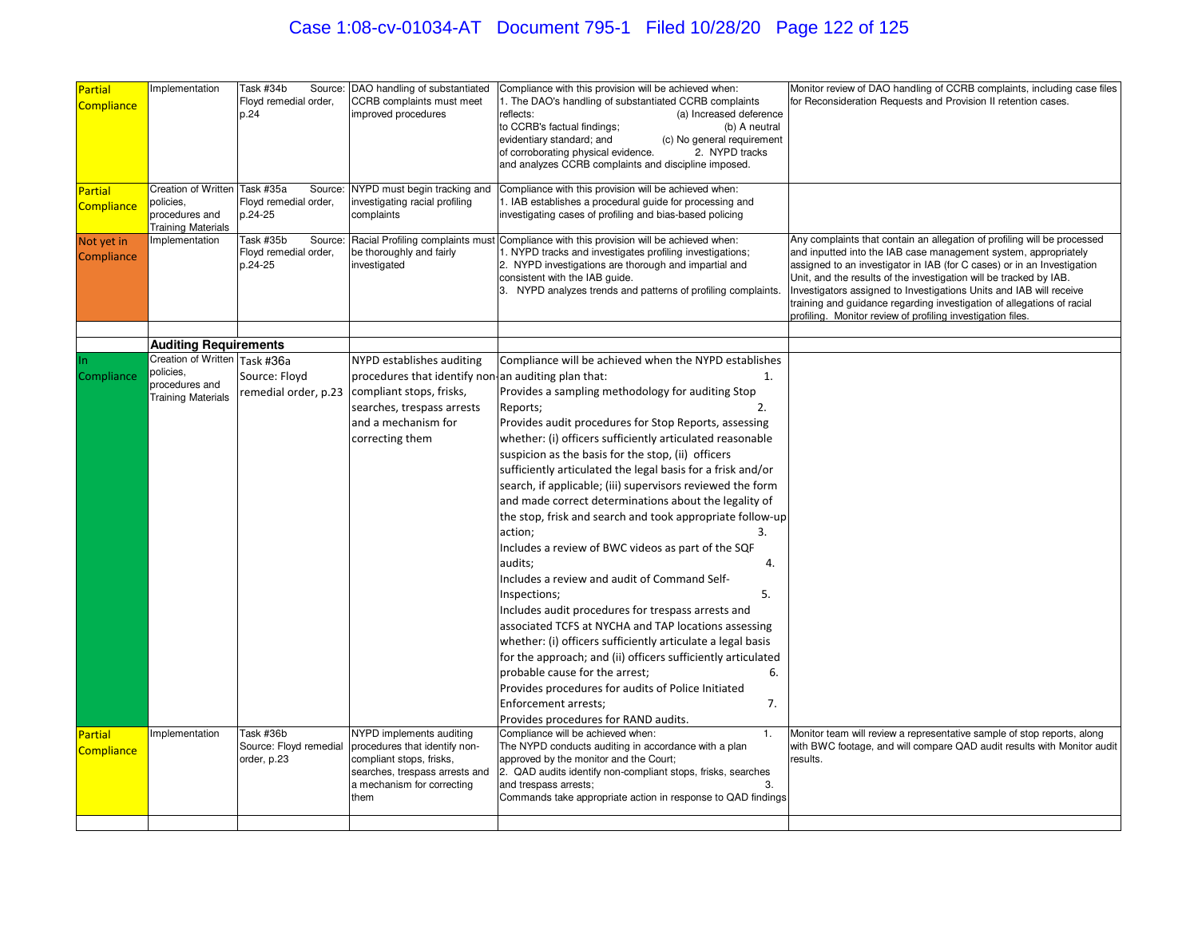| | | | | | |
|---|---|---|---|---|---|
| Partial Compliance | Implementation | Task #34b Source: Floyd remedial order, p.24 | DAO handling of substantiated CCRB complaints must meet improved procedures | Compliance with this provision will be achieved when: 1. The DAO's handling of substantiated CCRB complaints reflects: (a) Increased deference to CCRB's factual findings; (b) A neutral evidentiary standard; and (c) No general requirement of corroborating physical evidence. 2. NYPD tracks and analyzes CCRB complaints and discipline imposed. | Monitor review of DAO handling of CCRB complaints, including case files for Reconsideration Requests and Provision II retention cases. |
| Partial Compliance | Creation of Written policies, procedures and Training Materials | Task #35a Source: Floyd remedial order, p.24-25 | NYPD must begin tracking and investigating racial profiling complaints | Compliance with this provision will be achieved when: 1. IAB establishes a procedural guide for processing and investigating cases of profiling and bias-based policing | |
| Not yet in Compliance | Implementation | Task #35b Source: Floyd remedial order, p.24-25 | Racial Profiling complaints must be thoroughly and fairly investigated | Compliance with this provision will be achieved when: 1. NYPD tracks and investigates profiling investigations; 2. NYPD investigations are thorough and impartial and consistent with the IAB guide. 3. NYPD analyzes trends and patterns of profiling complaints. | Any complaints that contain an allegation of profiling will be processed and inputted into the IAB case management system, appropriately assigned to an investigator in IAB (for C cases) or in an Investigation Unit, and the results of the investigation will be tracked by IAB. Investigators assigned to Investigations Units and IAB will receive training and guidance regarding investigation of allegations of racial profiling. Monitor review of profiling investigation files. |
| | | | | | |
| | **Auditing Requirements** | | | | |
| In Compliance | Creation of Written policies, procedures and Training Materials | Task #36a Source: Floyd remedial order, p.23 | NYPD establishes auditing procedures that identify non-compliant stops, frisks, searches, trespass arrests and a mechanism for correcting them | Compliance will be achieved when the NYPD establishes an auditing plan that: 1. Provides a sampling methodology for auditing Stop Reports; 2. Provides audit procedures for Stop Reports, assessing whether: (i) officers sufficiently articulated reasonable suspicion as the basis for the stop, (ii) officers sufficiently articulated the legal basis for a frisk and/or search, if applicable; (iii) supervisors reviewed the form and made correct determinations about the legality of the stop, frisk and search and took appropriate follow-up action; 3. Includes a review of BWC videos as part of the SQF audits; 4. Includes a review and audit of Command Self-Inspections; 5. Includes audit procedures for trespass arrests and associated TCFS at NYCHA and TAP locations assessing whether: (i) officers sufficiently articulate a legal basis for the approach; and (ii) officers sufficiently articulated probable cause for the arrest; 6. Provides procedures for audits of Police Initiated Enforcement arrests; 7. Provides procedures for RAND audits. | |
| Partial Compliance | Implementation | Task #36b Source: Floyd remedial order, p.23 | NYPD implements auditing procedures that identify non-compliant stops, frisks, searches, trespass arrests and a mechanism for correcting them | Compliance will be achieved when: 1. The NYPD conducts auditing in accordance with a plan approved by the monitor and the Court; 2. QAD audits identify non-compliant stops, frisks, searches and trespass arrests; 3. Commands take appropriate action in response to QAD findings | Monitor team will review a representative sample of stop reports, along with BWC footage, and will compare QAD audit results with Monitor audit results. |
| | | | | | |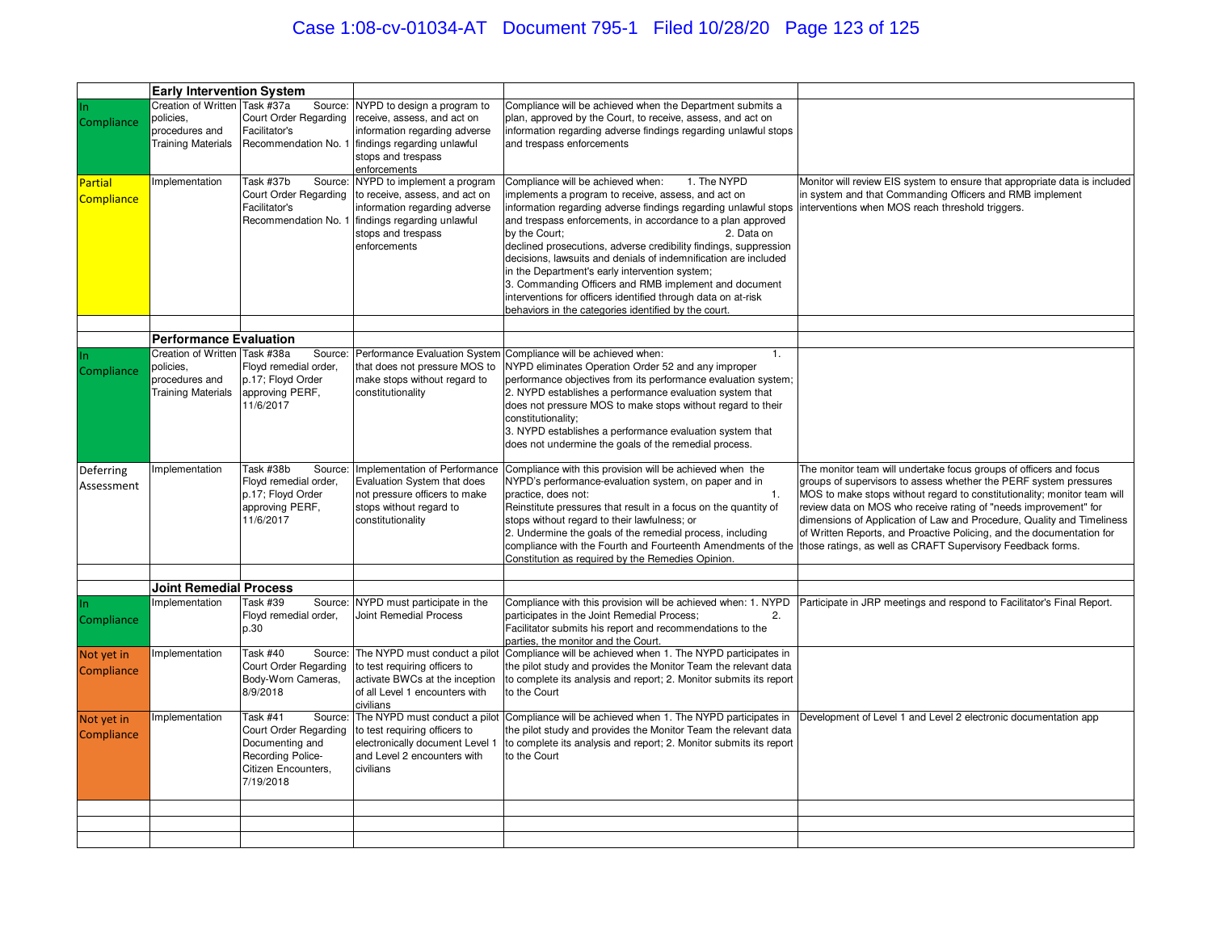| | | | | | |
|---|---|---|---|---|---|
| | **Early Intervention System** | | | | |
| In Compliance | Creation of Written policies, procedures and Training Materials | Task #37a Source: Court Order Regarding Facilitator's Recommendation No. 1 | NYPD to design a program to receive, assess, and act on information regarding adverse findings regarding unlawful stops and trespass enforcements | Compliance will be achieved when the Department submits a plan, approved by the Court, to receive, assess, and act on information regarding adverse findings regarding unlawful stops and trespass enforcements | |
| Partial Compliance | Implementation | Task #37b Source: Court Order Regarding Facilitator's Recommendation No. 1 | NYPD to implement a program to receive, assess, and act on information regarding adverse findings regarding unlawful stops and trespass enforcements | Compliance will be achieved when: 1. The NYPD implements a program to receive, assess, and act on information regarding adverse findings regarding unlawful stops and trespass enforcements, in accordance to a plan approved by the Court; 2. Data on declined prosecutions, adverse credibility findings, suppression decisions, lawsuits and denials of indemnification are included in the Department's early intervention system; 3. Commanding Officers and RMB implement and document interventions for officers identified through data on at-risk behaviors in the categories identified by the court. | Monitor will review EIS system to ensure that appropriate data is included in system and that Commanding Officers and RMB implement interventions when MOS reach threshold triggers. |
| | | | | | |
| | **Performance Evaluation** | | | | |
| In Compliance | Creation of Written policies, procedures and Training Materials | Task #38a Source: Floyd remedial order, p.17; Floyd Order approving PERF, 11/6/2017 | Performance Evaluation System that does not pressure MOS to make stops without regard to constitutionality | Compliance will be achieved when: 1. NYPD eliminates Operation Order 52 and any improper performance objectives from its performance evaluation system; 2. NYPD establishes a performance evaluation system that does not pressure MOS to make stops without regard to their constitutionality; 3. NYPD establishes a performance evaluation system that does not undermine the goals of the remedial process. | |
| Deferring Assessment | Implementation | Task #38b Source: Floyd remedial order, p.17; Floyd Order approving PERF, 11/6/2017 | Implementation of Performance Evaluation System that does not pressure officers to make stops without regard to constitutionality | Compliance with this provision will be achieved when the NYPD's performance-evaluation system, on paper and in practice, does not: 1. Reinstitute pressures that result in a focus on the quantity of stops without regard to their lawfulness; or 2. Undermine the goals of the remedial process, including compliance with the Fourth and Fourteenth Amendments of the Constitution as required by the Remedies Opinion. | The monitor team will undertake focus groups of officers and focus groups of supervisors to assess whether the PERF system pressures MOS to make stops without regard to constitutionality; monitor team will review data on MOS who receive rating of "needs improvement" for dimensions of Application of Law and Procedure, Quality and Timeliness of Written Reports, and Proactive Policing, and the documentation for those ratings, as well as CRAFT Supervisory Feedback forms. |
| | | | | | |
| | **Joint Remedial Process** | | | | |
| In Compliance | Implementation | Task #39 Source: Floyd remedial order, p.30 | NYPD must participate in the Joint Remedial Process | Compliance with this provision will be achieved when: 1. NYPD participates in the Joint Remedial Process; 2. Facilitator submits his report and recommendations to the parties, the monitor and the Court. | Participate in JRP meetings and respond to Facilitator's Final Report. |
| Not yet in Compliance | Implementation | Task #40 Source: Court Order Regarding Body-Worn Cameras, 8/9/2018 | The NYPD must conduct a pilot to test requiring officers to activate BWCs at the inception of all Level 1 encounters with civilians | Compliance will be achieved when 1. The NYPD participates in the pilot study and provides the Monitor Team the relevant data to complete its analysis and report; 2. Monitor submits its report to the Court | |
| Not yet in Compliance | Implementation | Task #41 Source: Court Order Regarding Documenting and Recording Police-Citizen Encounters, 7/19/2018 | The NYPD must conduct a pilot to test requiring officers to electronically document Level 1 and Level 2 encounters with civilians | Compliance will be achieved when 1. The NYPD participates in the pilot study and provides the Monitor Team the relevant data to complete its analysis and report; 2. Monitor submits its report to the Court | Development of Level 1 and Level 2 electronic documentation app |
| | | | | | |
| | | | | | |
| | | | | | |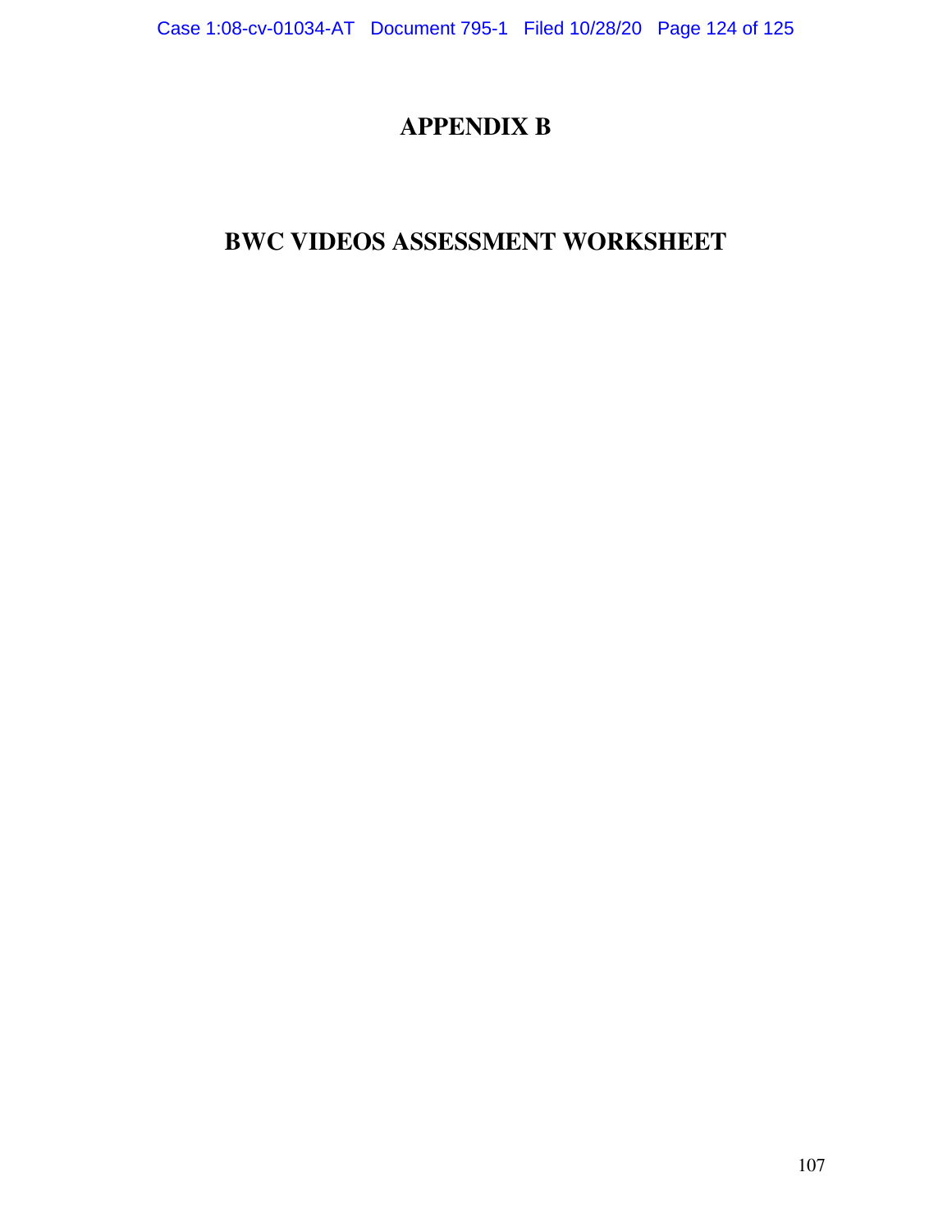# APPENDIX B

# BWC VIDEOS ASSESSMENT WORKSHEET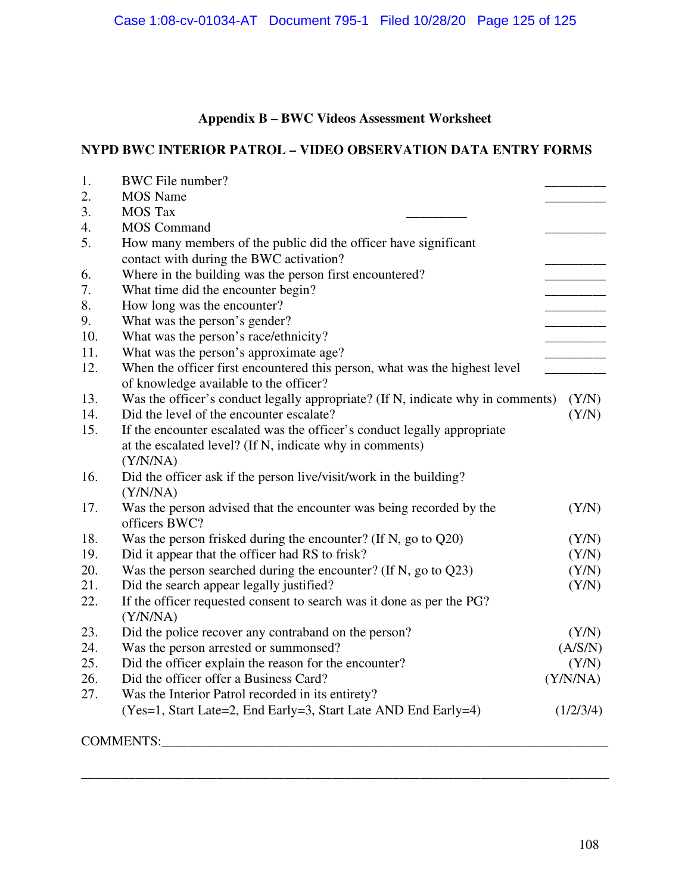**Appendix B – BWC Videos Assessment Worksheet**

**NYPD BWC INTERIOR PATROL – VIDEO OBSERVATION DATA ENTRY FORMS**

1. BWC File number? _________
2. MOS Name _________
3. MOS Tax _________
4. MOS Command _________
5. How many members of the public did the officer have significant contact with during the BWC activation? _________
6. Where in the building was the person first encountered? _________
7. What time did the encounter begin? _________
8. How long was the encounter? _________
9. What was the person's gender? _________
10. What was the person's race/ethnicity? _________
11. What was the person's approximate age? _________
12. When the officer first encountered this person, what was the highest level of knowledge available to the officer? _________
13. Was the officer's conduct legally appropriate? (If N, indicate why in comments) (Y/N)
14. Did the level of the encounter escalate? (Y/N)
15. If the encounter escalated was the officer's conduct legally appropriate at the escalated level? (If N, indicate why in comments) (Y/N/NA)
16. Did the officer ask if the person live/visit/work in the building? (Y/N/NA)
17. Was the person advised that the encounter was being recorded by the officers BWC? (Y/N)
18. Was the person frisked during the encounter? (If N, go to Q20) (Y/N)
19. Did it appear that the officer had RS to frisk? (Y/N)
20. Was the person searched during the encounter? (If N, go to Q23) (Y/N)
21. Did the search appear legally justified? (Y/N)
22. If the officer requested consent to search was it done as per the PG? (Y/N/NA)
23. Did the police recover any contraband on the person? (Y/N)
24. Was the person arrested or summonsed? (A/S/N)
25. Did the officer explain the reason for the encounter? (Y/N)
26. Did the officer offer a Business Card? (Y/N/NA)
27. Was the Interior Patrol recorded in its entirety? (Yes=1, Start Late=2, End Early=3, Start Late AND End Early=4) (1/2/3/4)

COMMENTS:______________________________________________________________________

_______________________________________________________________________________